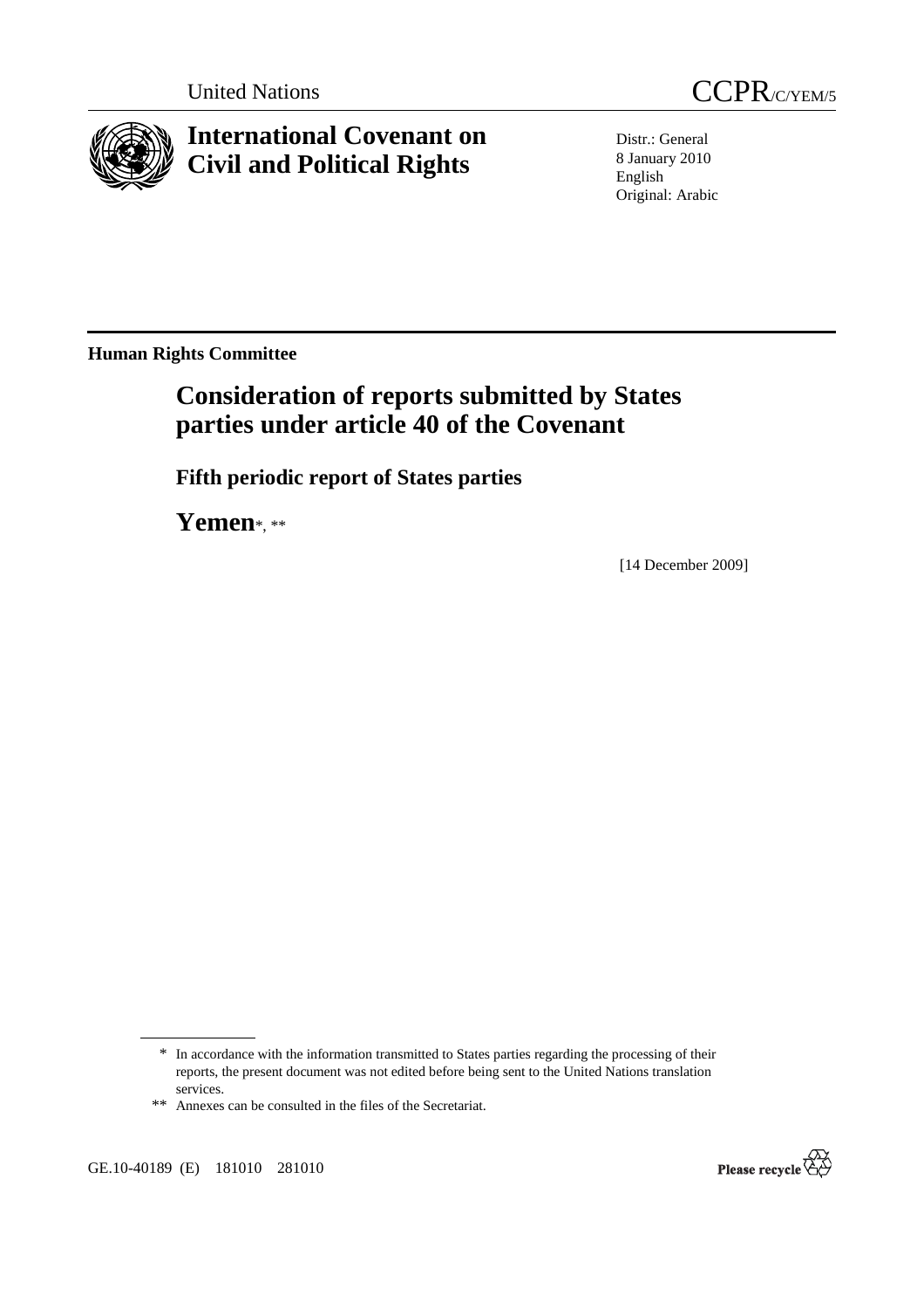United Nations CCPR/C/YEM/5

# International Covenant on Civil and Political Rights

Distr.: General
8 January 2010
English
Original: Arabic

**Human Rights Committee**

## Consideration of reports submitted by States parties under article 40 of the Covenant

### Fifth periodic report of States parties

## Yemen*, **

[14 December 2009]

\* In accordance with the information transmitted to States parties regarding the processing of their reports, the present document was not edited before being sent to the United Nations translation services.

\*\* Annexes can be consulted in the files of the Secretariat.

GE.10-40189 (E) 181010 281010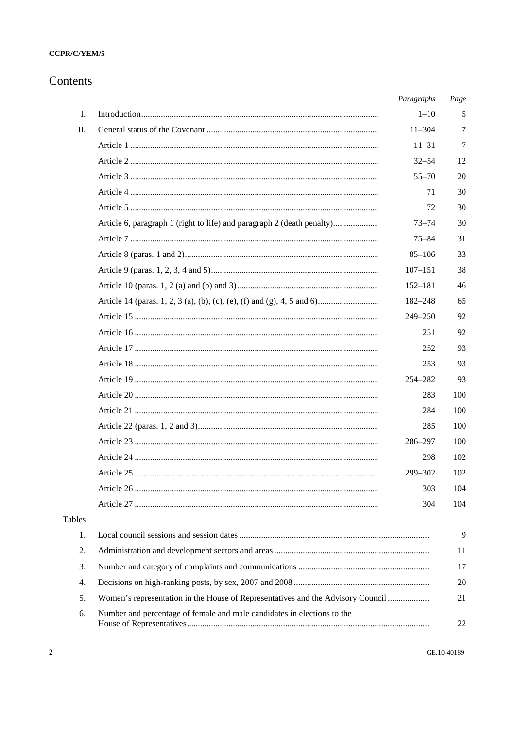# Contents

| | | Paragraphs | Page |
|---|---|---|---|
| I. | Introduction | 1–10 | 5 |
| II. | General status of the Covenant | 11–304 | 7 |
| | Article 1 | 11–31 | 7 |
| | Article 2 | 32–54 | 12 |
| | Article 3 | 55–70 | 20 |
| | Article 4 | 71 | 30 |
| | Article 5 | 72 | 30 |
| | Article 6, paragraph 1 (right to life) and paragraph 2 (death penalty) | 73–74 | 30 |
| | Article 7 | 75–84 | 31 |
| | Article 8 (paras. 1 and 2) | 85–106 | 33 |
| | Article 9 (paras. 1, 2, 3, 4 and 5) | 107–151 | 38 |
| | Article 10 (paras. 1, 2 (a) and (b) and 3) | 152–181 | 46 |
| | Article 14 (paras. 1, 2, 3 (a), (b), (c), (e), (f) and (g), 4, 5 and 6) | 182–248 | 65 |
| | Article 15 | 249–250 | 92 |
| | Article 16 | 251 | 92 |
| | Article 17 | 252 | 93 |
| | Article 18 | 253 | 93 |
| | Article 19 | 254–282 | 93 |
| | Article 20 | 283 | 100 |
| | Article 21 | 284 | 100 |
| | Article 22 (paras. 1, 2 and 3) | 285 | 100 |
| | Article 23 | 286–297 | 100 |
| | Article 24 | 298 | 102 |
| | Article 25 | 299–302 | 102 |
| | Article 26 | 303 | 104 |
| | Article 27 | 304 | 104 |

Tables

| | | Page |
|---|---|---|
| 1. | Local council sessions and session dates | 9 |
| 2. | Administration and development sectors and areas | 11 |
| 3. | Number and category of complaints and communications | 17 |
| 4. | Decisions on high-ranking posts, by sex, 2007 and 2008 | 20 |
| 5. | Women's representation in the House of Representatives and the Advisory Council | 21 |
| 6. | Number and percentage of female and male candidates in elections to the House of Representatives | 22 |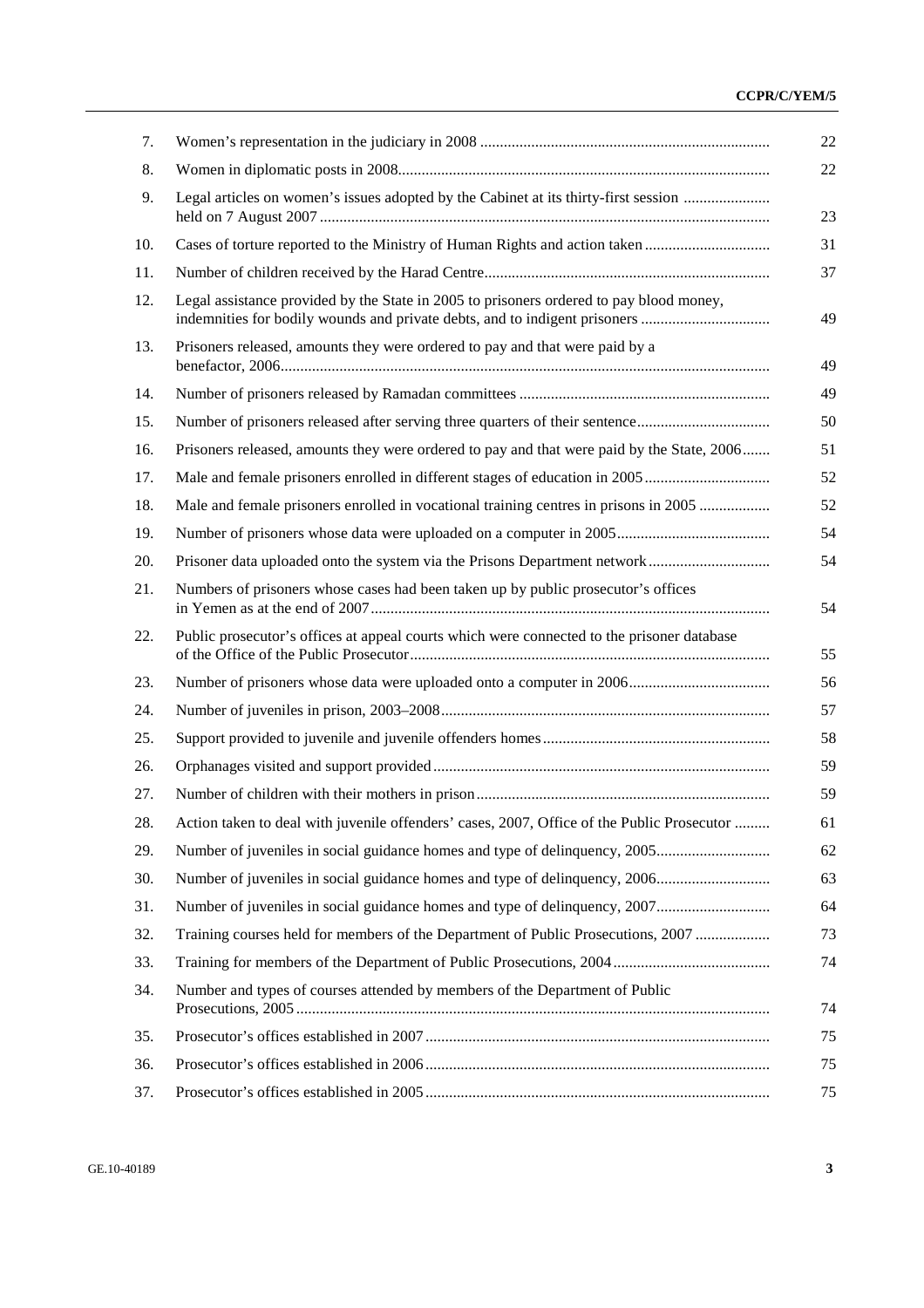| | | |
|---|---|---|
| 7. | Women's representation in the judiciary in 2008 | 22 |
| 8. | Women in diplomatic posts in 2008 | 22 |
| 9. | Legal articles on women's issues adopted by the Cabinet at its thirty-first session held on 7 August 2007 | 23 |
| 10. | Cases of torture reported to the Ministry of Human Rights and action taken | 31 |
| 11. | Number of children received by the Harad Centre | 37 |
| 12. | Legal assistance provided by the State in 2005 to prisoners ordered to pay blood money, indemnities for bodily wounds and private debts, and to indigent prisoners | 49 |
| 13. | Prisoners released, amounts they were ordered to pay and that were paid by a benefactor, 2006 | 49 |
| 14. | Number of prisoners released by Ramadan committees | 49 |
| 15. | Number of prisoners released after serving three quarters of their sentence | 50 |
| 16. | Prisoners released, amounts they were ordered to pay and that were paid by the State, 2006 | 51 |
| 17. | Male and female prisoners enrolled in different stages of education in 2005 | 52 |
| 18. | Male and female prisoners enrolled in vocational training centres in prisons in 2005 | 52 |
| 19. | Number of prisoners whose data were uploaded on a computer in 2005 | 54 |
| 20. | Prisoner data uploaded onto the system via the Prisons Department network | 54 |
| 21. | Numbers of prisoners whose cases had been taken up by public prosecutor's offices in Yemen as at the end of 2007 | 54 |
| 22. | Public prosecutor's offices at appeal courts which were connected to the prisoner database of the Office of the Public Prosecutor | 55 |
| 23. | Number of prisoners whose data were uploaded onto a computer in 2006 | 56 |
| 24. | Number of juveniles in prison, 2003–2008 | 57 |
| 25. | Support provided to juvenile and juvenile offenders homes | 58 |
| 26. | Orphanages visited and support provided | 59 |
| 27. | Number of children with their mothers in prison | 59 |
| 28. | Action taken to deal with juvenile offenders' cases, 2007, Office of the Public Prosecutor | 61 |
| 29. | Number of juveniles in social guidance homes and type of delinquency, 2005 | 62 |
| 30. | Number of juveniles in social guidance homes and type of delinquency, 2006 | 63 |
| 31. | Number of juveniles in social guidance homes and type of delinquency, 2007 | 64 |
| 32. | Training courses held for members of the Department of Public Prosecutions, 2007 | 73 |
| 33. | Training for members of the Department of Public Prosecutions, 2004 | 74 |
| 34. | Number and types of courses attended by members of the Department of Public Prosecutions, 2005 | 74 |
| 35. | Prosecutor's offices established in 2007 | 75 |
| 36. | Prosecutor's offices established in 2006 | 75 |
| 37. | Prosecutor's offices established in 2005 | 75 |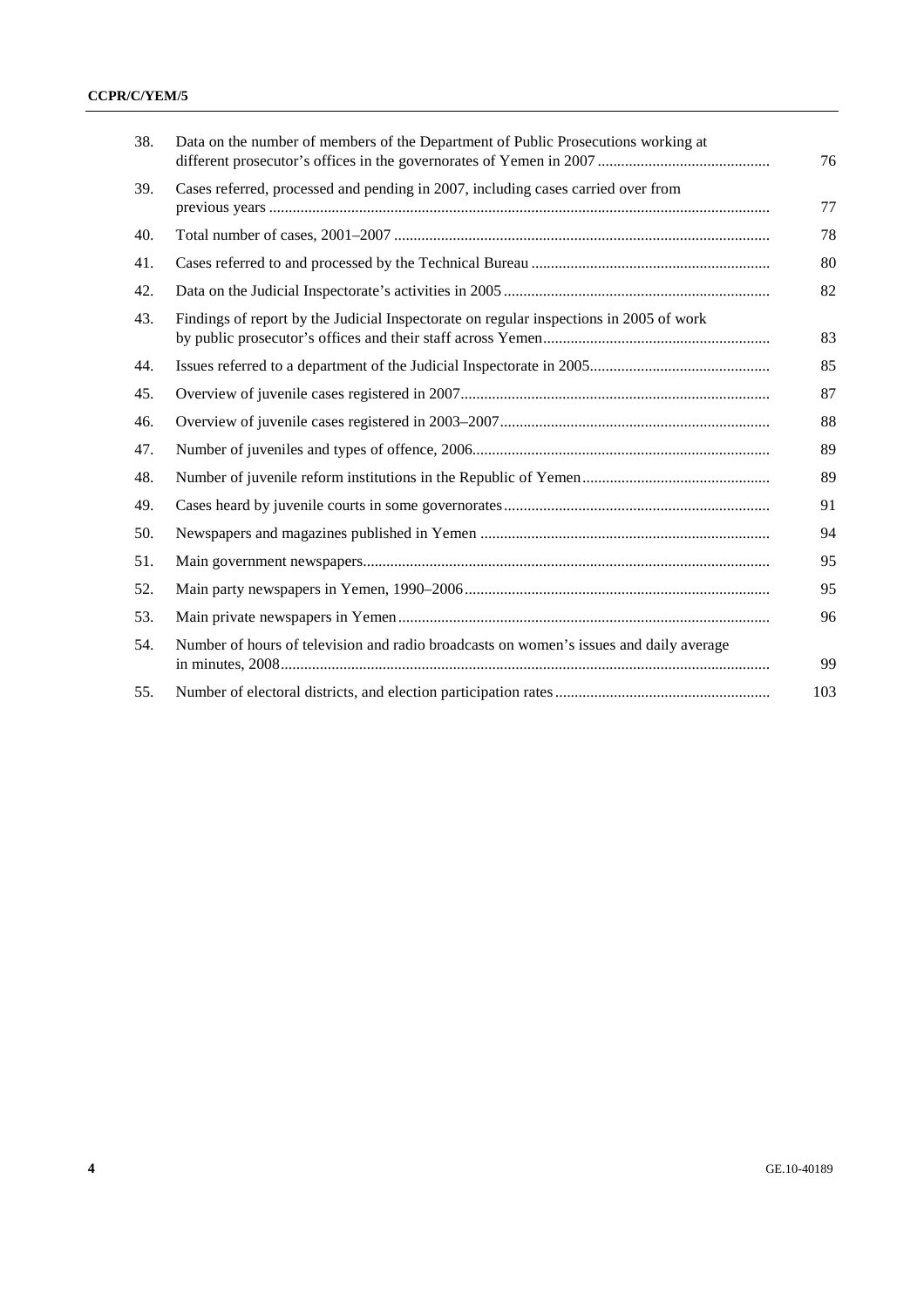| | | |
|---|---|---|
| 38. | Data on the number of members of the Department of Public Prosecutions working at different prosecutor's offices in the governorates of Yemen in 2007 | 76 |
| 39. | Cases referred, processed and pending in 2007, including cases carried over from previous years | 77 |
| 40. | Total number of cases, 2001–2007 | 78 |
| 41. | Cases referred to and processed by the Technical Bureau | 80 |
| 42. | Data on the Judicial Inspectorate's activities in 2005 | 82 |
| 43. | Findings of report by the Judicial Inspectorate on regular inspections in 2005 of work by public prosecutor's offices and their staff across Yemen | 83 |
| 44. | Issues referred to a department of the Judicial Inspectorate in 2005 | 85 |
| 45. | Overview of juvenile cases registered in 2007 | 87 |
| 46. | Overview of juvenile cases registered in 2003–2007 | 88 |
| 47. | Number of juveniles and types of offence, 2006 | 89 |
| 48. | Number of juvenile reform institutions in the Republic of Yemen | 89 |
| 49. | Cases heard by juvenile courts in some governorates | 91 |
| 50. | Newspapers and magazines published in Yemen | 94 |
| 51. | Main government newspapers | 95 |
| 52. | Main party newspapers in Yemen, 1990–2006 | 95 |
| 53. | Main private newspapers in Yemen | 96 |
| 54. | Number of hours of television and radio broadcasts on women's issues and daily average in minutes, 2008 | 99 |
| 55. | Number of electoral districts, and election participation rates | 103 |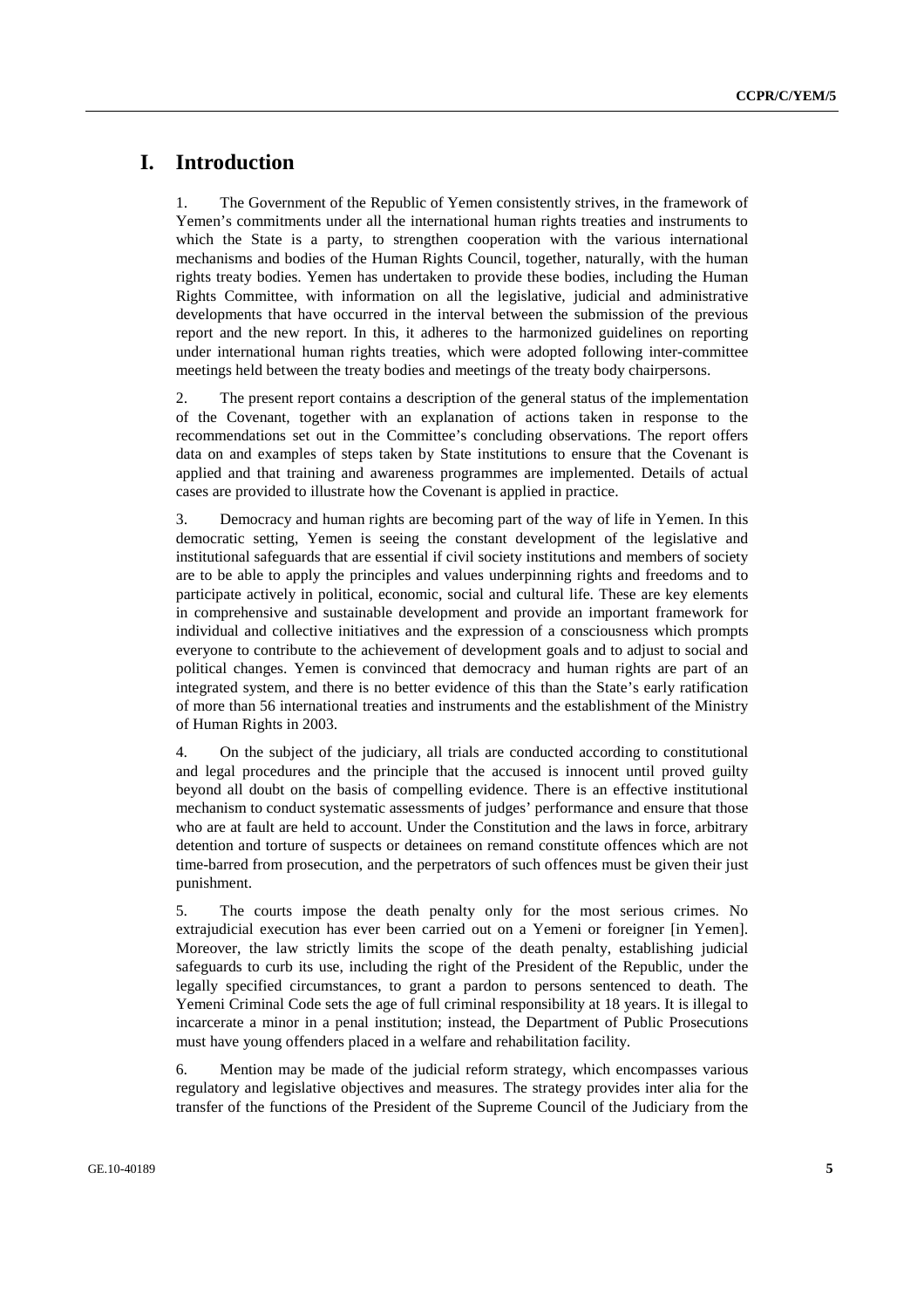# I. Introduction

1. The Government of the Republic of Yemen consistently strives, in the framework of Yemen's commitments under all the international human rights treaties and instruments to which the State is a party, to strengthen cooperation with the various international mechanisms and bodies of the Human Rights Council, together, naturally, with the human rights treaty bodies. Yemen has undertaken to provide these bodies, including the Human Rights Committee, with information on all the legislative, judicial and administrative developments that have occurred in the interval between the submission of the previous report and the new report. In this, it adheres to the harmonized guidelines on reporting under international human rights treaties, which were adopted following inter-committee meetings held between the treaty bodies and meetings of the treaty body chairpersons.

2. The present report contains a description of the general status of the implementation of the Covenant, together with an explanation of actions taken in response to the recommendations set out in the Committee's concluding observations. The report offers data on and examples of steps taken by State institutions to ensure that the Covenant is applied and that training and awareness programmes are implemented. Details of actual cases are provided to illustrate how the Covenant is applied in practice.

3. Democracy and human rights are becoming part of the way of life in Yemen. In this democratic setting, Yemen is seeing the constant development of the legislative and institutional safeguards that are essential if civil society institutions and members of society are to be able to apply the principles and values underpinning rights and freedoms and to participate actively in political, economic, social and cultural life. These are key elements in comprehensive and sustainable development and provide an important framework for individual and collective initiatives and the expression of a consciousness which prompts everyone to contribute to the achievement of development goals and to adjust to social and political changes. Yemen is convinced that democracy and human rights are part of an integrated system, and there is no better evidence of this than the State's early ratification of more than 56 international treaties and instruments and the establishment of the Ministry of Human Rights in 2003.

4. On the subject of the judiciary, all trials are conducted according to constitutional and legal procedures and the principle that the accused is innocent until proved guilty beyond all doubt on the basis of compelling evidence. There is an effective institutional mechanism to conduct systematic assessments of judges' performance and ensure that those who are at fault are held to account. Under the Constitution and the laws in force, arbitrary detention and torture of suspects or detainees on remand constitute offences which are not time-barred from prosecution, and the perpetrators of such offences must be given their just punishment.

5. The courts impose the death penalty only for the most serious crimes. No extrajudicial execution has ever been carried out on a Yemeni or foreigner [in Yemen]. Moreover, the law strictly limits the scope of the death penalty, establishing judicial safeguards to curb its use, including the right of the President of the Republic, under the legally specified circumstances, to grant a pardon to persons sentenced to death. The Yemeni Criminal Code sets the age of full criminal responsibility at 18 years. It is illegal to incarcerate a minor in a penal institution; instead, the Department of Public Prosecutions must have young offenders placed in a welfare and rehabilitation facility.

6. Mention may be made of the judicial reform strategy, which encompasses various regulatory and legislative objectives and measures. The strategy provides inter alia for the transfer of the functions of the President of the Supreme Council of the Judiciary from the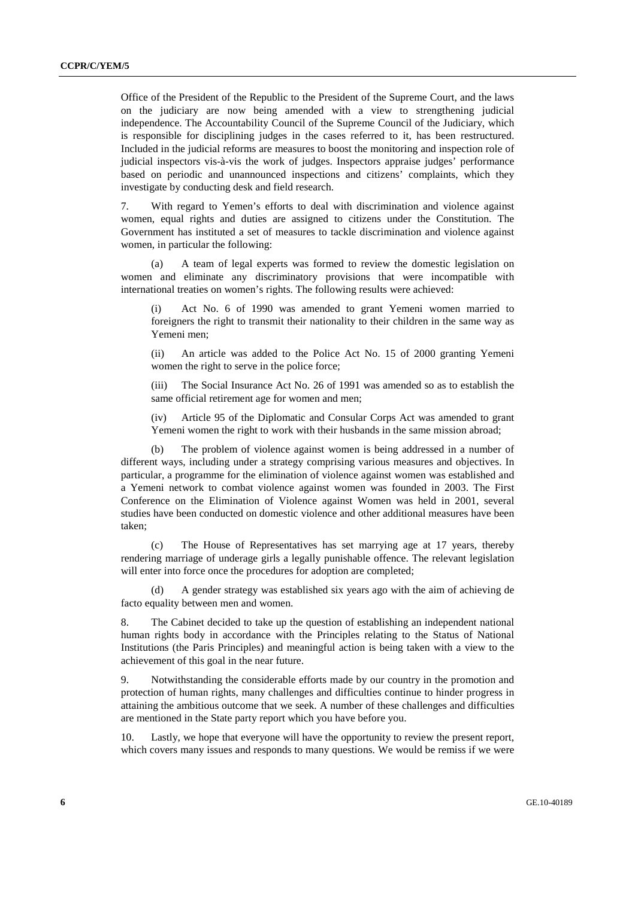Office of the President of the Republic to the President of the Supreme Court, and the laws on the judiciary are now being amended with a view to strengthening judicial independence. The Accountability Council of the Supreme Council of the Judiciary, which is responsible for disciplining judges in the cases referred to it, has been restructured. Included in the judicial reforms are measures to boost the monitoring and inspection role of judicial inspectors vis-à-vis the work of judges. Inspectors appraise judges' performance based on periodic and unannounced inspections and citizens' complaints, which they investigate by conducting desk and field research.

7. With regard to Yemen's efforts to deal with discrimination and violence against women, equal rights and duties are assigned to citizens under the Constitution. The Government has instituted a set of measures to tackle discrimination and violence against women, in particular the following:

(a) A team of legal experts was formed to review the domestic legislation on women and eliminate any discriminatory provisions that were incompatible with international treaties on women's rights. The following results were achieved:

(i) Act No. 6 of 1990 was amended to grant Yemeni women married to foreigners the right to transmit their nationality to their children in the same way as Yemeni men;

(ii) An article was added to the Police Act No. 15 of 2000 granting Yemeni women the right to serve in the police force;

(iii) The Social Insurance Act No. 26 of 1991 was amended so as to establish the same official retirement age for women and men;

(iv) Article 95 of the Diplomatic and Consular Corps Act was amended to grant Yemeni women the right to work with their husbands in the same mission abroad;

(b) The problem of violence against women is being addressed in a number of different ways, including under a strategy comprising various measures and objectives. In particular, a programme for the elimination of violence against women was established and a Yemeni network to combat violence against women was founded in 2003. The First Conference on the Elimination of Violence against Women was held in 2001, several studies have been conducted on domestic violence and other additional measures have been taken;

(c) The House of Representatives has set marrying age at 17 years, thereby rendering marriage of underage girls a legally punishable offence. The relevant legislation will enter into force once the procedures for adoption are completed;

(d) A gender strategy was established six years ago with the aim of achieving de facto equality between men and women.

8. The Cabinet decided to take up the question of establishing an independent national human rights body in accordance with the Principles relating to the Status of National Institutions (the Paris Principles) and meaningful action is being taken with a view to the achievement of this goal in the near future.

9. Notwithstanding the considerable efforts made by our country in the promotion and protection of human rights, many challenges and difficulties continue to hinder progress in attaining the ambitious outcome that we seek. A number of these challenges and difficulties are mentioned in the State party report which you have before you.

10. Lastly, we hope that everyone will have the opportunity to review the present report, which covers many issues and responds to many questions. We would be remiss if we were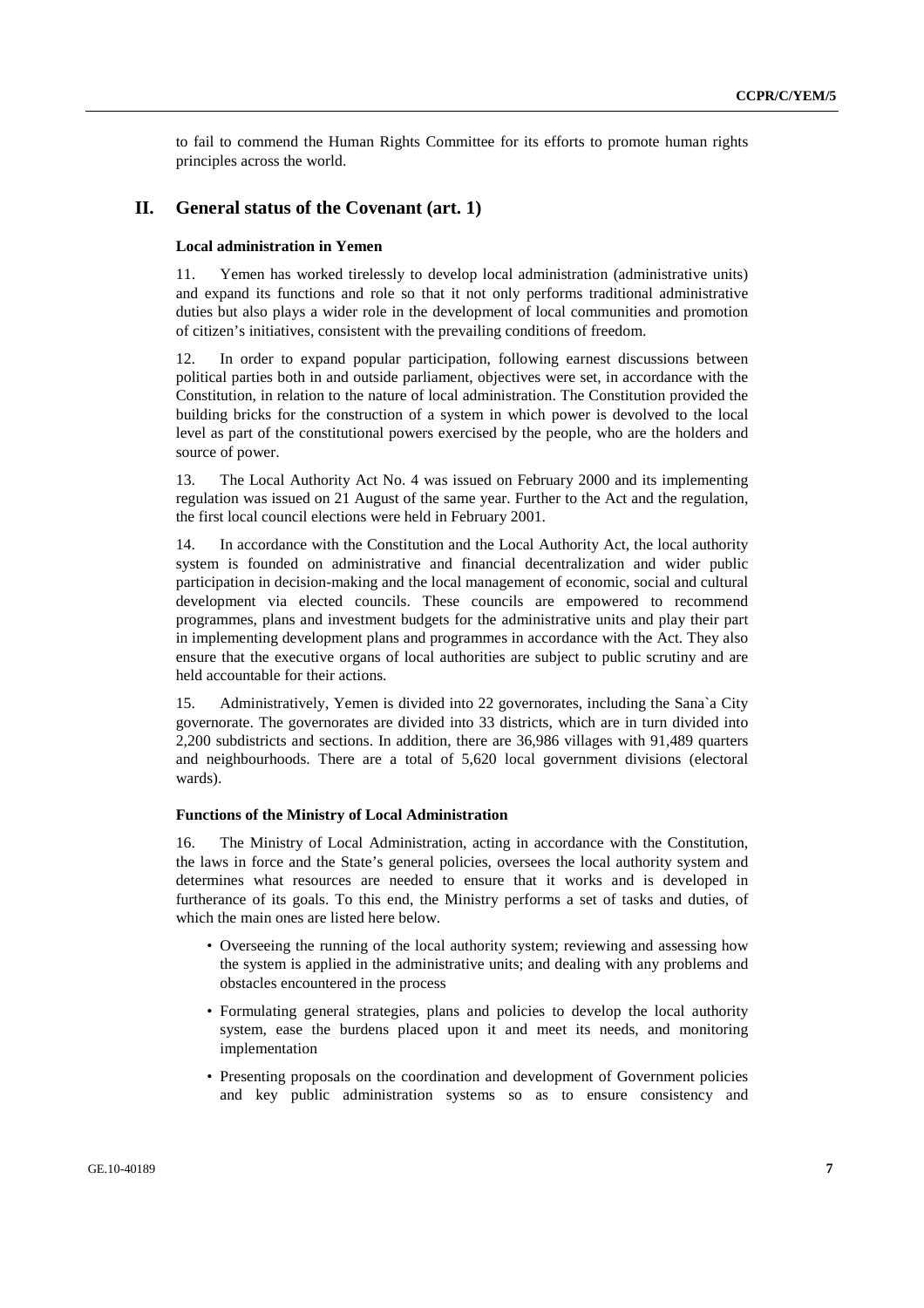to fail to commend the Human Rights Committee for its efforts to promote human rights principles across the world.

## II. General status of the Covenant (art. 1)

### Local administration in Yemen

11. Yemen has worked tirelessly to develop local administration (administrative units) and expand its functions and role so that it not only performs traditional administrative duties but also plays a wider role in the development of local communities and promotion of citizen's initiatives, consistent with the prevailing conditions of freedom.

12. In order to expand popular participation, following earnest discussions between political parties both in and outside parliament, objectives were set, in accordance with the Constitution, in relation to the nature of local administration. The Constitution provided the building bricks for the construction of a system in which power is devolved to the local level as part of the constitutional powers exercised by the people, who are the holders and source of power.

13. The Local Authority Act No. 4 was issued on February 2000 and its implementing regulation was issued on 21 August of the same year. Further to the Act and the regulation, the first local council elections were held in February 2001.

14. In accordance with the Constitution and the Local Authority Act, the local authority system is founded on administrative and financial decentralization and wider public participation in decision-making and the local management of economic, social and cultural development via elected councils. These councils are empowered to recommend programmes, plans and investment budgets for the administrative units and play their part in implementing development plans and programmes in accordance with the Act. They also ensure that the executive organs of local authorities are subject to public scrutiny and are held accountable for their actions.

15. Administratively, Yemen is divided into 22 governorates, including the Sana`a City governorate. The governorates are divided into 33 districts, which are in turn divided into 2,200 subdistricts and sections. In addition, there are 36,986 villages with 91,489 quarters and neighbourhoods. There are a total of 5,620 local government divisions (electoral wards).

### Functions of the Ministry of Local Administration

16. The Ministry of Local Administration, acting in accordance with the Constitution, the laws in force and the State's general policies, oversees the local authority system and determines what resources are needed to ensure that it works and is developed in furtherance of its goals. To this end, the Ministry performs a set of tasks and duties, of which the main ones are listed here below.

- Overseeing the running of the local authority system; reviewing and assessing how the system is applied in the administrative units; and dealing with any problems and obstacles encountered in the process
- Formulating general strategies, plans and policies to develop the local authority system, ease the burdens placed upon it and meet its needs, and monitoring implementation
- Presenting proposals on the coordination and development of Government policies and key public administration systems so as to ensure consistency and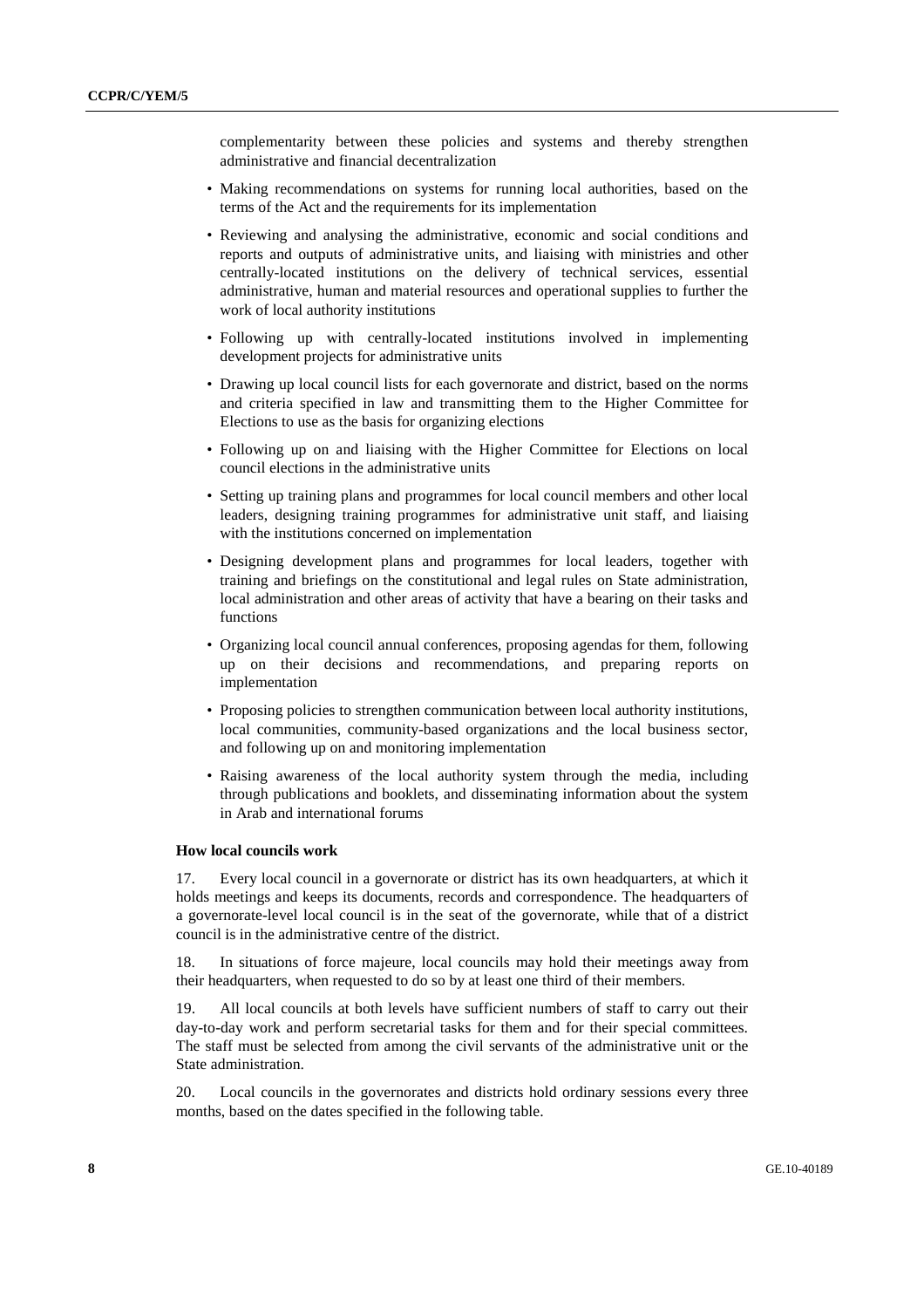complementarity between these policies and systems and thereby strengthen administrative and financial decentralization

- Making recommendations on systems for running local authorities, based on the terms of the Act and the requirements for its implementation
- Reviewing and analysing the administrative, economic and social conditions and reports and outputs of administrative units, and liaising with ministries and other centrally-located institutions on the delivery of technical services, essential administrative, human and material resources and operational supplies to further the work of local authority institutions
- Following up with centrally-located institutions involved in implementing development projects for administrative units
- Drawing up local council lists for each governorate and district, based on the norms and criteria specified in law and transmitting them to the Higher Committee for Elections to use as the basis for organizing elections
- Following up on and liaising with the Higher Committee for Elections on local council elections in the administrative units
- Setting up training plans and programmes for local council members and other local leaders, designing training programmes for administrative unit staff, and liaising with the institutions concerned on implementation
- Designing development plans and programmes for local leaders, together with training and briefings on the constitutional and legal rules on State administration, local administration and other areas of activity that have a bearing on their tasks and functions
- Organizing local council annual conferences, proposing agendas for them, following up on their decisions and recommendations, and preparing reports on implementation
- Proposing policies to strengthen communication between local authority institutions, local communities, community-based organizations and the local business sector, and following up on and monitoring implementation
- Raising awareness of the local authority system through the media, including through publications and booklets, and disseminating information about the system in Arab and international forums

**How local councils work**

17. Every local council in a governorate or district has its own headquarters, at which it holds meetings and keeps its documents, records and correspondence. The headquarters of a governorate-level local council is in the seat of the governorate, while that of a district council is in the administrative centre of the district.

18. In situations of force majeure, local councils may hold their meetings away from their headquarters, when requested to do so by at least one third of their members.

19. All local councils at both levels have sufficient numbers of staff to carry out their day-to-day work and perform secretarial tasks for them and for their special committees. The staff must be selected from among the civil servants of the administrative unit or the State administration.

20. Local councils in the governorates and districts hold ordinary sessions every three months, based on the dates specified in the following table.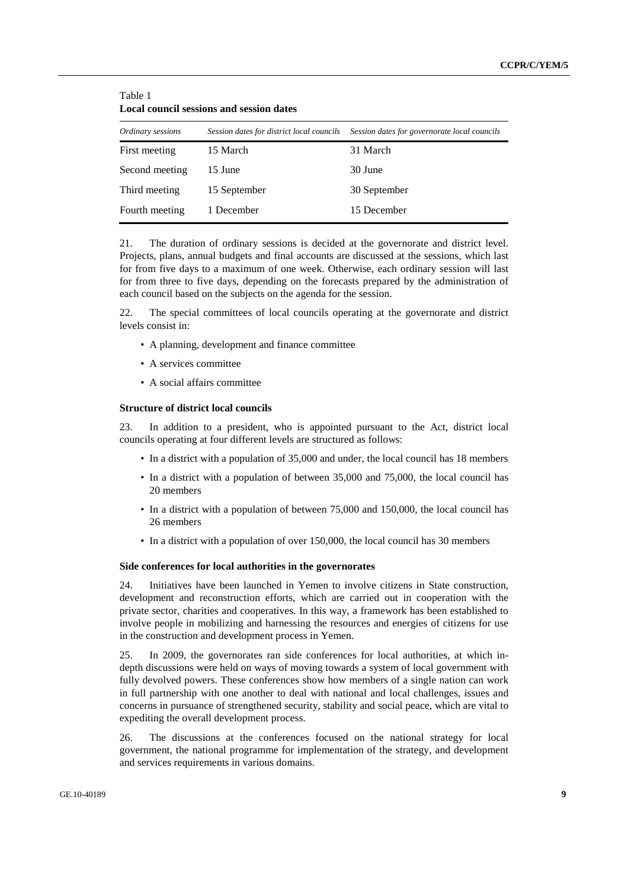Table 1
**Local council sessions and session dates**

| *Ordinary sessions* | *Session dates for district local councils* | *Session dates for governorate local councils* |
|---|---|---|
| First meeting | 15 March | 31 March |
| Second meeting | 15 June | 30 June |
| Third meeting | 15 September | 30 September |
| Fourth meeting | 1 December | 15 December |

21. The duration of ordinary sessions is decided at the governorate and district level. Projects, plans, annual budgets and final accounts are discussed at the sessions, which last for from five days to a maximum of one week. Otherwise, each ordinary session will last for from three to five days, depending on the forecasts prepared by the administration of each council based on the subjects on the agenda for the session.

22. The special committees of local councils operating at the governorate and district levels consist in:

- A planning, development and finance committee
- A services committee
- A social affairs committee

**Structure of district local councils**

23. In addition to a president, who is appointed pursuant to the Act, district local councils operating at four different levels are structured as follows:

- In a district with a population of 35,000 and under, the local council has 18 members
- In a district with a population of between 35,000 and 75,000, the local council has 20 members
- In a district with a population of between 75,000 and 150,000, the local council has 26 members
- In a district with a population of over 150,000, the local council has 30 members

**Side conferences for local authorities in the governorates**

24. Initiatives have been launched in Yemen to involve citizens in State construction, development and reconstruction efforts, which are carried out in cooperation with the private sector, charities and cooperatives. In this way, a framework has been established to involve people in mobilizing and harnessing the resources and energies of citizens for use in the construction and development process in Yemen.

25. In 2009, the governorates ran side conferences for local authorities, at which in-depth discussions were held on ways of moving towards a system of local government with fully devolved powers. These conferences show how members of a single nation can work in full partnership with one another to deal with national and local challenges, issues and concerns in pursuance of strengthened security, stability and social peace, which are vital to expediting the overall development process.

26. The discussions at the conferences focused on the national strategy for local government, the national programme for implementation of the strategy, and development and services requirements in various domains.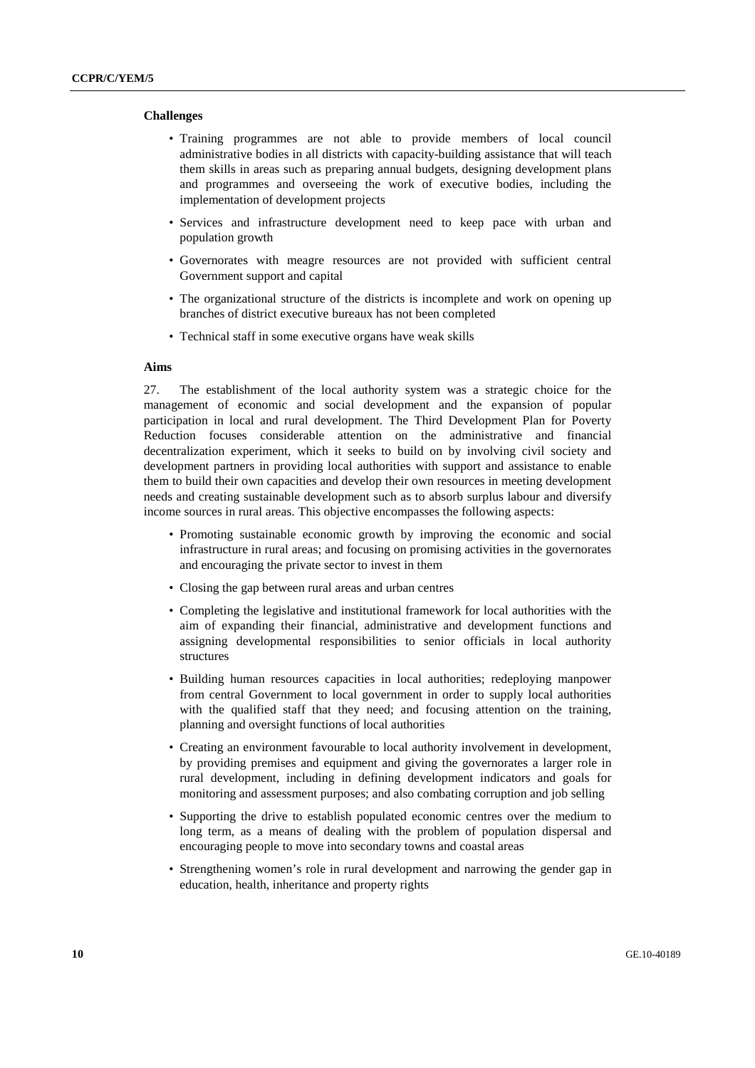#### Challenges

- Training programmes are not able to provide members of local council administrative bodies in all districts with capacity-building assistance that will teach them skills in areas such as preparing annual budgets, designing development plans and programmes and overseeing the work of executive bodies, including the implementation of development projects
- Services and infrastructure development need to keep pace with urban and population growth
- Governorates with meagre resources are not provided with sufficient central Government support and capital
- The organizational structure of the districts is incomplete and work on opening up branches of district executive bureaux has not been completed
- Technical staff in some executive organs have weak skills

#### Aims

27. The establishment of the local authority system was a strategic choice for the management of economic and social development and the expansion of popular participation in local and rural development. The Third Development Plan for Poverty Reduction focuses considerable attention on the administrative and financial decentralization experiment, which it seeks to build on by involving civil society and development partners in providing local authorities with support and assistance to enable them to build their own capacities and develop their own resources in meeting development needs and creating sustainable development such as to absorb surplus labour and diversify income sources in rural areas. This objective encompasses the following aspects:

- Promoting sustainable economic growth by improving the economic and social infrastructure in rural areas; and focusing on promising activities in the governorates and encouraging the private sector to invest in them
- Closing the gap between rural areas and urban centres
- Completing the legislative and institutional framework for local authorities with the aim of expanding their financial, administrative and development functions and assigning developmental responsibilities to senior officials in local authority structures
- Building human resources capacities in local authorities; redeploying manpower from central Government to local government in order to supply local authorities with the qualified staff that they need; and focusing attention on the training, planning and oversight functions of local authorities
- Creating an environment favourable to local authority involvement in development, by providing premises and equipment and giving the governorates a larger role in rural development, including in defining development indicators and goals for monitoring and assessment purposes; and also combating corruption and job selling
- Supporting the drive to establish populated economic centres over the medium to long term, as a means of dealing with the problem of population dispersal and encouraging people to move into secondary towns and coastal areas
- Strengthening women's role in rural development and narrowing the gender gap in education, health, inheritance and property rights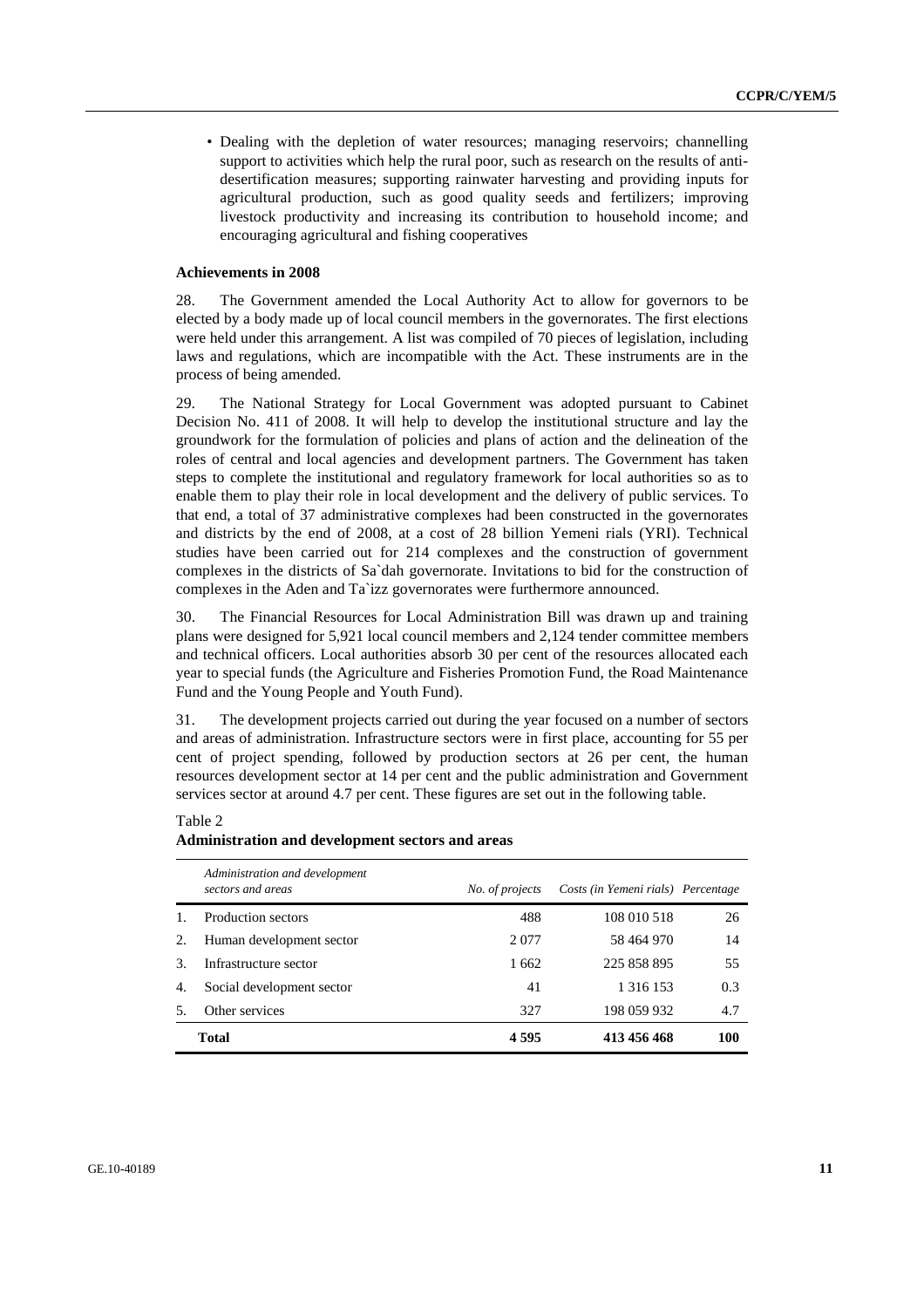- Dealing with the depletion of water resources; managing reservoirs; channelling support to activities which help the rural poor, such as research on the results of anti-desertification measures; supporting rainwater harvesting and providing inputs for agricultural production, such as good quality seeds and fertilizers; improving livestock productivity and increasing its contribution to household income; and encouraging agricultural and fishing cooperatives

**Achievements in 2008**

28. The Government amended the Local Authority Act to allow for governors to be elected by a body made up of local council members in the governorates. The first elections were held under this arrangement. A list was compiled of 70 pieces of legislation, including laws and regulations, which are incompatible with the Act. These instruments are in the process of being amended.

29. The National Strategy for Local Government was adopted pursuant to Cabinet Decision No. 411 of 2008. It will help to develop the institutional structure and lay the groundwork for the formulation of policies and plans of action and the delineation of the roles of central and local agencies and development partners. The Government has taken steps to complete the institutional and regulatory framework for local authorities so as to enable them to play their role in local development and the delivery of public services. To that end, a total of 37 administrative complexes had been constructed in the governorates and districts by the end of 2008, at a cost of 28 billion Yemeni rials (YRI). Technical studies have been carried out for 214 complexes and the construction of government complexes in the districts of Sa`dah governorate. Invitations to bid for the construction of complexes in the Aden and Ta`izz governorates were furthermore announced.

30. The Financial Resources for Local Administration Bill was drawn up and training plans were designed for 5,921 local council members and 2,124 tender committee members and technical officers. Local authorities absorb 30 per cent of the resources allocated each year to special funds (the Agriculture and Fisheries Promotion Fund, the Road Maintenance Fund and the Young People and Youth Fund).

31. The development projects carried out during the year focused on a number of sectors and areas of administration. Infrastructure sectors were in first place, accounting for 55 per cent of project spending, followed by production sectors at 26 per cent, the human resources development sector at 14 per cent and the public administration and Government services sector at around 4.7 per cent. These figures are set out in the following table.

Table 2
**Administration and development sectors and areas**

| | *Administration and development sectors and areas* | *No. of projects* | *Costs (in Yemeni rials)* | *Percentage* |
|---|---|---|---|---|
| 1. | Production sectors | 488 | 108 010 518 | 26 |
| 2. | Human development sector | 2 077 | 58 464 970 | 14 |
| 3. | Infrastructure sector | 1 662 | 225 858 895 | 55 |
| 4. | Social development sector | 41 | 1 316 153 | 0.3 |
| 5. | Other services | 327 | 198 059 932 | 4.7 |
| | **Total** | **4 595** | **413 456 468** | **100** |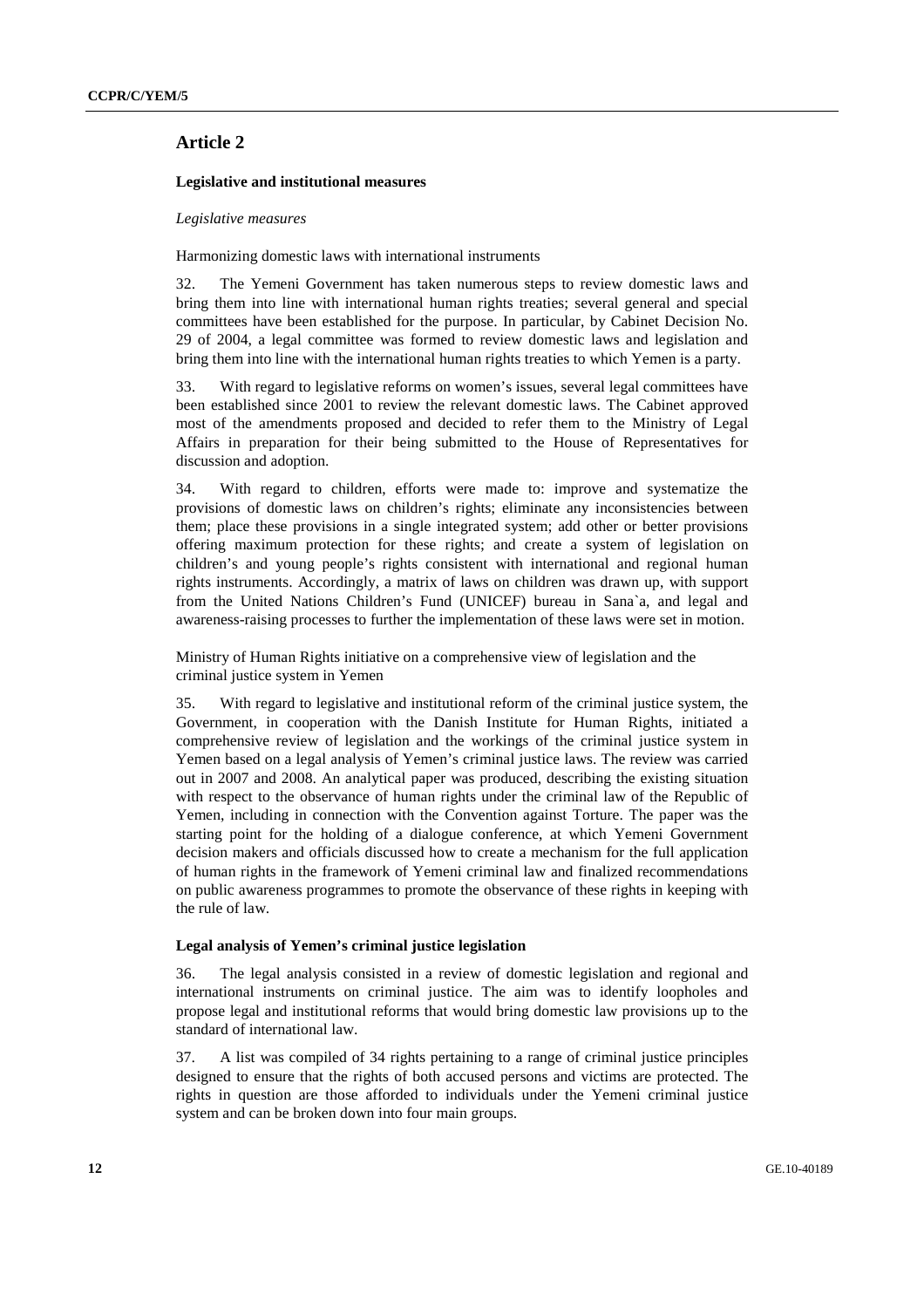## Article 2

### Legislative and institutional measures

*Legislative measures*

Harmonizing domestic laws with international instruments

32. The Yemeni Government has taken numerous steps to review domestic laws and bring them into line with international human rights treaties; several general and special committees have been established for the purpose. In particular, by Cabinet Decision No. 29 of 2004, a legal committee was formed to review domestic laws and legislation and bring them into line with the international human rights treaties to which Yemen is a party.

33. With regard to legislative reforms on women's issues, several legal committees have been established since 2001 to review the relevant domestic laws. The Cabinet approved most of the amendments proposed and decided to refer them to the Ministry of Legal Affairs in preparation for their being submitted to the House of Representatives for discussion and adoption.

34. With regard to children, efforts were made to: improve and systematize the provisions of domestic laws on children's rights; eliminate any inconsistencies between them; place these provisions in a single integrated system; add other or better provisions offering maximum protection for these rights; and create a system of legislation on children's and young people's rights consistent with international and regional human rights instruments. Accordingly, a matrix of laws on children was drawn up, with support from the United Nations Children's Fund (UNICEF) bureau in Sana`a, and legal and awareness-raising processes to further the implementation of these laws were set in motion.

Ministry of Human Rights initiative on a comprehensive view of legislation and the criminal justice system in Yemen

35. With regard to legislative and institutional reform of the criminal justice system, the Government, in cooperation with the Danish Institute for Human Rights, initiated a comprehensive review of legislation and the workings of the criminal justice system in Yemen based on a legal analysis of Yemen's criminal justice laws. The review was carried out in 2007 and 2008. An analytical paper was produced, describing the existing situation with respect to the observance of human rights under the criminal law of the Republic of Yemen, including in connection with the Convention against Torture. The paper was the starting point for the holding of a dialogue conference, at which Yemeni Government decision makers and officials discussed how to create a mechanism for the full application of human rights in the framework of Yemeni criminal law and finalized recommendations on public awareness programmes to promote the observance of these rights in keeping with the rule of law.

### Legal analysis of Yemen's criminal justice legislation

36. The legal analysis consisted in a review of domestic legislation and regional and international instruments on criminal justice. The aim was to identify loopholes and propose legal and institutional reforms that would bring domestic law provisions up to the standard of international law.

37. A list was compiled of 34 rights pertaining to a range of criminal justice principles designed to ensure that the rights of both accused persons and victims are protected. The rights in question are those afforded to individuals under the Yemeni criminal justice system and can be broken down into four main groups.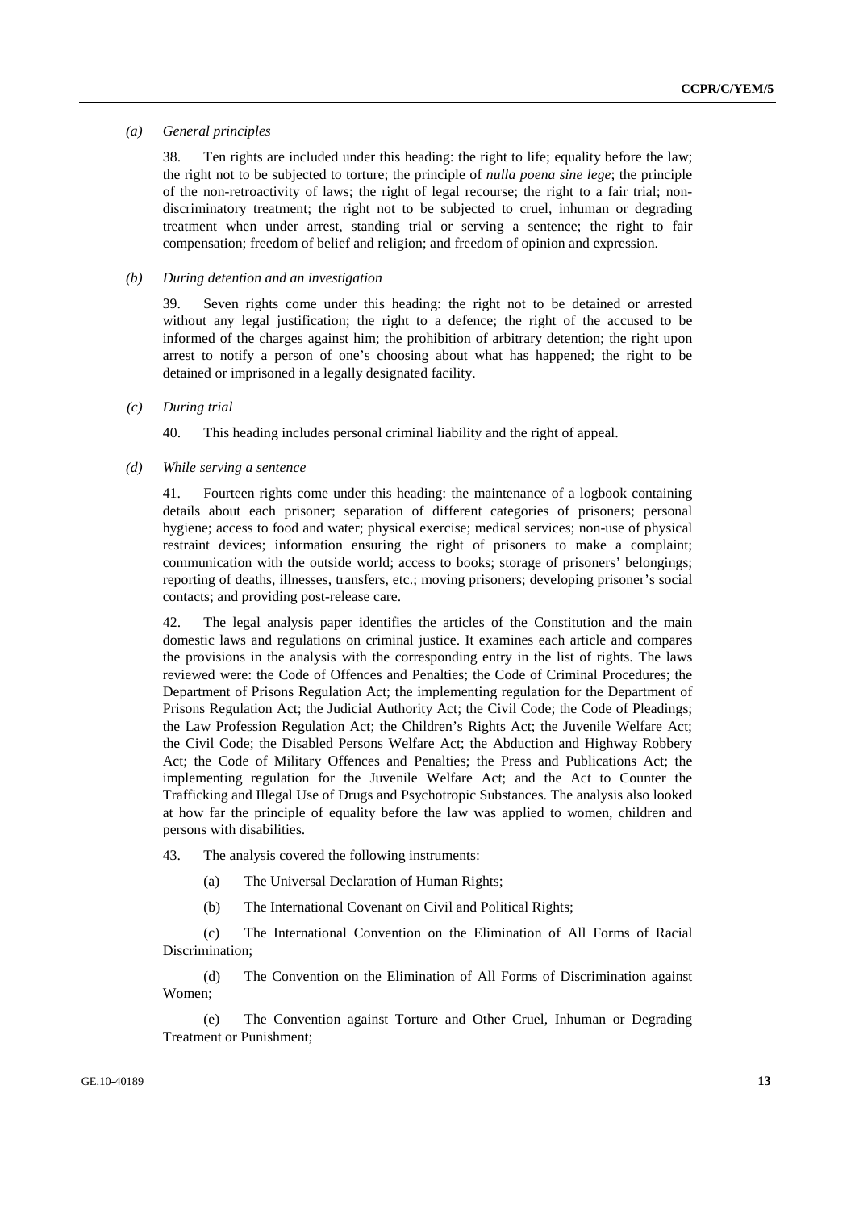*(a) General principles*

38. Ten rights are included under this heading: the right to life; equality before the law; the right not to be subjected to torture; the principle of *nulla poena sine lege*; the principle of the non-retroactivity of laws; the right of legal recourse; the right to a fair trial; non-discriminatory treatment; the right not to be subjected to cruel, inhuman or degrading treatment when under arrest, standing trial or serving a sentence; the right to fair compensation; freedom of belief and religion; and freedom of opinion and expression.

*(b) During detention and an investigation*

39. Seven rights come under this heading: the right not to be detained or arrested without any legal justification; the right to a defence; the right of the accused to be informed of the charges against him; the prohibition of arbitrary detention; the right upon arrest to notify a person of one's choosing about what has happened; the right to be detained or imprisoned in a legally designated facility.

*(c) During trial*

40. This heading includes personal criminal liability and the right of appeal.

*(d) While serving a sentence*

41. Fourteen rights come under this heading: the maintenance of a logbook containing details about each prisoner; separation of different categories of prisoners; personal hygiene; access to food and water; physical exercise; medical services; non-use of physical restraint devices; information ensuring the right of prisoners to make a complaint; communication with the outside world; access to books; storage of prisoners' belongings; reporting of deaths, illnesses, transfers, etc.; moving prisoners; developing prisoner's social contacts; and providing post-release care.

42. The legal analysis paper identifies the articles of the Constitution and the main domestic laws and regulations on criminal justice. It examines each article and compares the provisions in the analysis with the corresponding entry in the list of rights. The laws reviewed were: the Code of Offences and Penalties; the Code of Criminal Procedures; the Department of Prisons Regulation Act; the implementing regulation for the Department of Prisons Regulation Act; the Judicial Authority Act; the Civil Code; the Code of Pleadings; the Law Profession Regulation Act; the Children's Rights Act; the Juvenile Welfare Act; the Civil Code; the Disabled Persons Welfare Act; the Abduction and Highway Robbery Act; the Code of Military Offences and Penalties; the Press and Publications Act; the implementing regulation for the Juvenile Welfare Act; and the Act to Counter the Trafficking and Illegal Use of Drugs and Psychotropic Substances. The analysis also looked at how far the principle of equality before the law was applied to women, children and persons with disabilities.

43. The analysis covered the following instruments:

(a) The Universal Declaration of Human Rights;

(b) The International Covenant on Civil and Political Rights;

(c) The International Convention on the Elimination of All Forms of Racial Discrimination;

(d) The Convention on the Elimination of All Forms of Discrimination against Women;

(e) The Convention against Torture and Other Cruel, Inhuman or Degrading Treatment or Punishment;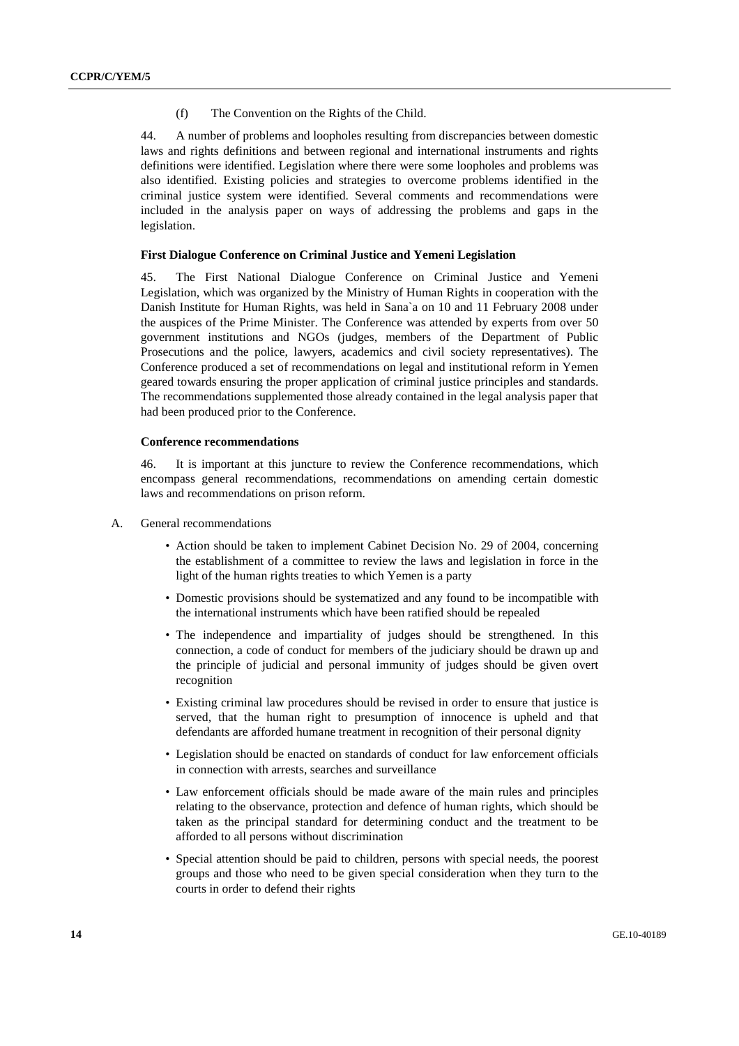(f) The Convention on the Rights of the Child.

44. A number of problems and loopholes resulting from discrepancies between domestic laws and rights definitions and between regional and international instruments and rights definitions were identified. Legislation where there were some loopholes and problems was also identified. Existing policies and strategies to overcome problems identified in the criminal justice system were identified. Several comments and recommendations were included in the analysis paper on ways of addressing the problems and gaps in the legislation.

**First Dialogue Conference on Criminal Justice and Yemeni Legislation**

45. The First National Dialogue Conference on Criminal Justice and Yemeni Legislation, which was organized by the Ministry of Human Rights in cooperation with the Danish Institute for Human Rights, was held in Sana`a on 10 and 11 February 2008 under the auspices of the Prime Minister. The Conference was attended by experts from over 50 government institutions and NGOs (judges, members of the Department of Public Prosecutions and the police, lawyers, academics and civil society representatives). The Conference produced a set of recommendations on legal and institutional reform in Yemen geared towards ensuring the proper application of criminal justice principles and standards. The recommendations supplemented those already contained in the legal analysis paper that had been produced prior to the Conference.

**Conference recommendations**

46. It is important at this juncture to review the Conference recommendations, which encompass general recommendations, recommendations on amending certain domestic laws and recommendations on prison reform.

A. General recommendations

- Action should be taken to implement Cabinet Decision No. 29 of 2004, concerning the establishment of a committee to review the laws and legislation in force in the light of the human rights treaties to which Yemen is a party
- Domestic provisions should be systematized and any found to be incompatible with the international instruments which have been ratified should be repealed
- The independence and impartiality of judges should be strengthened. In this connection, a code of conduct for members of the judiciary should be drawn up and the principle of judicial and personal immunity of judges should be given overt recognition
- Existing criminal law procedures should be revised in order to ensure that justice is served, that the human right to presumption of innocence is upheld and that defendants are afforded humane treatment in recognition of their personal dignity
- Legislation should be enacted on standards of conduct for law enforcement officials in connection with arrests, searches and surveillance
- Law enforcement officials should be made aware of the main rules and principles relating to the observance, protection and defence of human rights, which should be taken as the principal standard for determining conduct and the treatment to be afforded to all persons without discrimination
- Special attention should be paid to children, persons with special needs, the poorest groups and those who need to be given special consideration when they turn to the courts in order to defend their rights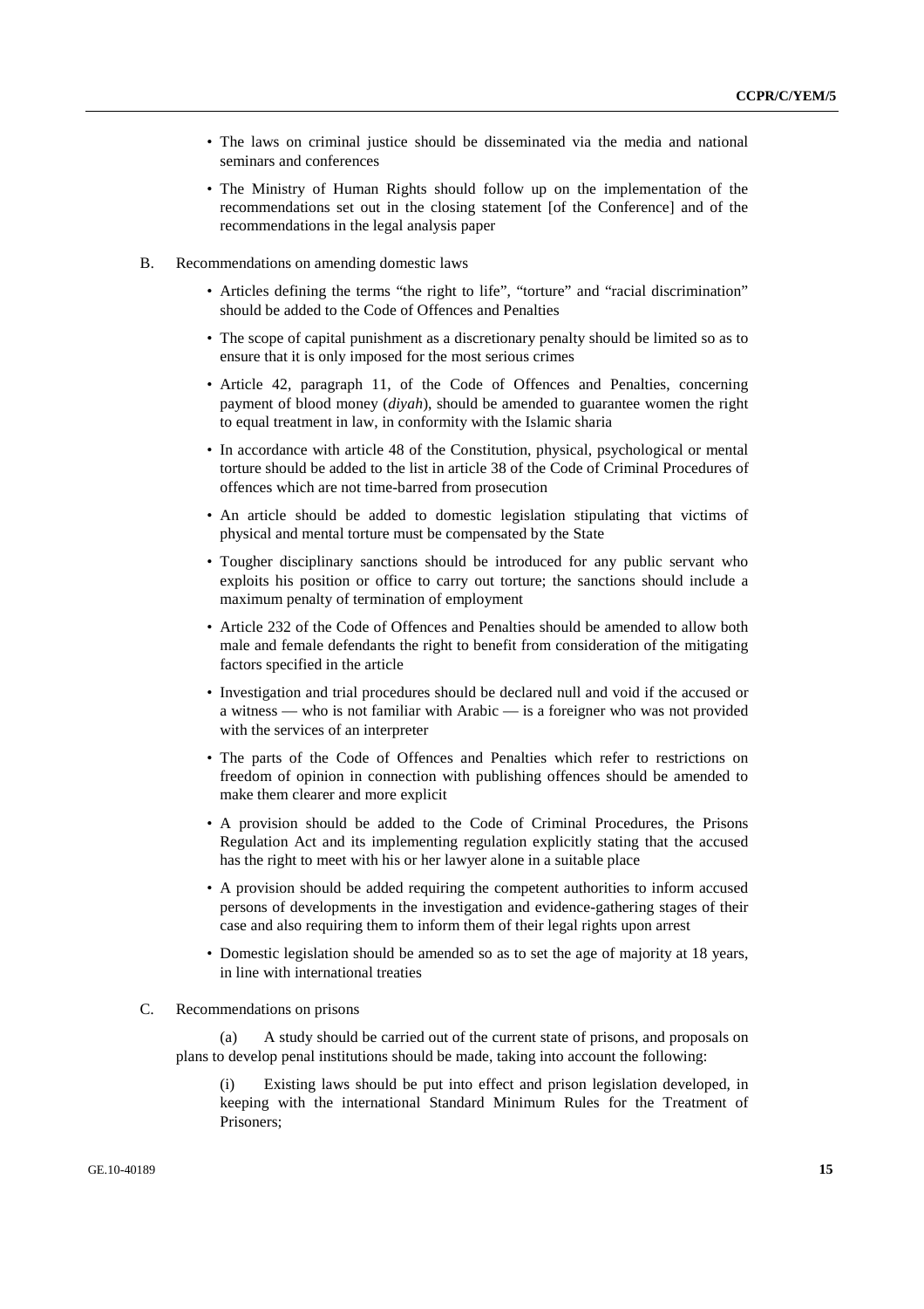- The laws on criminal justice should be disseminated via the media and national seminars and conferences
- The Ministry of Human Rights should follow up on the implementation of the recommendations set out in the closing statement [of the Conference] and of the recommendations in the legal analysis paper

B. Recommendations on amending domestic laws

- Articles defining the terms "the right to life", "torture" and "racial discrimination" should be added to the Code of Offences and Penalties
- The scope of capital punishment as a discretionary penalty should be limited so as to ensure that it is only imposed for the most serious crimes
- Article 42, paragraph 11, of the Code of Offences and Penalties, concerning payment of blood money (*diyah*), should be amended to guarantee women the right to equal treatment in law, in conformity with the Islamic sharia
- In accordance with article 48 of the Constitution, physical, psychological or mental torture should be added to the list in article 38 of the Code of Criminal Procedures of offences which are not time-barred from prosecution
- An article should be added to domestic legislation stipulating that victims of physical and mental torture must be compensated by the State
- Tougher disciplinary sanctions should be introduced for any public servant who exploits his position or office to carry out torture; the sanctions should include a maximum penalty of termination of employment
- Article 232 of the Code of Offences and Penalties should be amended to allow both male and female defendants the right to benefit from consideration of the mitigating factors specified in the article
- Investigation and trial procedures should be declared null and void if the accused or a witness — who is not familiar with Arabic — is a foreigner who was not provided with the services of an interpreter
- The parts of the Code of Offences and Penalties which refer to restrictions on freedom of opinion in connection with publishing offences should be amended to make them clearer and more explicit
- A provision should be added to the Code of Criminal Procedures, the Prisons Regulation Act and its implementing regulation explicitly stating that the accused has the right to meet with his or her lawyer alone in a suitable place
- A provision should be added requiring the competent authorities to inform accused persons of developments in the investigation and evidence-gathering stages of their case and also requiring them to inform them of their legal rights upon arrest
- Domestic legislation should be amended so as to set the age of majority at 18 years, in line with international treaties

C. Recommendations on prisons

(a) A study should be carried out of the current state of prisons, and proposals on plans to develop penal institutions should be made, taking into account the following:

(i) Existing laws should be put into effect and prison legislation developed, in keeping with the international Standard Minimum Rules for the Treatment of Prisoners;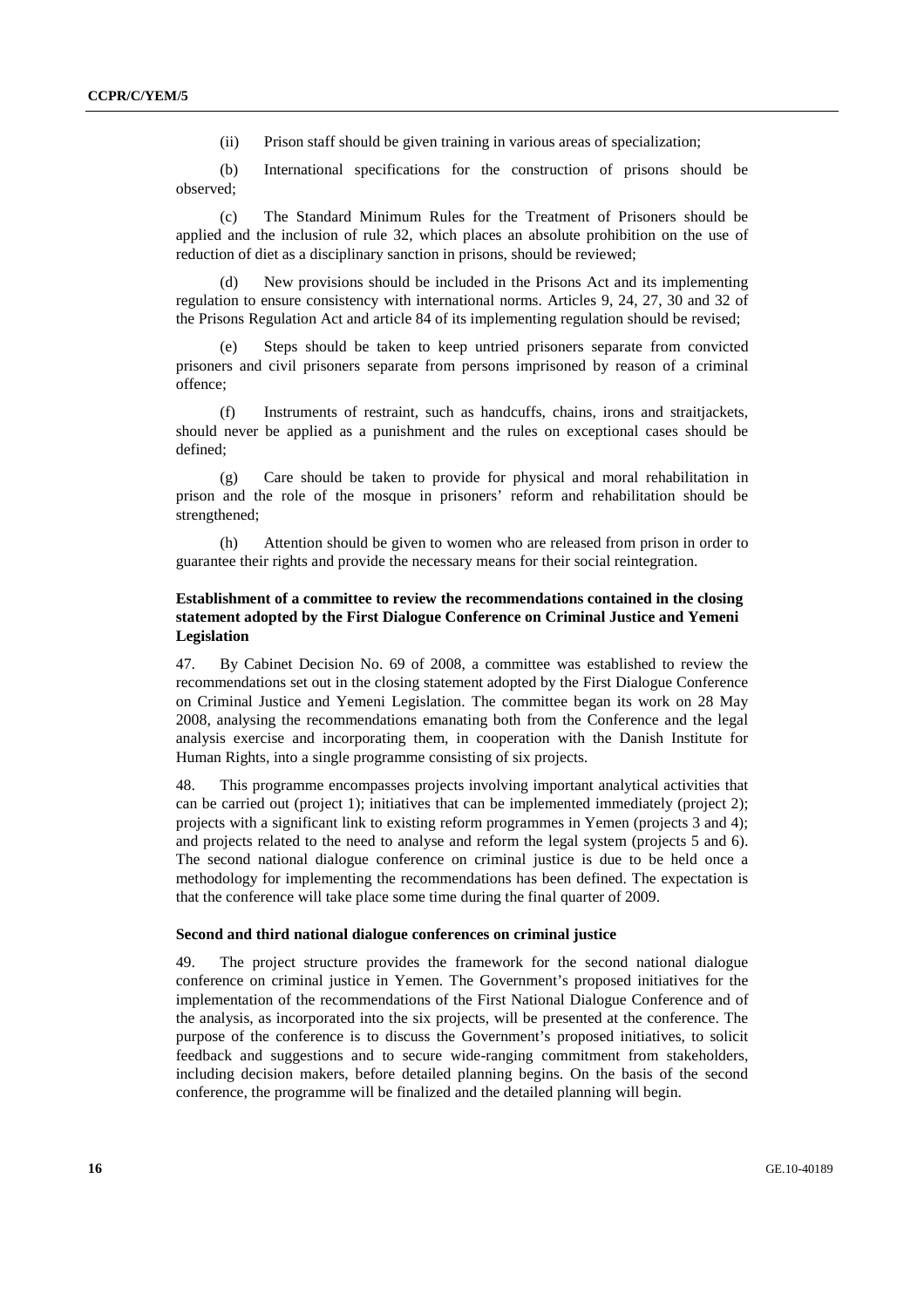(ii) Prison staff should be given training in various areas of specialization;

(b) International specifications for the construction of prisons should be observed;

(c) The Standard Minimum Rules for the Treatment of Prisoners should be applied and the inclusion of rule 32, which places an absolute prohibition on the use of reduction of diet as a disciplinary sanction in prisons, should be reviewed;

(d) New provisions should be included in the Prisons Act and its implementing regulation to ensure consistency with international norms. Articles 9, 24, 27, 30 and 32 of the Prisons Regulation Act and article 84 of its implementing regulation should be revised;

(e) Steps should be taken to keep untried prisoners separate from convicted prisoners and civil prisoners separate from persons imprisoned by reason of a criminal offence;

(f) Instruments of restraint, such as handcuffs, chains, irons and straitjackets, should never be applied as a punishment and the rules on exceptional cases should be defined;

(g) Care should be taken to provide for physical and moral rehabilitation in prison and the role of the mosque in prisoners' reform and rehabilitation should be strengthened;

(h) Attention should be given to women who are released from prison in order to guarantee their rights and provide the necessary means for their social reintegration.

### Establishment of a committee to review the recommendations contained in the closing statement adopted by the First Dialogue Conference on Criminal Justice and Yemeni Legislation

47. By Cabinet Decision No. 69 of 2008, a committee was established to review the recommendations set out in the closing statement adopted by the First Dialogue Conference on Criminal Justice and Yemeni Legislation. The committee began its work on 28 May 2008, analysing the recommendations emanating both from the Conference and the legal analysis exercise and incorporating them, in cooperation with the Danish Institute for Human Rights, into a single programme consisting of six projects.

48. This programme encompasses projects involving important analytical activities that can be carried out (project 1); initiatives that can be implemented immediately (project 2); projects with a significant link to existing reform programmes in Yemen (projects 3 and 4); and projects related to the need to analyse and reform the legal system (projects 5 and 6). The second national dialogue conference on criminal justice is due to be held once a methodology for implementing the recommendations has been defined. The expectation is that the conference will take place some time during the final quarter of 2009.

### Second and third national dialogue conferences on criminal justice

49. The project structure provides the framework for the second national dialogue conference on criminal justice in Yemen. The Government's proposed initiatives for the implementation of the recommendations of the First National Dialogue Conference and of the analysis, as incorporated into the six projects, will be presented at the conference. The purpose of the conference is to discuss the Government's proposed initiatives, to solicit feedback and suggestions and to secure wide-ranging commitment from stakeholders, including decision makers, before detailed planning begins. On the basis of the second conference, the programme will be finalized and the detailed planning will begin.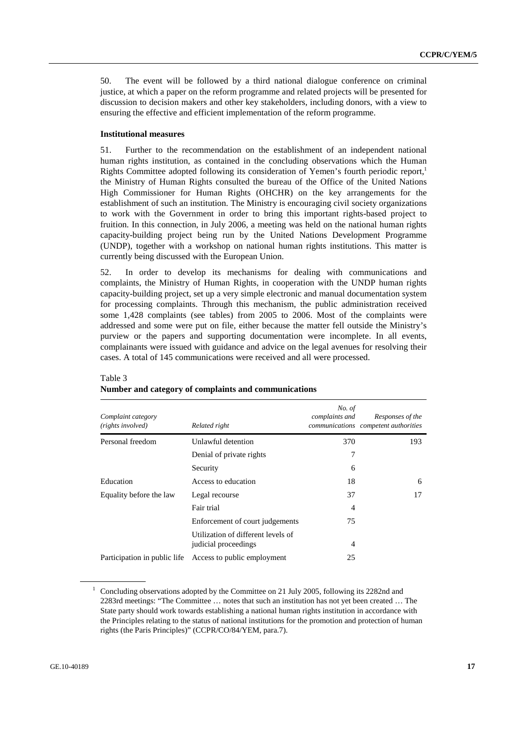50. The event will be followed by a third national dialogue conference on criminal justice, at which a paper on the reform programme and related projects will be presented for discussion to decision makers and other key stakeholders, including donors, with a view to ensuring the effective and efficient implementation of the reform programme.

**Institutional measures**

51. Further to the recommendation on the establishment of an independent national human rights institution, as contained in the concluding observations which the Human Rights Committee adopted following its consideration of Yemen's fourth periodic report,[1] the Ministry of Human Rights consulted the bureau of the Office of the United Nations High Commissioner for Human Rights (OHCHR) on the key arrangements for the establishment of such an institution. The Ministry is encouraging civil society organizations to work with the Government in order to bring this important rights-based project to fruition. In this connection, in July 2006, a meeting was held on the national human rights capacity-building project being run by the United Nations Development Programme (UNDP), together with a workshop on national human rights institutions. This matter is currently being discussed with the European Union.

52. In order to develop its mechanisms for dealing with communications and complaints, the Ministry of Human Rights, in cooperation with the UNDP human rights capacity-building project, set up a very simple electronic and manual documentation system for processing complaints. Through this mechanism, the public administration received some 1,428 complaints (see tables) from 2005 to 2006. Most of the complaints were addressed and some were put on file, either because the matter fell outside the Ministry's purview or the papers and supporting documentation were incomplete. In all events, complainants were issued with guidance and advice on the legal avenues for resolving their cases. A total of 145 communications were received and all were processed.

Table 3
**Number and category of complaints and communications**

| *Complaint category (rights involved)* | *Related right* | *No. of complaints and communications* | *Responses of the competent authorities* |
|---|---|---|---|
| Personal freedom | Unlawful detention | 370 | 193 |
| | Denial of private rights | 7 | |
| | Security | 6 | |
| Education | Access to education | 18 | 6 |
| Equality before the law | Legal recourse | 37 | 17 |
| | Fair trial | 4 | |
| | Enforcement of court judgements | 75 | |
| | Utilization of different levels of judicial proceedings | 4 | |
| Participation in public life | Access to public employment | 25 | |

[1] Concluding observations adopted by the Committee on 21 July 2005, following its 2282nd and 2283rd meetings: "The Committee … notes that such an institution has not yet been created … The State party should work towards establishing a national human rights institution in accordance with the Principles relating to the status of national institutions for the promotion and protection of human rights (the Paris Principles)" (CCPR/CO/84/YEM, para.7).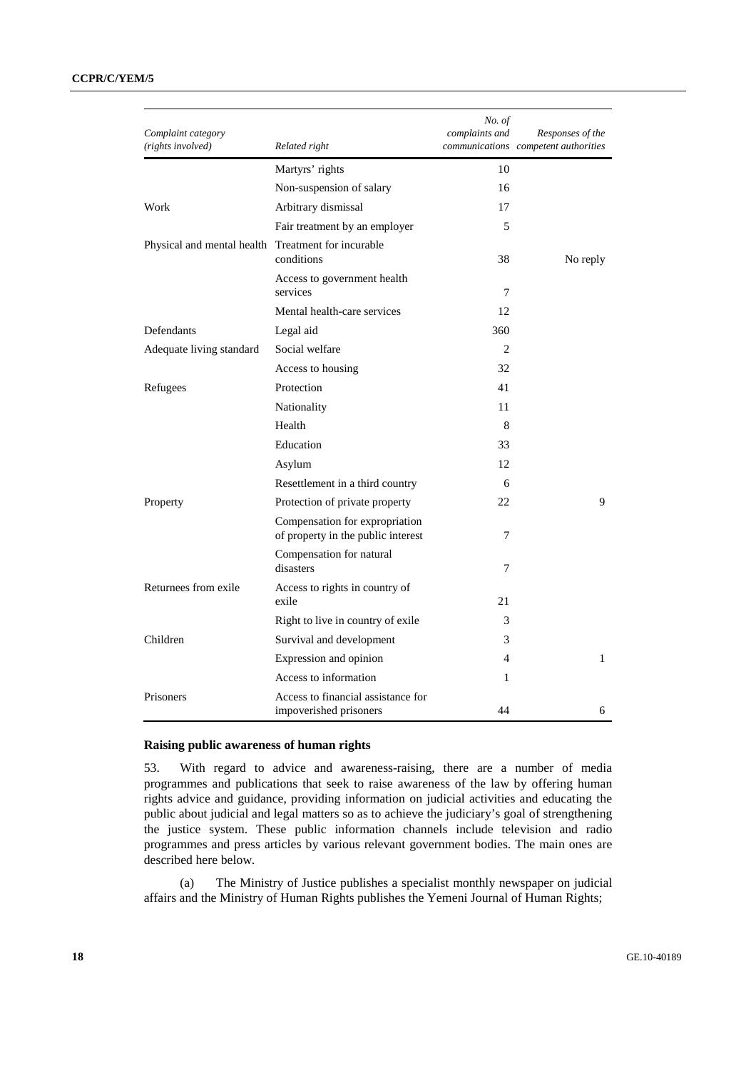| Complaint category (rights involved) | Related right | No. of complaints and communications | Responses of the competent authorities |
|---|---|---|---|
| | Martyrs' rights | 10 | |
| | Non-suspension of salary | 16 | |
| Work | Arbitrary dismissal | 17 | |
| | Fair treatment by an employer | 5 | |
| Physical and mental health | Treatment for incurable conditions | 38 | No reply |
| | Access to government health services | 7 | |
| | Mental health-care services | 12 | |
| Defendants | Legal aid | 360 | |
| Adequate living standard | Social welfare | 2 | |
| | Access to housing | 32 | |
| Refugees | Protection | 41 | |
| | Nationality | 11 | |
| | Health | 8 | |
| | Education | 33 | |
| | Asylum | 12 | |
| | Resettlement in a third country | 6 | |
| Property | Protection of private property | 22 | 9 |
| | Compensation for expropriation of property in the public interest | 7 | |
| | Compensation for natural disasters | 7 | |
| Returnees from exile | Access to rights in country of exile | 21 | |
| | Right to live in country of exile | 3 | |
| Children | Survival and development | 3 | |
| | Expression and opinion | 4 | 1 |
| | Access to information | 1 | |
| Prisoners | Access to financial assistance for impoverished prisoners | 44 | 6 |

**Raising public awareness of human rights**

53. With regard to advice and awareness-raising, there are a number of media programmes and publications that seek to raise awareness of the law by offering human rights advice and guidance, providing information on judicial activities and educating the public about judicial and legal matters so as to achieve the judiciary's goal of strengthening the justice system. These public information channels include television and radio programmes and press articles by various relevant government bodies. The main ones are described here below.

(a) The Ministry of Justice publishes a specialist monthly newspaper on judicial affairs and the Ministry of Human Rights publishes the Yemeni Journal of Human Rights;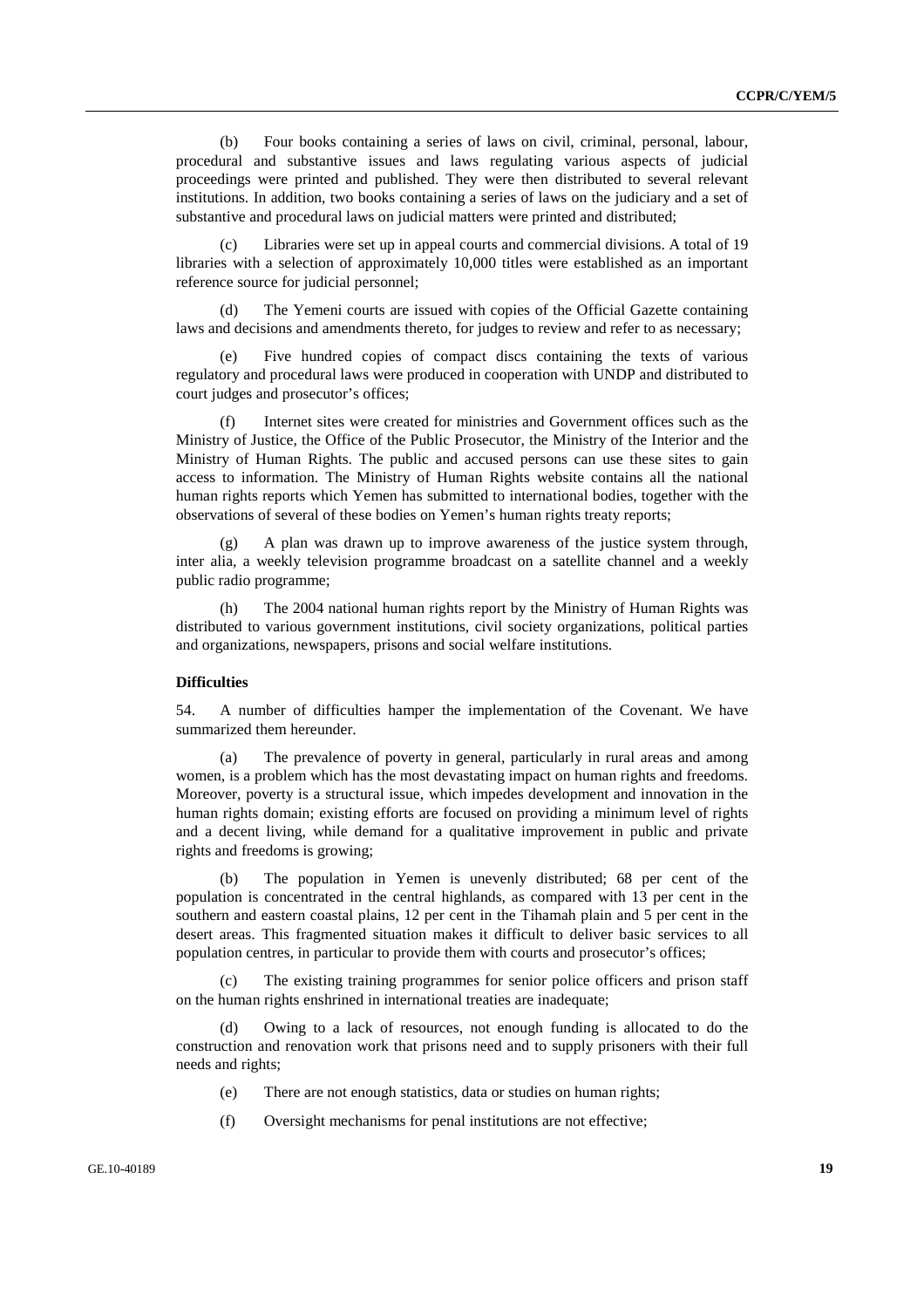(b) Four books containing a series of laws on civil, criminal, personal, labour, procedural and substantive issues and laws regulating various aspects of judicial proceedings were printed and published. They were then distributed to several relevant institutions. In addition, two books containing a series of laws on the judiciary and a set of substantive and procedural laws on judicial matters were printed and distributed;

(c) Libraries were set up in appeal courts and commercial divisions. A total of 19 libraries with a selection of approximately 10,000 titles were established as an important reference source for judicial personnel;

(d) The Yemeni courts are issued with copies of the Official Gazette containing laws and decisions and amendments thereto, for judges to review and refer to as necessary;

(e) Five hundred copies of compact discs containing the texts of various regulatory and procedural laws were produced in cooperation with UNDP and distributed to court judges and prosecutor's offices;

(f) Internet sites were created for ministries and Government offices such as the Ministry of Justice, the Office of the Public Prosecutor, the Ministry of the Interior and the Ministry of Human Rights. The public and accused persons can use these sites to gain access to information. The Ministry of Human Rights website contains all the national human rights reports which Yemen has submitted to international bodies, together with the observations of several of these bodies on Yemen's human rights treaty reports;

(g) A plan was drawn up to improve awareness of the justice system through, inter alia, a weekly television programme broadcast on a satellite channel and a weekly public radio programme;

(h) The 2004 national human rights report by the Ministry of Human Rights was distributed to various government institutions, civil society organizations, political parties and organizations, newspapers, prisons and social welfare institutions.

**Difficulties**

54. A number of difficulties hamper the implementation of the Covenant. We have summarized them hereunder.

(a) The prevalence of poverty in general, particularly in rural areas and among women, is a problem which has the most devastating impact on human rights and freedoms. Moreover, poverty is a structural issue, which impedes development and innovation in the human rights domain; existing efforts are focused on providing a minimum level of rights and a decent living, while demand for a qualitative improvement in public and private rights and freedoms is growing;

(b) The population in Yemen is unevenly distributed; 68 per cent of the population is concentrated in the central highlands, as compared with 13 per cent in the southern and eastern coastal plains, 12 per cent in the Tihamah plain and 5 per cent in the desert areas. This fragmented situation makes it difficult to deliver basic services to all population centres, in particular to provide them with courts and prosecutor's offices;

(c) The existing training programmes for senior police officers and prison staff on the human rights enshrined in international treaties are inadequate;

(d) Owing to a lack of resources, not enough funding is allocated to do the construction and renovation work that prisons need and to supply prisoners with their full needs and rights;

(e) There are not enough statistics, data or studies on human rights;

(f) Oversight mechanisms for penal institutions are not effective;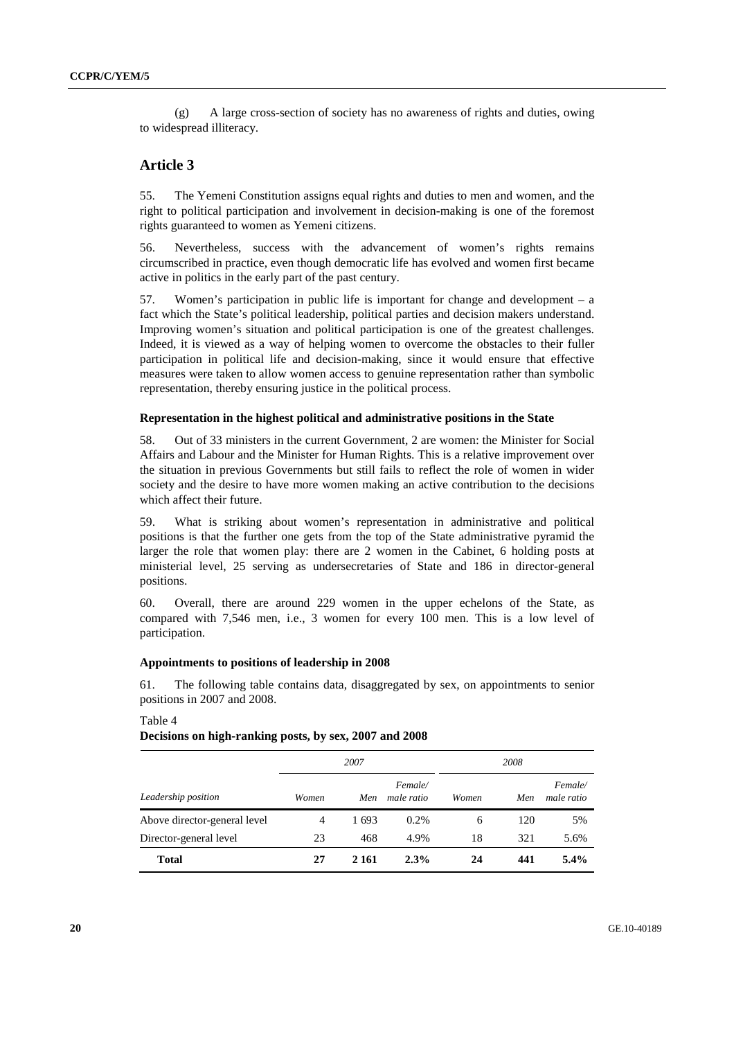(g) A large cross-section of society has no awareness of rights and duties, owing to widespread illiteracy.

## Article 3

55. The Yemeni Constitution assigns equal rights and duties to men and women, and the right to political participation and involvement in decision-making is one of the foremost rights guaranteed to women as Yemeni citizens.

56. Nevertheless, success with the advancement of women's rights remains circumscribed in practice, even though democratic life has evolved and women first became active in politics in the early part of the past century.

57. Women's participation in public life is important for change and development – a fact which the State's political leadership, political parties and decision makers understand. Improving women's situation and political participation is one of the greatest challenges. Indeed, it is viewed as a way of helping women to overcome the obstacles to their fuller participation in political life and decision-making, since it would ensure that effective measures were taken to allow women access to genuine representation rather than symbolic representation, thereby ensuring justice in the political process.

### Representation in the highest political and administrative positions in the State

58. Out of 33 ministers in the current Government, 2 are women: the Minister for Social Affairs and Labour and the Minister for Human Rights. This is a relative improvement over the situation in previous Governments but still fails to reflect the role of women in wider society and the desire to have more women making an active contribution to the decisions which affect their future.

59. What is striking about women's representation in administrative and political positions is that the further one gets from the top of the State administrative pyramid the larger the role that women play: there are 2 women in the Cabinet, 6 holding posts at ministerial level, 25 serving as undersecretaries of State and 186 in director-general positions.

60. Overall, there are around 229 women in the upper echelons of the State, as compared with 7,546 men, i.e., 3 women for every 100 men. This is a low level of participation.

### Appointments to positions of leadership in 2008

61. The following table contains data, disaggregated by sex, on appointments to senior positions in 2007 and 2008.

Table 4
**Decisions on high-ranking posts, by sex, 2007 and 2008**

| | *2007* | | | *2008* | | |
|---|---|---|---|---|---|---|
| *Leadership position* | *Women* | *Men* | *Female/ male ratio* | *Women* | *Men* | *Female/ male ratio* |
| Above director-general level | 4 | 1 693 | 0.2% | 6 | 120 | 5% |
| Director-general level | 23 | 468 | 4.9% | 18 | 321 | 5.6% |
| **Total** | **27** | **2 161** | **2.3%** | **24** | **441** | **5.4%** |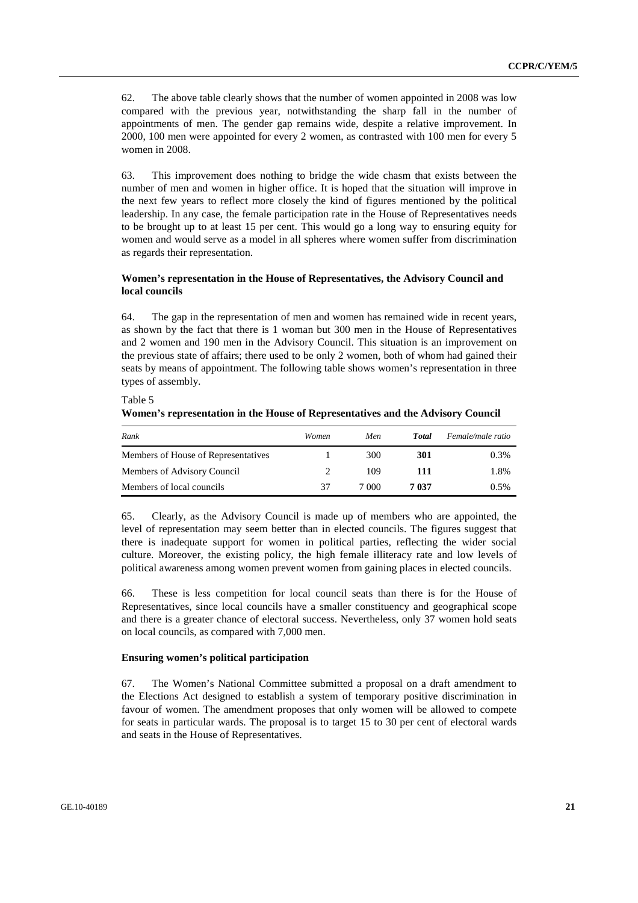62. The above table clearly shows that the number of women appointed in 2008 was low compared with the previous year, notwithstanding the sharp fall in the number of appointments of men. The gender gap remains wide, despite a relative improvement. In 2000, 100 men were appointed for every 2 women, as contrasted with 100 men for every 5 women in 2008.

63. This improvement does nothing to bridge the wide chasm that exists between the number of men and women in higher office. It is hoped that the situation will improve in the next few years to reflect more closely the kind of figures mentioned by the political leadership. In any case, the female participation rate in the House of Representatives needs to be brought up to at least 15 per cent. This would go a long way to ensuring equity for women and would serve as a model in all spheres where women suffer from discrimination as regards their representation.

### Women's representation in the House of Representatives, the Advisory Council and local councils

64. The gap in the representation of men and women has remained wide in recent years, as shown by the fact that there is 1 woman but 300 men in the House of Representatives and 2 women and 190 men in the Advisory Council. This situation is an improvement on the previous state of affairs; there used to be only 2 women, both of whom had gained their seats by means of appointment. The following table shows women's representation in three types of assembly.

Table 5
**Women's representation in the House of Representatives and the Advisory Council**

| *Rank* | *Women* | *Men* | ***Total*** | *Female/male ratio* |
|---|---|---|---|---|
| Members of House of Representatives | 1 | 300 | **301** | 0.3% |
| Members of Advisory Council | 2 | 109 | **111** | 1.8% |
| Members of local councils | 37 | 7 000 | **7 037** | 0.5% |

65. Clearly, as the Advisory Council is made up of members who are appointed, the level of representation may seem better than in elected councils. The figures suggest that there is inadequate support for women in political parties, reflecting the wider social culture. Moreover, the existing policy, the high female illiteracy rate and low levels of political awareness among women prevent women from gaining places in elected councils.

66. These is less competition for local council seats than there is for the House of Representatives, since local councils have a smaller constituency and geographical scope and there is a greater chance of electoral success. Nevertheless, only 37 women hold seats on local councils, as compared with 7,000 men.

### Ensuring women's political participation

67. The Women's National Committee submitted a proposal on a draft amendment to the Elections Act designed to establish a system of temporary positive discrimination in favour of women. The amendment proposes that only women will be allowed to compete for seats in particular wards. The proposal is to target 15 to 30 per cent of electoral wards and seats in the House of Representatives.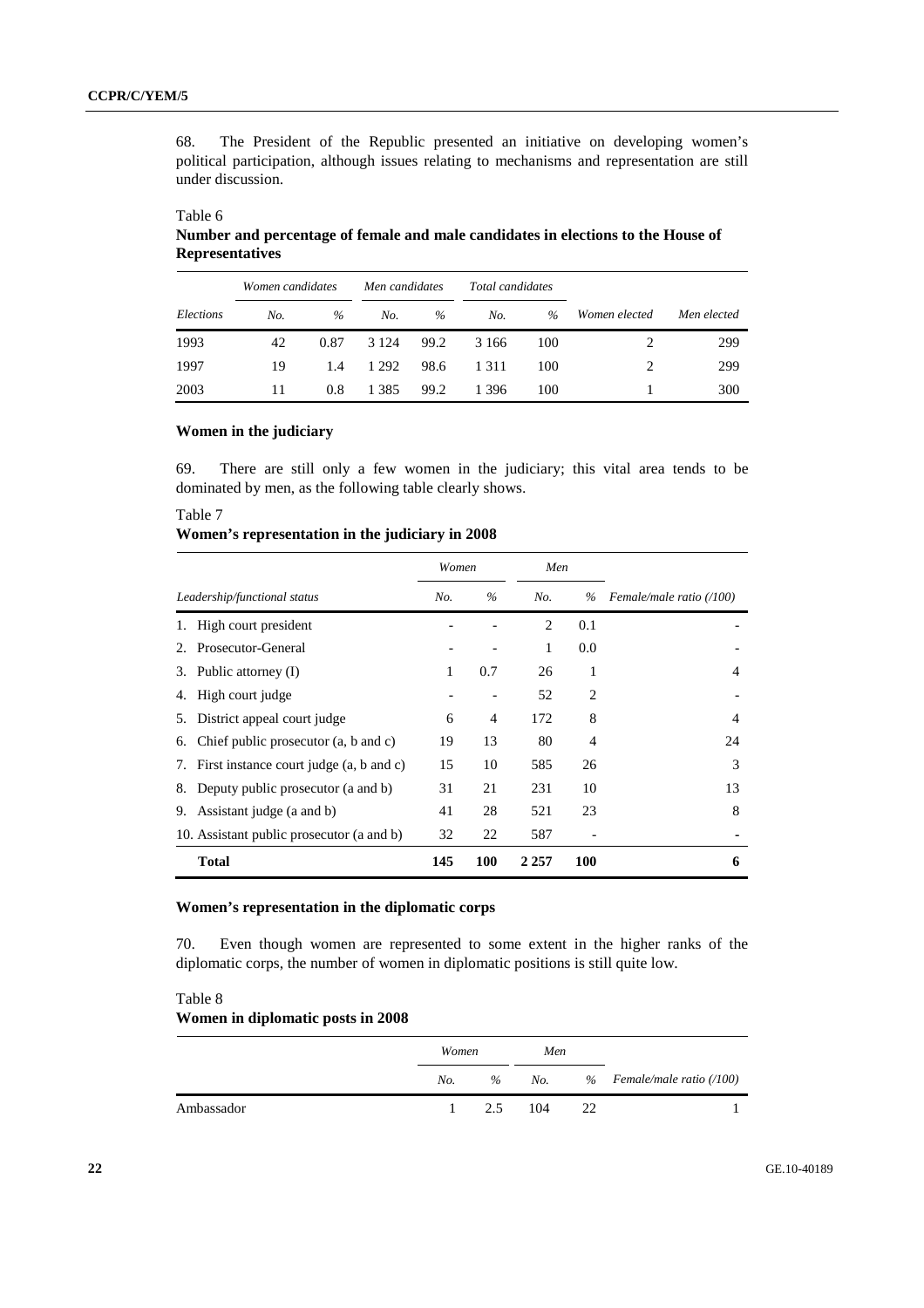68. The President of the Republic presented an initiative on developing women's political participation, although issues relating to mechanisms and representation are still under discussion.

Table 6
**Number and percentage of female and male candidates in elections to the House of Representatives**

| | *Women candidates* | | *Men candidates* | | *Total candidates* | | | |
|---|---|---|---|---|---|---|---|---|
| *Elections* | *No.* | *%* | *No.* | *%* | *No.* | *%* | *Women elected* | *Men elected* |
| 1993 | 42 | 0.87 | 3 124 | 99.2 | 3 166 | 100 | 2 | 299 |
| 1997 | 19 | 1.4 | 1 292 | 98.6 | 1 311 | 100 | 2 | 299 |
| 2003 | 11 | 0.8 | 1 385 | 99.2 | 1 396 | 100 | 1 | 300 |

### Women in the judiciary

69. There are still only a few women in the judiciary; this vital area tends to be dominated by men, as the following table clearly shows.

Table 7
**Women's representation in the judiciary in 2008**

| | *Women* | | *Men* | | |
|---|---|---|---|---|---|
| *Leadership/functional status* | *No.* | *%* | *No.* | *%* | *Female/male ratio (/100)* |
| 1. High court president | - | - | 2 | 0.1 | - |
| 2. Prosecutor-General | - | - | 1 | 0.0 | - |
| 3. Public attorney (I) | 1 | 0.7 | 26 | 1 | 4 |
| 4. High court judge | - | - | 52 | 2 | - |
| 5. District appeal court judge | 6 | 4 | 172 | 8 | 4 |
| 6. Chief public prosecutor (a, b and c) | 19 | 13 | 80 | 4 | 24 |
| 7. First instance court judge (a, b and c) | 15 | 10 | 585 | 26 | 3 |
| 8. Deputy public prosecutor (a and b) | 31 | 21 | 231 | 10 | 13 |
| 9. Assistant judge (a and b) | 41 | 28 | 521 | 23 | 8 |
| 10. Assistant public prosecutor (a and b) | 32 | 22 | 587 | - | - |
| **Total** | **145** | **100** | **2 257** | **100** | **6** |

### Women's representation in the diplomatic corps

70. Even though women are represented to some extent in the higher ranks of the diplomatic corps, the number of women in diplomatic positions is still quite low.

Table 8
**Women in diplomatic posts in 2008**

| | *Women* | | *Men* | | |
|---|---|---|---|---|---|
| | *No.* | *%* | *No.* | *%* | *Female/male ratio (/100)* |
| Ambassador | 1 | 2.5 | 104 | 22 | 1 |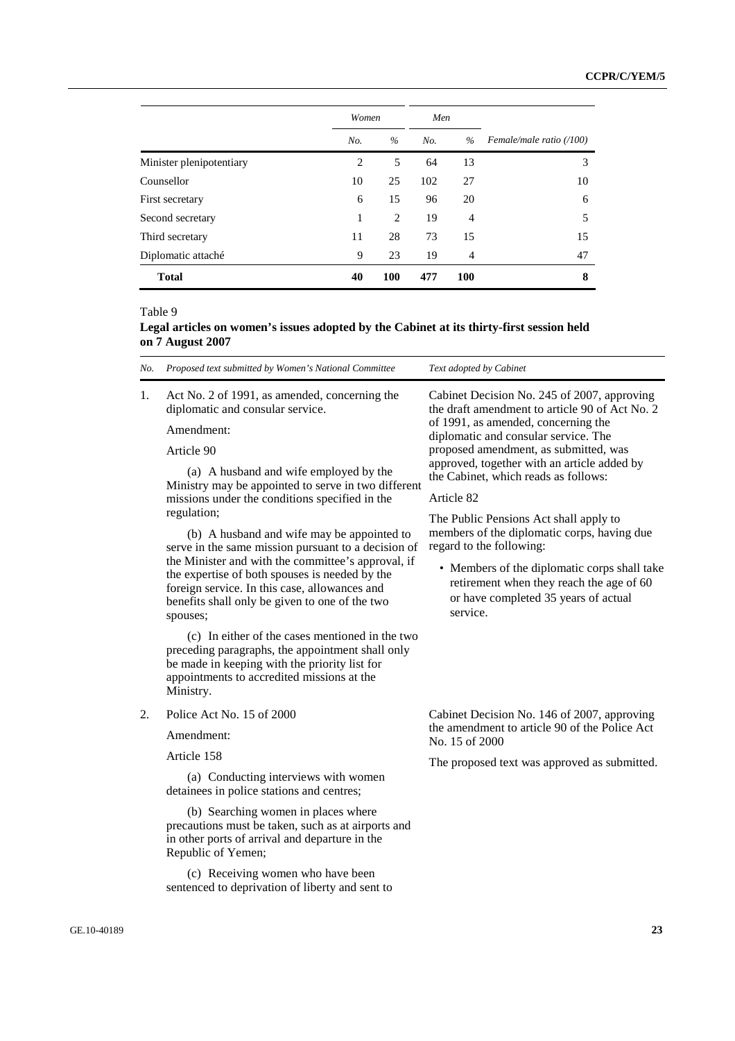| | Women | | Men | | |
|---|---|---|---|---|---|
| | *No.* | *%* | *No.* | *%* | *Female/male ratio (/100)* |
| Minister plenipotentiary | 2 | 5 | 64 | 13 | 3 |
| Counsellor | 10 | 25 | 102 | 27 | 10 |
| First secretary | 6 | 15 | 96 | 20 | 6 |
| Second secretary | 1 | 2 | 19 | 4 | 5 |
| Third secretary | 11 | 28 | 73 | 15 | 15 |
| Diplomatic attaché | 9 | 23 | 19 | 4 | 47 |
| **Total** | **40** | **100** | **477** | **100** | **8** |

Table 9

**Legal articles on women's issues adopted by the Cabinet at its thirty-first session held on 7 August 2007**

| *No.* | *Proposed text submitted by Women's National Committee* | *Text adopted by Cabinet* |
|---|---|---|
| 1. | Act No. 2 of 1991, as amended, concerning the diplomatic and consular service.<br><br>Amendment:<br><br>Article 90<br><br>(a) A husband and wife employed by the Ministry may be appointed to serve in two different missions under the conditions specified in the regulation;<br><br>(b) A husband and wife may be appointed to serve in the same mission pursuant to a decision of the Minister and with the committee's approval, if the expertise of both spouses is needed by the foreign service. In this case, allowances and benefits shall only be given to one of the two spouses;<br><br>(c) In either of the cases mentioned in the two preceding paragraphs, the appointment shall only be made in keeping with the priority list for appointments to accredited missions at the Ministry. | Cabinet Decision No. 245 of 2007, approving the draft amendment to article 90 of Act No. 2 of 1991, as amended, concerning the diplomatic and consular service. The proposed amendment, as submitted, was approved, together with an article added by the Cabinet, which reads as follows:<br><br>Article 82<br><br>The Public Pensions Act shall apply to members of the diplomatic corps, having due regard to the following:<br><br>• Members of the diplomatic corps shall take retirement when they reach the age of 60 or have completed 35 years of actual service. |
| 2. | Police Act No. 15 of 2000<br><br>Amendment:<br><br>Article 158<br><br>(a) Conducting interviews with women detainees in police stations and centres;<br><br>(b) Searching women in places where precautions must be taken, such as at airports and in other ports of arrival and departure in the Republic of Yemen;<br><br>(c) Receiving women who have been sentenced to deprivation of liberty and sent to | Cabinet Decision No. 146 of 2007, approving the amendment to article 90 of the Police Act No. 15 of 2000<br><br>The proposed text was approved as submitted. |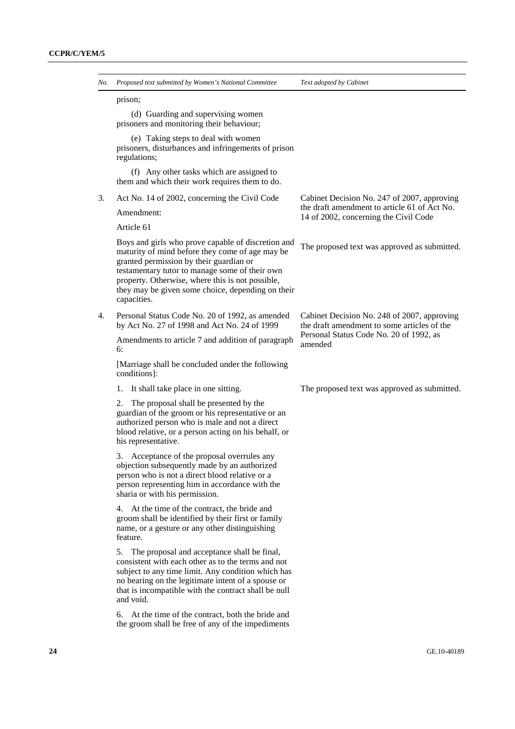| No. | Proposed text submitted by Women's National Committee | Text adopted by Cabinet |
|---|---|---|
| | prison;<br><br>(d) Guarding and supervising women prisoners and monitoring their behaviour;<br><br>(e) Taking steps to deal with women prisoners, disturbances and infringements of prison regulations;<br><br>(f) Any other tasks which are assigned to them and which their work requires them to do. | |
| 3. | Act No. 14 of 2002, concerning the Civil Code<br><br>Amendment:<br><br>Article 61<br><br>Boys and girls who prove capable of discretion and maturity of mind before they come of age may be granted permission by their guardian or testamentary tutor to manage some of their own property. Otherwise, where this is not possible, they may be given some choice, depending on their capacities. | Cabinet Decision No. 247 of 2007, approving the draft amendment to article 61 of Act No. 14 of 2002, concerning the Civil Code<br><br>The proposed text was approved as submitted. |
| 4. | Personal Status Code No. 20 of 1992, as amended by Act No. 27 of 1998 and Act No. 24 of 1999<br><br>Amendments to article 7 and addition of paragraph 6:<br><br>[Marriage shall be concluded under the following conditions]:<br><br>1. It shall take place in one sitting.<br><br>2. The proposal shall be presented by the guardian of the groom or his representative or an authorized person who is male and not a direct blood relative, or a person acting on his behalf, or his representative.<br><br>3. Acceptance of the proposal overrules any objection subsequently made by an authorized person who is not a direct blood relative or a person representing him in accordance with the sharia or with his permission.<br><br>4. At the time of the contract, the bride and groom shall be identified by their first or family name, or a gesture or any other distinguishing feature.<br><br>5. The proposal and acceptance shall be final, consistent with each other as to the terms and not subject to any time limit. Any condition which has no bearing on the legitimate intent of a spouse or that is incompatible with the contract shall be null and void.<br><br>6. At the time of the contract, both the bride and the groom shall be free of any of the impediments | Cabinet Decision No. 248 of 2007, approving the draft amendment to some articles of the Personal Status Code No. 20 of 1992, as amended<br><br>The proposed text was approved as submitted. |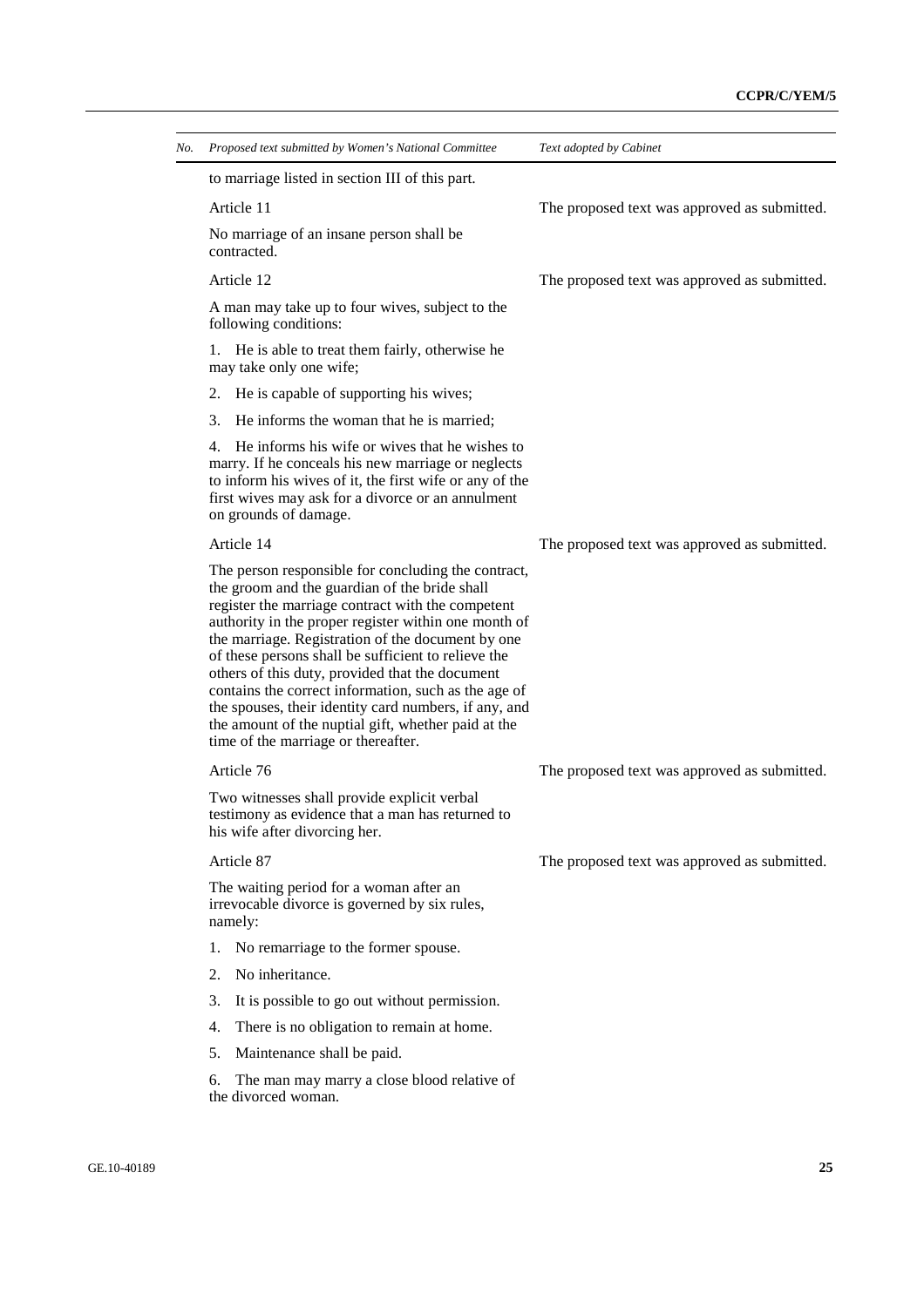| No. | Proposed text submitted by Women's National Committee | Text adopted by Cabinet |
|---|---|---|
| | to marriage listed in section III of this part. | |
| | Article 11 | The proposed text was approved as submitted. |
| | No marriage of an insane person shall be contracted. | |
| | Article 12 | The proposed text was approved as submitted. |
| | A man may take up to four wives, subject to the following conditions: | |
| | 1. He is able to treat them fairly, otherwise he may take only one wife; | |
| | 2. He is capable of supporting his wives; | |
| | 3. He informs the woman that he is married; | |
| | 4. He informs his wife or wives that he wishes to marry. If he conceals his new marriage or neglects to inform his wives of it, the first wife or any of the first wives may ask for a divorce or an annulment on grounds of damage. | |
| | Article 14 | The proposed text was approved as submitted. |
| | The person responsible for concluding the contract, the groom and the guardian of the bride shall register the marriage contract with the competent authority in the proper register within one month of the marriage. Registration of the document by one of these persons shall be sufficient to relieve the others of this duty, provided that the document contains the correct information, such as the age of the spouses, their identity card numbers, if any, and the amount of the nuptial gift, whether paid at the time of the marriage or thereafter. | |
| | Article 76 | The proposed text was approved as submitted. |
| | Two witnesses shall provide explicit verbal testimony as evidence that a man has returned to his wife after divorcing her. | |
| | Article 87 | The proposed text was approved as submitted. |
| | The waiting period for a woman after an irrevocable divorce is governed by six rules, namely: | |
| | 1. No remarriage to the former spouse. | |
| | 2. No inheritance. | |
| | 3. It is possible to go out without permission. | |
| | 4. There is no obligation to remain at home. | |
| | 5. Maintenance shall be paid. | |
| | 6. The man may marry a close blood relative of the divorced woman. | |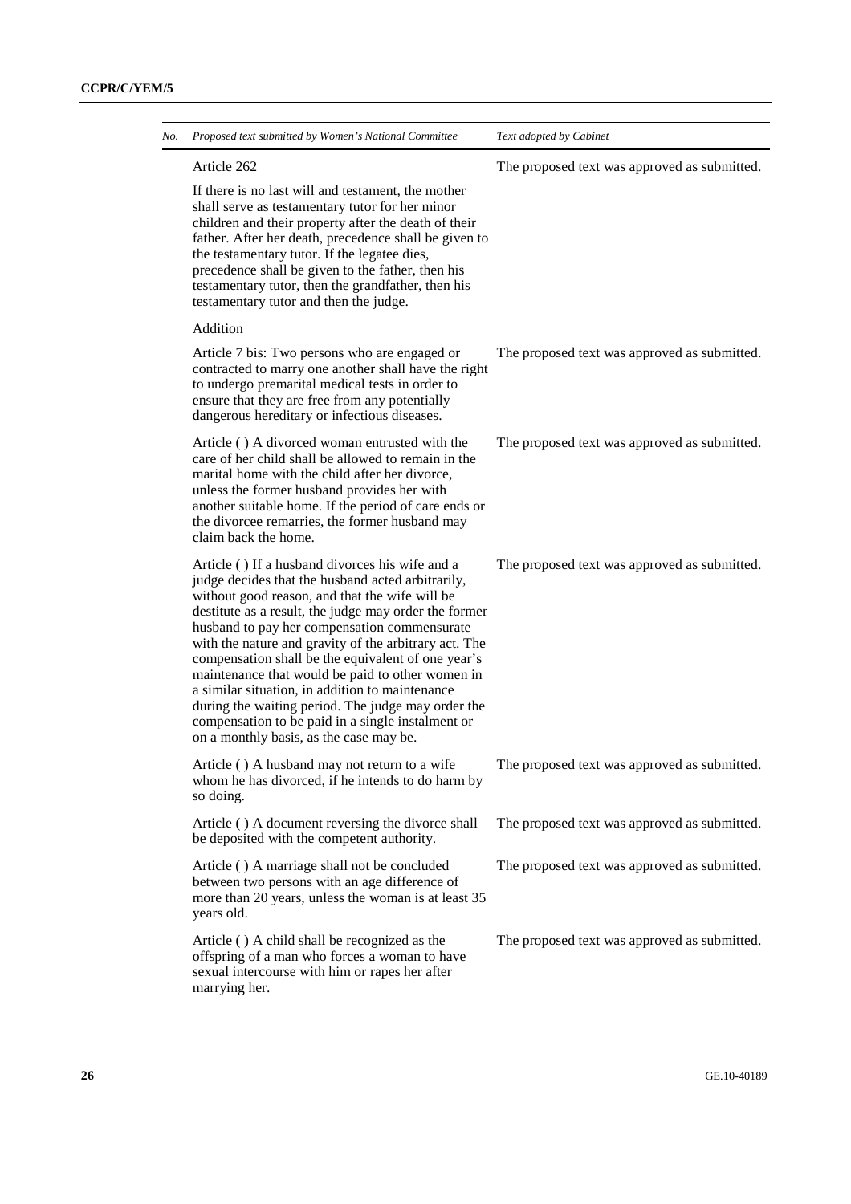| No. | *Proposed text submitted by Women's National Committee* | *Text adopted by Cabinet* |
|---|---|---|
| | Article 262<br><br>If there is no last will and testament, the mother shall serve as testamentary tutor for her minor children and their property after the death of their father. After her death, precedence shall be given to the testamentary tutor. If the legatee dies, precedence shall be given to the father, then his testamentary tutor, then the grandfather, then his testamentary tutor and then the judge. | The proposed text was approved as submitted. |
| | Addition | |
| | Article 7 bis: Two persons who are engaged or contracted to marry one another shall have the right to undergo premarital medical tests in order to ensure that they are free from any potentially dangerous hereditary or infectious diseases. | The proposed text was approved as submitted. |
| | Article ( ) A divorced woman entrusted with the care of her child shall be allowed to remain in the marital home with the child after her divorce, unless the former husband provides her with another suitable home. If the period of care ends or the divorcee remarries, the former husband may claim back the home. | The proposed text was approved as submitted. |
| | Article ( ) If a husband divorces his wife and a judge decides that the husband acted arbitrarily, without good reason, and that the wife will be destitute as a result, the judge may order the former husband to pay her compensation commensurate with the nature and gravity of the arbitrary act. The compensation shall be the equivalent of one year's maintenance that would be paid to other women in a similar situation, in addition to maintenance during the waiting period. The judge may order the compensation to be paid in a single instalment or on a monthly basis, as the case may be. | The proposed text was approved as submitted. |
| | Article ( ) A husband may not return to a wife whom he has divorced, if he intends to do harm by so doing. | The proposed text was approved as submitted. |
| | Article ( ) A document reversing the divorce shall be deposited with the competent authority. | The proposed text was approved as submitted. |
| | Article ( ) A marriage shall not be concluded between two persons with an age difference of more than 20 years, unless the woman is at least 35 years old. | The proposed text was approved as submitted. |
| | Article ( ) A child shall be recognized as the offspring of a man who forces a woman to have sexual intercourse with him or rapes her after marrying her. | The proposed text was approved as submitted. |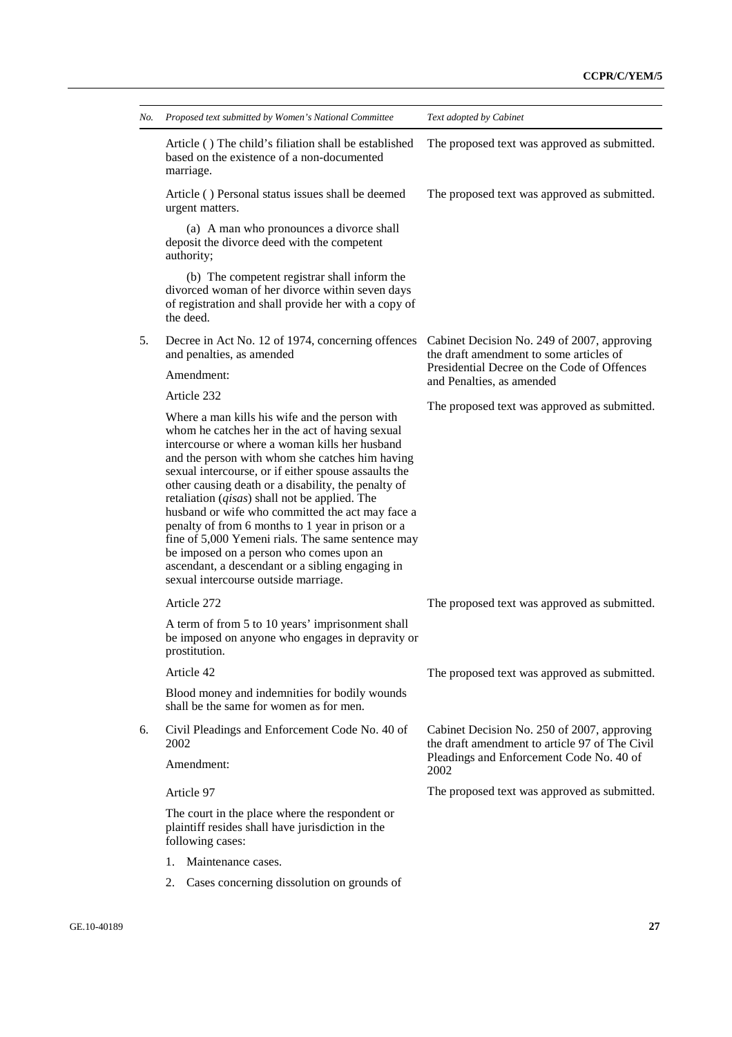| No. | *Proposed text submitted by Women's National Committee* | *Text adopted by Cabinet* |
|---|---|---|
| | Article ( ) The child's filiation shall be established based on the existence of a non-documented marriage. | The proposed text was approved as submitted. |
| | Article ( ) Personal status issues shall be deemed urgent matters. | The proposed text was approved as submitted. |
| | (a) A man who pronounces a divorce shall deposit the divorce deed with the competent authority; | |
| | (b) The competent registrar shall inform the divorced woman of her divorce within seven days of registration and shall provide her with a copy of the deed. | |
| 5. | Decree in Act No. 12 of 1974, concerning offences and penalties, as amended | Cabinet Decision No. 249 of 2007, approving the draft amendment to some articles of Presidential Decree on the Code of Offences and Penalties, as amended |
| | Amendment: | |
| | Article 232 | The proposed text was approved as submitted. |
| | Where a man kills his wife and the person with whom he catches her in the act of having sexual intercourse or where a woman kills her husband and the person with whom she catches him having sexual intercourse, or if either spouse assaults the other causing death or a disability, the penalty of retaliation (*qisas*) shall not be applied. The husband or wife who committed the act may face a penalty of from 6 months to 1 year in prison or a fine of 5,000 Yemeni rials. The same sentence may be imposed on a person who comes upon an ascendant, a descendant or a sibling engaging in sexual intercourse outside marriage. | |
| | Article 272 | The proposed text was approved as submitted. |
| | A term of from 5 to 10 years' imprisonment shall be imposed on anyone who engages in depravity or prostitution. | |
| | Article 42 | The proposed text was approved as submitted. |
| | Blood money and indemnities for bodily wounds shall be the same for women as for men. | |
| 6. | Civil Pleadings and Enforcement Code No. 40 of 2002 | Cabinet Decision No. 250 of 2007, approving the draft amendment to article 97 of The Civil Pleadings and Enforcement Code No. 40 of 2002 |
| | Amendment: | |
| | Article 97 | The proposed text was approved as submitted. |
| | The court in the place where the respondent or plaintiff resides shall have jurisdiction in the following cases: | |
| | 1. Maintenance cases. | |
| | 2. Cases concerning dissolution on grounds of | |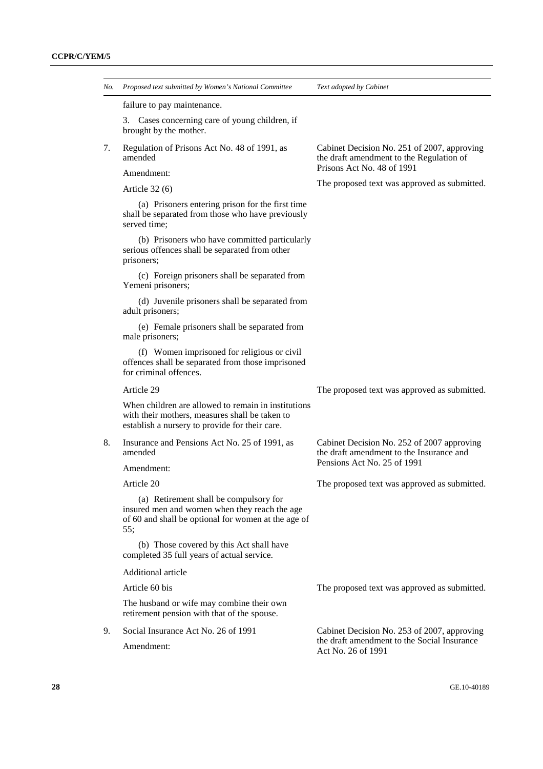| No. | *Proposed text submitted by Women's National Committee* | *Text adopted by Cabinet* |
|---|---|---|
| | failure to pay maintenance. | |
| | 3. Cases concerning care of young children, if brought by the mother. | |
| 7. | Regulation of Prisons Act No. 48 of 1991, as amended | Cabinet Decision No. 251 of 2007, approving the draft amendment to the Regulation of Prisons Act No. 48 of 1991 |
| | Amendment: | |
| | Article 32 (6) | The proposed text was approved as submitted. |
| | (a) Prisoners entering prison for the first time shall be separated from those who have previously served time; | |
| | (b) Prisoners who have committed particularly serious offences shall be separated from other prisoners; | |
| | (c) Foreign prisoners shall be separated from Yemeni prisoners; | |
| | (d) Juvenile prisoners shall be separated from adult prisoners; | |
| | (e) Female prisoners shall be separated from male prisoners; | |
| | (f) Women imprisoned for religious or civil offences shall be separated from those imprisoned for criminal offences. | |
| | Article 29 | The proposed text was approved as submitted. |
| | When children are allowed to remain in institutions with their mothers, measures shall be taken to establish a nursery to provide for their care. | |
| 8. | Insurance and Pensions Act No. 25 of 1991, as amended | Cabinet Decision No. 252 of 2007 approving the draft amendment to the Insurance and Pensions Act No. 25 of 1991 |
| | Amendment: | |
| | Article 20 | The proposed text was approved as submitted. |
| | (a) Retirement shall be compulsory for insured men and women when they reach the age of 60 and shall be optional for women at the age of 55; | |
| | (b) Those covered by this Act shall have completed 35 full years of actual service. | |
| | Additional article | |
| | Article 60 bis | The proposed text was approved as submitted. |
| | The husband or wife may combine their own retirement pension with that of the spouse. | |
| 9. | Social Insurance Act No. 26 of 1991 | Cabinet Decision No. 253 of 2007, approving the draft amendment to the Social Insurance Act No. 26 of 1991 |
| | Amendment: | |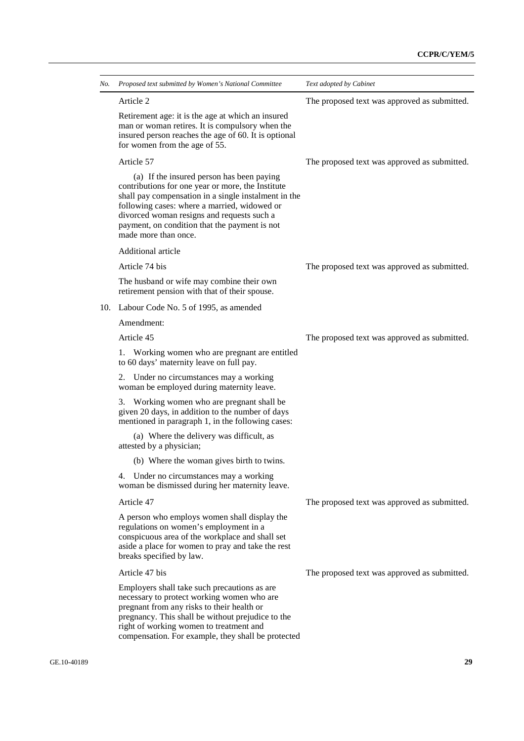| No. | *Proposed text submitted by Women's National Committee* | *Text adopted by Cabinet* |
|---|---|---|
| | Article 2 | The proposed text was approved as submitted. |
| | Retirement age: it is the age at which an insured man or woman retires. It is compulsory when the insured person reaches the age of 60. It is optional for women from the age of 55. | |
| | Article 57 | The proposed text was approved as submitted. |
| | (a) If the insured person has been paying contributions for one year or more, the Institute shall pay compensation in a single instalment in the following cases: where a married, widowed or divorced woman resigns and requests such a payment, on condition that the payment is not made more than once. | |
| | Additional article | |
| | Article 74 bis | The proposed text was approved as submitted. |
| | The husband or wife may combine their own retirement pension with that of their spouse. | |
| 10. | Labour Code No. 5 of 1995, as amended | |
| | Amendment: | |
| | Article 45 | The proposed text was approved as submitted. |
| | 1. Working women who are pregnant are entitled to 60 days' maternity leave on full pay. | |
| | 2. Under no circumstances may a working woman be employed during maternity leave. | |
| | 3. Working women who are pregnant shall be given 20 days, in addition to the number of days mentioned in paragraph 1, in the following cases: | |
| | (a) Where the delivery was difficult, as attested by a physician; | |
| | (b) Where the woman gives birth to twins. | |
| | 4. Under no circumstances may a working woman be dismissed during her maternity leave. | |
| | Article 47 | The proposed text was approved as submitted. |
| | A person who employs women shall display the regulations on women's employment in a conspicuous area of the workplace and shall set aside a place for women to pray and take the rest breaks specified by law. | |
| | Article 47 bis | The proposed text was approved as submitted. |
| | Employers shall take such precautions as are necessary to protect working women who are pregnant from any risks to their health or pregnancy. This shall be without prejudice to the right of working women to treatment and compensation. For example, they shall be protected | |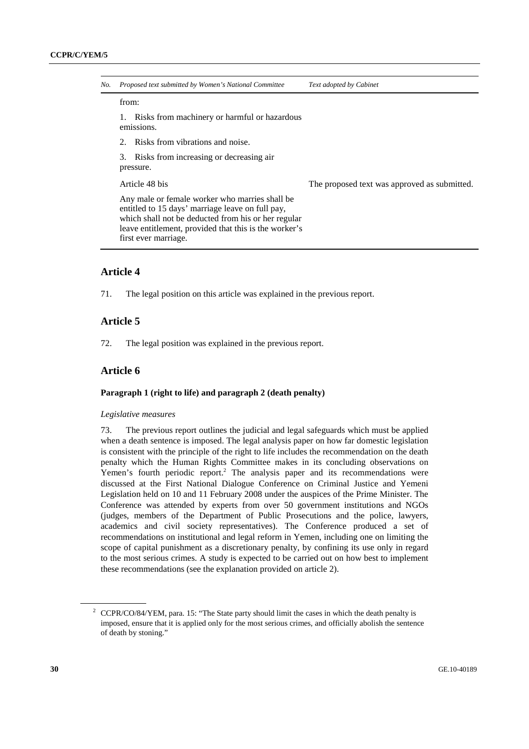| No. | Proposed text submitted by Women's National Committee | Text adopted by Cabinet |
|---|---|---|
| | from:<br><br>1. Risks from machinery or harmful or hazardous emissions.<br><br>2. Risks from vibrations and noise.<br><br>3. Risks from increasing or decreasing air pressure. | |
| | Article 48 bis<br><br>Any male or female worker who marries shall be entitled to 15 days' marriage leave on full pay, which shall not be deducted from his or her regular leave entitlement, provided that this is the worker's first ever marriage. | The proposed text was approved as submitted. |

## Article 4

71. The legal position on this article was explained in the previous report.

## Article 5

72. The legal position was explained in the previous report.

## Article 6

### Paragraph 1 (right to life) and paragraph 2 (death penalty)

*Legislative measures*

73. The previous report outlines the judicial and legal safeguards which must be applied when a death sentence is imposed. The legal analysis paper on how far domestic legislation is consistent with the principle of the right to life includes the recommendation on the death penalty which the Human Rights Committee makes in its concluding observations on Yemen's fourth periodic report.[2] The analysis paper and its recommendations were discussed at the First National Dialogue Conference on Criminal Justice and Yemeni Legislation held on 10 and 11 February 2008 under the auspices of the Prime Minister. The Conference was attended by experts from over 50 government institutions and NGOs (judges, members of the Department of Public Prosecutions and the police, lawyers, academics and civil society representatives). The Conference produced a set of recommendations on institutional and legal reform in Yemen, including one on limiting the scope of capital punishment as a discretionary penalty, by confining its use only in regard to the most serious crimes. A study is expected to be carried out on how best to implement these recommendations (see the explanation provided on article 2).

---

[2] CCPR/CO/84/YEM, para. 15: "The State party should limit the cases in which the death penalty is imposed, ensure that it is applied only for the most serious crimes, and officially abolish the sentence of death by stoning."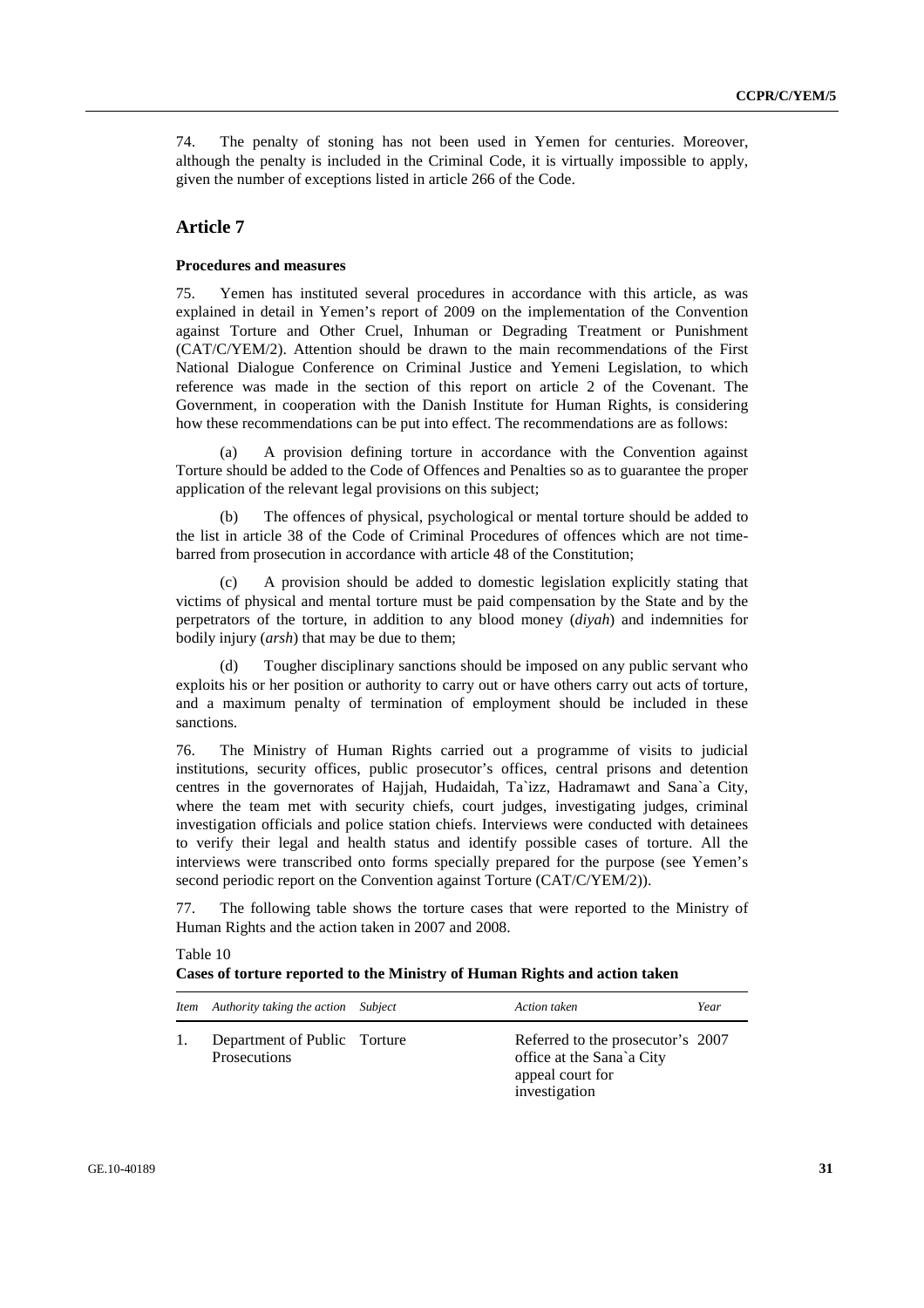74. The penalty of stoning has not been used in Yemen for centuries. Moreover, although the penalty is included in the Criminal Code, it is virtually impossible to apply, given the number of exceptions listed in article 266 of the Code.

## Article 7

### Procedures and measures

75. Yemen has instituted several procedures in accordance with this article, as was explained in detail in Yemen's report of 2009 on the implementation of the Convention against Torture and Other Cruel, Inhuman or Degrading Treatment or Punishment (CAT/C/YEM/2). Attention should be drawn to the main recommendations of the First National Dialogue Conference on Criminal Justice and Yemeni Legislation, to which reference was made in the section of this report on article 2 of the Covenant. The Government, in cooperation with the Danish Institute for Human Rights, is considering how these recommendations can be put into effect. The recommendations are as follows:

(a) A provision defining torture in accordance with the Convention against Torture should be added to the Code of Offences and Penalties so as to guarantee the proper application of the relevant legal provisions on this subject;

(b) The offences of physical, psychological or mental torture should be added to the list in article 38 of the Code of Criminal Procedures of offences which are not time-barred from prosecution in accordance with article 48 of the Constitution;

(c) A provision should be added to domestic legislation explicitly stating that victims of physical and mental torture must be paid compensation by the State and by the perpetrators of the torture, in addition to any blood money (*diyah*) and indemnities for bodily injury (*arsh*) that may be due to them;

(d) Tougher disciplinary sanctions should be imposed on any public servant who exploits his or her position or authority to carry out or have others carry out acts of torture, and a maximum penalty of termination of employment should be included in these sanctions.

76. The Ministry of Human Rights carried out a programme of visits to judicial institutions, security offices, public prosecutor's offices, central prisons and detention centres in the governorates of Hajjah, Hudaidah, Ta`izz, Hadramawt and Sana`a City, where the team met with security chiefs, court judges, investigating judges, criminal investigation officials and police station chiefs. Interviews were conducted with detainees to verify their legal and health status and identify possible cases of torture. All the interviews were transcribed onto forms specially prepared for the purpose (see Yemen's second periodic report on the Convention against Torture (CAT/C/YEM/2)).

77. The following table shows the torture cases that were reported to the Ministry of Human Rights and the action taken in 2007 and 2008.

Table 10

**Cases of torture reported to the Ministry of Human Rights and action taken**

| *Item* | *Authority taking the action* | *Subject* | *Action taken* | *Year* |
|---|---|---|---|---|
| 1. | Department of Public Prosecutions | Torture | Referred to the prosecutor's office at the Sana`a City appeal court for investigation | 2007 |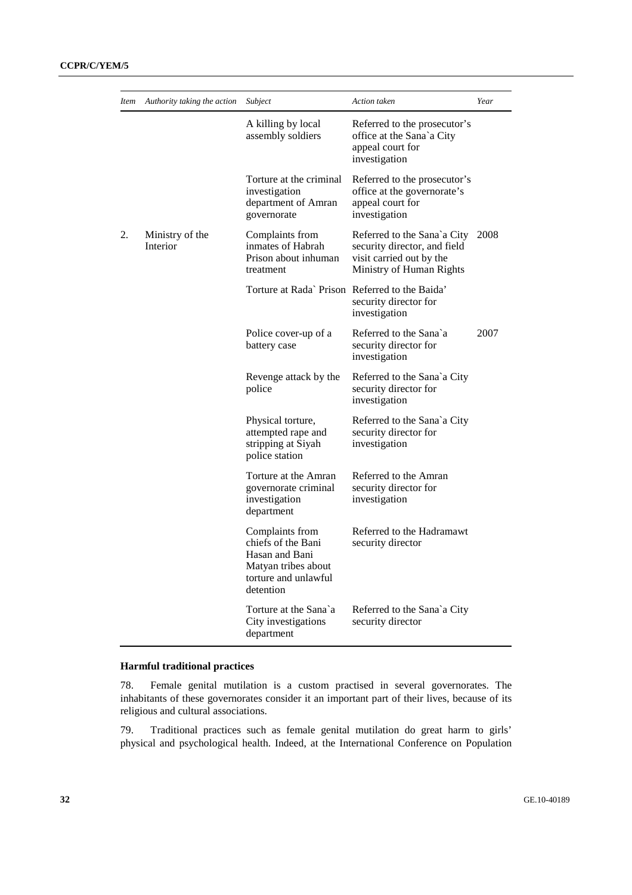| Item | Authority taking the action | Subject | Action taken | Year |
| --- | --- | --- | --- | --- |
| | | A killing by local assembly soldiers | Referred to the prosecutor's office at the Sana`a City appeal court for investigation | |
| | | Torture at the criminal investigation department of Amran governorate | Referred to the prosecutor's office at the governorate's appeal court for investigation | |
| 2. | Ministry of the Interior | Complaints from inmates of Habrah Prison about inhuman treatment | Referred to the Sana`a City security director, and field visit carried out by the Ministry of Human Rights | 2008 |
| | | Torture at Rada` Prison | Referred to the Baida' security director for investigation | |
| | | Police cover-up of a battery case | Referred to the Sana`a security director for investigation | 2007 |
| | | Revenge attack by the police | Referred to the Sana`a City security director for investigation | |
| | | Physical torture, attempted rape and stripping at Siyah police station | Referred to the Sana`a City security director for investigation | |
| | | Torture at the Amran governorate criminal investigation department | Referred to the Amran security director for investigation | |
| | | Complaints from chiefs of the Bani Hasan and Bani Matyan tribes about torture and unlawful detention | Referred to the Hadramawt security director | |
| | | Torture at the Sana`a City investigations department | Referred to the Sana`a City security director | |

### Harmful traditional practices

78. Female genital mutilation is a custom practised in several governorates. The inhabitants of these governorates consider it an important part of their lives, because of its religious and cultural associations.

79. Traditional practices such as female genital mutilation do great harm to girls' physical and psychological health. Indeed, at the International Conference on Population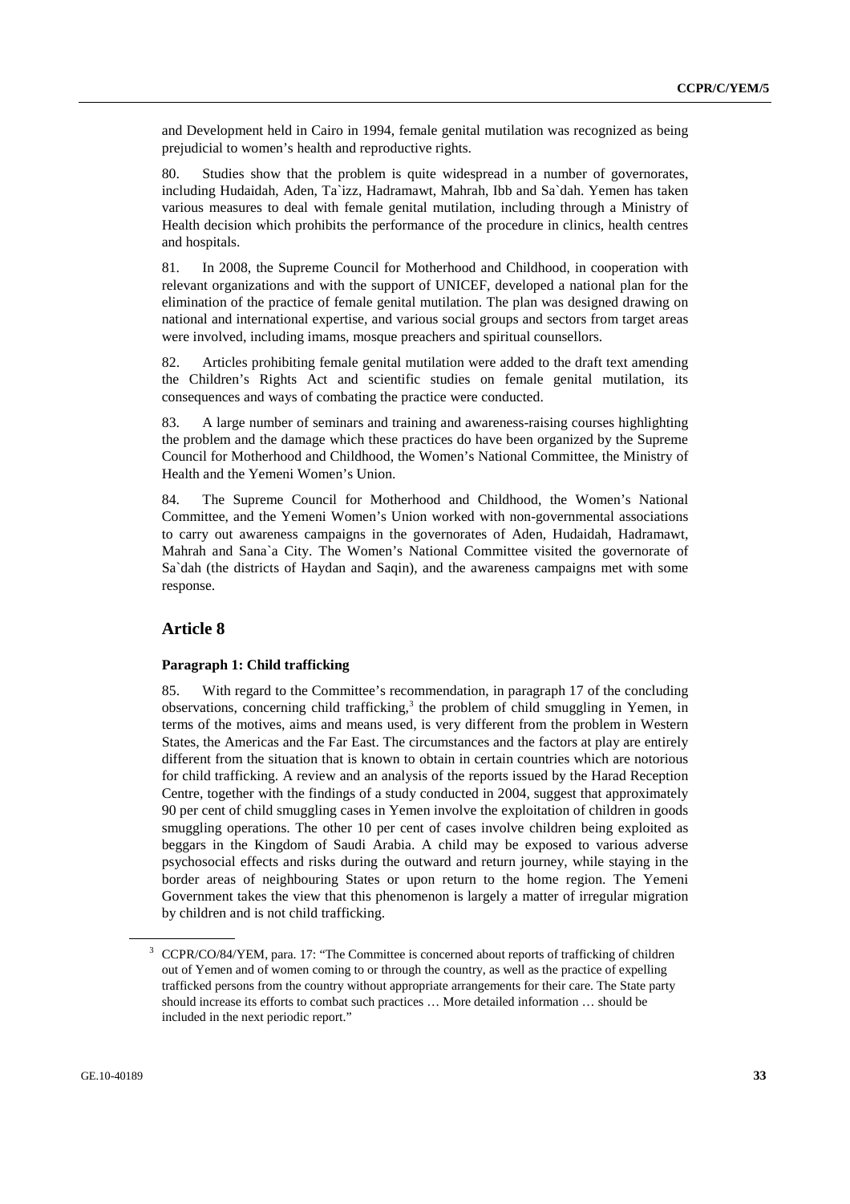and Development held in Cairo in 1994, female genital mutilation was recognized as being prejudicial to women's health and reproductive rights.

80. Studies show that the problem is quite widespread in a number of governorates, including Hudaidah, Aden, Ta`izz, Hadramawt, Mahrah, Ibb and Sa`dah. Yemen has taken various measures to deal with female genital mutilation, including through a Ministry of Health decision which prohibits the performance of the procedure in clinics, health centres and hospitals.

81. In 2008, the Supreme Council for Motherhood and Childhood, in cooperation with relevant organizations and with the support of UNICEF, developed a national plan for the elimination of the practice of female genital mutilation. The plan was designed drawing on national and international expertise, and various social groups and sectors from target areas were involved, including imams, mosque preachers and spiritual counsellors.

82. Articles prohibiting female genital mutilation were added to the draft text amending the Children's Rights Act and scientific studies on female genital mutilation, its consequences and ways of combating the practice were conducted.

83. A large number of seminars and training and awareness-raising courses highlighting the problem and the damage which these practices do have been organized by the Supreme Council for Motherhood and Childhood, the Women's National Committee, the Ministry of Health and the Yemeni Women's Union.

84. The Supreme Council for Motherhood and Childhood, the Women's National Committee, and the Yemeni Women's Union worked with non-governmental associations to carry out awareness campaigns in the governorates of Aden, Hudaidah, Hadramawt, Mahrah and Sana`a City. The Women's National Committee visited the governorate of Sa`dah (the districts of Haydan and Saqin), and the awareness campaigns met with some response.

## Article 8

#### Paragraph 1: Child trafficking

85. With regard to the Committee's recommendation, in paragraph 17 of the concluding observations, concerning child trafficking,[3] the problem of child smuggling in Yemen, in terms of the motives, aims and means used, is very different from the problem in Western States, the Americas and the Far East. The circumstances and the factors at play are entirely different from the situation that is known to obtain in certain countries which are notorious for child trafficking. A review and an analysis of the reports issued by the Harad Reception Centre, together with the findings of a study conducted in 2004, suggest that approximately 90 per cent of child smuggling cases in Yemen involve the exploitation of children in goods smuggling operations. The other 10 per cent of cases involve children being exploited as beggars in the Kingdom of Saudi Arabia. A child may be exposed to various adverse psychosocial effects and risks during the outward and return journey, while staying in the border areas of neighbouring States or upon return to the home region. The Yemeni Government takes the view that this phenomenon is largely a matter of irregular migration by children and is not child trafficking.

[3] CCPR/CO/84/YEM, para. 17: "The Committee is concerned about reports of trafficking of children out of Yemen and of women coming to or through the country, as well as the practice of expelling trafficked persons from the country without appropriate arrangements for their care. The State party should increase its efforts to combat such practices … More detailed information … should be included in the next periodic report."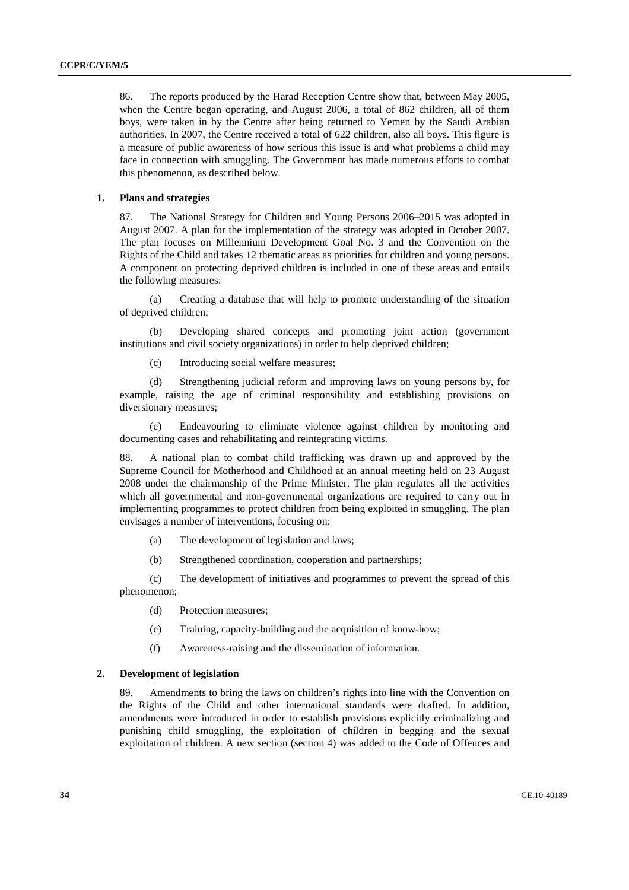86. The reports produced by the Harad Reception Centre show that, between May 2005, when the Centre began operating, and August 2006, a total of 862 children, all of them boys, were taken in by the Centre after being returned to Yemen by the Saudi Arabian authorities. In 2007, the Centre received a total of 622 children, also all boys. This figure is a measure of public awareness of how serious this issue is and what problems a child may face in connection with smuggling. The Government has made numerous efforts to combat this phenomenon, as described below.

### 1. Plans and strategies

87. The National Strategy for Children and Young Persons 2006–2015 was adopted in August 2007. A plan for the implementation of the strategy was adopted in October 2007. The plan focuses on Millennium Development Goal No. 3 and the Convention on the Rights of the Child and takes 12 thematic areas as priorities for children and young persons. A component on protecting deprived children is included in one of these areas and entails the following measures:

(a) Creating a database that will help to promote understanding of the situation of deprived children;

(b) Developing shared concepts and promoting joint action (government institutions and civil society organizations) in order to help deprived children;

(c) Introducing social welfare measures;

(d) Strengthening judicial reform and improving laws on young persons by, for example, raising the age of criminal responsibility and establishing provisions on diversionary measures;

(e) Endeavouring to eliminate violence against children by monitoring and documenting cases and rehabilitating and reintegrating victims.

88. A national plan to combat child trafficking was drawn up and approved by the Supreme Council for Motherhood and Childhood at an annual meeting held on 23 August 2008 under the chairmanship of the Prime Minister. The plan regulates all the activities which all governmental and non-governmental organizations are required to carry out in implementing programmes to protect children from being exploited in smuggling. The plan envisages a number of interventions, focusing on:

(a) The development of legislation and laws;

(b) Strengthened coordination, cooperation and partnerships;

(c) The development of initiatives and programmes to prevent the spread of this phenomenon;

(d) Protection measures;

(e) Training, capacity-building and the acquisition of know-how;

(f) Awareness-raising and the dissemination of information.

### 2. Development of legislation

89. Amendments to bring the laws on children's rights into line with the Convention on the Rights of the Child and other international standards were drafted. In addition, amendments were introduced in order to establish provisions explicitly criminalizing and punishing child smuggling, the exploitation of children in begging and the sexual exploitation of children. A new section (section 4) was added to the Code of Offences and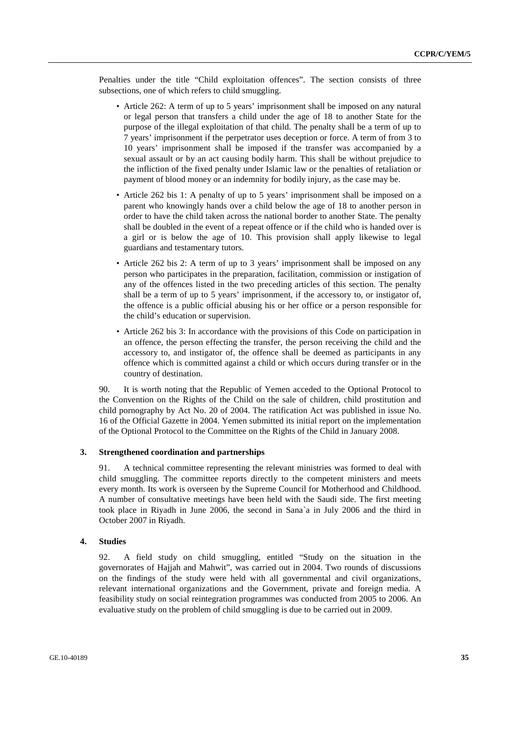Penalties under the title "Child exploitation offences". The section consists of three subsections, one of which refers to child smuggling.

- Article 262: A term of up to 5 years' imprisonment shall be imposed on any natural or legal person that transfers a child under the age of 18 to another State for the purpose of the illegal exploitation of that child. The penalty shall be a term of up to 7 years' imprisonment if the perpetrator uses deception or force. A term of from 3 to 10 years' imprisonment shall be imposed if the transfer was accompanied by a sexual assault or by an act causing bodily harm. This shall be without prejudice to the infliction of the fixed penalty under Islamic law or the penalties of retaliation or payment of blood money or an indemnity for bodily injury, as the case may be.
- Article 262 bis 1: A penalty of up to 5 years' imprisonment shall be imposed on a parent who knowingly hands over a child below the age of 18 to another person in order to have the child taken across the national border to another State. The penalty shall be doubled in the event of a repeat offence or if the child who is handed over is a girl or is below the age of 10. This provision shall apply likewise to legal guardians and testamentary tutors.
- Article 262 bis 2: A term of up to 3 years' imprisonment shall be imposed on any person who participates in the preparation, facilitation, commission or instigation of any of the offences listed in the two preceding articles of this section. The penalty shall be a term of up to 5 years' imprisonment, if the accessory to, or instigator of, the offence is a public official abusing his or her office or a person responsible for the child's education or supervision.
- Article 262 bis 3: In accordance with the provisions of this Code on participation in an offence, the person effecting the transfer, the person receiving the child and the accessory to, and instigator of, the offence shall be deemed as participants in any offence which is committed against a child or which occurs during transfer or in the country of destination.

90. It is worth noting that the Republic of Yemen acceded to the Optional Protocol to the Convention on the Rights of the Child on the sale of children, child prostitution and child pornography by Act No. 20 of 2004. The ratification Act was published in issue No. 16 of the Official Gazette in 2004. Yemen submitted its initial report on the implementation of the Optional Protocol to the Committee on the Rights of the Child in January 2008.

### 3. Strengthened coordination and partnerships

91. A technical committee representing the relevant ministries was formed to deal with child smuggling. The committee reports directly to the competent ministers and meets every month. Its work is overseen by the Supreme Council for Motherhood and Childhood. A number of consultative meetings have been held with the Saudi side. The first meeting took place in Riyadh in June 2006, the second in Sana`a in July 2006 and the third in October 2007 in Riyadh.

### 4. Studies

92. A field study on child smuggling, entitled "Study on the situation in the governorates of Hajjah and Mahwit", was carried out in 2004. Two rounds of discussions on the findings of the study were held with all governmental and civil organizations, relevant international organizations and the Government, private and foreign media. A feasibility study on social reintegration programmes was conducted from 2005 to 2006. An evaluative study on the problem of child smuggling is due to be carried out in 2009.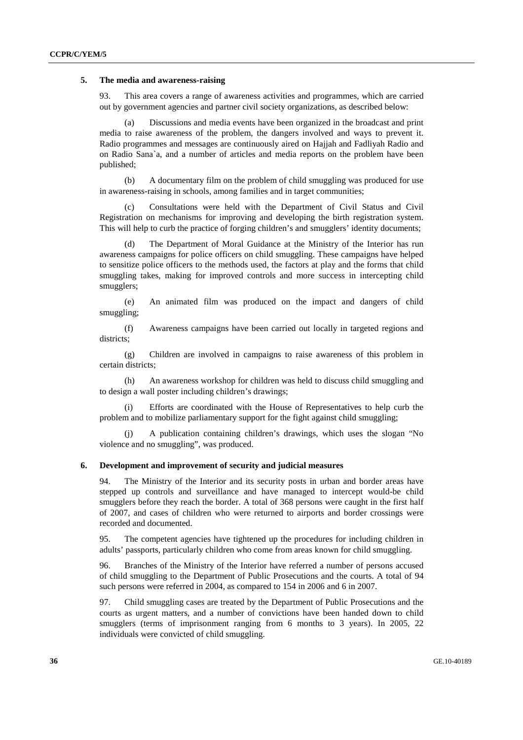### 5. The media and awareness-raising

93. This area covers a range of awareness activities and programmes, which are carried out by government agencies and partner civil society organizations, as described below:

(a) Discussions and media events have been organized in the broadcast and print media to raise awareness of the problem, the dangers involved and ways to prevent it. Radio programmes and messages are continuously aired on Hajjah and Fadliyah Radio and on Radio Sana`a, and a number of articles and media reports on the problem have been published;

(b) A documentary film on the problem of child smuggling was produced for use in awareness-raising in schools, among families and in target communities;

(c) Consultations were held with the Department of Civil Status and Civil Registration on mechanisms for improving and developing the birth registration system. This will help to curb the practice of forging children's and smugglers' identity documents;

(d) The Department of Moral Guidance at the Ministry of the Interior has run awareness campaigns for police officers on child smuggling. These campaigns have helped to sensitize police officers to the methods used, the factors at play and the forms that child smuggling takes, making for improved controls and more success in intercepting child smugglers;

(e) An animated film was produced on the impact and dangers of child smuggling;

(f) Awareness campaigns have been carried out locally in targeted regions and districts;

(g) Children are involved in campaigns to raise awareness of this problem in certain districts;

(h) An awareness workshop for children was held to discuss child smuggling and to design a wall poster including children's drawings;

(i) Efforts are coordinated with the House of Representatives to help curb the problem and to mobilize parliamentary support for the fight against child smuggling;

(j) A publication containing children's drawings, which uses the slogan "No violence and no smuggling", was produced.

### 6. Development and improvement of security and judicial measures

94. The Ministry of the Interior and its security posts in urban and border areas have stepped up controls and surveillance and have managed to intercept would-be child smugglers before they reach the border. A total of 368 persons were caught in the first half of 2007, and cases of children who were returned to airports and border crossings were recorded and documented.

95. The competent agencies have tightened up the procedures for including children in adults' passports, particularly children who come from areas known for child smuggling.

96. Branches of the Ministry of the Interior have referred a number of persons accused of child smuggling to the Department of Public Prosecutions and the courts. A total of 94 such persons were referred in 2004, as compared to 154 in 2006 and 6 in 2007.

97. Child smuggling cases are treated by the Department of Public Prosecutions and the courts as urgent matters, and a number of convictions have been handed down to child smugglers (terms of imprisonment ranging from 6 months to 3 years). In 2005, 22 individuals were convicted of child smuggling.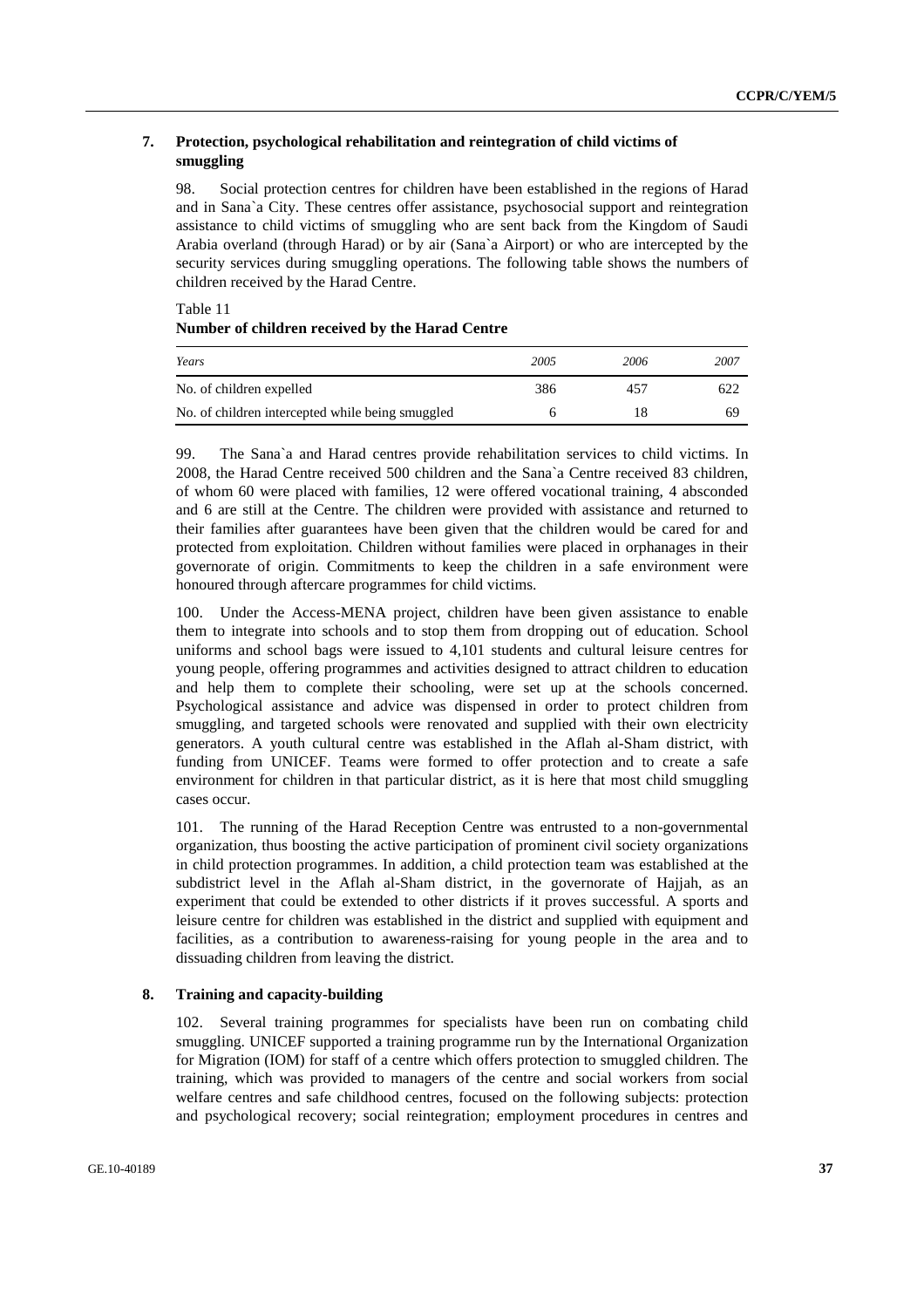### 7. Protection, psychological rehabilitation and reintegration of child victims of smuggling

98. Social protection centres for children have been established in the regions of Harad and in Sana`a City. These centres offer assistance, psychosocial support and reintegration assistance to child victims of smuggling who are sent back from the Kingdom of Saudi Arabia overland (through Harad) or by air (Sana`a Airport) or who are intercepted by the security services during smuggling operations. The following table shows the numbers of children received by the Harad Centre.

Table 11
**Number of children received by the Harad Centre**

| *Years* | *2005* | *2006* | *2007* |
|---|---|---|---|
| No. of children expelled | 386 | 457 | 622 |
| No. of children intercepted while being smuggled | 6 | 18 | 69 |

99. The Sana`a and Harad centres provide rehabilitation services to child victims. In 2008, the Harad Centre received 500 children and the Sana`a Centre received 83 children, of whom 60 were placed with families, 12 were offered vocational training, 4 absconded and 6 are still at the Centre. The children were provided with assistance and returned to their families after guarantees have been given that the children would be cared for and protected from exploitation. Children without families were placed in orphanages in their governorate of origin. Commitments to keep the children in a safe environment were honoured through aftercare programmes for child victims.

100. Under the Access-MENA project, children have been given assistance to enable them to integrate into schools and to stop them from dropping out of education. School uniforms and school bags were issued to 4,101 students and cultural leisure centres for young people, offering programmes and activities designed to attract children to education and help them to complete their schooling, were set up at the schools concerned. Psychological assistance and advice was dispensed in order to protect children from smuggling, and targeted schools were renovated and supplied with their own electricity generators. A youth cultural centre was established in the Aflah al-Sham district, with funding from UNICEF. Teams were formed to offer protection and to create a safe environment for children in that particular district, as it is here that most child smuggling cases occur.

101. The running of the Harad Reception Centre was entrusted to a non-governmental organization, thus boosting the active participation of prominent civil society organizations in child protection programmes. In addition, a child protection team was established at the subdistrict level in the Aflah al-Sham district, in the governorate of Hajjah, as an experiment that could be extended to other districts if it proves successful. A sports and leisure centre for children was established in the district and supplied with equipment and facilities, as a contribution to awareness-raising for young people in the area and to dissuading children from leaving the district.

### 8. Training and capacity-building

102. Several training programmes for specialists have been run on combating child smuggling. UNICEF supported a training programme run by the International Organization for Migration (IOM) for staff of a centre which offers protection to smuggled children. The training, which was provided to managers of the centre and social workers from social welfare centres and safe childhood centres, focused on the following subjects: protection and psychological recovery; social reintegration; employment procedures in centres and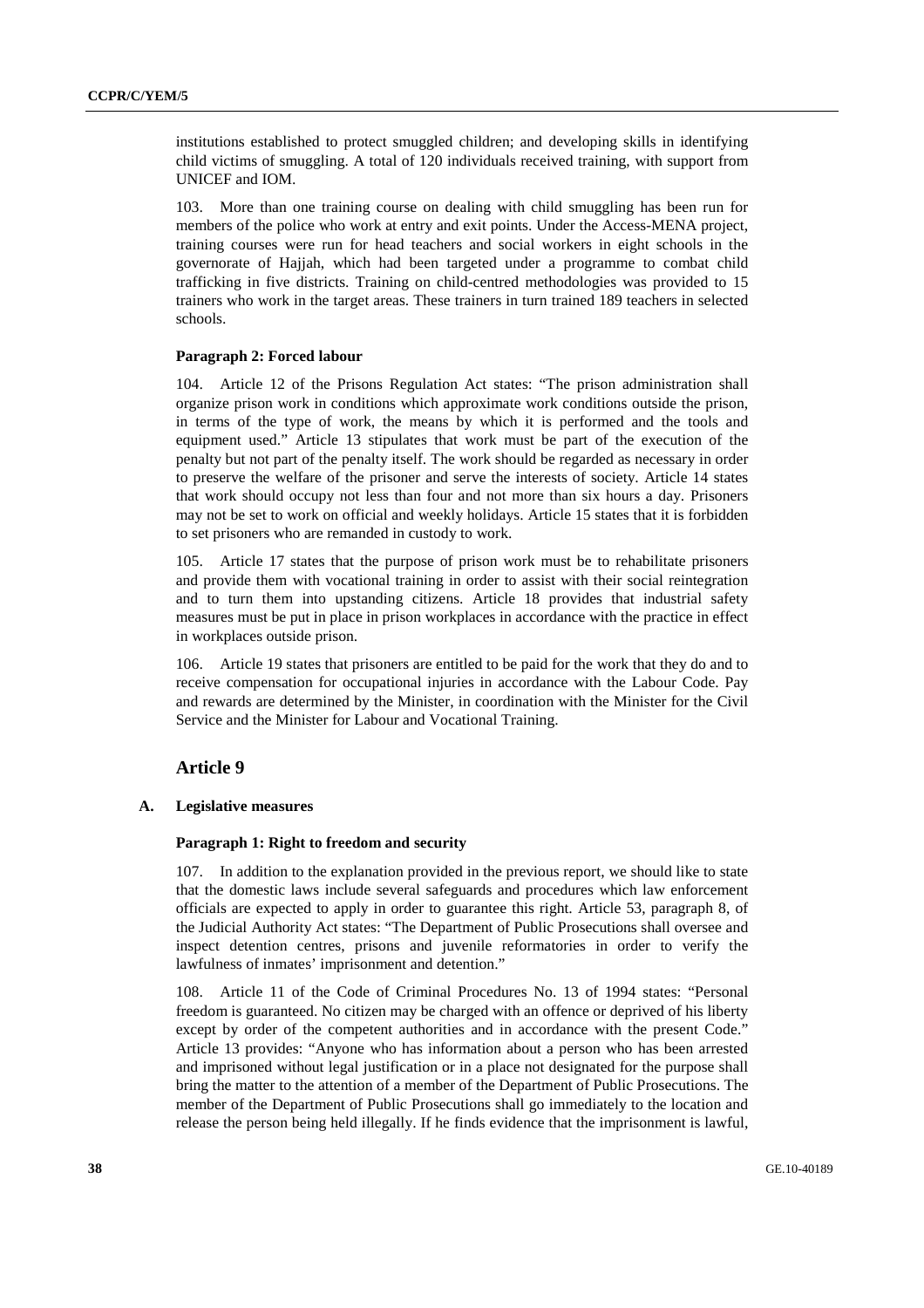institutions established to protect smuggled children; and developing skills in identifying child victims of smuggling. A total of 120 individuals received training, with support from UNICEF and IOM.

103. More than one training course on dealing with child smuggling has been run for members of the police who work at entry and exit points. Under the Access-MENA project, training courses were run for head teachers and social workers in eight schools in the governorate of Hajjah, which had been targeted under a programme to combat child trafficking in five districts. Training on child-centred methodologies was provided to 15 trainers who work in the target areas. These trainers in turn trained 189 teachers in selected schools.

#### Paragraph 2: Forced labour

104. Article 12 of the Prisons Regulation Act states: "The prison administration shall organize prison work in conditions which approximate work conditions outside the prison, in terms of the type of work, the means by which it is performed and the tools and equipment used." Article 13 stipulates that work must be part of the execution of the penalty but not part of the penalty itself. The work should be regarded as necessary in order to preserve the welfare of the prisoner and serve the interests of society. Article 14 states that work should occupy not less than four and not more than six hours a day. Prisoners may not be set to work on official and weekly holidays. Article 15 states that it is forbidden to set prisoners who are remanded in custody to work.

105. Article 17 states that the purpose of prison work must be to rehabilitate prisoners and provide them with vocational training in order to assist with their social reintegration and to turn them into upstanding citizens. Article 18 provides that industrial safety measures must be put in place in prison workplaces in accordance with the practice in effect in workplaces outside prison.

106. Article 19 states that prisoners are entitled to be paid for the work that they do and to receive compensation for occupational injuries in accordance with the Labour Code. Pay and rewards are determined by the Minister, in coordination with the Minister for the Civil Service and the Minister for Labour and Vocational Training.

## Article 9

### A. Legislative measures

#### Paragraph 1: Right to freedom and security

107. In addition to the explanation provided in the previous report, we should like to state that the domestic laws include several safeguards and procedures which law enforcement officials are expected to apply in order to guarantee this right. Article 53, paragraph 8, of the Judicial Authority Act states: "The Department of Public Prosecutions shall oversee and inspect detention centres, prisons and juvenile reformatories in order to verify the lawfulness of inmates' imprisonment and detention."

108. Article 11 of the Code of Criminal Procedures No. 13 of 1994 states: "Personal freedom is guaranteed. No citizen may be charged with an offence or deprived of his liberty except by order of the competent authorities and in accordance with the present Code." Article 13 provides: "Anyone who has information about a person who has been arrested and imprisoned without legal justification or in a place not designated for the purpose shall bring the matter to the attention of a member of the Department of Public Prosecutions. The member of the Department of Public Prosecutions shall go immediately to the location and release the person being held illegally. If he finds evidence that the imprisonment is lawful,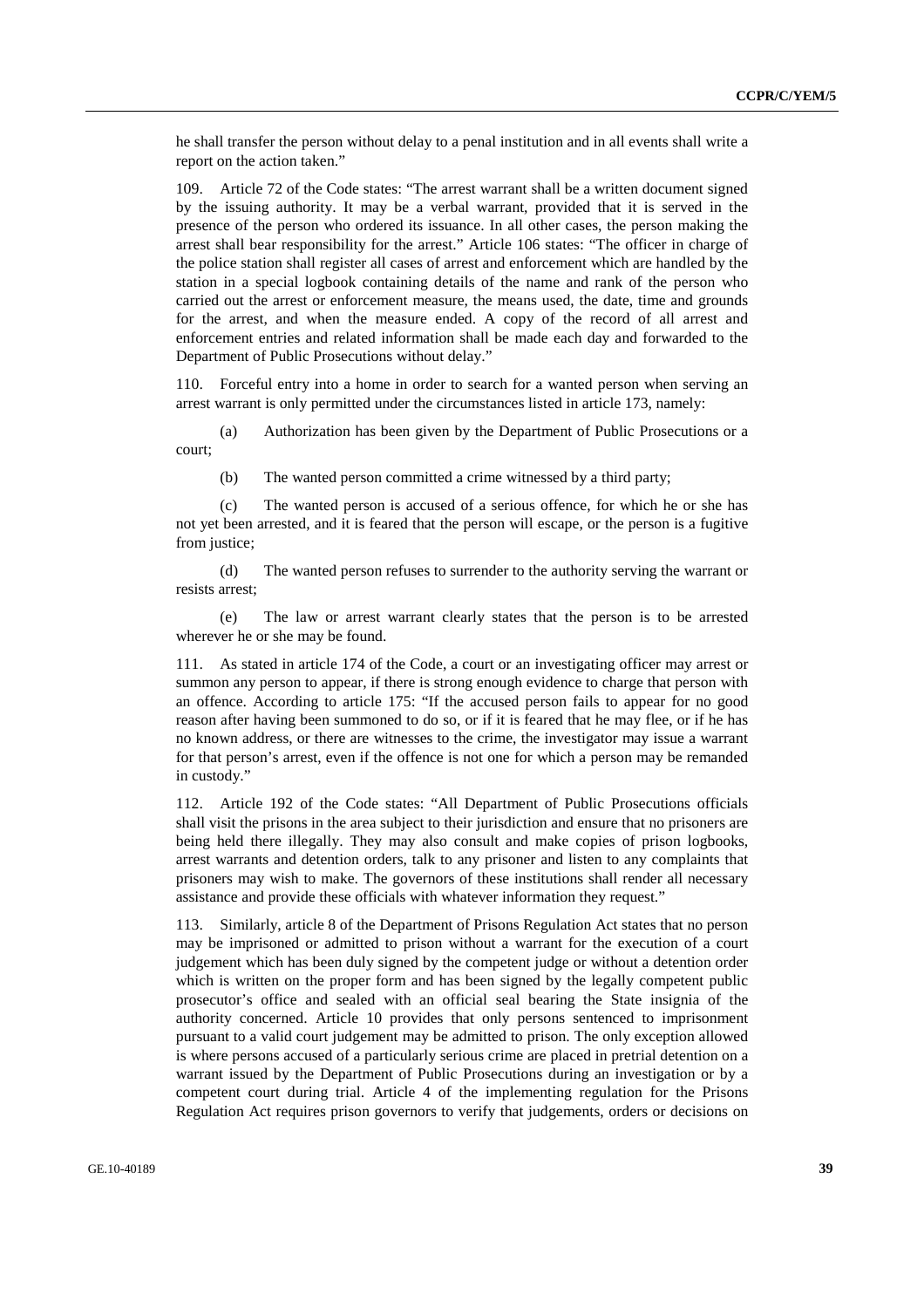he shall transfer the person without delay to a penal institution and in all events shall write a report on the action taken."

109. Article 72 of the Code states: "The arrest warrant shall be a written document signed by the issuing authority. It may be a verbal warrant, provided that it is served in the presence of the person who ordered its issuance. In all other cases, the person making the arrest shall bear responsibility for the arrest." Article 106 states: "The officer in charge of the police station shall register all cases of arrest and enforcement which are handled by the station in a special logbook containing details of the name and rank of the person who carried out the arrest or enforcement measure, the means used, the date, time and grounds for the arrest, and when the measure ended. A copy of the record of all arrest and enforcement entries and related information shall be made each day and forwarded to the Department of Public Prosecutions without delay."

110. Forceful entry into a home in order to search for a wanted person when serving an arrest warrant is only permitted under the circumstances listed in article 173, namely:

(a) Authorization has been given by the Department of Public Prosecutions or a court;

(b) The wanted person committed a crime witnessed by a third party;

(c) The wanted person is accused of a serious offence, for which he or she has not yet been arrested, and it is feared that the person will escape, or the person is a fugitive from justice;

(d) The wanted person refuses to surrender to the authority serving the warrant or resists arrest;

(e) The law or arrest warrant clearly states that the person is to be arrested wherever he or she may be found.

111. As stated in article 174 of the Code, a court or an investigating officer may arrest or summon any person to appear, if there is strong enough evidence to charge that person with an offence. According to article 175: "If the accused person fails to appear for no good reason after having been summoned to do so, or if it is feared that he may flee, or if he has no known address, or there are witnesses to the crime, the investigator may issue a warrant for that person's arrest, even if the offence is not one for which a person may be remanded in custody."

112. Article 192 of the Code states: "All Department of Public Prosecutions officials shall visit the prisons in the area subject to their jurisdiction and ensure that no prisoners are being held there illegally. They may also consult and make copies of prison logbooks, arrest warrants and detention orders, talk to any prisoner and listen to any complaints that prisoners may wish to make. The governors of these institutions shall render all necessary assistance and provide these officials with whatever information they request."

113. Similarly, article 8 of the Department of Prisons Regulation Act states that no person may be imprisoned or admitted to prison without a warrant for the execution of a court judgement which has been duly signed by the competent judge or without a detention order which is written on the proper form and has been signed by the legally competent public prosecutor's office and sealed with an official seal bearing the State insignia of the authority concerned. Article 10 provides that only persons sentenced to imprisonment pursuant to a valid court judgement may be admitted to prison. The only exception allowed is where persons accused of a particularly serious crime are placed in pretrial detention on a warrant issued by the Department of Public Prosecutions during an investigation or by a competent court during trial. Article 4 of the implementing regulation for the Prisons Regulation Act requires prison governors to verify that judgements, orders or decisions on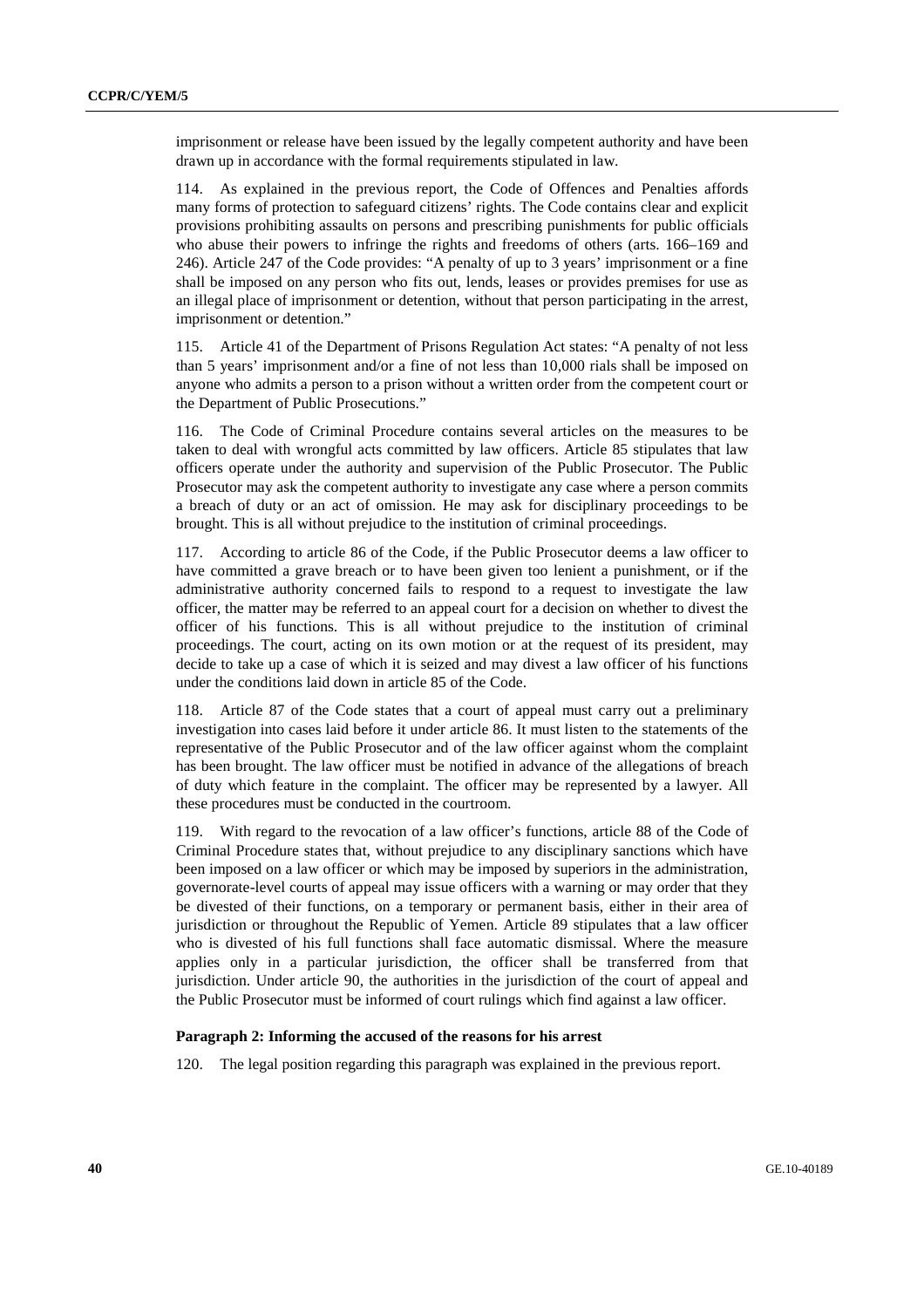imprisonment or release have been issued by the legally competent authority and have been drawn up in accordance with the formal requirements stipulated in law.

114. As explained in the previous report, the Code of Offences and Penalties affords many forms of protection to safeguard citizens' rights. The Code contains clear and explicit provisions prohibiting assaults on persons and prescribing punishments for public officials who abuse their powers to infringe the rights and freedoms of others (arts. 166–169 and 246). Article 247 of the Code provides: "A penalty of up to 3 years' imprisonment or a fine shall be imposed on any person who fits out, lends, leases or provides premises for use as an illegal place of imprisonment or detention, without that person participating in the arrest, imprisonment or detention."

115. Article 41 of the Department of Prisons Regulation Act states: "A penalty of not less than 5 years' imprisonment and/or a fine of not less than 10,000 rials shall be imposed on anyone who admits a person to a prison without a written order from the competent court or the Department of Public Prosecutions."

116. The Code of Criminal Procedure contains several articles on the measures to be taken to deal with wrongful acts committed by law officers. Article 85 stipulates that law officers operate under the authority and supervision of the Public Prosecutor. The Public Prosecutor may ask the competent authority to investigate any case where a person commits a breach of duty or an act of omission. He may ask for disciplinary proceedings to be brought. This is all without prejudice to the institution of criminal proceedings.

117. According to article 86 of the Code, if the Public Prosecutor deems a law officer to have committed a grave breach or to have been given too lenient a punishment, or if the administrative authority concerned fails to respond to a request to investigate the law officer, the matter may be referred to an appeal court for a decision on whether to divest the officer of his functions. This is all without prejudice to the institution of criminal proceedings. The court, acting on its own motion or at the request of its president, may decide to take up a case of which it is seized and may divest a law officer of his functions under the conditions laid down in article 85 of the Code.

118. Article 87 of the Code states that a court of appeal must carry out a preliminary investigation into cases laid before it under article 86. It must listen to the statements of the representative of the Public Prosecutor and of the law officer against whom the complaint has been brought. The law officer must be notified in advance of the allegations of breach of duty which feature in the complaint. The officer may be represented by a lawyer. All these procedures must be conducted in the courtroom.

119. With regard to the revocation of a law officer's functions, article 88 of the Code of Criminal Procedure states that, without prejudice to any disciplinary sanctions which have been imposed on a law officer or which may be imposed by superiors in the administration, governorate-level courts of appeal may issue officers with a warning or may order that they be divested of their functions, on a temporary or permanent basis, either in their area of jurisdiction or throughout the Republic of Yemen. Article 89 stipulates that a law officer who is divested of his full functions shall face automatic dismissal. Where the measure applies only in a particular jurisdiction, the officer shall be transferred from that jurisdiction. Under article 90, the authorities in the jurisdiction of the court of appeal and the Public Prosecutor must be informed of court rulings which find against a law officer.

#### Paragraph 2: Informing the accused of the reasons for his arrest

120. The legal position regarding this paragraph was explained in the previous report.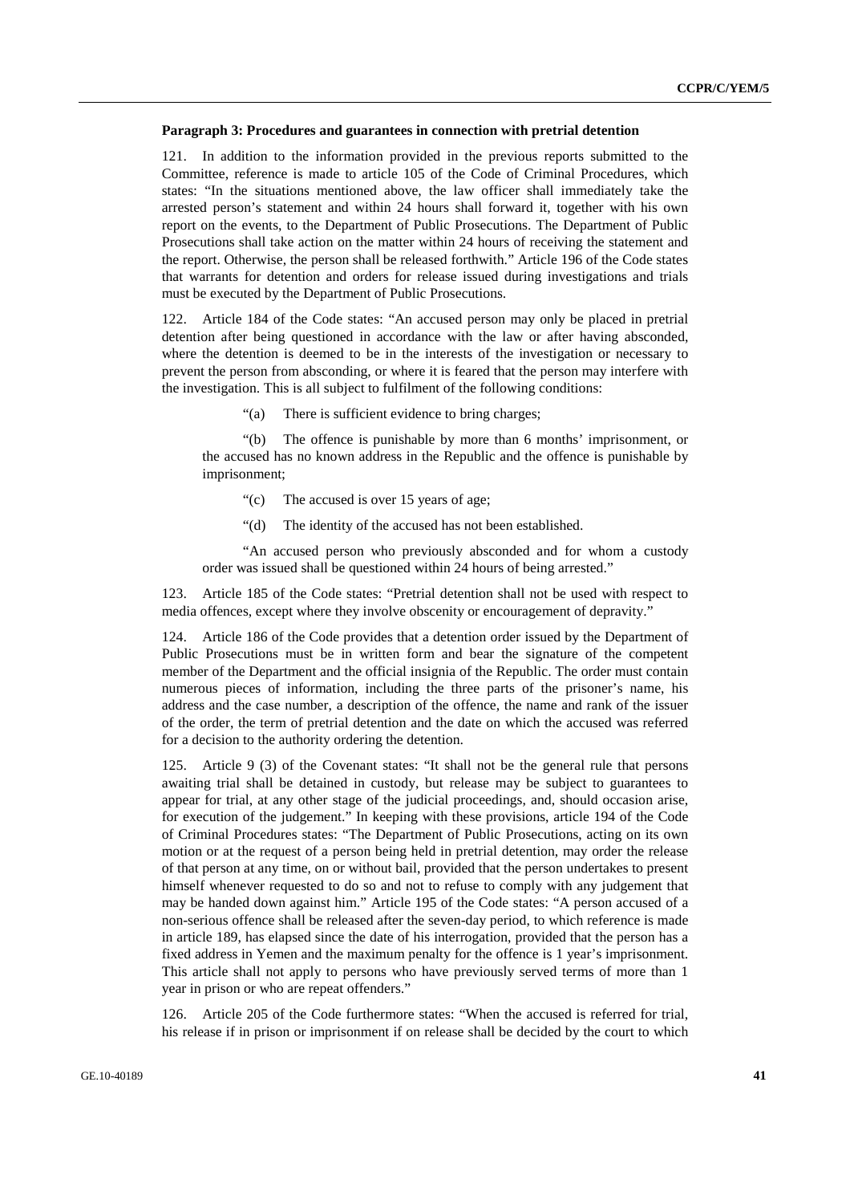**Paragraph 3: Procedures and guarantees in connection with pretrial detention**

121. In addition to the information provided in the previous reports submitted to the Committee, reference is made to article 105 of the Code of Criminal Procedures, which states: "In the situations mentioned above, the law officer shall immediately take the arrested person's statement and within 24 hours shall forward it, together with his own report on the events, to the Department of Public Prosecutions. The Department of Public Prosecutions shall take action on the matter within 24 hours of receiving the statement and the report. Otherwise, the person shall be released forthwith." Article 196 of the Code states that warrants for detention and orders for release issued during investigations and trials must be executed by the Department of Public Prosecutions.

122. Article 184 of the Code states: "An accused person may only be placed in pretrial detention after being questioned in accordance with the law or after having absconded, where the detention is deemed to be in the interests of the investigation or necessary to prevent the person from absconding, or where it is feared that the person may interfere with the investigation. This is all subject to fulfilment of the following conditions:

"(a) There is sufficient evidence to bring charges;

"(b) The offence is punishable by more than 6 months' imprisonment, or the accused has no known address in the Republic and the offence is punishable by imprisonment;

"(c) The accused is over 15 years of age;

"(d) The identity of the accused has not been established.

"An accused person who previously absconded and for whom a custody order was issued shall be questioned within 24 hours of being arrested."

123. Article 185 of the Code states: "Pretrial detention shall not be used with respect to media offences, except where they involve obscenity or encouragement of depravity."

124. Article 186 of the Code provides that a detention order issued by the Department of Public Prosecutions must be in written form and bear the signature of the competent member of the Department and the official insignia of the Republic. The order must contain numerous pieces of information, including the three parts of the prisoner's name, his address and the case number, a description of the offence, the name and rank of the issuer of the order, the term of pretrial detention and the date on which the accused was referred for a decision to the authority ordering the detention.

125. Article 9 (3) of the Covenant states: "It shall not be the general rule that persons awaiting trial shall be detained in custody, but release may be subject to guarantees to appear for trial, at any other stage of the judicial proceedings, and, should occasion arise, for execution of the judgement." In keeping with these provisions, article 194 of the Code of Criminal Procedures states: "The Department of Public Prosecutions, acting on its own motion or at the request of a person being held in pretrial detention, may order the release of that person at any time, on or without bail, provided that the person undertakes to present himself whenever requested to do so and not to refuse to comply with any judgement that may be handed down against him." Article 195 of the Code states: "A person accused of a non-serious offence shall be released after the seven-day period, to which reference is made in article 189, has elapsed since the date of his interrogation, provided that the person has a fixed address in Yemen and the maximum penalty for the offence is 1 year's imprisonment. This article shall not apply to persons who have previously served terms of more than 1 year in prison or who are repeat offenders."

126. Article 205 of the Code furthermore states: "When the accused is referred for trial, his release if in prison or imprisonment if on release shall be decided by the court to which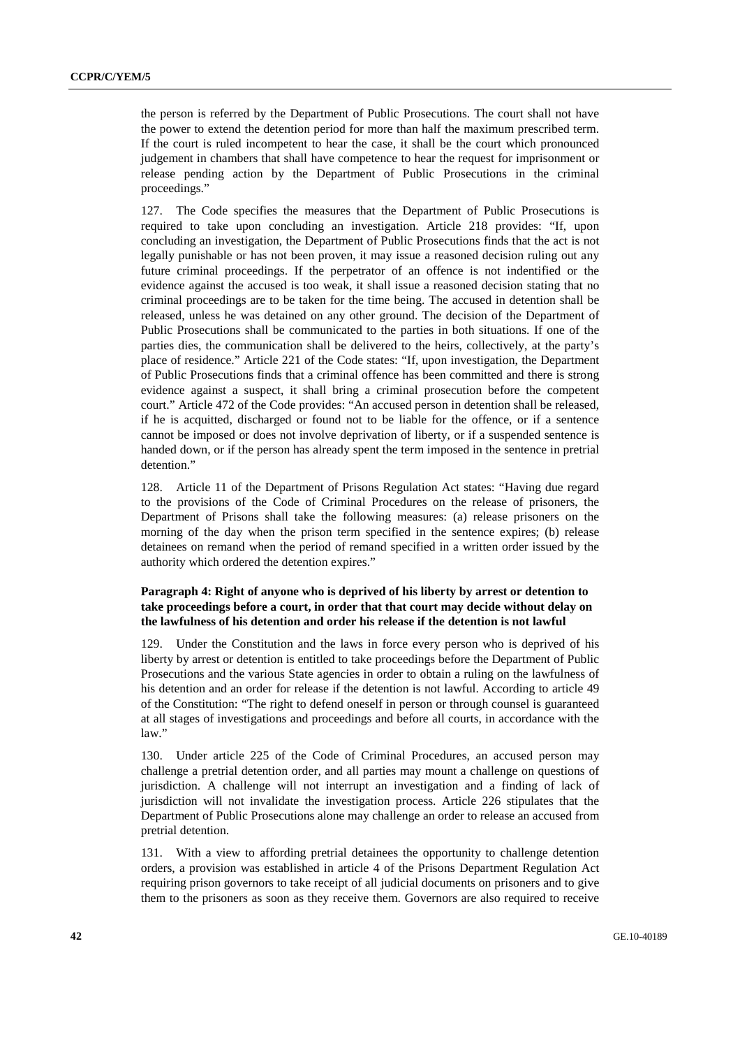the person is referred by the Department of Public Prosecutions. The court shall not have the power to extend the detention period for more than half the maximum prescribed term. If the court is ruled incompetent to hear the case, it shall be the court which pronounced judgement in chambers that shall have competence to hear the request for imprisonment or release pending action by the Department of Public Prosecutions in the criminal proceedings."

127. The Code specifies the measures that the Department of Public Prosecutions is required to take upon concluding an investigation. Article 218 provides: "If, upon concluding an investigation, the Department of Public Prosecutions finds that the act is not legally punishable or has not been proven, it may issue a reasoned decision ruling out any future criminal proceedings. If the perpetrator of an offence is not indentified or the evidence against the accused is too weak, it shall issue a reasoned decision stating that no criminal proceedings are to be taken for the time being. The accused in detention shall be released, unless he was detained on any other ground. The decision of the Department of Public Prosecutions shall be communicated to the parties in both situations. If one of the parties dies, the communication shall be delivered to the heirs, collectively, at the party's place of residence." Article 221 of the Code states: "If, upon investigation, the Department of Public Prosecutions finds that a criminal offence has been committed and there is strong evidence against a suspect, it shall bring a criminal prosecution before the competent court." Article 472 of the Code provides: "An accused person in detention shall be released, if he is acquitted, discharged or found not to be liable for the offence, or if a sentence cannot be imposed or does not involve deprivation of liberty, or if a suspended sentence is handed down, or if the person has already spent the term imposed in the sentence in pretrial detention."

128. Article 11 of the Department of Prisons Regulation Act states: "Having due regard to the provisions of the Code of Criminal Procedures on the release of prisoners, the Department of Prisons shall take the following measures: (a) release prisoners on the morning of the day when the prison term specified in the sentence expires; (b) release detainees on remand when the period of remand specified in a written order issued by the authority which ordered the detention expires."

**Paragraph 4: Right of anyone who is deprived of his liberty by arrest or detention to take proceedings before a court, in order that that court may decide without delay on the lawfulness of his detention and order his release if the detention is not lawful**

129. Under the Constitution and the laws in force every person who is deprived of his liberty by arrest or detention is entitled to take proceedings before the Department of Public Prosecutions and the various State agencies in order to obtain a ruling on the lawfulness of his detention and an order for release if the detention is not lawful. According to article 49 of the Constitution: "The right to defend oneself in person or through counsel is guaranteed at all stages of investigations and proceedings and before all courts, in accordance with the law."

130. Under article 225 of the Code of Criminal Procedures, an accused person may challenge a pretrial detention order, and all parties may mount a challenge on questions of jurisdiction. A challenge will not interrupt an investigation and a finding of lack of jurisdiction will not invalidate the investigation process. Article 226 stipulates that the Department of Public Prosecutions alone may challenge an order to release an accused from pretrial detention.

131. With a view to affording pretrial detainees the opportunity to challenge detention orders, a provision was established in article 4 of the Prisons Department Regulation Act requiring prison governors to take receipt of all judicial documents on prisoners and to give them to the prisoners as soon as they receive them. Governors are also required to receive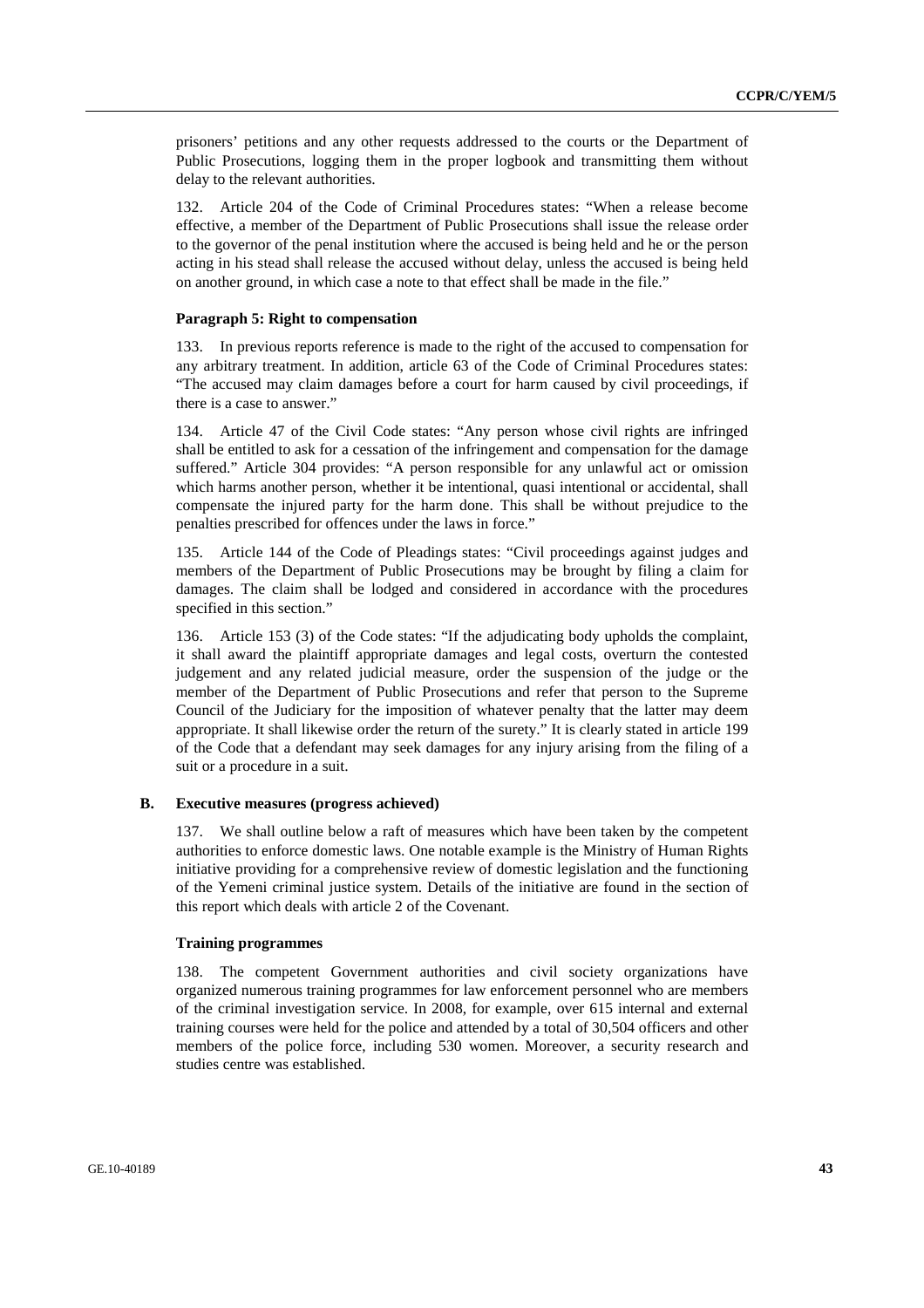prisoners' petitions and any other requests addressed to the courts or the Department of Public Prosecutions, logging them in the proper logbook and transmitting them without delay to the relevant authorities.

132. Article 204 of the Code of Criminal Procedures states: "When a release become effective, a member of the Department of Public Prosecutions shall issue the release order to the governor of the penal institution where the accused is being held and he or the person acting in his stead shall release the accused without delay, unless the accused is being held on another ground, in which case a note to that effect shall be made in the file."

#### Paragraph 5: Right to compensation

133. In previous reports reference is made to the right of the accused to compensation for any arbitrary treatment. In addition, article 63 of the Code of Criminal Procedures states: "The accused may claim damages before a court for harm caused by civil proceedings, if there is a case to answer."

134. Article 47 of the Civil Code states: "Any person whose civil rights are infringed shall be entitled to ask for a cessation of the infringement and compensation for the damage suffered." Article 304 provides: "A person responsible for any unlawful act or omission which harms another person, whether it be intentional, quasi intentional or accidental, shall compensate the injured party for the harm done. This shall be without prejudice to the penalties prescribed for offences under the laws in force."

135. Article 144 of the Code of Pleadings states: "Civil proceedings against judges and members of the Department of Public Prosecutions may be brought by filing a claim for damages. The claim shall be lodged and considered in accordance with the procedures specified in this section."

136. Article 153 (3) of the Code states: "If the adjudicating body upholds the complaint, it shall award the plaintiff appropriate damages and legal costs, overturn the contested judgement and any related judicial measure, order the suspension of the judge or the member of the Department of Public Prosecutions and refer that person to the Supreme Council of the Judiciary for the imposition of whatever penalty that the latter may deem appropriate. It shall likewise order the return of the surety." It is clearly stated in article 199 of the Code that a defendant may seek damages for any injury arising from the filing of a suit or a procedure in a suit.

### B. Executive measures (progress achieved)

137. We shall outline below a raft of measures which have been taken by the competent authorities to enforce domestic laws. One notable example is the Ministry of Human Rights initiative providing for a comprehensive review of domestic legislation and the functioning of the Yemeni criminal justice system. Details of the initiative are found in the section of this report which deals with article 2 of the Covenant.

#### Training programmes

138. The competent Government authorities and civil society organizations have organized numerous training programmes for law enforcement personnel who are members of the criminal investigation service. In 2008, for example, over 615 internal and external training courses were held for the police and attended by a total of 30,504 officers and other members of the police force, including 530 women. Moreover, a security research and studies centre was established.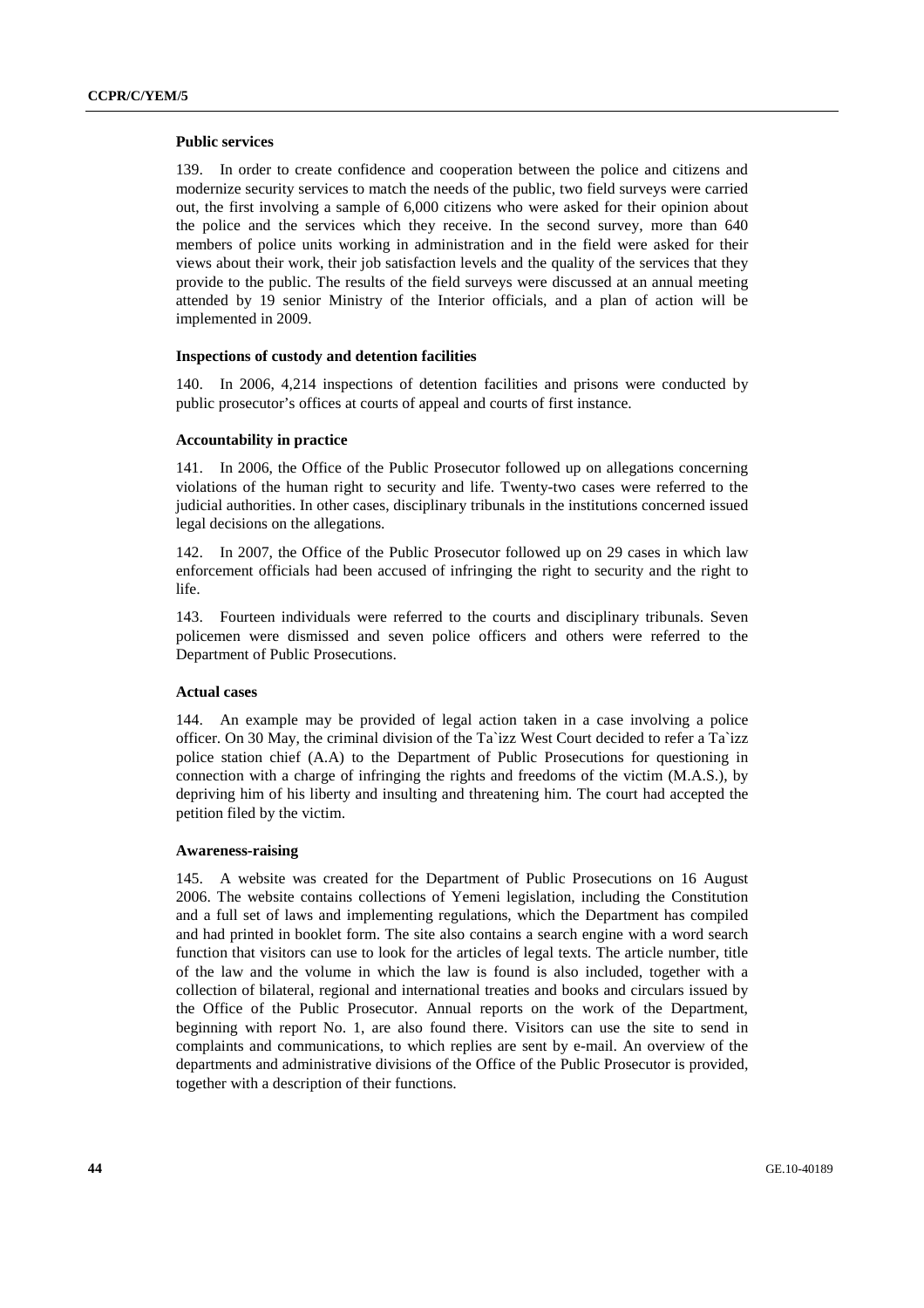### Public services

139. In order to create confidence and cooperation between the police and citizens and modernize security services to match the needs of the public, two field surveys were carried out, the first involving a sample of 6,000 citizens who were asked for their opinion about the police and the services which they receive. In the second survey, more than 640 members of police units working in administration and in the field were asked for their views about their work, their job satisfaction levels and the quality of the services that they provide to the public. The results of the field surveys were discussed at an annual meeting attended by 19 senior Ministry of the Interior officials, and a plan of action will be implemented in 2009.

### Inspections of custody and detention facilities

140. In 2006, 4,214 inspections of detention facilities and prisons were conducted by public prosecutor's offices at courts of appeal and courts of first instance.

### Accountability in practice

141. In 2006, the Office of the Public Prosecutor followed up on allegations concerning violations of the human right to security and life. Twenty-two cases were referred to the judicial authorities. In other cases, disciplinary tribunals in the institutions concerned issued legal decisions on the allegations.

142. In 2007, the Office of the Public Prosecutor followed up on 29 cases in which law enforcement officials had been accused of infringing the right to security and the right to life.

143. Fourteen individuals were referred to the courts and disciplinary tribunals. Seven policemen were dismissed and seven police officers and others were referred to the Department of Public Prosecutions.

### Actual cases

144. An example may be provided of legal action taken in a case involving a police officer. On 30 May, the criminal division of the Ta`izz West Court decided to refer a Ta`izz police station chief (A.A) to the Department of Public Prosecutions for questioning in connection with a charge of infringing the rights and freedoms of the victim (M.A.S.), by depriving him of his liberty and insulting and threatening him. The court had accepted the petition filed by the victim.

### Awareness-raising

145. A website was created for the Department of Public Prosecutions on 16 August 2006. The website contains collections of Yemeni legislation, including the Constitution and a full set of laws and implementing regulations, which the Department has compiled and had printed in booklet form. The site also contains a search engine with a word search function that visitors can use to look for the articles of legal texts. The article number, title of the law and the volume in which the law is found is also included, together with a collection of bilateral, regional and international treaties and books and circulars issued by the Office of the Public Prosecutor. Annual reports on the work of the Department, beginning with report No. 1, are also found there. Visitors can use the site to send in complaints and communications, to which replies are sent by e-mail. An overview of the departments and administrative divisions of the Office of the Public Prosecutor is provided, together with a description of their functions.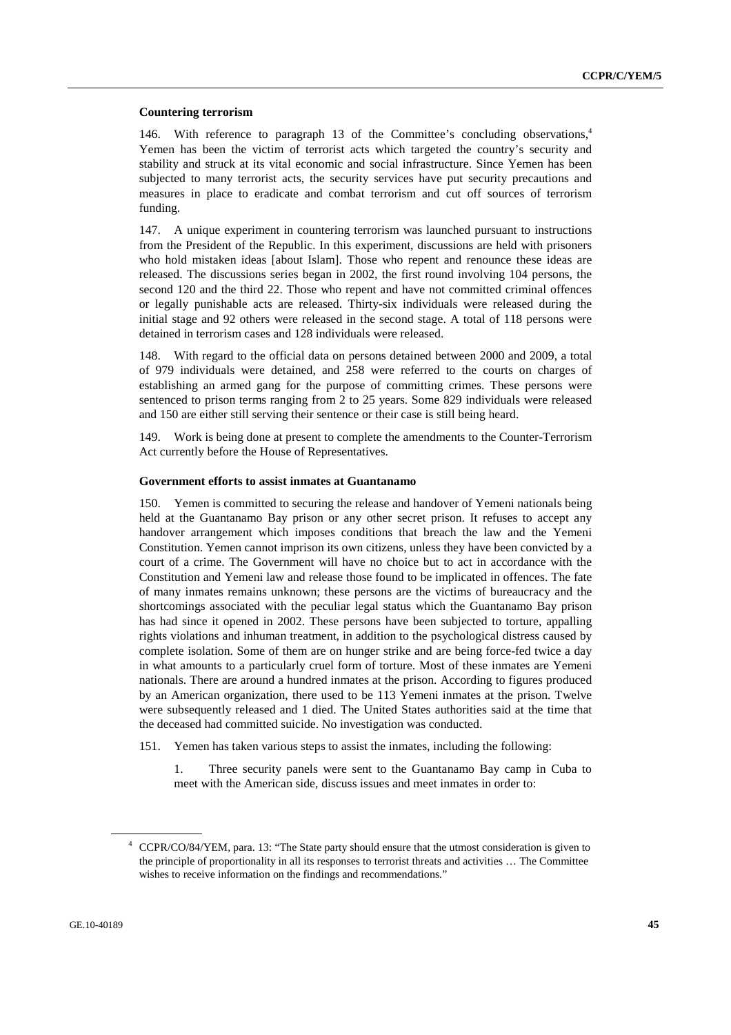### Countering terrorism

146. With reference to paragraph 13 of the Committee's concluding observations,[4] Yemen has been the victim of terrorist acts which targeted the country's security and stability and struck at its vital economic and social infrastructure. Since Yemen has been subjected to many terrorist acts, the security services have put security precautions and measures in place to eradicate and combat terrorism and cut off sources of terrorism funding.

147. A unique experiment in countering terrorism was launched pursuant to instructions from the President of the Republic. In this experiment, discussions are held with prisoners who hold mistaken ideas [about Islam]. Those who repent and renounce these ideas are released. The discussions series began in 2002, the first round involving 104 persons, the second 120 and the third 22. Those who repent and have not committed criminal offences or legally punishable acts are released. Thirty-six individuals were released during the initial stage and 92 others were released in the second stage. A total of 118 persons were detained in terrorism cases and 128 individuals were released.

148. With regard to the official data on persons detained between 2000 and 2009, a total of 979 individuals were detained, and 258 were referred to the courts on charges of establishing an armed gang for the purpose of committing crimes. These persons were sentenced to prison terms ranging from 2 to 25 years. Some 829 individuals were released and 150 are either still serving their sentence or their case is still being heard.

149. Work is being done at present to complete the amendments to the Counter-Terrorism Act currently before the House of Representatives.

### Government efforts to assist inmates at Guantanamo

150. Yemen is committed to securing the release and handover of Yemeni nationals being held at the Guantanamo Bay prison or any other secret prison. It refuses to accept any handover arrangement which imposes conditions that breach the law and the Yemeni Constitution. Yemen cannot imprison its own citizens, unless they have been convicted by a court of a crime. The Government will have no choice but to act in accordance with the Constitution and Yemeni law and release those found to be implicated in offences. The fate of many inmates remains unknown; these persons are the victims of bureaucracy and the shortcomings associated with the peculiar legal status which the Guantanamo Bay prison has had since it opened in 2002. These persons have been subjected to torture, appalling rights violations and inhuman treatment, in addition to the psychological distress caused by complete isolation. Some of them are on hunger strike and are being force-fed twice a day in what amounts to a particularly cruel form of torture. Most of these inmates are Yemeni nationals. There are around a hundred inmates at the prison. According to figures produced by an American organization, there used to be 113 Yemeni inmates at the prison. Twelve were subsequently released and 1 died. The United States authorities said at the time that the deceased had committed suicide. No investigation was conducted.

151. Yemen has taken various steps to assist the inmates, including the following:

1. Three security panels were sent to the Guantanamo Bay camp in Cuba to meet with the American side, discuss issues and meet inmates in order to:

---

[4] CCPR/CO/84/YEM, para. 13: "The State party should ensure that the utmost consideration is given to the principle of proportionality in all its responses to terrorist threats and activities … The Committee wishes to receive information on the findings and recommendations."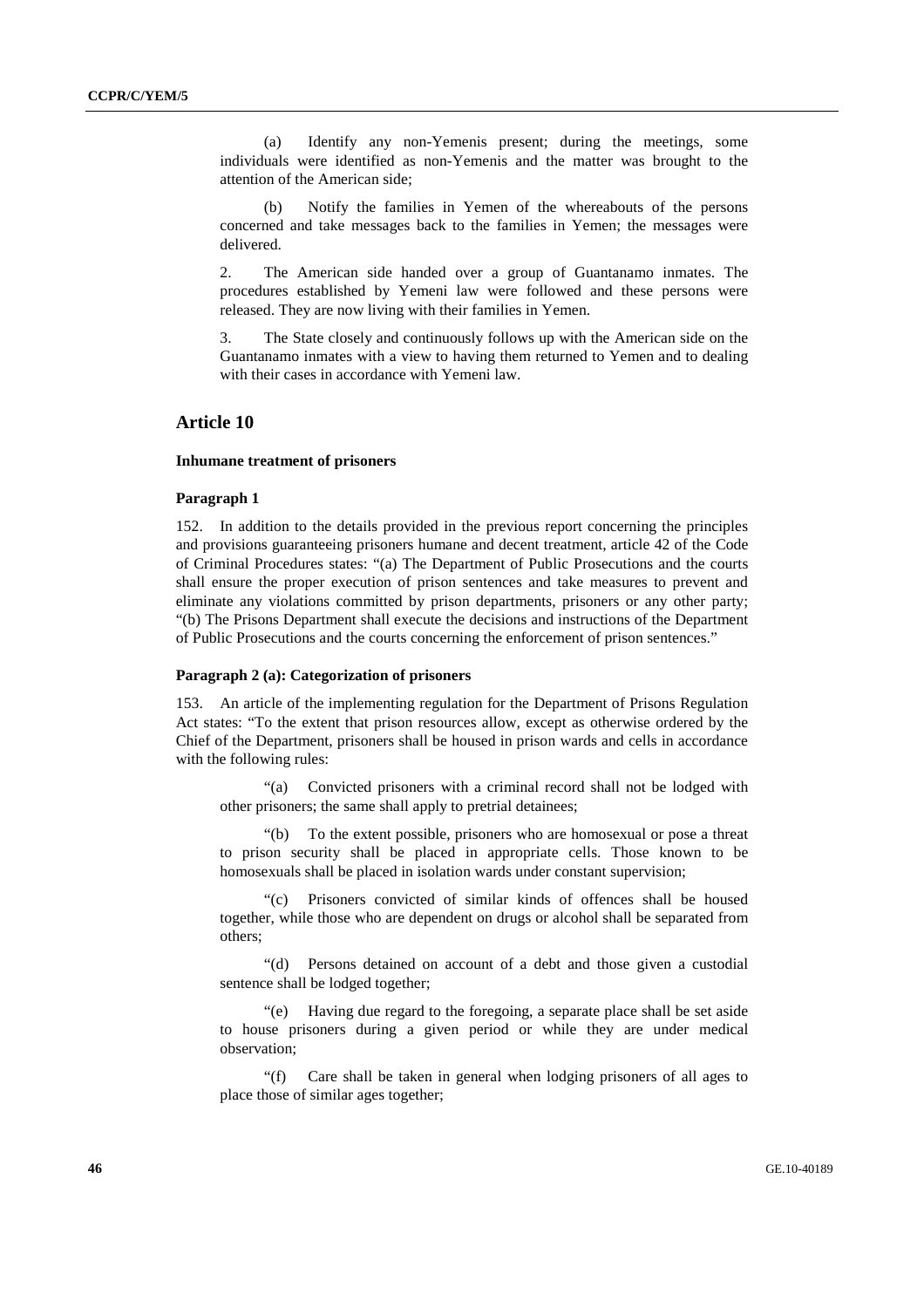(a) Identify any non-Yemenis present; during the meetings, some individuals were identified as non-Yemenis and the matter was brought to the attention of the American side;

(b) Notify the families in Yemen of the whereabouts of the persons concerned and take messages back to the families in Yemen; the messages were delivered.

2. The American side handed over a group of Guantanamo inmates. The procedures established by Yemeni law were followed and these persons were released. They are now living with their families in Yemen.

3. The State closely and continuously follows up with the American side on the Guantanamo inmates with a view to having them returned to Yemen and to dealing with their cases in accordance with Yemeni law.

## Article 10

### Inhumane treatment of prisoners

#### Paragraph 1

152. In addition to the details provided in the previous report concerning the principles and provisions guaranteeing prisoners humane and decent treatment, article 42 of the Code of Criminal Procedures states: "(a) The Department of Public Prosecutions and the courts shall ensure the proper execution of prison sentences and take measures to prevent and eliminate any violations committed by prison departments, prisoners or any other party; "(b) The Prisons Department shall execute the decisions and instructions of the Department of Public Prosecutions and the courts concerning the enforcement of prison sentences."

#### Paragraph 2 (a): Categorization of prisoners

153. An article of the implementing regulation for the Department of Prisons Regulation Act states: "To the extent that prison resources allow, except as otherwise ordered by the Chief of the Department, prisoners shall be housed in prison wards and cells in accordance with the following rules:

"(a) Convicted prisoners with a criminal record shall not be lodged with other prisoners; the same shall apply to pretrial detainees;

"(b) To the extent possible, prisoners who are homosexual or pose a threat to prison security shall be placed in appropriate cells. Those known to be homosexuals shall be placed in isolation wards under constant supervision;

"(c) Prisoners convicted of similar kinds of offences shall be housed together, while those who are dependent on drugs or alcohol shall be separated from others;

"(d) Persons detained on account of a debt and those given a custodial sentence shall be lodged together;

"(e) Having due regard to the foregoing, a separate place shall be set aside to house prisoners during a given period or while they are under medical observation;

"(f) Care shall be taken in general when lodging prisoners of all ages to place those of similar ages together;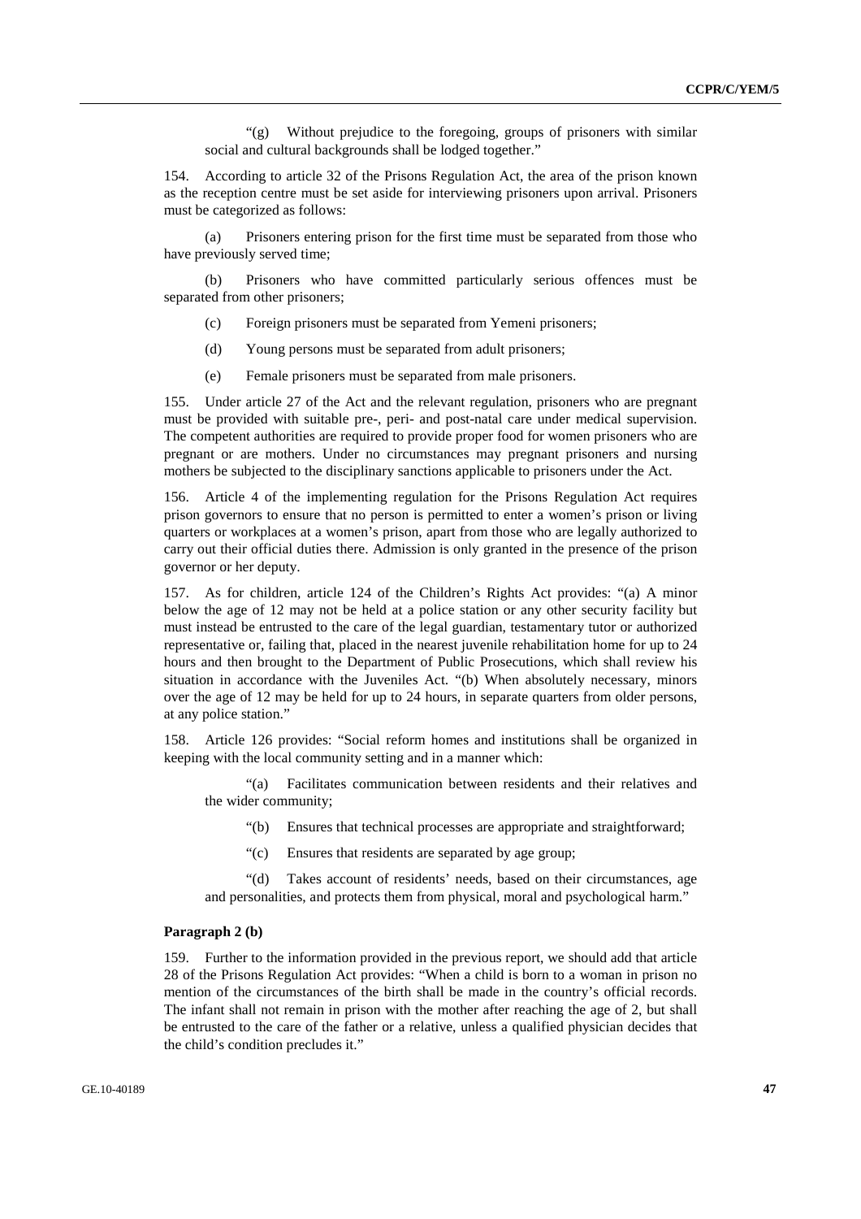"(g) Without prejudice to the foregoing, groups of prisoners with similar social and cultural backgrounds shall be lodged together."

154. According to article 32 of the Prisons Regulation Act, the area of the prison known as the reception centre must be set aside for interviewing prisoners upon arrival. Prisoners must be categorized as follows:

(a) Prisoners entering prison for the first time must be separated from those who have previously served time;

(b) Prisoners who have committed particularly serious offences must be separated from other prisoners;

(c) Foreign prisoners must be separated from Yemeni prisoners;

(d) Young persons must be separated from adult prisoners;

(e) Female prisoners must be separated from male prisoners.

155. Under article 27 of the Act and the relevant regulation, prisoners who are pregnant must be provided with suitable pre-, peri- and post-natal care under medical supervision. The competent authorities are required to provide proper food for women prisoners who are pregnant or are mothers. Under no circumstances may pregnant prisoners and nursing mothers be subjected to the disciplinary sanctions applicable to prisoners under the Act.

156. Article 4 of the implementing regulation for the Prisons Regulation Act requires prison governors to ensure that no person is permitted to enter a women's prison or living quarters or workplaces at a women's prison, apart from those who are legally authorized to carry out their official duties there. Admission is only granted in the presence of the prison governor or her deputy.

157. As for children, article 124 of the Children's Rights Act provides: "(a) A minor below the age of 12 may not be held at a police station or any other security facility but must instead be entrusted to the care of the legal guardian, testamentary tutor or authorized representative or, failing that, placed in the nearest juvenile rehabilitation home for up to 24 hours and then brought to the Department of Public Prosecutions, which shall review his situation in accordance with the Juveniles Act. "(b) When absolutely necessary, minors over the age of 12 may be held for up to 24 hours, in separate quarters from older persons, at any police station."

158. Article 126 provides: "Social reform homes and institutions shall be organized in keeping with the local community setting and in a manner which:

"(a) Facilitates communication between residents and their relatives and the wider community;

"(b) Ensures that technical processes are appropriate and straightforward;

"(c) Ensures that residents are separated by age group;

"(d) Takes account of residents' needs, based on their circumstances, age and personalities, and protects them from physical, moral and psychological harm."

**Paragraph 2 (b)**

159. Further to the information provided in the previous report, we should add that article 28 of the Prisons Regulation Act provides: "When a child is born to a woman in prison no mention of the circumstances of the birth shall be made in the country's official records. The infant shall not remain in prison with the mother after reaching the age of 2, but shall be entrusted to the care of the father or a relative, unless a qualified physician decides that the child's condition precludes it."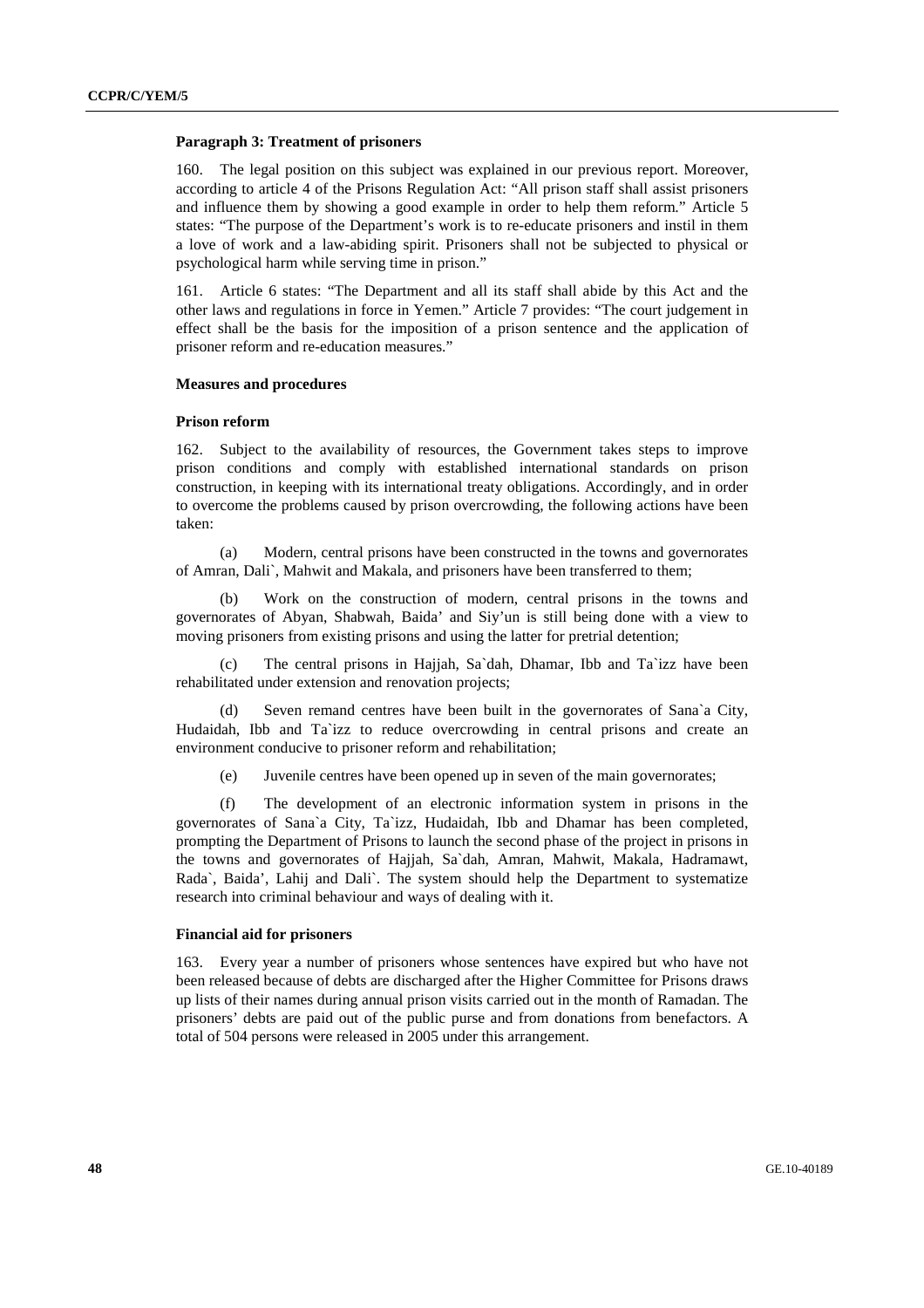### Paragraph 3: Treatment of prisoners

160. The legal position on this subject was explained in our previous report. Moreover, according to article 4 of the Prisons Regulation Act: "All prison staff shall assist prisoners and influence them by showing a good example in order to help them reform." Article 5 states: "The purpose of the Department's work is to re-educate prisoners and instil in them a love of work and a law-abiding spirit. Prisoners shall not be subjected to physical or psychological harm while serving time in prison."

161. Article 6 states: "The Department and all its staff shall abide by this Act and the other laws and regulations in force in Yemen." Article 7 provides: "The court judgement in effect shall be the basis for the imposition of a prison sentence and the application of prisoner reform and re-education measures."

#### Measures and procedures

#### Prison reform

162. Subject to the availability of resources, the Government takes steps to improve prison conditions and comply with established international standards on prison construction, in keeping with its international treaty obligations. Accordingly, and in order to overcome the problems caused by prison overcrowding, the following actions have been taken:

(a) Modern, central prisons have been constructed in the towns and governorates of Amran, Dali`, Mahwit and Makala, and prisoners have been transferred to them;

(b) Work on the construction of modern, central prisons in the towns and governorates of Abyan, Shabwah, Baida' and Siy'un is still being done with a view to moving prisoners from existing prisons and using the latter for pretrial detention;

(c) The central prisons in Hajjah, Sa`dah, Dhamar, Ibb and Ta`izz have been rehabilitated under extension and renovation projects;

(d) Seven remand centres have been built in the governorates of Sana`a City, Hudaidah, Ibb and Ta`izz to reduce overcrowding in central prisons and create an environment conducive to prisoner reform and rehabilitation;

(e) Juvenile centres have been opened up in seven of the main governorates;

(f) The development of an electronic information system in prisons in the governorates of Sana`a City, Ta`izz, Hudaidah, Ibb and Dhamar has been completed, prompting the Department of Prisons to launch the second phase of the project in prisons in the towns and governorates of Hajjah, Sa`dah, Amran, Mahwit, Makala, Hadramawt, Rada`, Baida', Lahij and Dali`. The system should help the Department to systematize research into criminal behaviour and ways of dealing with it.

#### Financial aid for prisoners

163. Every year a number of prisoners whose sentences have expired but who have not been released because of debts are discharged after the Higher Committee for Prisons draws up lists of their names during annual prison visits carried out in the month of Ramadan. The prisoners' debts are paid out of the public purse and from donations from benefactors. A total of 504 persons were released in 2005 under this arrangement.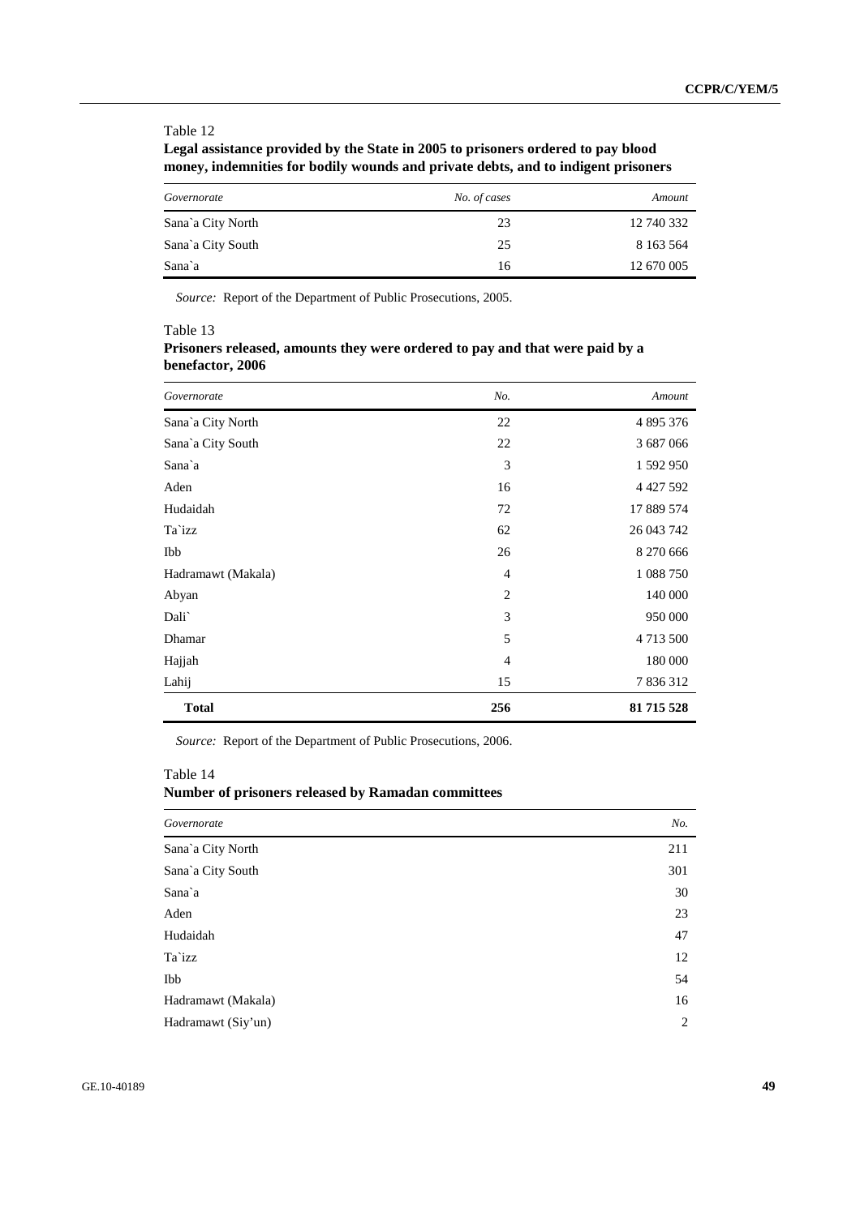Table 12

**Legal assistance provided by the State in 2005 to prisoners ordered to pay blood money, indemnities for bodily wounds and private debts, and to indigent prisoners**

| *Governorate* | *No. of cases* | *Amount* |
|---|---|---|
| Sana`a City North | 23 | 12 740 332 |
| Sana`a City South | 25 | 8 163 564 |
| Sana`a | 16 | 12 670 005 |

*Source:* Report of the Department of Public Prosecutions, 2005.

Table 13

**Prisoners released, amounts they were ordered to pay and that were paid by a benefactor, 2006**

| *Governorate* | *No.* | *Amount* |
|---|---|---|
| Sana`a City North | 22 | 4 895 376 |
| Sana`a City South | 22 | 3 687 066 |
| Sana`a | 3 | 1 592 950 |
| Aden | 16 | 4 427 592 |
| Hudaidah | 72 | 17 889 574 |
| Ta`izz | 62 | 26 043 742 |
| Ibb | 26 | 8 270 666 |
| Hadramawt (Makala) | 4 | 1 088 750 |
| Abyan | 2 | 140 000 |
| Dali` | 3 | 950 000 |
| Dhamar | 5 | 4 713 500 |
| Hajjah | 4 | 180 000 |
| Lahij | 15 | 7 836 312 |
| **Total** | **256** | **81 715 528** |

*Source:* Report of the Department of Public Prosecutions, 2006.

Table 14

**Number of prisoners released by Ramadan committees**

| *Governorate* | *No.* |
|---|---|
| Sana`a City North | 211 |
| Sana`a City South | 301 |
| Sana`a | 30 |
| Aden | 23 |
| Hudaidah | 47 |
| Ta`izz | 12 |
| Ibb | 54 |
| Hadramawt (Makala) | 16 |
| Hadramawt (Siy'un) | 2 |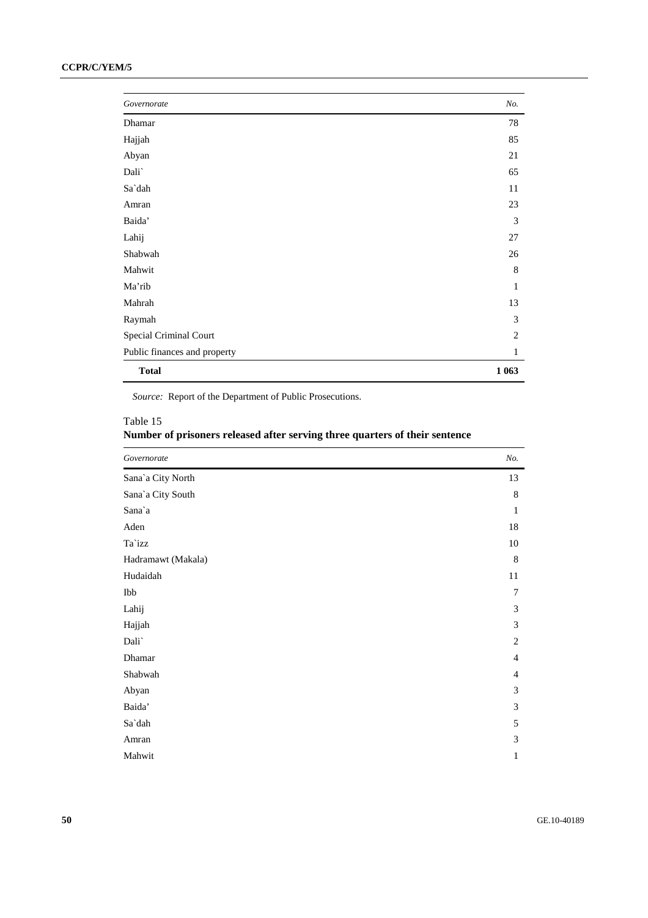| *Governorate* | *No.* |
|---|---|
| Dhamar | 78 |
| Hajjah | 85 |
| Abyan | 21 |
| Dali` | 65 |
| Sa`dah | 11 |
| Amran | 23 |
| Baida' | 3 |
| Lahij | 27 |
| Shabwah | 26 |
| Mahwit | 8 |
| Ma'rib | 1 |
| Mahrah | 13 |
| Raymah | 3 |
| Special Criminal Court | 2 |
| Public finances and property | 1 |
| **Total** | **1 063** |

*Source:* Report of the Department of Public Prosecutions.

Table 15
**Number of prisoners released after serving three quarters of their sentence**

| *Governorate* | *No.* |
|---|---|
| Sana`a City North | 13 |
| Sana`a City South | 8 |
| Sana`a | 1 |
| Aden | 18 |
| Ta`izz | 10 |
| Hadramawt (Makala) | 8 |
| Hudaidah | 11 |
| Ibb | 7 |
| Lahij | 3 |
| Hajjah | 3 |
| Dali` | 2 |
| Dhamar | 4 |
| Shabwah | 4 |
| Abyan | 3 |
| Baida' | 3 |
| Sa`dah | 5 |
| Amran | 3 |
| Mahwit | 1 |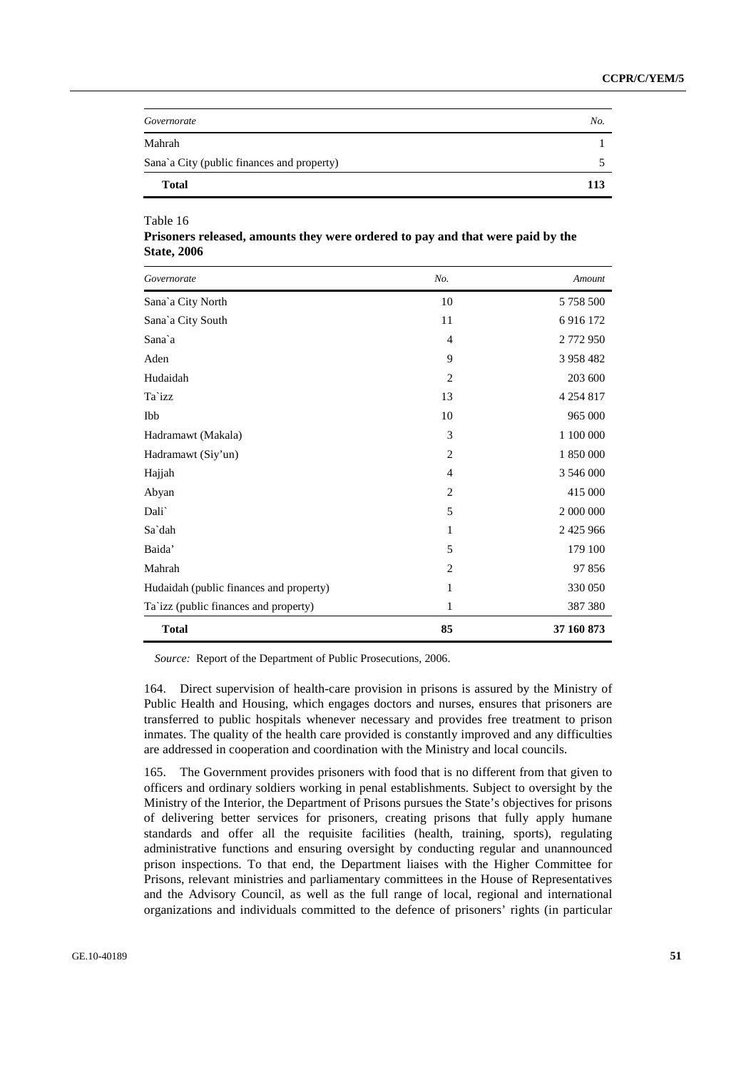| Governorate | No. |
| --- | --- |
| Mahrah | 1 |
| Sana`a City (public finances and property) | 5 |
| **Total** | **113** |

Table 16

**Prisoners released, amounts they were ordered to pay and that were paid by the State, 2006**

| Governorate | No. | Amount |
| --- | --- | --- |
| Sana`a City North | 10 | 5 758 500 |
| Sana`a City South | 11 | 6 916 172 |
| Sana`a | 4 | 2 772 950 |
| Aden | 9 | 3 958 482 |
| Hudaidah | 2 | 203 600 |
| Ta`izz | 13 | 4 254 817 |
| Ibb | 10 | 965 000 |
| Hadramawt (Makala) | 3 | 1 100 000 |
| Hadramawt (Siy'un) | 2 | 1 850 000 |
| Hajjah | 4 | 3 546 000 |
| Abyan | 2 | 415 000 |
| Dali` | 5 | 2 000 000 |
| Sa`dah | 1 | 2 425 966 |
| Baida' | 5 | 179 100 |
| Mahrah | 2 | 97 856 |
| Hudaidah (public finances and property) | 1 | 330 050 |
| Ta`izz (public finances and property) | 1 | 387 380 |
| **Total** | **85** | **37 160 873** |

*Source:* Report of the Department of Public Prosecutions, 2006.

164. Direct supervision of health-care provision in prisons is assured by the Ministry of Public Health and Housing, which engages doctors and nurses, ensures that prisoners are transferred to public hospitals whenever necessary and provides free treatment to prison inmates. The quality of the health care provided is constantly improved and any difficulties are addressed in cooperation and coordination with the Ministry and local councils.

165. The Government provides prisoners with food that is no different from that given to officers and ordinary soldiers working in penal establishments. Subject to oversight by the Ministry of the Interior, the Department of Prisons pursues the State's objectives for prisons of delivering better services for prisoners, creating prisons that fully apply humane standards and offer all the requisite facilities (health, training, sports), regulating administrative functions and ensuring oversight by conducting regular and unannounced prison inspections. To that end, the Department liaises with the Higher Committee for Prisons, relevant ministries and parliamentary committees in the House of Representatives and the Advisory Council, as well as the full range of local, regional and international organizations and individuals committed to the defence of prisoners' rights (in particular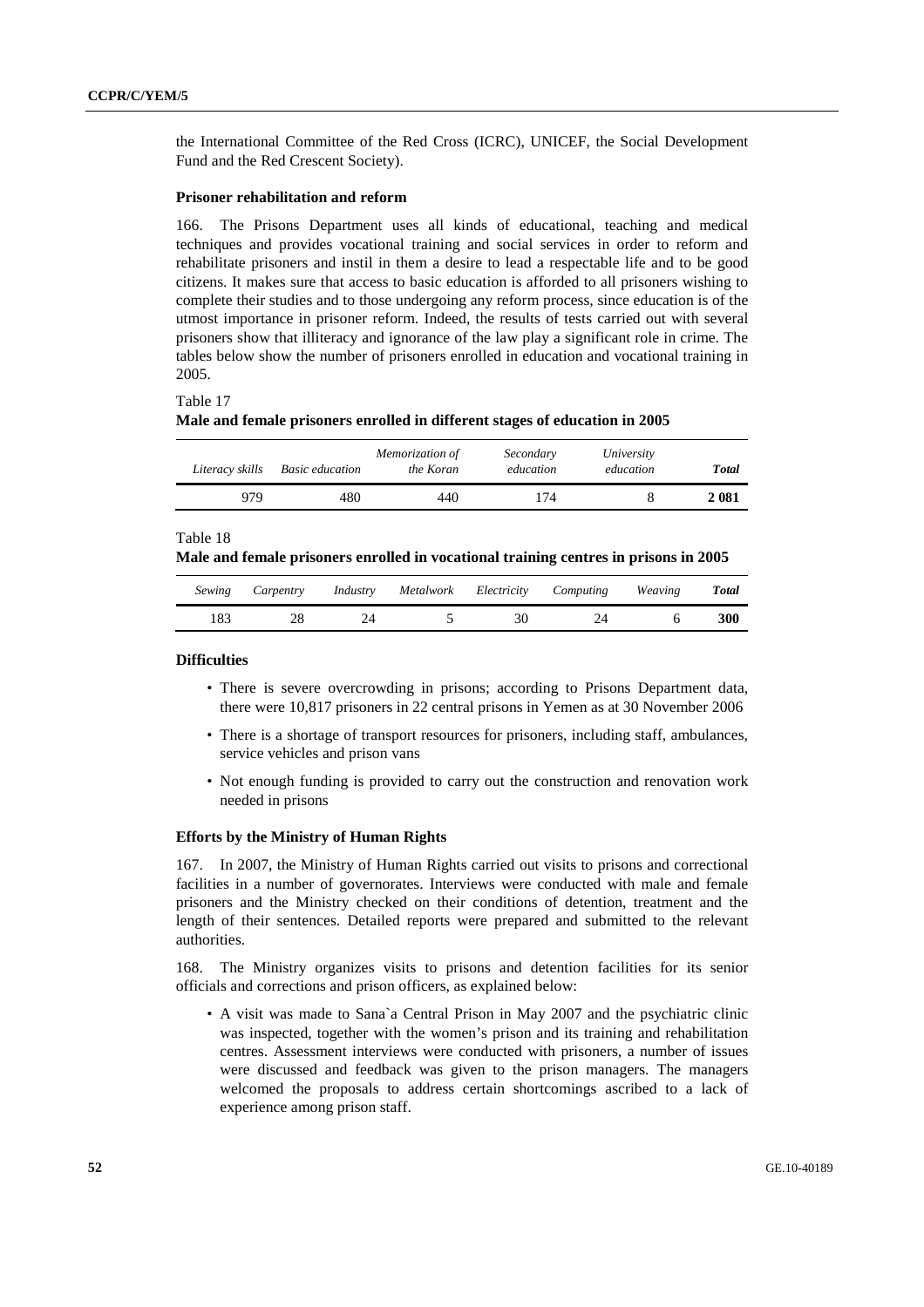the International Committee of the Red Cross (ICRC), UNICEF, the Social Development Fund and the Red Crescent Society).

**Prisoner rehabilitation and reform**

166. The Prisons Department uses all kinds of educational, teaching and medical techniques and provides vocational training and social services in order to reform and rehabilitate prisoners and instil in them a desire to lead a respectable life and to be good citizens. It makes sure that access to basic education is afforded to all prisoners wishing to complete their studies and to those undergoing any reform process, since education is of the utmost importance in prisoner reform. Indeed, the results of tests carried out with several prisoners show that illiteracy and ignorance of the law play a significant role in crime. The tables below show the number of prisoners enrolled in education and vocational training in 2005.

Table 17
**Male and female prisoners enrolled in different stages of education in 2005**

| *Literacy skills* | *Basic education* | *Memorization of the Koran* | *Secondary education* | *University education* | ***Total*** |
|---|---|---|---|---|---|
| 979 | 480 | 440 | 174 | 8 | **2 081** |

Table 18
**Male and female prisoners enrolled in vocational training centres in prisons in 2005**

| *Sewing* | *Carpentry* | *Industry* | *Metalwork* | *Electricity* | *Computing* | *Weaving* | ***Total*** |
|---|---|---|---|---|---|---|---|
| 183 | 28 | 24 | 5 | 30 | 24 | 6 | **300** |

**Difficulties**

- There is severe overcrowding in prisons; according to Prisons Department data, there were 10,817 prisoners in 22 central prisons in Yemen as at 30 November 2006
- There is a shortage of transport resources for prisoners, including staff, ambulances, service vehicles and prison vans
- Not enough funding is provided to carry out the construction and renovation work needed in prisons

**Efforts by the Ministry of Human Rights**

167. In 2007, the Ministry of Human Rights carried out visits to prisons and correctional facilities in a number of governorates. Interviews were conducted with male and female prisoners and the Ministry checked on their conditions of detention, treatment and the length of their sentences. Detailed reports were prepared and submitted to the relevant authorities.

168. The Ministry organizes visits to prisons and detention facilities for its senior officials and corrections and prison officers, as explained below:

- A visit was made to Sana`a Central Prison in May 2007 and the psychiatric clinic was inspected, together with the women's prison and its training and rehabilitation centres. Assessment interviews were conducted with prisoners, a number of issues were discussed and feedback was given to the prison managers. The managers welcomed the proposals to address certain shortcomings ascribed to a lack of experience among prison staff.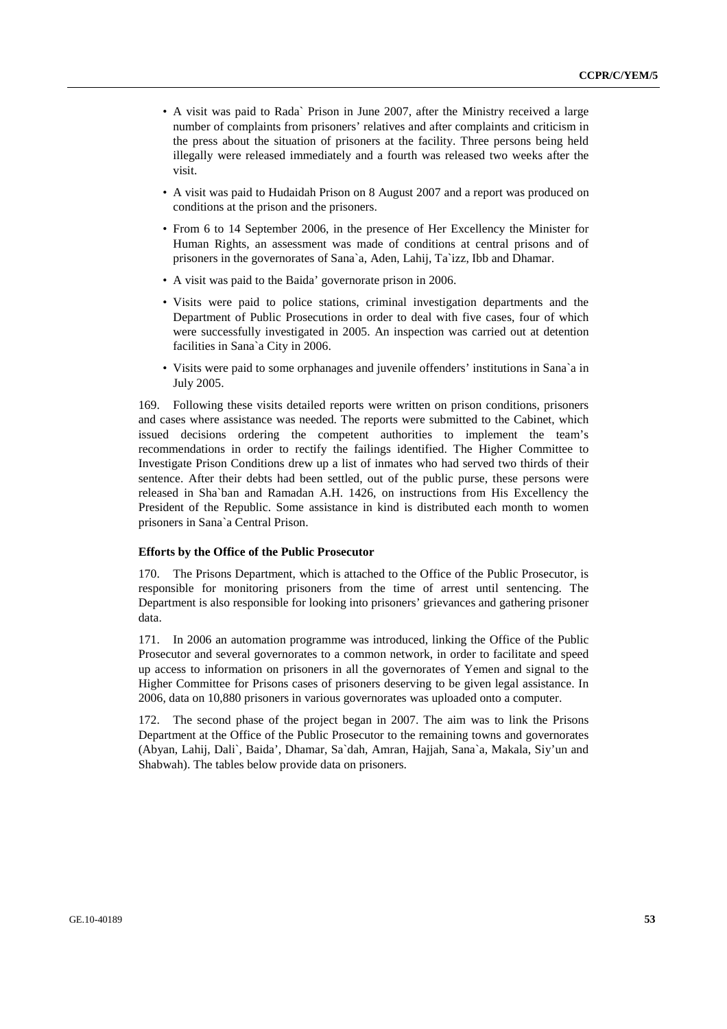- A visit was paid to Rada` Prison in June 2007, after the Ministry received a large number of complaints from prisoners' relatives and after complaints and criticism in the press about the situation of prisoners at the facility. Three persons being held illegally were released immediately and a fourth was released two weeks after the visit.
- A visit was paid to Hudaidah Prison on 8 August 2007 and a report was produced on conditions at the prison and the prisoners.
- From 6 to 14 September 2006, in the presence of Her Excellency the Minister for Human Rights, an assessment was made of conditions at central prisons and of prisoners in the governorates of Sana`a, Aden, Lahij, Ta`izz, Ibb and Dhamar.
- A visit was paid to the Baida' governorate prison in 2006.
- Visits were paid to police stations, criminal investigation departments and the Department of Public Prosecutions in order to deal with five cases, four of which were successfully investigated in 2005. An inspection was carried out at detention facilities in Sana`a City in 2006.
- Visits were paid to some orphanages and juvenile offenders' institutions in Sana`a in July 2005.

169. Following these visits detailed reports were written on prison conditions, prisoners and cases where assistance was needed. The reports were submitted to the Cabinet, which issued decisions ordering the competent authorities to implement the team's recommendations in order to rectify the failings identified. The Higher Committee to Investigate Prison Conditions drew up a list of inmates who had served two thirds of their sentence. After their debts had been settled, out of the public purse, these persons were released in Sha`ban and Ramadan A.H. 1426, on instructions from His Excellency the President of the Republic. Some assistance in kind is distributed each month to women prisoners in Sana`a Central Prison.

**Efforts by the Office of the Public Prosecutor**

170. The Prisons Department, which is attached to the Office of the Public Prosecutor, is responsible for monitoring prisoners from the time of arrest until sentencing. The Department is also responsible for looking into prisoners' grievances and gathering prisoner data.

171. In 2006 an automation programme was introduced, linking the Office of the Public Prosecutor and several governorates to a common network, in order to facilitate and speed up access to information on prisoners in all the governorates of Yemen and signal to the Higher Committee for Prisons cases of prisoners deserving to be given legal assistance. In 2006, data on 10,880 prisoners in various governorates was uploaded onto a computer.

172. The second phase of the project began in 2007. The aim was to link the Prisons Department at the Office of the Public Prosecutor to the remaining towns and governorates (Abyan, Lahij, Dali`, Baida', Dhamar, Sa`dah, Amran, Hajjah, Sana`a, Makala, Siy'un and Shabwah). The tables below provide data on prisoners.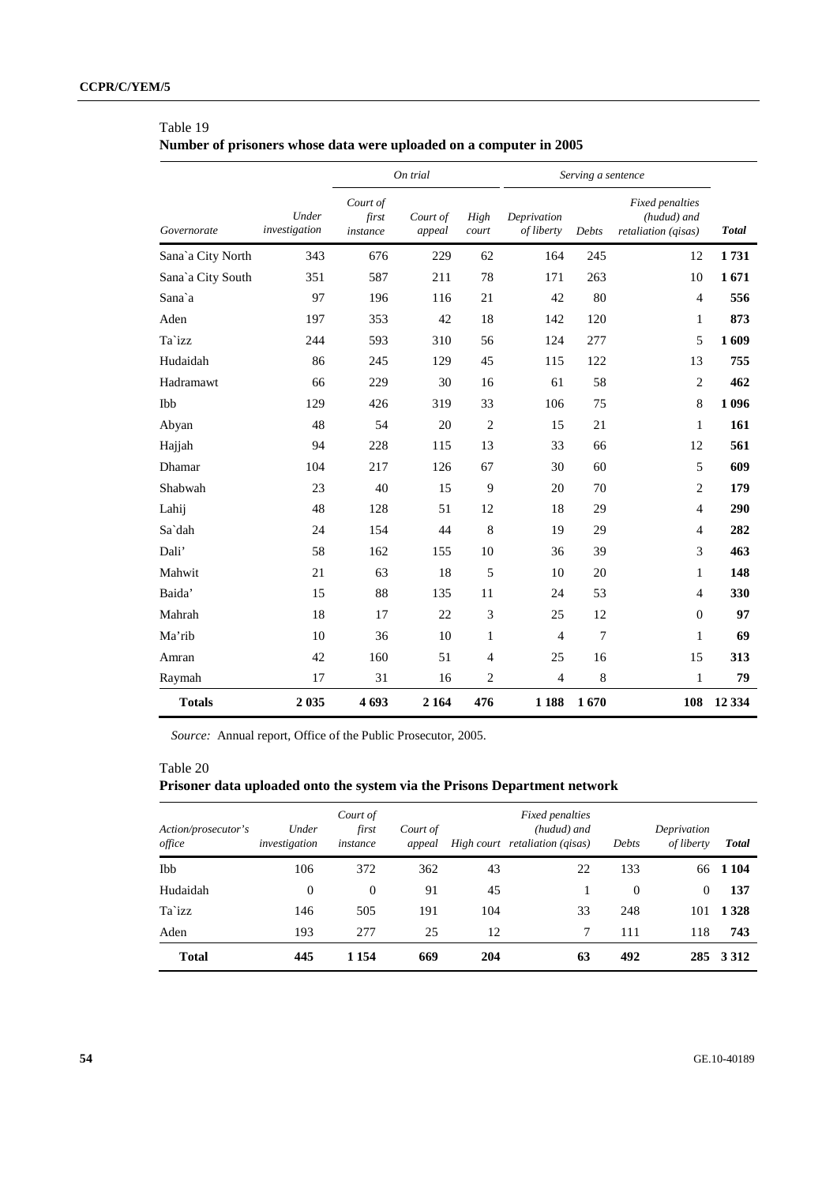Table 19
**Number of prisoners whose data were uploaded on a computer in 2005**

| | | *On trial* | | | *Serving a sentence* | | | |
|---|---|---|---|---|---|---|---|---|
| *Governorate* | *Under investigation* | *Court of first instance* | *Court of appeal* | *High court* | *Deprivation of liberty* | *Debts* | *Fixed penalties (hudud) and retaliation (qisas)* | *Total* |
| Sana`a City North | 343 | 676 | 229 | 62 | 164 | 245 | 12 | **1 731** |
| Sana`a City South | 351 | 587 | 211 | 78 | 171 | 263 | 10 | **1 671** |
| Sana`a | 97 | 196 | 116 | 21 | 42 | 80 | 4 | **556** |
| Aden | 197 | 353 | 42 | 18 | 142 | 120 | 1 | **873** |
| Ta`izz | 244 | 593 | 310 | 56 | 124 | 277 | 5 | **1 609** |
| Hudaidah | 86 | 245 | 129 | 45 | 115 | 122 | 13 | **755** |
| Hadramawt | 66 | 229 | 30 | 16 | 61 | 58 | 2 | **462** |
| Ibb | 129 | 426 | 319 | 33 | 106 | 75 | 8 | **1 096** |
| Abyan | 48 | 54 | 20 | 2 | 15 | 21 | 1 | **161** |
| Hajjah | 94 | 228 | 115 | 13 | 33 | 66 | 12 | **561** |
| Dhamar | 104 | 217 | 126 | 67 | 30 | 60 | 5 | **609** |
| Shabwah | 23 | 40 | 15 | 9 | 20 | 70 | 2 | **179** |
| Lahij | 48 | 128 | 51 | 12 | 18 | 29 | 4 | **290** |
| Sa`dah | 24 | 154 | 44 | 8 | 19 | 29 | 4 | **282** |
| Dali' | 58 | 162 | 155 | 10 | 36 | 39 | 3 | **463** |
| Mahwit | 21 | 63 | 18 | 5 | 10 | 20 | 1 | **148** |
| Baida' | 15 | 88 | 135 | 11 | 24 | 53 | 4 | **330** |
| Mahrah | 18 | 17 | 22 | 3 | 25 | 12 | 0 | **97** |
| Ma'rib | 10 | 36 | 10 | 1 | 4 | 7 | 1 | **69** |
| Amran | 42 | 160 | 51 | 4 | 25 | 16 | 15 | **313** |
| Raymah | 17 | 31 | 16 | 2 | 4 | 8 | 1 | **79** |
| **Totals** | **2 035** | **4 693** | **2 164** | **476** | **1 188** | **1 670** | **108** | **12 334** |

*Source:* Annual report, Office of the Public Prosecutor, 2005.

Table 20
**Prisoner data uploaded onto the system via the Prisons Department network**

| *Action/prosecutor's office* | *Under investigation* | *Court of first instance* | *Court of appeal* | *High court* | *Fixed penalties (hudud) and retaliation (qisas)* | *Debts* | *Deprivation of liberty* | *Total* |
|---|---|---|---|---|---|---|---|---|
| Ibb | 106 | 372 | 362 | 43 | 22 | 133 | 66 | **1 104** |
| Hudaidah | 0 | 0 | 91 | 45 | 1 | 0 | 0 | **137** |
| Ta`izz | 146 | 505 | 191 | 104 | 33 | 248 | 101 | **1 328** |
| Aden | 193 | 277 | 25 | 12 | 7 | 111 | 118 | **743** |
| **Total** | **445** | **1 154** | **669** | **204** | **63** | **492** | **285** | **3 312** |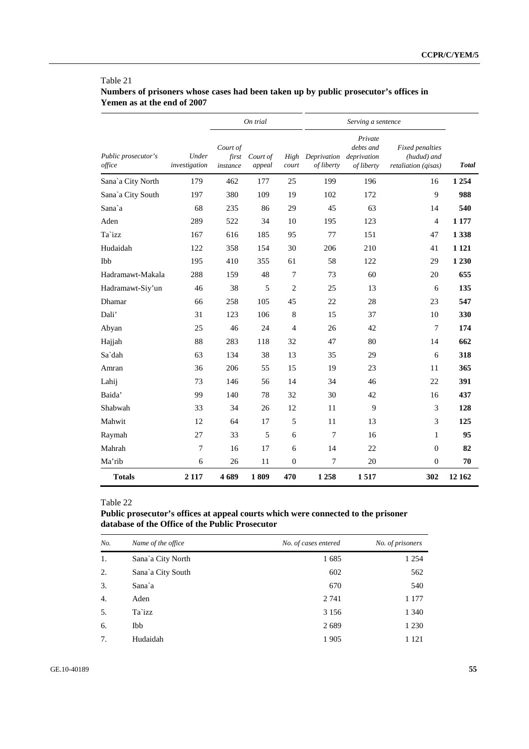Table 21

**Numbers of prisoners whose cases had been taken up by public prosecutor's offices in Yemen as at the end of 2007**

| | | On trial | | | Serving a sentence | | | |
|---|---|---|---|---|---|---|---|---|
| *Public prosecutor's office* | *Under investigation* | *Court of first instance* | *Court of appeal* | *High court* | *Deprivation of liberty* | *Private debts and deprivation of liberty* | *Fixed penalties (hudud) and retaliation (qisas)* | ***Total*** |
| Sana`a City North | 179 | 462 | 177 | 25 | 199 | 196 | 16 | **1 254** |
| Sana`a City South | 197 | 380 | 109 | 19 | 102 | 172 | 9 | **988** |
| Sana`a | 68 | 235 | 86 | 29 | 45 | 63 | 14 | **540** |
| Aden | 289 | 522 | 34 | 10 | 195 | 123 | 4 | **1 177** |
| Ta`izz | 167 | 616 | 185 | 95 | 77 | 151 | 47 | **1 338** |
| Hudaidah | 122 | 358 | 154 | 30 | 206 | 210 | 41 | **1 121** |
| Ibb | 195 | 410 | 355 | 61 | 58 | 122 | 29 | **1 230** |
| Hadramawt-Makala | 288 | 159 | 48 | 7 | 73 | 60 | 20 | **655** |
| Hadramawt-Siy'un | 46 | 38 | 5 | 2 | 25 | 13 | 6 | **135** |
| Dhamar | 66 | 258 | 105 | 45 | 22 | 28 | 23 | **547** |
| Dali' | 31 | 123 | 106 | 8 | 15 | 37 | 10 | **330** |
| Abyan | 25 | 46 | 24 | 4 | 26 | 42 | 7 | **174** |
| Hajjah | 88 | 283 | 118 | 32 | 47 | 80 | 14 | **662** |
| Sa`dah | 63 | 134 | 38 | 13 | 35 | 29 | 6 | **318** |
| Amran | 36 | 206 | 55 | 15 | 19 | 23 | 11 | **365** |
| Lahij | 73 | 146 | 56 | 14 | 34 | 46 | 22 | **391** |
| Baida' | 99 | 140 | 78 | 32 | 30 | 42 | 16 | **437** |
| Shabwah | 33 | 34 | 26 | 12 | 11 | 9 | 3 | **128** |
| Mahwit | 12 | 64 | 17 | 5 | 11 | 13 | 3 | **125** |
| Raymah | 27 | 33 | 5 | 6 | 7 | 16 | 1 | **95** |
| Mahrah | 7 | 16 | 17 | 6 | 14 | 22 | 0 | **82** |
| Ma'rib | 6 | 26 | 11 | 0 | 7 | 20 | 0 | **70** |
| **Totals** | **2 117** | **4 689** | **1 809** | **470** | **1 258** | **1 517** | **302** | **12 162** |

Table 22

**Public prosecutor's offices at appeal courts which were connected to the prisoner database of the Office of the Public Prosecutor**

| *No.* | *Name of the office* | *No. of cases entered* | *No. of prisoners* |
|---|---|---|---|
| 1. | Sana`a City North | 1 685 | 1 254 |
| 2. | Sana`a City South | 602 | 562 |
| 3. | Sana`a | 670 | 540 |
| 4. | Aden | 2 741 | 1 177 |
| 5. | Ta`izz | 3 156 | 1 340 |
| 6. | Ibb | 2 689 | 1 230 |
| 7. | Hudaidah | 1 905 | 1 121 |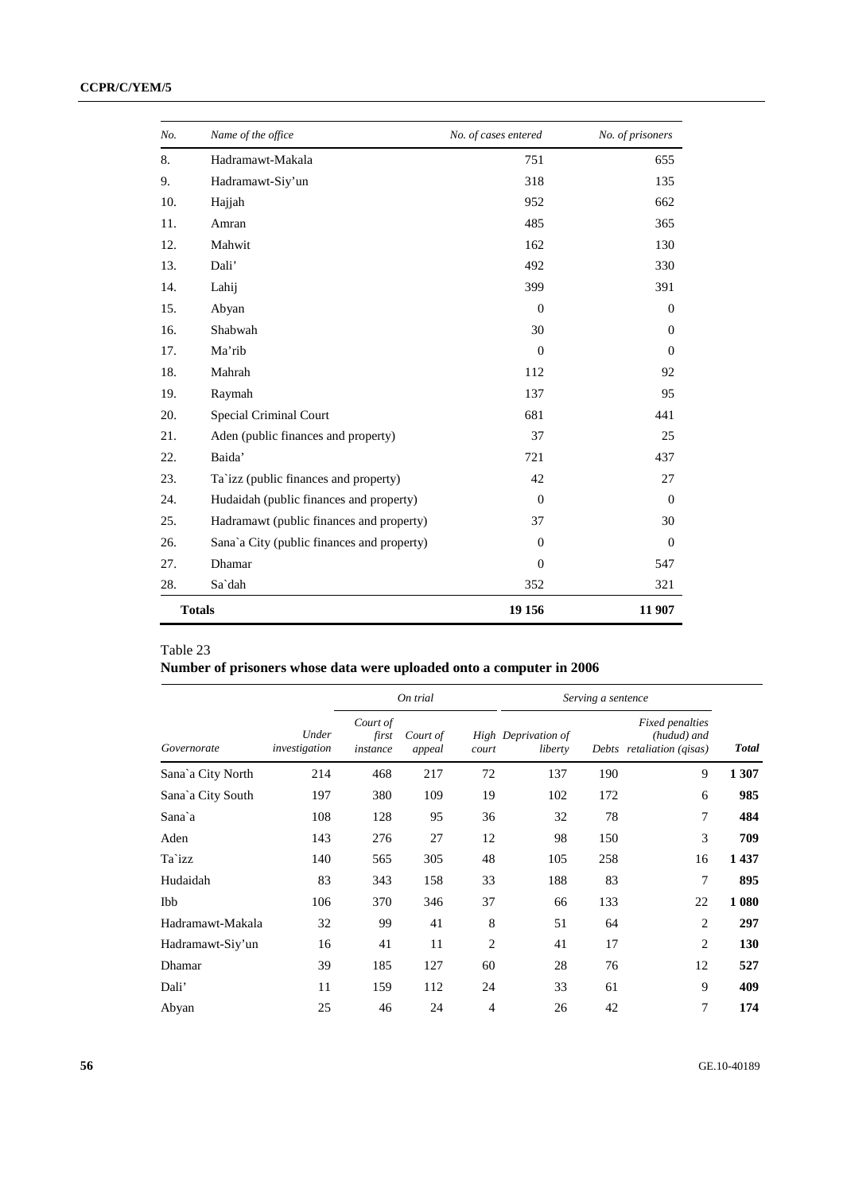| No. | Name of the office | No. of cases entered | No. of prisoners |
|---|---|---|---|
| 8. | Hadramawt-Makala | 751 | 655 |
| 9. | Hadramawt-Siy'un | 318 | 135 |
| 10. | Hajjah | 952 | 662 |
| 11. | Amran | 485 | 365 |
| 12. | Mahwit | 162 | 130 |
| 13. | Dali' | 492 | 330 |
| 14. | Lahij | 399 | 391 |
| 15. | Abyan | 0 | 0 |
| 16. | Shabwah | 30 | 0 |
| 17. | Ma'rib | 0 | 0 |
| 18. | Mahrah | 112 | 92 |
| 19. | Raymah | 137 | 95 |
| 20. | Special Criminal Court | 681 | 441 |
| 21. | Aden (public finances and property) | 37 | 25 |
| 22. | Baida' | 721 | 437 |
| 23. | Ta`izz (public finances and property) | 42 | 27 |
| 24. | Hudaidah (public finances and property) | 0 | 0 |
| 25. | Hadramawt (public finances and property) | 37 | 30 |
| 26. | Sana`a City (public finances and property) | 0 | 0 |
| 27. | Dhamar | 0 | 547 |
| 28. | Sa`dah | 352 | 321 |
| **Totals** | | **19 156** | **11 907** |

Table 23

**Number of prisoners whose data were uploaded onto a computer in 2006**

| | | On trial | | | Serving a sentence | | | |
|---|---|---|---|---|---|---|---|---|
| Governorate | Under investigation | Court of first instance | Court of appeal | High court | Deprivation of liberty | Debts | Fixed penalties (hudud) and retaliation (qisas) | Total |
| Sana`a City North | 214 | 468 | 217 | 72 | 137 | 190 | 9 | **1 307** |
| Sana`a City South | 197 | 380 | 109 | 19 | 102 | 172 | 6 | **985** |
| Sana`a | 108 | 128 | 95 | 36 | 32 | 78 | 7 | **484** |
| Aden | 143 | 276 | 27 | 12 | 98 | 150 | 3 | **709** |
| Ta`izz | 140 | 565 | 305 | 48 | 105 | 258 | 16 | **1 437** |
| Hudaidah | 83 | 343 | 158 | 33 | 188 | 83 | 7 | **895** |
| Ibb | 106 | 370 | 346 | 37 | 66 | 133 | 22 | **1 080** |
| Hadramawt-Makala | 32 | 99 | 41 | 8 | 51 | 64 | 2 | **297** |
| Hadramawt-Siy'un | 16 | 41 | 11 | 2 | 41 | 17 | 2 | **130** |
| Dhamar | 39 | 185 | 127 | 60 | 28 | 76 | 12 | **527** |
| Dali' | 11 | 159 | 112 | 24 | 33 | 61 | 9 | **409** |
| Abyan | 25 | 46 | 24 | 4 | 26 | 42 | 7 | **174** |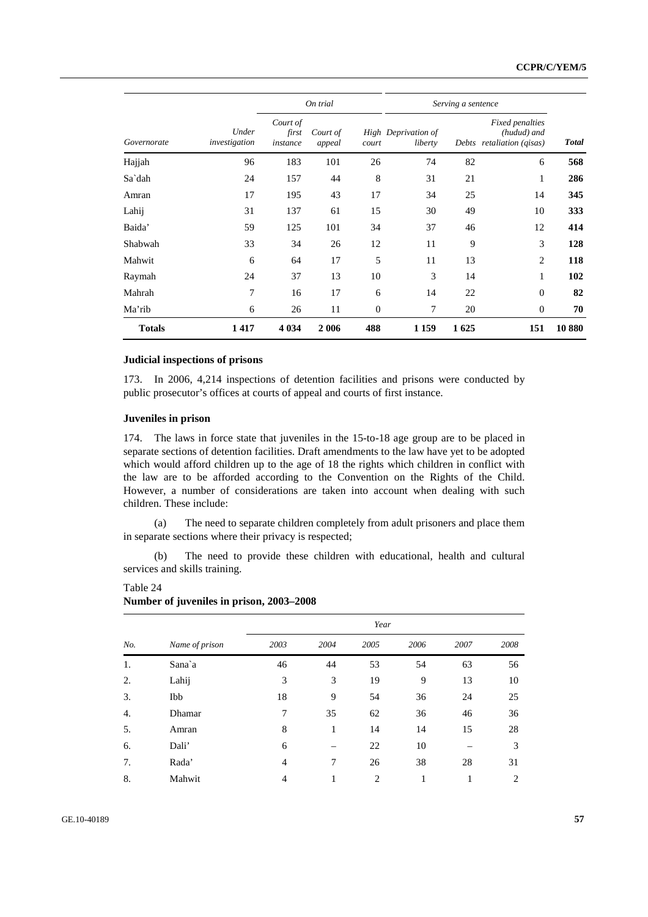| Governorate | Under investigation | On trial | | | Serving a sentence | | | Total |
|---|---|---|---|---|---|---|---|---|
| | | Court of first instance | Court of appeal | High court | Deprivation of liberty | Debts | Fixed penalties (hudud) and retaliation (qisas) | |
| Hajjah | 96 | 183 | 101 | 26 | 74 | 82 | 6 | **568** |
| Sa`dah | 24 | 157 | 44 | 8 | 31 | 21 | 1 | **286** |
| Amran | 17 | 195 | 43 | 17 | 34 | 25 | 14 | **345** |
| Lahij | 31 | 137 | 61 | 15 | 30 | 49 | 10 | **333** |
| Baida' | 59 | 125 | 101 | 34 | 37 | 46 | 12 | **414** |
| Shabwah | 33 | 34 | 26 | 12 | 11 | 9 | 3 | **128** |
| Mahwit | 6 | 64 | 17 | 5 | 11 | 13 | 2 | **118** |
| Raymah | 24 | 37 | 13 | 10 | 3 | 14 | 1 | **102** |
| Mahrah | 7 | 16 | 17 | 6 | 14 | 22 | 0 | **82** |
| Ma'rib | 6 | 26 | 11 | 0 | 7 | 20 | 0 | **70** |
| **Totals** | **1 417** | **4 034** | **2 006** | **488** | **1 159** | **1 625** | **151** | **10 880** |

### Judicial inspections of prisons

173. In 2006, 4,214 inspections of detention facilities and prisons were conducted by public prosecutor's offices at courts of appeal and courts of first instance.

### Juveniles in prison

174. The laws in force state that juveniles in the 15-to-18 age group are to be placed in separate sections of detention facilities. Draft amendments to the law have yet to be adopted which would afford children up to the age of 18 the rights which children in conflict with the law are to be afforded according to the Convention on the Rights of the Child. However, a number of considerations are taken into account when dealing with such children. These include:

(a) The need to separate children completely from adult prisoners and place them in separate sections where their privacy is respected;

(b) The need to provide these children with educational, health and cultural services and skills training.

Table 24
**Number of juveniles in prison, 2003–2008**

| No. | Name of prison | Year | | | | | |
|---|---|---|---|---|---|---|---|
| | | 2003 | 2004 | 2005 | 2006 | 2007 | 2008 |
| 1. | Sana`a | 46 | 44 | 53 | 54 | 63 | 56 |
| 2. | Lahij | 3 | 3 | 19 | 9 | 13 | 10 |
| 3. | Ibb | 18 | 9 | 54 | 36 | 24 | 25 |
| 4. | Dhamar | 7 | 35 | 62 | 36 | 46 | 36 |
| 5. | Amran | 8 | 1 | 14 | 14 | 15 | 28 |
| 6. | Dali' | 6 | – | 22 | 10 | – | 3 |
| 7. | Rada' | 4 | 7 | 26 | 38 | 28 | 31 |
| 8. | Mahwit | 4 | 1 | 2 | 1 | 1 | 2 |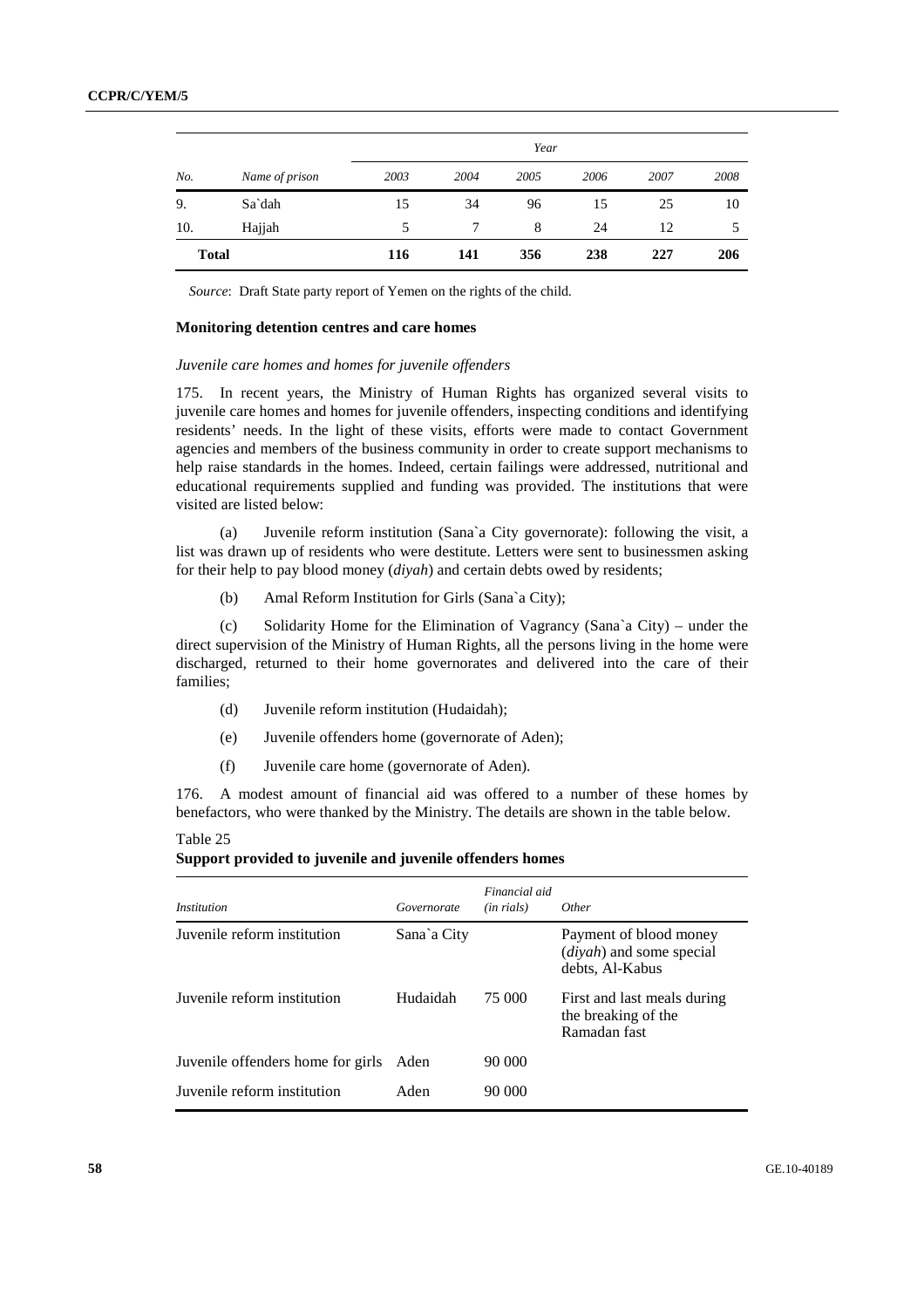| No. | Name of prison | Year | | | | | |
|---|---|---|---|---|---|---|---|
| | | 2003 | 2004 | 2005 | 2006 | 2007 | 2008 |
| 9. | Sa`dah | 15 | 34 | 96 | 15 | 25 | 10 |
| 10. | Hajjah | 5 | 7 | 8 | 24 | 12 | 5 |
| **Total** | | **116** | **141** | **356** | **238** | **227** | **206** |

*Source*: Draft State party report of Yemen on the rights of the child.

### Monitoring detention centres and care homes

*Juvenile care homes and homes for juvenile offenders*

175. In recent years, the Ministry of Human Rights has organized several visits to juvenile care homes and homes for juvenile offenders, inspecting conditions and identifying residents' needs. In the light of these visits, efforts were made to contact Government agencies and members of the business community in order to create support mechanisms to help raise standards in the homes. Indeed, certain failings were addressed, nutritional and educational requirements supplied and funding was provided. The institutions that were visited are listed below:

(a) Juvenile reform institution (Sana`a City governorate): following the visit, a list was drawn up of residents who were destitute. Letters were sent to businessmen asking for their help to pay blood money (*diyah*) and certain debts owed by residents;

(b) Amal Reform Institution for Girls (Sana`a City);

(c) Solidarity Home for the Elimination of Vagrancy (Sana`a City) – under the direct supervision of the Ministry of Human Rights, all the persons living in the home were discharged, returned to their home governorates and delivered into the care of their families;

(d) Juvenile reform institution (Hudaidah);

(e) Juvenile offenders home (governorate of Aden);

(f) Juvenile care home (governorate of Aden).

176. A modest amount of financial aid was offered to a number of these homes by benefactors, who were thanked by the Ministry. The details are shown in the table below.

Table 25
**Support provided to juvenile and juvenile offenders homes**

| *Institution* | *Governorate* | *Financial aid (in rials)* | *Other* |
|---|---|---|---|
| Juvenile reform institution | Sana`a City | | Payment of blood money (*diyah*) and some special debts, Al-Kabus |
| Juvenile reform institution | Hudaidah | 75 000 | First and last meals during the breaking of the Ramadan fast |
| Juvenile offenders home for girls | Aden | 90 000 | |
| Juvenile reform institution | Aden | 90 000 | |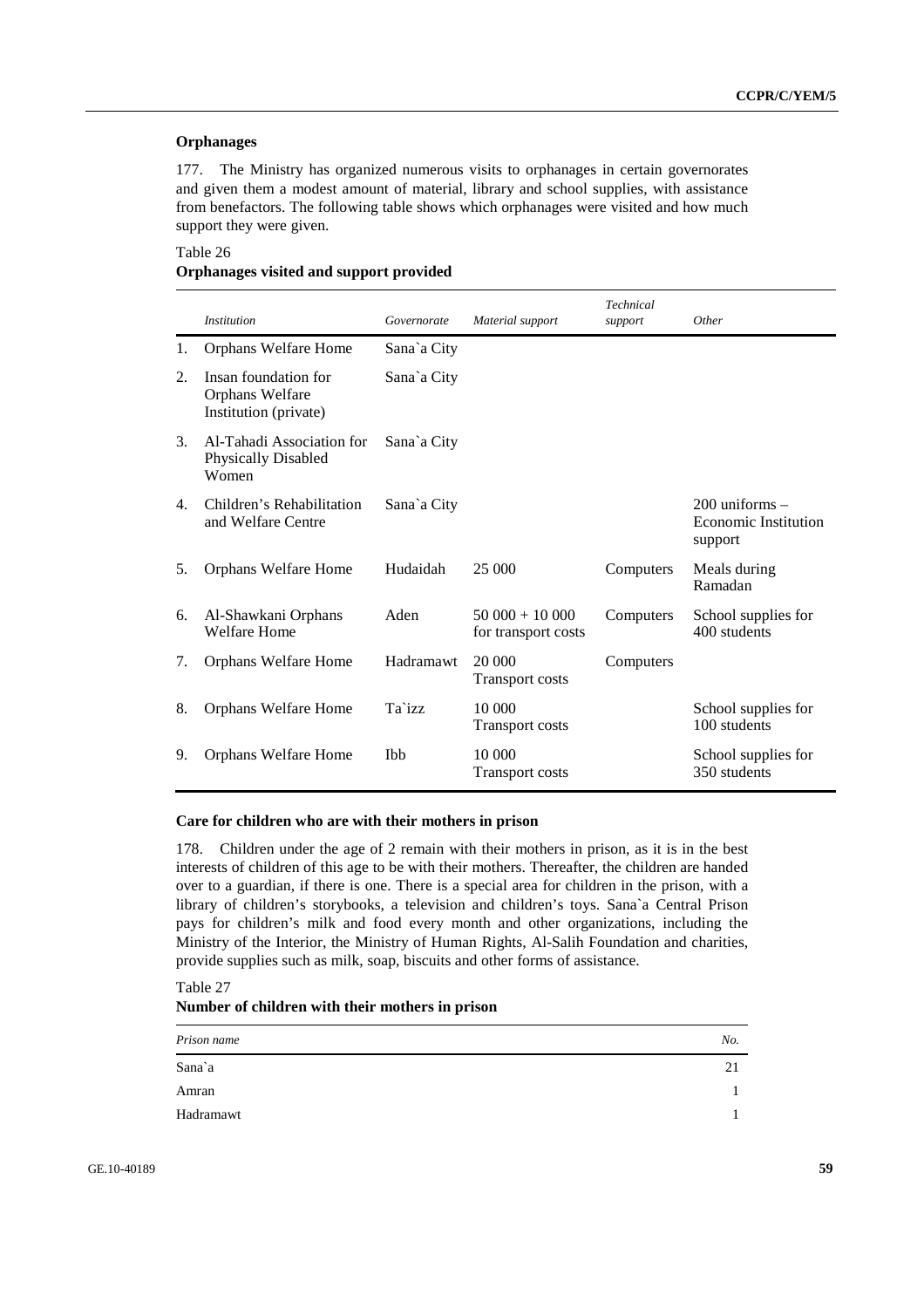### Orphanages

177. The Ministry has organized numerous visits to orphanages in certain governorates and given them a modest amount of material, library and school supplies, with assistance from benefactors. The following table shows which orphanages were visited and how much support they were given.

Table 26
**Orphanages visited and support provided**

| | *Institution* | *Governorate* | *Material support* | *Technical support* | *Other* |
|---|---|---|---|---|---|
| 1. | Orphans Welfare Home | Sana`a City | | | |
| 2. | Insan foundation for Orphans Welfare Institution (private) | Sana`a City | | | |
| 3. | Al-Tahadi Association for Physically Disabled Women | Sana`a City | | | |
| 4. | Children's Rehabilitation and Welfare Centre | Sana`a City | | | 200 uniforms – Economic Institution support |
| 5. | Orphans Welfare Home | Hudaidah | 25 000 | Computers | Meals during Ramadan |
| 6. | Al-Shawkani Orphans Welfare Home | Aden | 50 000 + 10 000 for transport costs | Computers | School supplies for 400 students |
| 7. | Orphans Welfare Home | Hadramawt | 20 000 Transport costs | Computers | |
| 8. | Orphans Welfare Home | Ta`izz | 10 000 Transport costs | | School supplies for 100 students |
| 9. | Orphans Welfare Home | Ibb | 10 000 Transport costs | | School supplies for 350 students |

### Care for children who are with their mothers in prison

178. Children under the age of 2 remain with their mothers in prison, as it is in the best interests of children of this age to be with their mothers. Thereafter, the children are handed over to a guardian, if there is one. There is a special area for children in the prison, with a library of children's storybooks, a television and children's toys. Sana`a Central Prison pays for children's milk and food every month and other organizations, including the Ministry of the Interior, the Ministry of Human Rights, Al-Salih Foundation and charities, provide supplies such as milk, soap, biscuits and other forms of assistance.

Table 27
**Number of children with their mothers in prison**

| *Prison name* | *No.* |
|---|---|
| Sana`a | 21 |
| Amran | 1 |
| Hadramawt | 1 |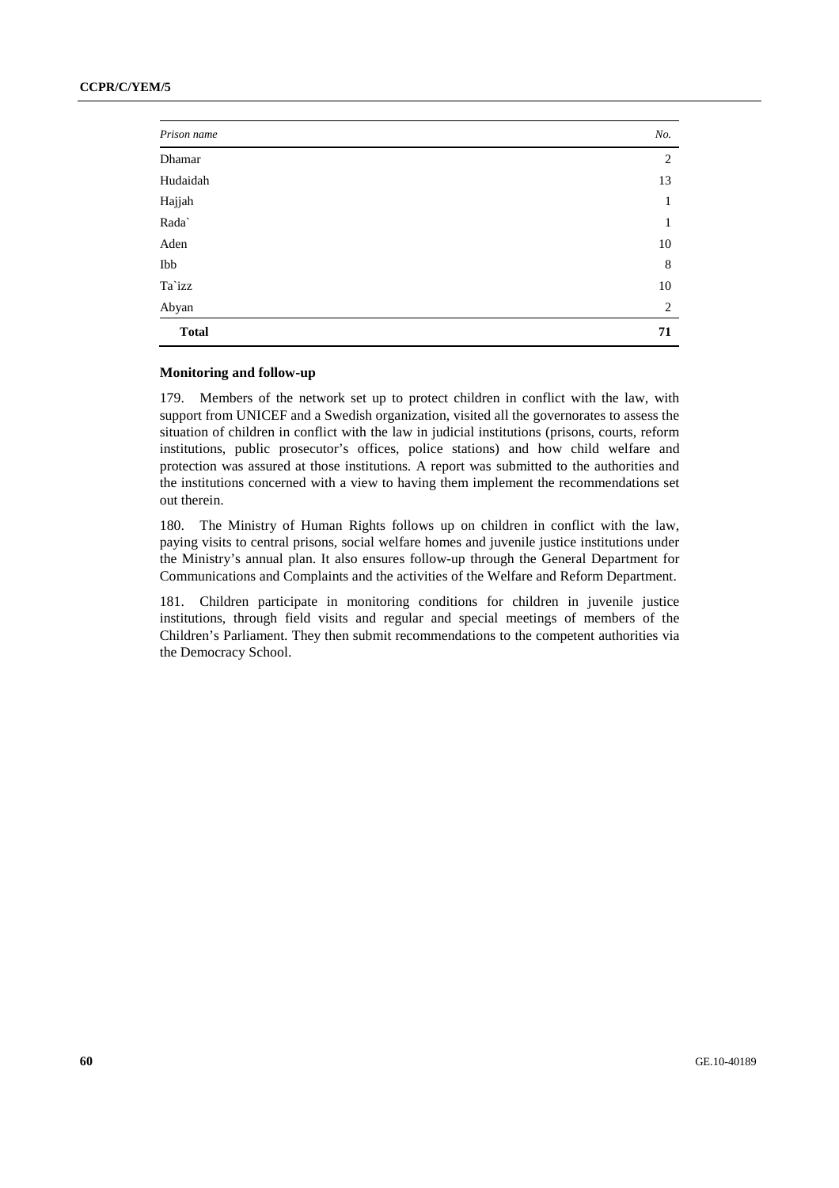| *Prison name* | *No.* |
|---|---|
| Dhamar | 2 |
| Hudaidah | 13 |
| Hajjah | 1 |
| Rada` | 1 |
| Aden | 10 |
| Ibb | 8 |
| Ta`izz | 10 |
| Abyan | 2 |
| **Total** | **71** |

### Monitoring and follow-up

179. Members of the network set up to protect children in conflict with the law, with support from UNICEF and a Swedish organization, visited all the governorates to assess the situation of children in conflict with the law in judicial institutions (prisons, courts, reform institutions, public prosecutor's offices, police stations) and how child welfare and protection was assured at those institutions. A report was submitted to the authorities and the institutions concerned with a view to having them implement the recommendations set out therein.

180. The Ministry of Human Rights follows up on children in conflict with the law, paying visits to central prisons, social welfare homes and juvenile justice institutions under the Ministry's annual plan. It also ensures follow-up through the General Department for Communications and Complaints and the activities of the Welfare and Reform Department.

181. Children participate in monitoring conditions for children in juvenile justice institutions, through field visits and regular and special meetings of members of the Children's Parliament. They then submit recommendations to the competent authorities via the Democracy School.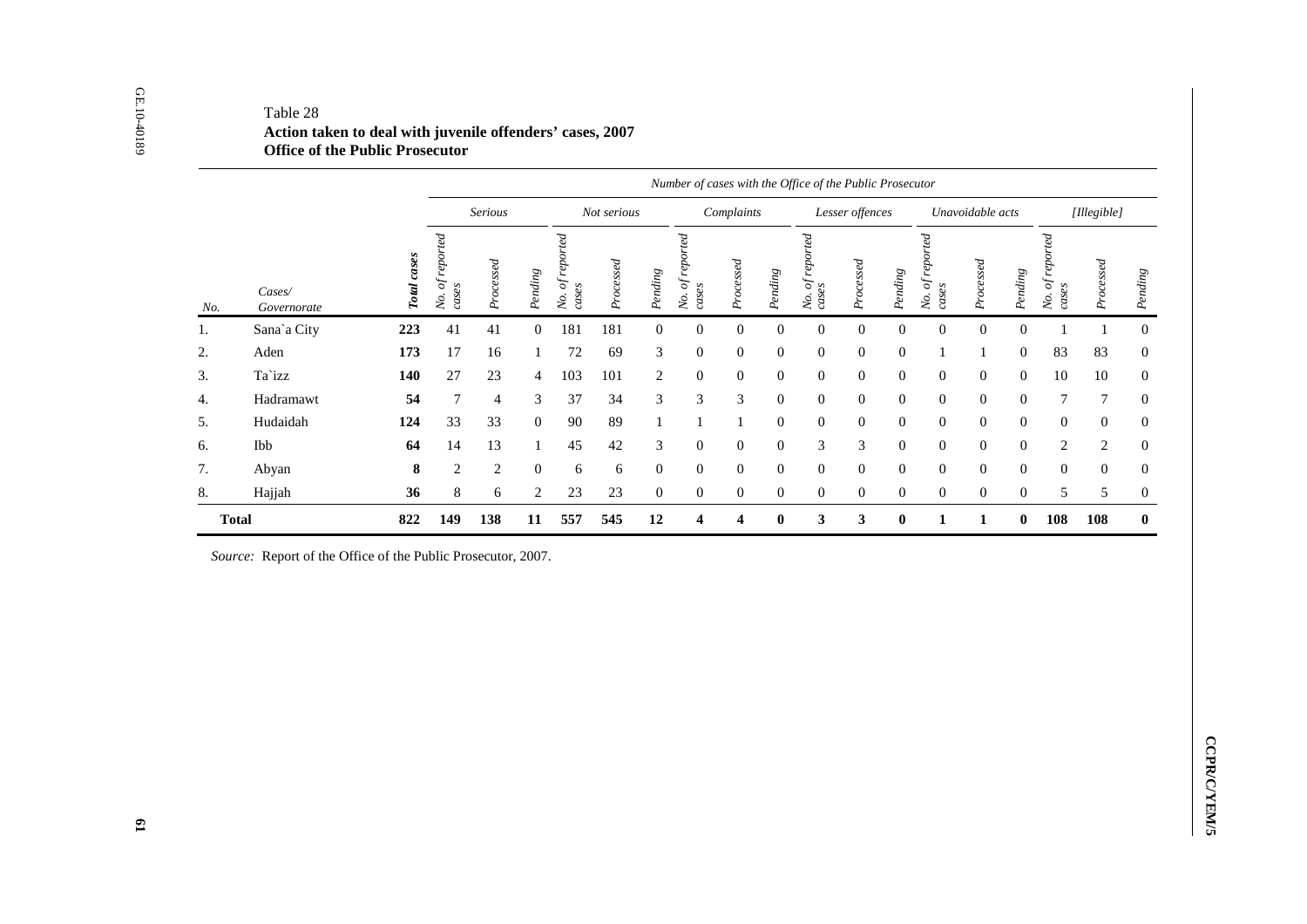Table 28
**Action taken to deal with juvenile offenders' cases, 2007**
**Office of the Public Prosecutor**

| | | | *Number of cases with the Office of the Public Prosecutor* | | | | | | | | | | | | | | | | | |
|---|---|---|---|---|---|---|---|---|---|---|---|---|---|---|---|---|---|---|---|---|
| | | | *Serious* | | | *Not serious* | | | *Complaints* | | | *Lesser offences* | | | *Unavoidable acts* | | | *[Illegible]* | | |
| *No.* | *Cases/ Governorate* | ***Total cases*** | *No. of reported cases* | *Processed* | *Pending* | *No. of reported cases* | *Processed* | *Pending* | *No. of reported cases* | *Processed* | *Pending* | *No. of reported cases* | *Processed* | *Pending* | *No. of reported cases* | *Processed* | *Pending* | *No. of reported cases* | *Processed* | *Pending* |
| 1. | Sana`a City | **223** | 41 | 41 | 0 | 181 | 181 | 0 | 0 | 0 | 0 | 0 | 0 | 0 | 0 | 0 | 0 | 1 | 1 | 0 |
| 2. | Aden | **173** | 17 | 16 | 1 | 72 | 69 | 3 | 0 | 0 | 0 | 0 | 0 | 0 | 1 | 1 | 0 | 83 | 83 | 0 |
| 3. | Ta`izz | **140** | 27 | 23 | 4 | 103 | 101 | 2 | 0 | 0 | 0 | 0 | 0 | 0 | 0 | 0 | 0 | 10 | 10 | 0 |
| 4. | Hadramawt | **54** | 7 | 4 | 3 | 37 | 34 | 3 | 3 | 3 | 0 | 0 | 0 | 0 | 0 | 0 | 0 | 7 | 7 | 0 |
| 5. | Hudaidah | **124** | 33 | 33 | 0 | 90 | 89 | 1 | 1 | 1 | 0 | 0 | 0 | 0 | 0 | 0 | 0 | 0 | 0 | 0 |
| 6. | Ibb | **64** | 14 | 13 | 1 | 45 | 42 | 3 | 0 | 0 | 0 | 3 | 3 | 0 | 0 | 0 | 0 | 2 | 2 | 0 |
| 7. | Abyan | **8** | 2 | 2 | 0 | 6 | 6 | 0 | 0 | 0 | 0 | 0 | 0 | 0 | 0 | 0 | 0 | 0 | 0 | 0 |
| 8. | Hajjah | **36** | 8 | 6 | 2 | 23 | 23 | 0 | 0 | 0 | 0 | 0 | 0 | 0 | 0 | 0 | 0 | 5 | 5 | 0 |
| **Total** | | **822** | **149** | **138** | **11** | **557** | **545** | **12** | **4** | **4** | **0** | **3** | **3** | **0** | **1** | **1** | **0** | **108** | **108** | **0** |

*Source:* Report of the Office of the Public Prosecutor, 2007.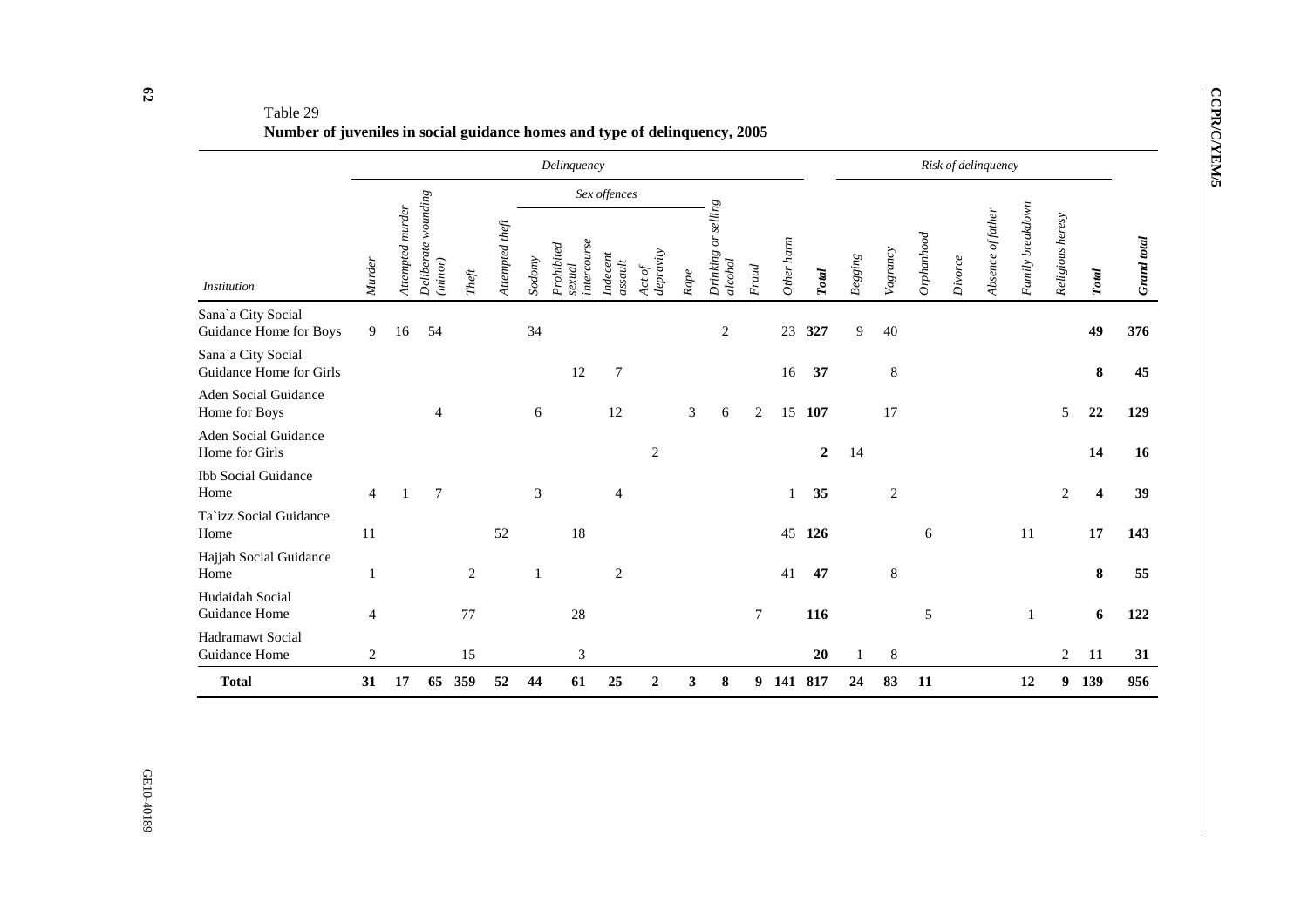Table 29

**Number of juveniles in social guidance homes and type of delinquency, 2005**

| | *Delinquency* | | | | | | | | | | | | | | *Risk of delinquency* | | | | | | | | |
|---|---|---|---|---|---|---|---|---|---|---|---|---|---|---|---|---|---|---|---|---|---|---|---|
| | | | | | | *Sex offences* | | | | | | | | | | | | | | | | | |
| *Institution* | *Murder* | *Attempted murder* | *Deliberate wounding (minor)* | *Theft* | *Attempted theft* | *Sodomy* | *Prohibited sexual intercourse* | *Indecent assault* | *Act of depravity* | *Rape* | *Drinking or selling alcohol* | *Fraud* | *Other harm* | ***Total*** | *Begging* | *Vagrancy* | *Orphanhood* | *Divorce* | *Absence of father* | *Family breakdown* | *Religious heresy* | ***Total*** | ***Grand total*** |
| Sana`a City Social Guidance Home for Boys | 9 | 16 | 54 | | | 34 | | | | | 2 | | 23 | **327** | 9 | 40 | | | | | | **49** | **376** |
| Sana`a City Social Guidance Home for Girls | | | | | | | 12 | 7 | | | | | 16 | **37** | | 8 | | | | | | **8** | **45** |
| Aden Social Guidance Home for Boys | | | 4 | | | 6 | | 12 | | 3 | 6 | 2 | 15 | **107** | | 17 | | | | | 5 | **22** | **129** |
| Aden Social Guidance Home for Girls | | | | | | | | | 2 | | | | | **2** | 14 | | | | | | | **14** | **16** |
| Ibb Social Guidance Home | 4 | 1 | 7 | | | 3 | | 4 | | | | | 1 | **35** | | 2 | | | | | 2 | **4** | **39** |
| Ta`izz Social Guidance Home | 11 | | | | 52 | | 18 | | | | | | 45 | **126** | | | 6 | | | 11 | | **17** | **143** |
| Hajjah Social Guidance Home | 1 | | | 2 | | 1 | | 2 | | | | | 41 | **47** | | 8 | | | | | | **8** | **55** |
| Hudaidah Social Guidance Home | 4 | | | 77 | | | 28 | | | | | 7 | | **116** | | | 5 | | | 1 | | **6** | **122** |
| Hadramawt Social Guidance Home | 2 | | | 15 | | | 3 | | | | | | | **20** | 1 | 8 | | | | | 2 | **11** | **31** |
| **Total** | **31** | **17** | **65** | **359** | **52** | **44** | **61** | **25** | **2** | **3** | **8** | **9** | **141** | **817** | **24** | **83** | **11** | | | **12** | **9** | **139** | **956** |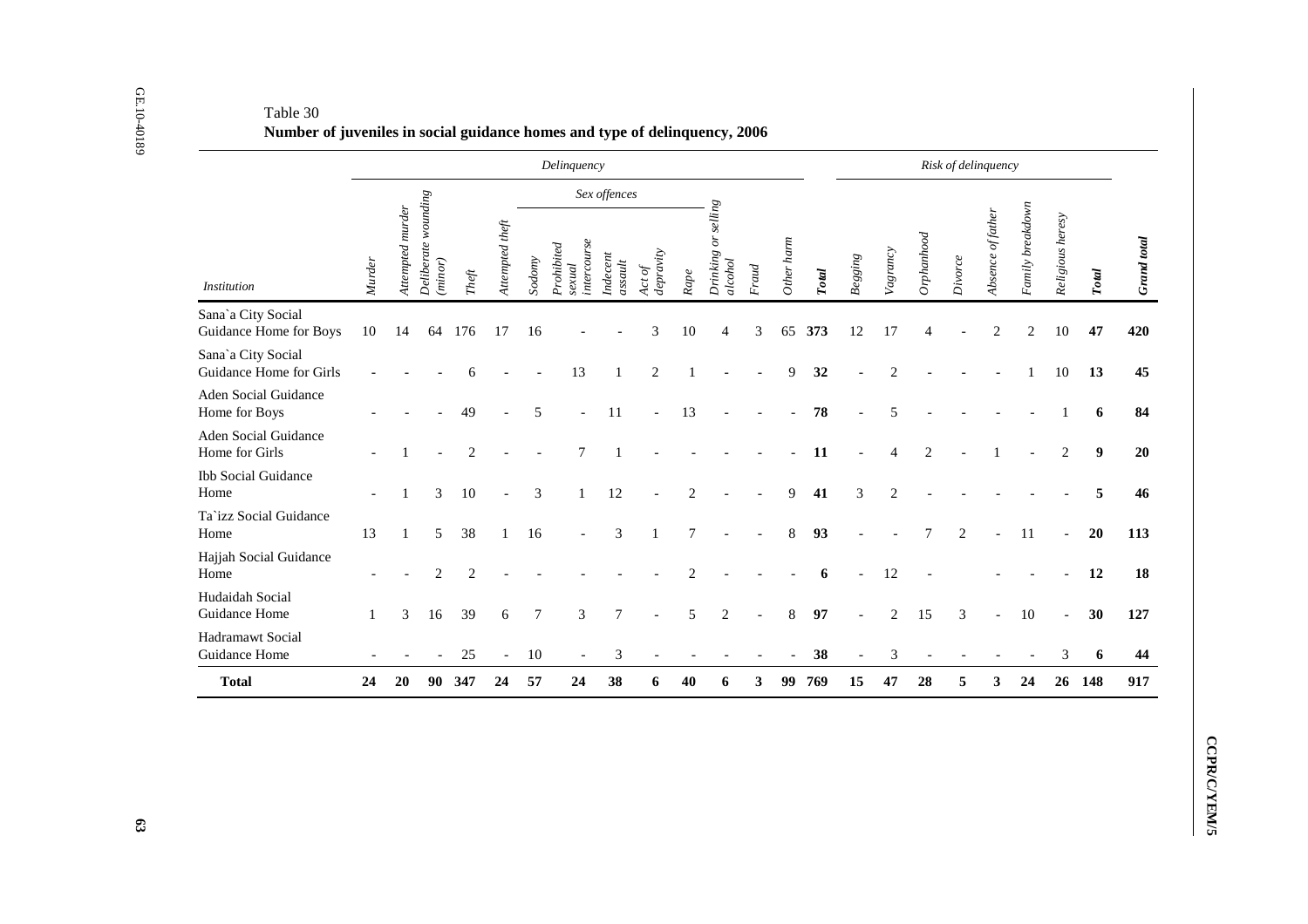Table 30

**Number of juveniles in social guidance homes and type of delinquency, 2006**

| | *Delinquency* | | | | | | | | | | | | | | *Risk of delinquency* | | | | | | | | |
|---|---|---|---|---|---|---|---|---|---|---|---|---|---|---|---|---|---|---|---|---|---|---|---|
| | | | | | | *Sex offences* | | | | | | | | | | | | | | | | | |
| *Institution* | *Murder* | *Attempted murder* | *Deliberate wounding (minor)* | *Theft* | *Attempted theft* | *Sodomy* | *Prohibited sexual intercourse* | *Indecent assault* | *Act of depravity* | *Rape* | *Drinking or selling alcohol* | *Fraud* | *Other harm* | ***Total*** | *Begging* | *Vagrancy* | *Orphanhood* | *Divorce* | *Absence of father* | *Family breakdown* | *Religious heresy* | ***Total*** | ***Grand total*** |
| Sana`a City Social Guidance Home for Boys | 10 | 14 | 64 | 176 | 17 | 16 | - | - | 3 | 10 | 4 | 3 | 65 | **373** | 12 | 17 | 4 | - | 2 | 2 | 10 | **47** | **420** |
| Sana`a City Social Guidance Home for Girls | - | - | - | 6 | - | - | 13 | 1 | 2 | 1 | - | - | 9 | **32** | - | 2 | - | - | - | 1 | 10 | **13** | **45** |
| Aden Social Guidance Home for Boys | - | - | - | 49 | - | 5 | - | 11 | - | 13 | - | - | - | **78** | - | 5 | - | - | - | - | 1 | **6** | **84** |
| Aden Social Guidance Home for Girls | - | 1 | - | 2 | - | - | 7 | 1 | - | - | - | - | - | **11** | - | 4 | 2 | - | 1 | - | 2 | **9** | **20** |
| Ibb Social Guidance Home | - | 1 | 3 | 10 | - | 3 | 1 | 12 | - | 2 | - | - | 9 | **41** | 3 | 2 | - | - | - | - | - | **5** | **46** |
| Ta`izz Social Guidance Home | 13 | 1 | 5 | 38 | 1 | 16 | - | 3 | 1 | 7 | - | - | 8 | **93** | - | - | 7 | 2 | - | 11 | - | **20** | **113** |
| Hajjah Social Guidance Home | - | - | 2 | 2 | - | - | - | - | - | 2 | - | - | - | **6** | - | 12 | - | | - | - | - | **12** | **18** |
| Hudaidah Social Guidance Home | 1 | 3 | 16 | 39 | 6 | 7 | 3 | 7 | - | 5 | 2 | - | 8 | **97** | - | 2 | 15 | 3 | - | 10 | - | **30** | **127** |
| Hadramawt Social Guidance Home | - | - | - | 25 | - | 10 | - | 3 | - | - | - | - | - | **38** | - | 3 | - | - | - | - | 3 | **6** | **44** |
| **Total** | **24** | **20** | **90** | **347** | **24** | **57** | **24** | **38** | **6** | **40** | **6** | **3** | **99** | **769** | **15** | **47** | **28** | **5** | **3** | **24** | **26** | **148** | **917** |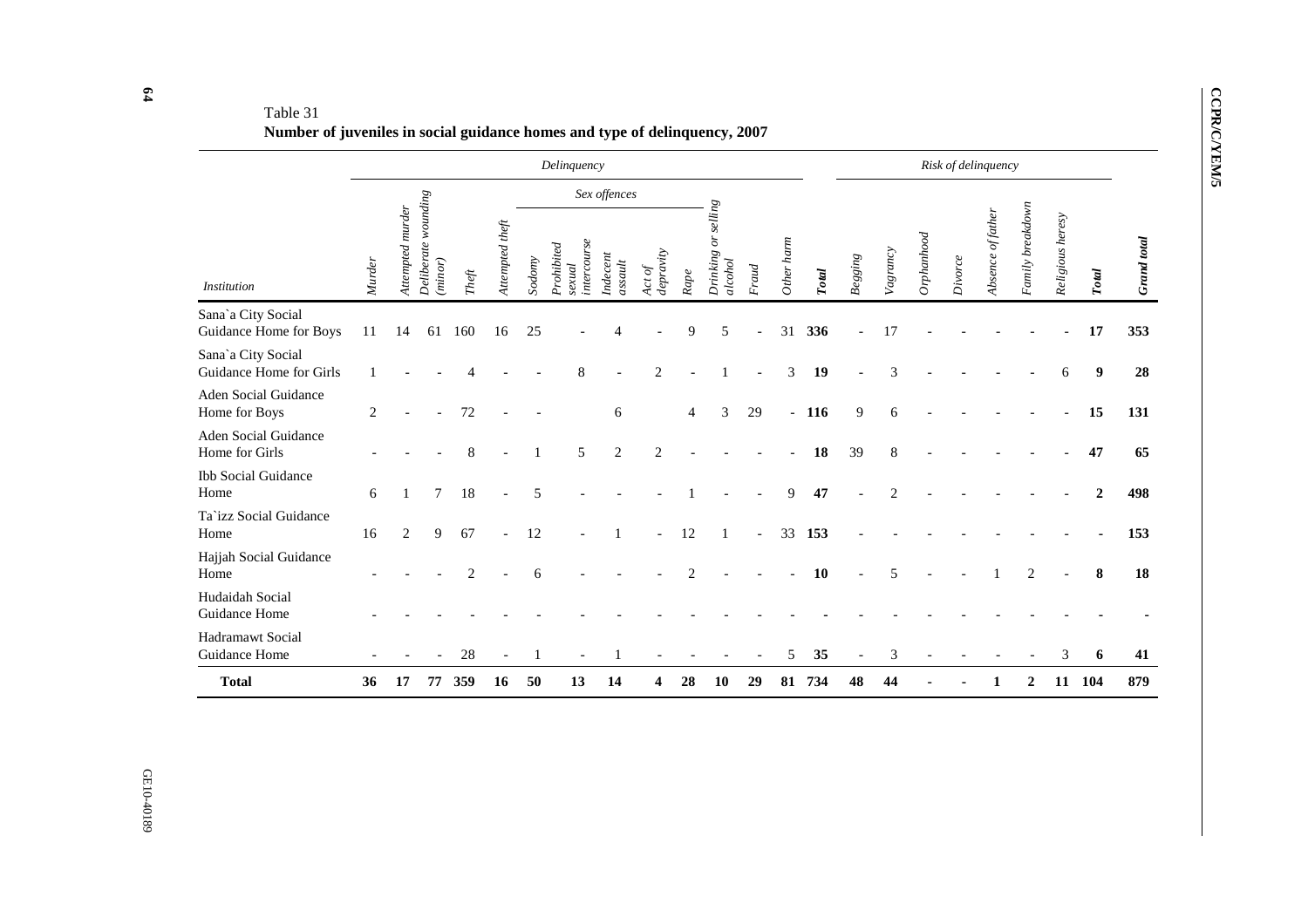Table 31
**Number of juveniles in social guidance homes and type of delinquency, 2007**

| | *Delinquency* | | | | | | | | | | | | | | *Risk of delinquency* | | | | | | | | |
|---|---|---|---|---|---|---|---|---|---|---|---|---|---|---|---|---|---|---|---|---|---|---|---|
| | | | | | | *Sex offences* | | | | | | | | | | | | | | | | | |
| *Institution* | *Murder* | *Attempted murder* | *Deliberate wounding (minor)* | *Theft* | *Attempted theft* | *Sodomy* | *Prohibited sexual intercourse* | *Indecent assault* | *Act of depravity* | *Rape* | *Drinking or selling alcohol* | *Fraud* | *Other harm* | ***Total*** | *Begging* | *Vagrancy* | *Orphanhood* | *Divorce* | *Absence of father* | *Family breakdown* | *Religious heresy* | ***Total*** | ***Grand total*** |
| Sana`a City Social Guidance Home for Boys | 11 | 14 | 61 | 160 | 16 | 25 | - | 4 | - | 9 | 5 | - | 31 | **336** | - | 17 | - | - | - | - | - | **17** | **353** |
| Sana`a City Social Guidance Home for Girls | 1 | - | - | 4 | - | - | 8 | - | 2 | - | 1 | - | 3 | **19** | - | 3 | - | - | - | - | 6 | **9** | **28** |
| Aden Social Guidance Home for Boys | 2 | - | - | 72 | - | - | | 6 | | 4 | 3 | 29 | - | **116** | 9 | 6 | - | - | - | - | - | **15** | **131** |
| Aden Social Guidance Home for Girls | - | - | - | 8 | - | 1 | 5 | 2 | 2 | - | - | - | - | **18** | 39 | 8 | - | - | - | - | - | **47** | **65** |
| Ibb Social Guidance Home | 6 | 1 | 7 | 18 | - | 5 | - | - | - | 1 | - | - | 9 | **47** | - | 2 | - | - | - | - | - | **2** | **498** |
| Ta`izz Social Guidance Home | 16 | 2 | 9 | 67 | - | 12 | - | 1 | - | 12 | 1 | - | 33 | **153** | - | - | - | - | - | - | - | **-** | **153** |
| Hajjah Social Guidance Home | - | - | - | 2 | - | 6 | - | - | - | 2 | - | - | - | **10** | - | 5 | - | - | 1 | 2 | - | **8** | **18** |
| Hudaidah Social Guidance Home | - | - | - | - | - | - | - | - | - | - | - | - | - | **-** | - | - | - | - | - | - | - | **-** | **-** |
| Hadramawt Social Guidance Home | - | - | - | 28 | - | 1 | - | 1 | - | - | - | - | 5 | **35** | - | 3 | - | - | - | - | 3 | **6** | **41** |
| **Total** | **36** | **17** | **77** | **359** | **16** | **50** | **13** | **14** | **4** | **28** | **10** | **29** | **81** | **734** | **48** | **44** | **-** | **-** | **1** | **2** | **11** | **104** | **879** |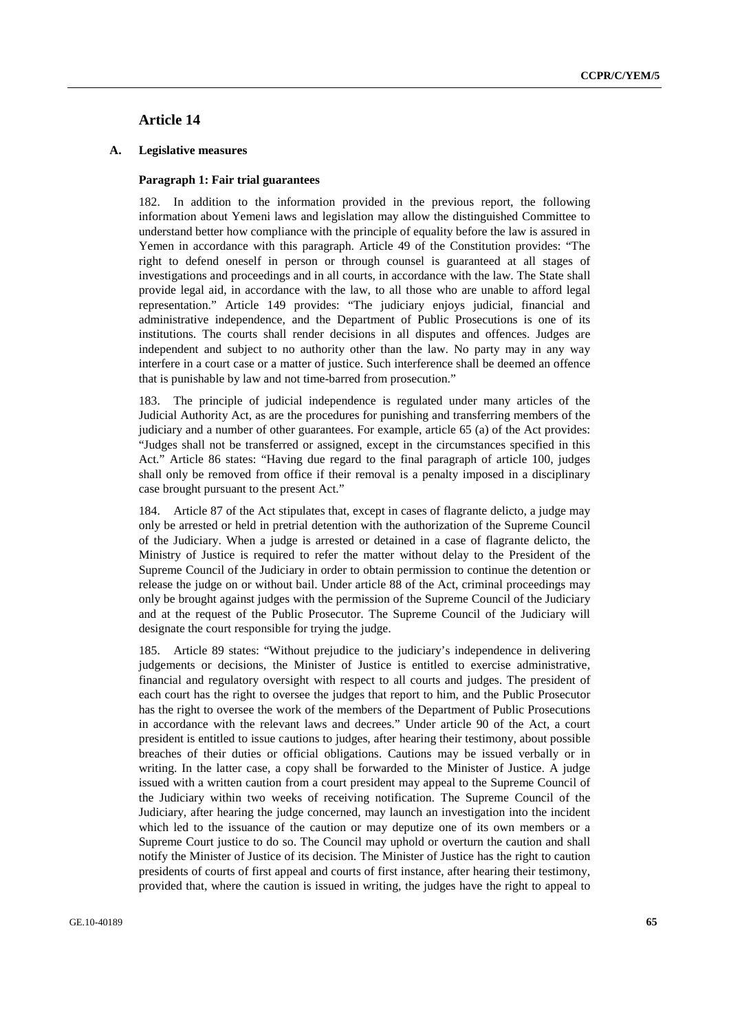## Article 14

### A. Legislative measures

#### Paragraph 1: Fair trial guarantees

182. In addition to the information provided in the previous report, the following information about Yemeni laws and legislation may allow the distinguished Committee to understand better how compliance with the principle of equality before the law is assured in Yemen in accordance with this paragraph. Article 49 of the Constitution provides: "The right to defend oneself in person or through counsel is guaranteed at all stages of investigations and proceedings and in all courts, in accordance with the law. The State shall provide legal aid, in accordance with the law, to all those who are unable to afford legal representation." Article 149 provides: "The judiciary enjoys judicial, financial and administrative independence, and the Department of Public Prosecutions is one of its institutions. The courts shall render decisions in all disputes and offences. Judges are independent and subject to no authority other than the law. No party may in any way interfere in a court case or a matter of justice. Such interference shall be deemed an offence that is punishable by law and not time-barred from prosecution."

183. The principle of judicial independence is regulated under many articles of the Judicial Authority Act, as are the procedures for punishing and transferring members of the judiciary and a number of other guarantees. For example, article 65 (a) of the Act provides: "Judges shall not be transferred or assigned, except in the circumstances specified in this Act." Article 86 states: "Having due regard to the final paragraph of article 100, judges shall only be removed from office if their removal is a penalty imposed in a disciplinary case brought pursuant to the present Act."

184. Article 87 of the Act stipulates that, except in cases of flagrante delicto, a judge may only be arrested or held in pretrial detention with the authorization of the Supreme Council of the Judiciary. When a judge is arrested or detained in a case of flagrante delicto, the Ministry of Justice is required to refer the matter without delay to the President of the Supreme Council of the Judiciary in order to obtain permission to continue the detention or release the judge on or without bail. Under article 88 of the Act, criminal proceedings may only be brought against judges with the permission of the Supreme Council of the Judiciary and at the request of the Public Prosecutor. The Supreme Council of the Judiciary will designate the court responsible for trying the judge.

185. Article 89 states: "Without prejudice to the judiciary's independence in delivering judgements or decisions, the Minister of Justice is entitled to exercise administrative, financial and regulatory oversight with respect to all courts and judges. The president of each court has the right to oversee the judges that report to him, and the Public Prosecutor has the right to oversee the work of the members of the Department of Public Prosecutions in accordance with the relevant laws and decrees." Under article 90 of the Act, a court president is entitled to issue cautions to judges, after hearing their testimony, about possible breaches of their duties or official obligations. Cautions may be issued verbally or in writing. In the latter case, a copy shall be forwarded to the Minister of Justice. A judge issued with a written caution from a court president may appeal to the Supreme Council of the Judiciary within two weeks of receiving notification. The Supreme Council of the Judiciary, after hearing the judge concerned, may launch an investigation into the incident which led to the issuance of the caution or may deputize one of its own members or a Supreme Court justice to do so. The Council may uphold or overturn the caution and shall notify the Minister of Justice of its decision. The Minister of Justice has the right to caution presidents of courts of first appeal and courts of first instance, after hearing their testimony, provided that, where the caution is issued in writing, the judges have the right to appeal to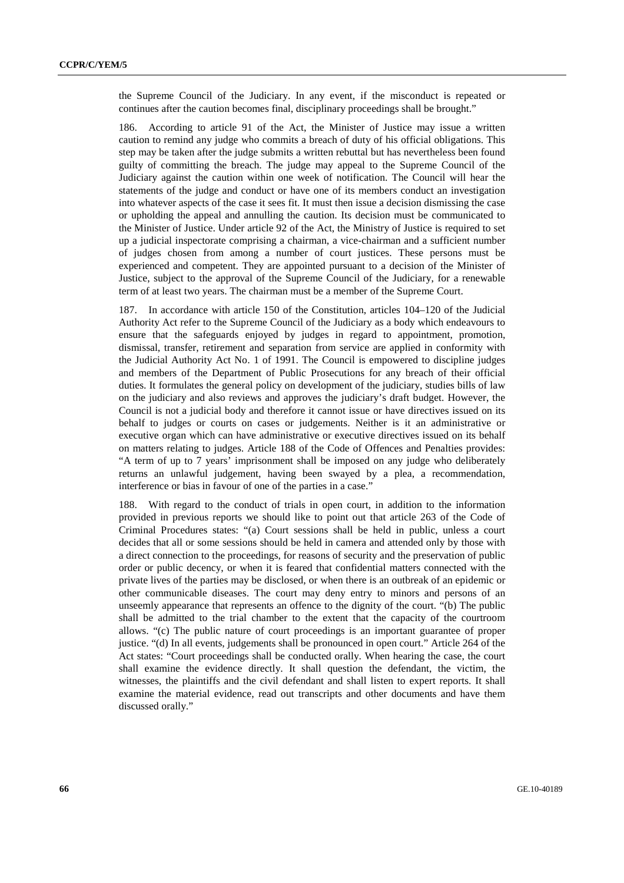the Supreme Council of the Judiciary. In any event, if the misconduct is repeated or continues after the caution becomes final, disciplinary proceedings shall be brought."

186. According to article 91 of the Act, the Minister of Justice may issue a written caution to remind any judge who commits a breach of duty of his official obligations. This step may be taken after the judge submits a written rebuttal but has nevertheless been found guilty of committing the breach. The judge may appeal to the Supreme Council of the Judiciary against the caution within one week of notification. The Council will hear the statements of the judge and conduct or have one of its members conduct an investigation into whatever aspects of the case it sees fit. It must then issue a decision dismissing the case or upholding the appeal and annulling the caution. Its decision must be communicated to the Minister of Justice. Under article 92 of the Act, the Ministry of Justice is required to set up a judicial inspectorate comprising a chairman, a vice-chairman and a sufficient number of judges chosen from among a number of court justices. These persons must be experienced and competent. They are appointed pursuant to a decision of the Minister of Justice, subject to the approval of the Supreme Council of the Judiciary, for a renewable term of at least two years. The chairman must be a member of the Supreme Court.

187. In accordance with article 150 of the Constitution, articles 104–120 of the Judicial Authority Act refer to the Supreme Council of the Judiciary as a body which endeavours to ensure that the safeguards enjoyed by judges in regard to appointment, promotion, dismissal, transfer, retirement and separation from service are applied in conformity with the Judicial Authority Act No. 1 of 1991. The Council is empowered to discipline judges and members of the Department of Public Prosecutions for any breach of their official duties. It formulates the general policy on development of the judiciary, studies bills of law on the judiciary and also reviews and approves the judiciary's draft budget. However, the Council is not a judicial body and therefore it cannot issue or have directives issued on its behalf to judges or courts on cases or judgements. Neither is it an administrative or executive organ which can have administrative or executive directives issued on its behalf on matters relating to judges. Article 188 of the Code of Offences and Penalties provides: "A term of up to 7 years' imprisonment shall be imposed on any judge who deliberately returns an unlawful judgement, having been swayed by a plea, a recommendation, interference or bias in favour of one of the parties in a case."

188. With regard to the conduct of trials in open court, in addition to the information provided in previous reports we should like to point out that article 263 of the Code of Criminal Procedures states: "(a) Court sessions shall be held in public, unless a court decides that all or some sessions should be held in camera and attended only by those with a direct connection to the proceedings, for reasons of security and the preservation of public order or public decency, or when it is feared that confidential matters connected with the private lives of the parties may be disclosed, or when there is an outbreak of an epidemic or other communicable diseases. The court may deny entry to minors and persons of an unseemly appearance that represents an offence to the dignity of the court. "(b) The public shall be admitted to the trial chamber to the extent that the capacity of the courtroom allows. "(c) The public nature of court proceedings is an important guarantee of proper justice. "(d) In all events, judgements shall be pronounced in open court." Article 264 of the Act states: "Court proceedings shall be conducted orally. When hearing the case, the court shall examine the evidence directly. It shall question the defendant, the victim, the witnesses, the plaintiffs and the civil defendant and shall listen to expert reports. It shall examine the material evidence, read out transcripts and other documents and have them discussed orally."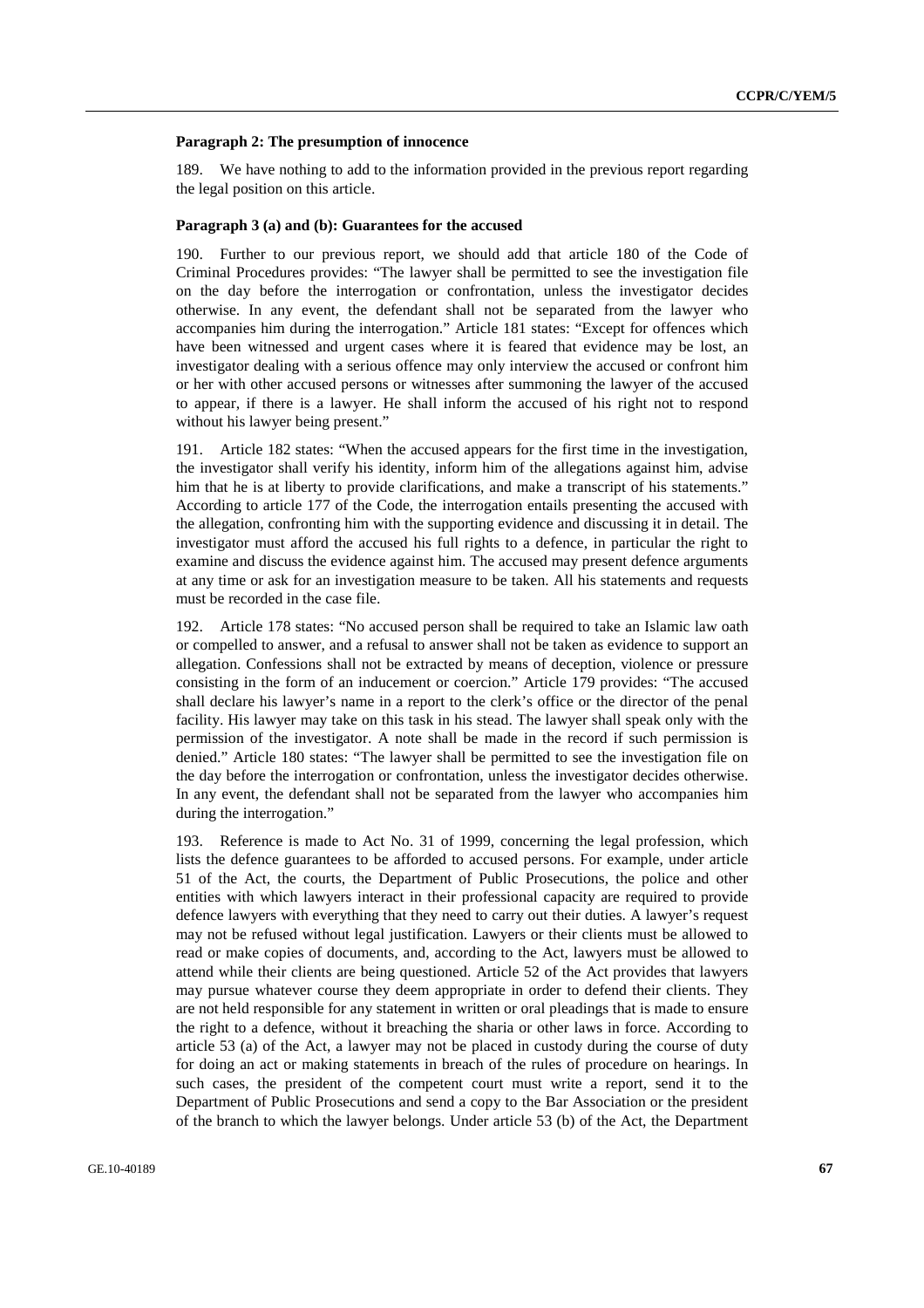#### Paragraph 2: The presumption of innocence

189. We have nothing to add to the information provided in the previous report regarding the legal position on this article.

#### Paragraph 3 (a) and (b): Guarantees for the accused

190. Further to our previous report, we should add that article 180 of the Code of Criminal Procedures provides: "The lawyer shall be permitted to see the investigation file on the day before the interrogation or confrontation, unless the investigator decides otherwise. In any event, the defendant shall not be separated from the lawyer who accompanies him during the interrogation." Article 181 states: "Except for offences which have been witnessed and urgent cases where it is feared that evidence may be lost, an investigator dealing with a serious offence may only interview the accused or confront him or her with other accused persons or witnesses after summoning the lawyer of the accused to appear, if there is a lawyer. He shall inform the accused of his right not to respond without his lawyer being present."

191. Article 182 states: "When the accused appears for the first time in the investigation, the investigator shall verify his identity, inform him of the allegations against him, advise him that he is at liberty to provide clarifications, and make a transcript of his statements." According to article 177 of the Code, the interrogation entails presenting the accused with the allegation, confronting him with the supporting evidence and discussing it in detail. The investigator must afford the accused his full rights to a defence, in particular the right to examine and discuss the evidence against him. The accused may present defence arguments at any time or ask for an investigation measure to be taken. All his statements and requests must be recorded in the case file.

192. Article 178 states: "No accused person shall be required to take an Islamic law oath or compelled to answer, and a refusal to answer shall not be taken as evidence to support an allegation. Confessions shall not be extracted by means of deception, violence or pressure consisting in the form of an inducement or coercion." Article 179 provides: "The accused shall declare his lawyer's name in a report to the clerk's office or the director of the penal facility. His lawyer may take on this task in his stead. The lawyer shall speak only with the permission of the investigator. A note shall be made in the record if such permission is denied." Article 180 states: "The lawyer shall be permitted to see the investigation file on the day before the interrogation or confrontation, unless the investigator decides otherwise. In any event, the defendant shall not be separated from the lawyer who accompanies him during the interrogation."

193. Reference is made to Act No. 31 of 1999, concerning the legal profession, which lists the defence guarantees to be afforded to accused persons. For example, under article 51 of the Act, the courts, the Department of Public Prosecutions, the police and other entities with which lawyers interact in their professional capacity are required to provide defence lawyers with everything that they need to carry out their duties. A lawyer's request may not be refused without legal justification. Lawyers or their clients must be allowed to read or make copies of documents, and, according to the Act, lawyers must be allowed to attend while their clients are being questioned. Article 52 of the Act provides that lawyers may pursue whatever course they deem appropriate in order to defend their clients. They are not held responsible for any statement in written or oral pleadings that is made to ensure the right to a defence, without it breaching the sharia or other laws in force. According to article 53 (a) of the Act, a lawyer may not be placed in custody during the course of duty for doing an act or making statements in breach of the rules of procedure on hearings. In such cases, the president of the competent court must write a report, send it to the Department of Public Prosecutions and send a copy to the Bar Association or the president of the branch to which the lawyer belongs. Under article 53 (b) of the Act, the Department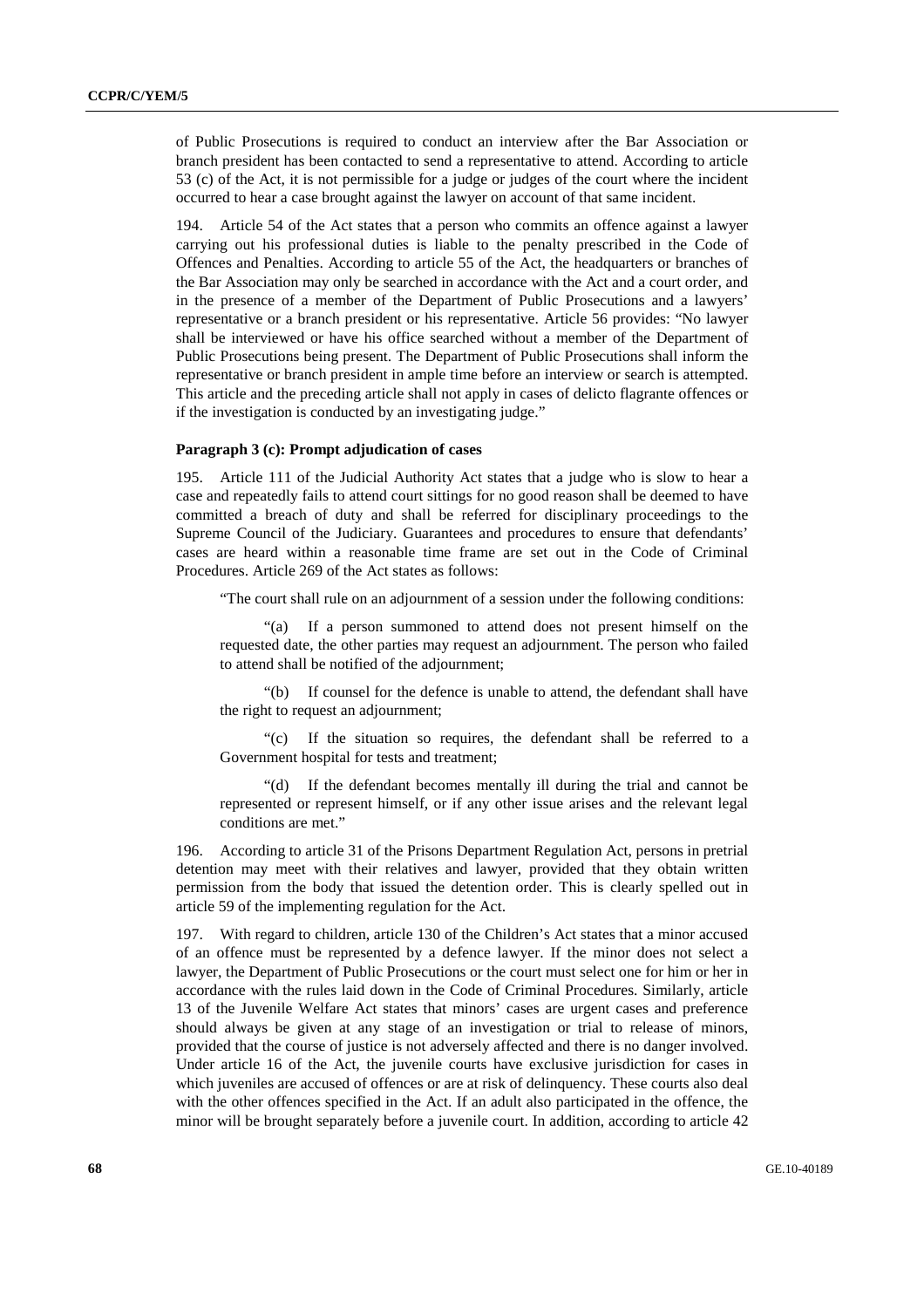of Public Prosecutions is required to conduct an interview after the Bar Association or branch president has been contacted to send a representative to attend. According to article 53 (c) of the Act, it is not permissible for a judge or judges of the court where the incident occurred to hear a case brought against the lawyer on account of that same incident.

194. Article 54 of the Act states that a person who commits an offence against a lawyer carrying out his professional duties is liable to the penalty prescribed in the Code of Offences and Penalties. According to article 55 of the Act, the headquarters or branches of the Bar Association may only be searched in accordance with the Act and a court order, and in the presence of a member of the Department of Public Prosecutions and a lawyers' representative or a branch president or his representative. Article 56 provides: "No lawyer shall be interviewed or have his office searched without a member of the Department of Public Prosecutions being present. The Department of Public Prosecutions shall inform the representative or branch president in ample time before an interview or search is attempted. This article and the preceding article shall not apply in cases of delicto flagrante offences or if the investigation is conducted by an investigating judge."

**Paragraph 3 (c): Prompt adjudication of cases**

195. Article 111 of the Judicial Authority Act states that a judge who is slow to hear a case and repeatedly fails to attend court sittings for no good reason shall be deemed to have committed a breach of duty and shall be referred for disciplinary proceedings to the Supreme Council of the Judiciary. Guarantees and procedures to ensure that defendants' cases are heard within a reasonable time frame are set out in the Code of Criminal Procedures. Article 269 of the Act states as follows:

"The court shall rule on an adjournment of a session under the following conditions:

"(a) If a person summoned to attend does not present himself on the requested date, the other parties may request an adjournment. The person who failed to attend shall be notified of the adjournment;

"(b) If counsel for the defence is unable to attend, the defendant shall have the right to request an adjournment;

"(c) If the situation so requires, the defendant shall be referred to a Government hospital for tests and treatment;

"(d) If the defendant becomes mentally ill during the trial and cannot be represented or represent himself, or if any other issue arises and the relevant legal conditions are met."

196. According to article 31 of the Prisons Department Regulation Act, persons in pretrial detention may meet with their relatives and lawyer, provided that they obtain written permission from the body that issued the detention order. This is clearly spelled out in article 59 of the implementing regulation for the Act.

197. With regard to children, article 130 of the Children's Act states that a minor accused of an offence must be represented by a defence lawyer. If the minor does not select a lawyer, the Department of Public Prosecutions or the court must select one for him or her in accordance with the rules laid down in the Code of Criminal Procedures. Similarly, article 13 of the Juvenile Welfare Act states that minors' cases are urgent cases and preference should always be given at any stage of an investigation or trial to release of minors, provided that the course of justice is not adversely affected and there is no danger involved. Under article 16 of the Act, the juvenile courts have exclusive jurisdiction for cases in which juveniles are accused of offences or are at risk of delinquency. These courts also deal with the other offences specified in the Act. If an adult also participated in the offence, the minor will be brought separately before a juvenile court. In addition, according to article 42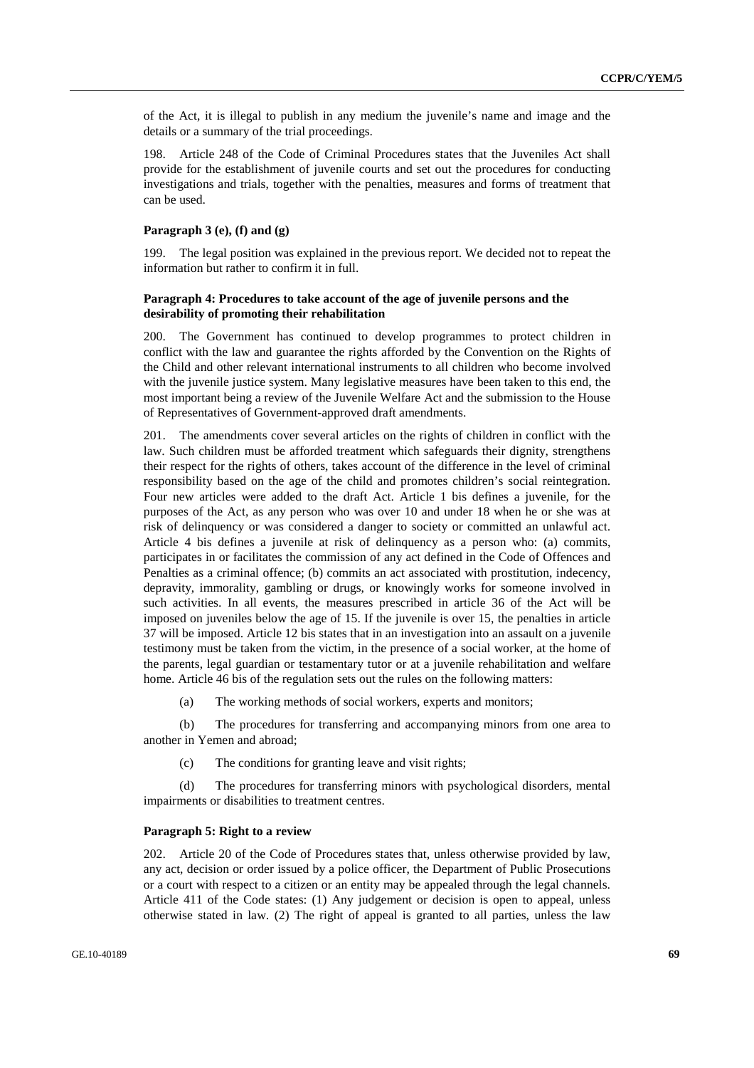of the Act, it is illegal to publish in any medium the juvenile's name and image and the details or a summary of the trial proceedings.

198. Article 248 of the Code of Criminal Procedures states that the Juveniles Act shall provide for the establishment of juvenile courts and set out the procedures for conducting investigations and trials, together with the penalties, measures and forms of treatment that can be used.

**Paragraph 3 (e), (f) and (g)**

199. The legal position was explained in the previous report. We decided not to repeat the information but rather to confirm it in full.

**Paragraph 4: Procedures to take account of the age of juvenile persons and the desirability of promoting their rehabilitation**

200. The Government has continued to develop programmes to protect children in conflict with the law and guarantee the rights afforded by the Convention on the Rights of the Child and other relevant international instruments to all children who become involved with the juvenile justice system. Many legislative measures have been taken to this end, the most important being a review of the Juvenile Welfare Act and the submission to the House of Representatives of Government-approved draft amendments.

201. The amendments cover several articles on the rights of children in conflict with the law. Such children must be afforded treatment which safeguards their dignity, strengthens their respect for the rights of others, takes account of the difference in the level of criminal responsibility based on the age of the child and promotes children's social reintegration. Four new articles were added to the draft Act. Article 1 bis defines a juvenile, for the purposes of the Act, as any person who was over 10 and under 18 when he or she was at risk of delinquency or was considered a danger to society or committed an unlawful act. Article 4 bis defines a juvenile at risk of delinquency as a person who: (a) commits, participates in or facilitates the commission of any act defined in the Code of Offences and Penalties as a criminal offence; (b) commits an act associated with prostitution, indecency, depravity, immorality, gambling or drugs, or knowingly works for someone involved in such activities. In all events, the measures prescribed in article 36 of the Act will be imposed on juveniles below the age of 15. If the juvenile is over 15, the penalties in article 37 will be imposed. Article 12 bis states that in an investigation into an assault on a juvenile testimony must be taken from the victim, in the presence of a social worker, at the home of the parents, legal guardian or testamentary tutor or at a juvenile rehabilitation and welfare home. Article 46 bis of the regulation sets out the rules on the following matters:

(a) The working methods of social workers, experts and monitors;

(b) The procedures for transferring and accompanying minors from one area to another in Yemen and abroad;

(c) The conditions for granting leave and visit rights;

(d) The procedures for transferring minors with psychological disorders, mental impairments or disabilities to treatment centres.

**Paragraph 5: Right to a review**

202. Article 20 of the Code of Procedures states that, unless otherwise provided by law, any act, decision or order issued by a police officer, the Department of Public Prosecutions or a court with respect to a citizen or an entity may be appealed through the legal channels. Article 411 of the Code states: (1) Any judgement or decision is open to appeal, unless otherwise stated in law. (2) The right of appeal is granted to all parties, unless the law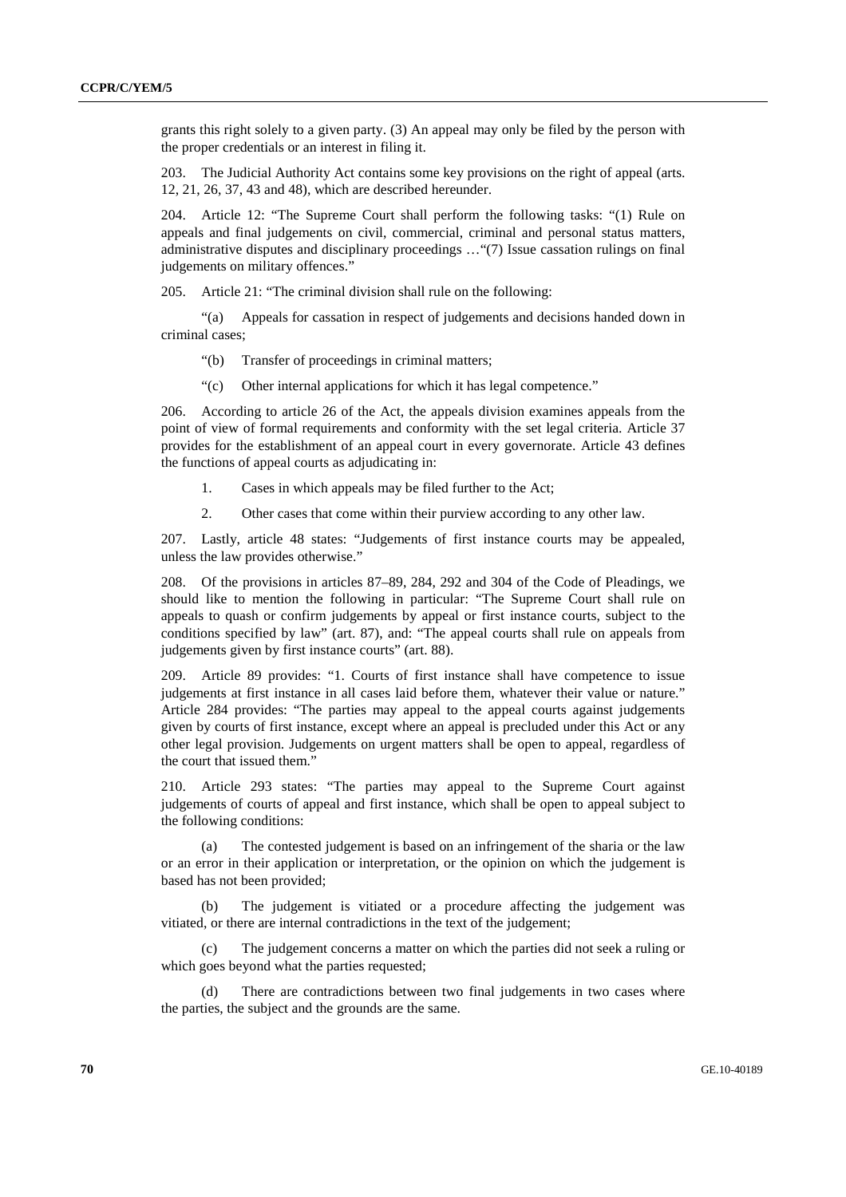grants this right solely to a given party. (3) An appeal may only be filed by the person with the proper credentials or an interest in filing it.

203. The Judicial Authority Act contains some key provisions on the right of appeal (arts. 12, 21, 26, 37, 43 and 48), which are described hereunder.

204. Article 12: "The Supreme Court shall perform the following tasks: "(1) Rule on appeals and final judgements on civil, commercial, criminal and personal status matters, administrative disputes and disciplinary proceedings …"(7) Issue cassation rulings on final judgements on military offences."

205. Article 21: "The criminal division shall rule on the following:

"(a) Appeals for cassation in respect of judgements and decisions handed down in criminal cases;

"(b) Transfer of proceedings in criminal matters;

"(c) Other internal applications for which it has legal competence."

206. According to article 26 of the Act, the appeals division examines appeals from the point of view of formal requirements and conformity with the set legal criteria. Article 37 provides for the establishment of an appeal court in every governorate. Article 43 defines the functions of appeal courts as adjudicating in:

1. Cases in which appeals may be filed further to the Act;

2. Other cases that come within their purview according to any other law.

207. Lastly, article 48 states: "Judgements of first instance courts may be appealed, unless the law provides otherwise."

208. Of the provisions in articles 87–89, 284, 292 and 304 of the Code of Pleadings, we should like to mention the following in particular: "The Supreme Court shall rule on appeals to quash or confirm judgements by appeal or first instance courts, subject to the conditions specified by law" (art. 87), and: "The appeal courts shall rule on appeals from judgements given by first instance courts" (art. 88).

209. Article 89 provides: "1. Courts of first instance shall have competence to issue judgements at first instance in all cases laid before them, whatever their value or nature." Article 284 provides: "The parties may appeal to the appeal courts against judgements given by courts of first instance, except where an appeal is precluded under this Act or any other legal provision. Judgements on urgent matters shall be open to appeal, regardless of the court that issued them."

210. Article 293 states: "The parties may appeal to the Supreme Court against judgements of courts of appeal and first instance, which shall be open to appeal subject to the following conditions:

(a) The contested judgement is based on an infringement of the sharia or the law or an error in their application or interpretation, or the opinion on which the judgement is based has not been provided;

(b) The judgement is vitiated or a procedure affecting the judgement was vitiated, or there are internal contradictions in the text of the judgement;

(c) The judgement concerns a matter on which the parties did not seek a ruling or which goes beyond what the parties requested;

(d) There are contradictions between two final judgements in two cases where the parties, the subject and the grounds are the same.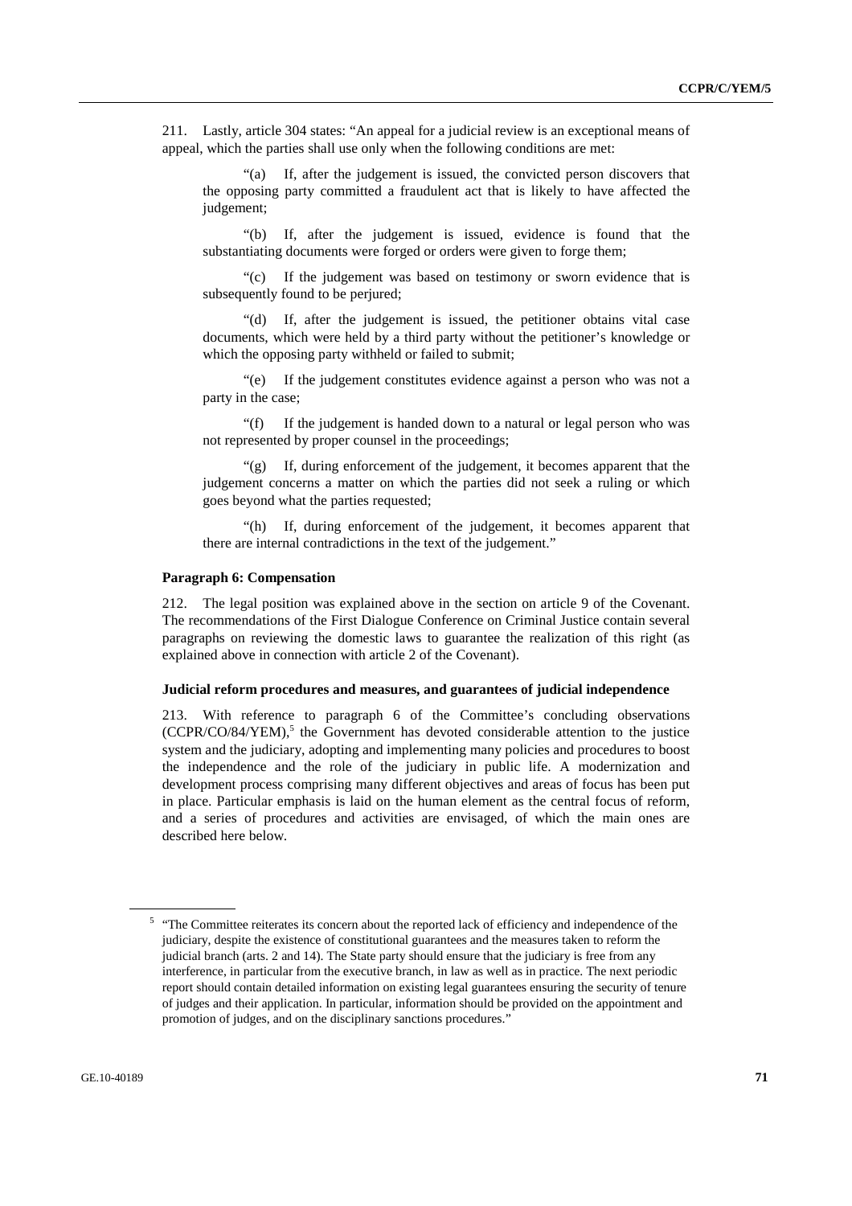211. Lastly, article 304 states: "An appeal for a judicial review is an exceptional means of appeal, which the parties shall use only when the following conditions are met:

"(a) If, after the judgement is issued, the convicted person discovers that the opposing party committed a fraudulent act that is likely to have affected the judgement;

"(b) If, after the judgement is issued, evidence is found that the substantiating documents were forged or orders were given to forge them;

"(c) If the judgement was based on testimony or sworn evidence that is subsequently found to be perjured;

"(d) If, after the judgement is issued, the petitioner obtains vital case documents, which were held by a third party without the petitioner's knowledge or which the opposing party withheld or failed to submit;

"(e) If the judgement constitutes evidence against a person who was not a party in the case;

"(f) If the judgement is handed down to a natural or legal person who was not represented by proper counsel in the proceedings;

"(g) If, during enforcement of the judgement, it becomes apparent that the judgement concerns a matter on which the parties did not seek a ruling or which goes beyond what the parties requested;

"(h) If, during enforcement of the judgement, it becomes apparent that there are internal contradictions in the text of the judgement."

#### Paragraph 6: Compensation

212. The legal position was explained above in the section on article 9 of the Covenant. The recommendations of the First Dialogue Conference on Criminal Justice contain several paragraphs on reviewing the domestic laws to guarantee the realization of this right (as explained above in connection with article 2 of the Covenant).

#### Judicial reform procedures and measures, and guarantees of judicial independence

213. With reference to paragraph 6 of the Committee's concluding observations (CCPR/CO/84/YEM),[5] the Government has devoted considerable attention to the justice system and the judiciary, adopting and implementing many policies and procedures to boost the independence and the role of the judiciary in public life. A modernization and development process comprising many different objectives and areas of focus has been put in place. Particular emphasis is laid on the human element as the central focus of reform, and a series of procedures and activities are envisaged, of which the main ones are described here below.

---

[5] "The Committee reiterates its concern about the reported lack of efficiency and independence of the judiciary, despite the existence of constitutional guarantees and the measures taken to reform the judicial branch (arts. 2 and 14). The State party should ensure that the judiciary is free from any interference, in particular from the executive branch, in law as well as in practice. The next periodic report should contain detailed information on existing legal guarantees ensuring the security of tenure of judges and their application. In particular, information should be provided on the appointment and promotion of judges, and on the disciplinary sanctions procedures."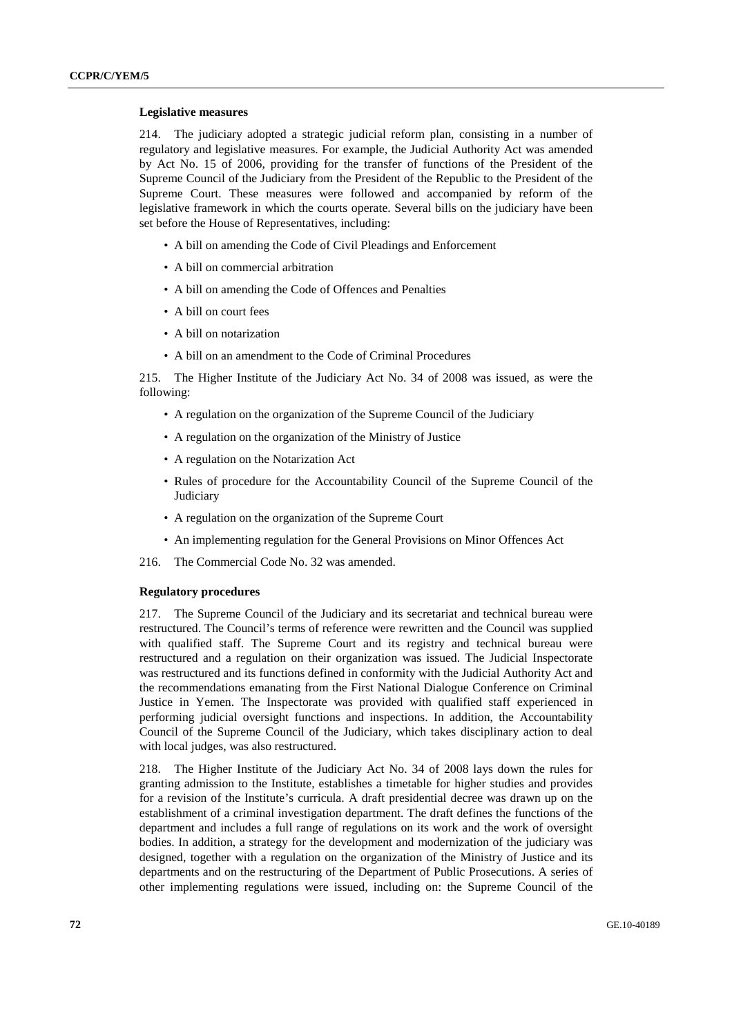### Legislative measures

214. The judiciary adopted a strategic judicial reform plan, consisting in a number of regulatory and legislative measures. For example, the Judicial Authority Act was amended by Act No. 15 of 2006, providing for the transfer of functions of the President of the Supreme Council of the Judiciary from the President of the Republic to the President of the Supreme Court. These measures were followed and accompanied by reform of the legislative framework in which the courts operate. Several bills on the judiciary have been set before the House of Representatives, including:

- A bill on amending the Code of Civil Pleadings and Enforcement
- A bill on commercial arbitration
- A bill on amending the Code of Offences and Penalties
- A bill on court fees
- A bill on notarization
- A bill on an amendment to the Code of Criminal Procedures

215. The Higher Institute of the Judiciary Act No. 34 of 2008 was issued, as were the following:

- A regulation on the organization of the Supreme Council of the Judiciary
- A regulation on the organization of the Ministry of Justice
- A regulation on the Notarization Act
- Rules of procedure for the Accountability Council of the Supreme Council of the Judiciary
- A regulation on the organization of the Supreme Court
- An implementing regulation for the General Provisions on Minor Offences Act

216. The Commercial Code No. 32 was amended.

### Regulatory procedures

217. The Supreme Council of the Judiciary and its secretariat and technical bureau were restructured. The Council's terms of reference were rewritten and the Council was supplied with qualified staff. The Supreme Court and its registry and technical bureau were restructured and a regulation on their organization was issued. The Judicial Inspectorate was restructured and its functions defined in conformity with the Judicial Authority Act and the recommendations emanating from the First National Dialogue Conference on Criminal Justice in Yemen. The Inspectorate was provided with qualified staff experienced in performing judicial oversight functions and inspections. In addition, the Accountability Council of the Supreme Council of the Judiciary, which takes disciplinary action to deal with local judges, was also restructured.

218. The Higher Institute of the Judiciary Act No. 34 of 2008 lays down the rules for granting admission to the Institute, establishes a timetable for higher studies and provides for a revision of the Institute's curricula. A draft presidential decree was drawn up on the establishment of a criminal investigation department. The draft defines the functions of the department and includes a full range of regulations on its work and the work of oversight bodies. In addition, a strategy for the development and modernization of the judiciary was designed, together with a regulation on the organization of the Ministry of Justice and its departments and on the restructuring of the Department of Public Prosecutions. A series of other implementing regulations were issued, including on: the Supreme Council of the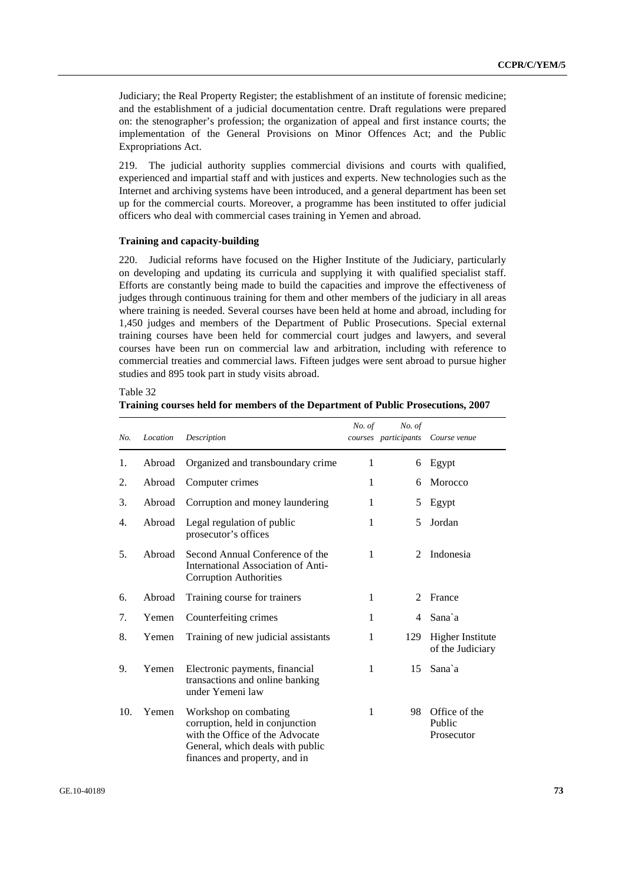Judiciary; the Real Property Register; the establishment of an institute of forensic medicine; and the establishment of a judicial documentation centre. Draft regulations were prepared on: the stenographer's profession; the organization of appeal and first instance courts; the implementation of the General Provisions on Minor Offences Act; and the Public Expropriations Act.

219. The judicial authority supplies commercial divisions and courts with qualified, experienced and impartial staff and with justices and experts. New technologies such as the Internet and archiving systems have been introduced, and a general department has been set up for the commercial courts. Moreover, a programme has been instituted to offer judicial officers who deal with commercial cases training in Yemen and abroad.

**Training and capacity-building**

220. Judicial reforms have focused on the Higher Institute of the Judiciary, particularly on developing and updating its curricula and supplying it with qualified specialist staff. Efforts are constantly being made to build the capacities and improve the effectiveness of judges through continuous training for them and other members of the judiciary in all areas where training is needed. Several courses have been held at home and abroad, including for 1,450 judges and members of the Department of Public Prosecutions. Special external training courses have been held for commercial court judges and lawyers, and several courses have been run on commercial law and arbitration, including with reference to commercial treaties and commercial laws. Fifteen judges were sent abroad to pursue higher studies and 895 took part in study visits abroad.

Table 32
**Training courses held for members of the Department of Public Prosecutions, 2007**

| *No.* | *Location* | *Description* | *No. of courses* | *No. of participants* | *Course venue* |
|---|---|---|---|---|---|
| 1. | Abroad | Organized and transboundary crime | 1 | 6 | Egypt |
| 2. | Abroad | Computer crimes | 1 | 6 | Morocco |
| 3. | Abroad | Corruption and money laundering | 1 | 5 | Egypt |
| 4. | Abroad | Legal regulation of public prosecutor's offices | 1 | 5 | Jordan |
| 5. | Abroad | Second Annual Conference of the International Association of Anti-Corruption Authorities | 1 | 2 | Indonesia |
| 6. | Abroad | Training course for trainers | 1 | 2 | France |
| 7. | Yemen | Counterfeiting crimes | 1 | 4 | Sana`a |
| 8. | Yemen | Training of new judicial assistants | 1 | 129 | Higher Institute of the Judiciary |
| 9. | Yemen | Electronic payments, financial transactions and online banking under Yemeni law | 1 | 15 | Sana`a |
| 10. | Yemen | Workshop on combating corruption, held in conjunction with the Office of the Advocate General, which deals with public finances and property, and in | 1 | 98 | Office of the Public Prosecutor |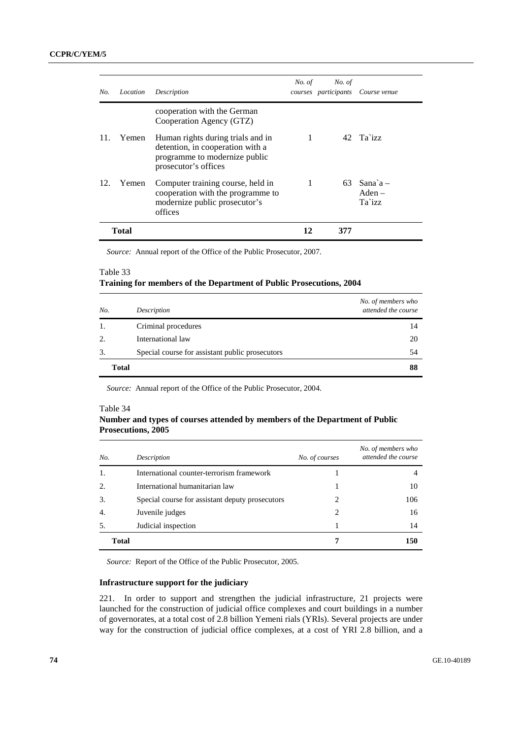| No. | Location | Description | No. of courses | No. of participants | Course venue |
|---|---|---|---|---|---|
| | | cooperation with the German Cooperation Agency (GTZ) | | | |
| 11. | Yemen | Human rights during trials and in detention, in cooperation with a programme to modernize public prosecutor's offices | 1 | 42 | Ta`izz |
| 12. | Yemen | Computer training course, held in cooperation with the programme to modernize public prosecutor's offices | 1 | 63 | Sana`a – Aden – Ta`izz |
| **Total** | | | **12** | **377** | |

*Source:* Annual report of the Office of the Public Prosecutor, 2007.

Table 33
**Training for members of the Department of Public Prosecutions, 2004**

| No. | Description | No. of members who attended the course |
|---|---|---|
| 1. | Criminal procedures | 14 |
| 2. | International law | 20 |
| 3. | Special course for assistant public prosecutors | 54 |
| **Total** | | **88** |

*Source:* Annual report of the Office of the Public Prosecutor, 2004.

Table 34
**Number and types of courses attended by members of the Department of Public Prosecutions, 2005**

| No. | Description | No. of courses | No. of members who attended the course |
|---|---|---|---|
| 1. | International counter-terrorism framework | 1 | 4 |
| 2. | International humanitarian law | 1 | 10 |
| 3. | Special course for assistant deputy prosecutors | 2 | 106 |
| 4. | Juvenile judges | 2 | 16 |
| 5. | Judicial inspection | 1 | 14 |
| **Total** | | **7** | **150** |

*Source:* Report of the Office of the Public Prosecutor, 2005.

**Infrastructure support for the judiciary**

221. In order to support and strengthen the judicial infrastructure, 21 projects were launched for the construction of judicial office complexes and court buildings in a number of governorates, at a total cost of 2.8 billion Yemeni rials (YRIs). Several projects are under way for the construction of judicial office complexes, at a cost of YRI 2.8 billion, and a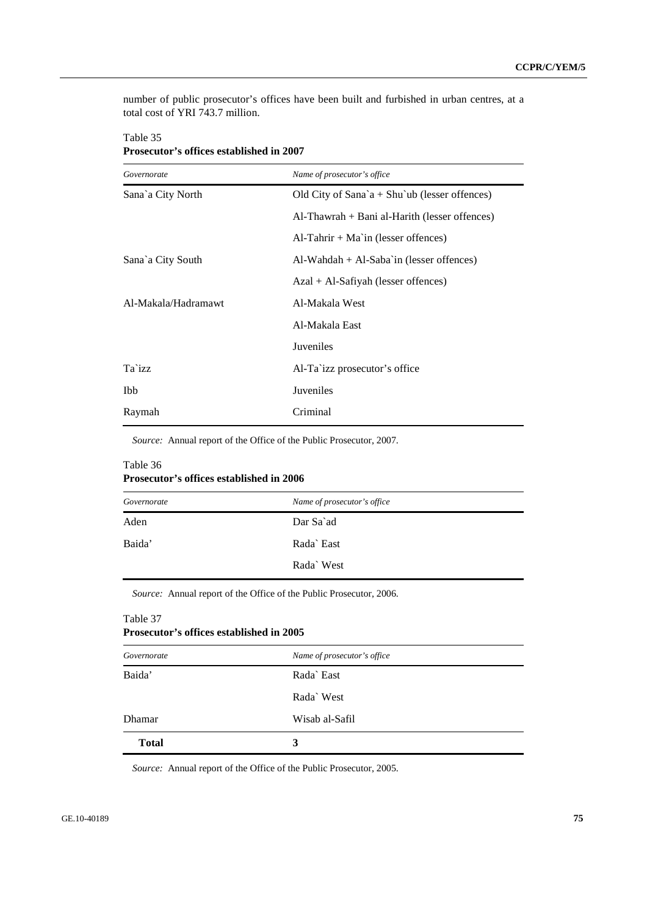number of public prosecutor's offices have been built and furbished in urban centres, at a total cost of YRI 743.7 million.

Table 35
**Prosecutor's offices established in 2007**

| *Governorate* | *Name of prosecutor's office* |
|---|---|
| Sana`a City North | Old City of Sana`a + Shu`ub (lesser offences) |
| | Al-Thawrah + Bani al-Harith (lesser offences) |
| | Al-Tahrir + Ma`in (lesser offences) |
| Sana`a City South | Al-Wahdah + Al-Saba`in (lesser offences) |
| | Azal + Al-Safiyah (lesser offences) |
| Al-Makala/Hadramawt | Al-Makala West |
| | Al-Makala East |
| | Juveniles |
| Ta`izz | Al-Ta`izz prosecutor's office |
| Ibb | Juveniles |
| Raymah | Criminal |

*Source:* Annual report of the Office of the Public Prosecutor, 2007.

Table 36
**Prosecutor's offices established in 2006**

| *Governorate* | *Name of prosecutor's office* |
|---|---|
| Aden | Dar Sa`ad |
| Baida' | Rada` East |
| | Rada` West |

*Source:* Annual report of the Office of the Public Prosecutor, 2006.

Table 37
**Prosecutor's offices established in 2005**

| *Governorate* | *Name of prosecutor's office* |
|---|---|
| Baida' | Rada` East |
| | Rada` West |
| Dhamar | Wisab al-Safil |
| **Total** | **3** |

*Source:* Annual report of the Office of the Public Prosecutor, 2005.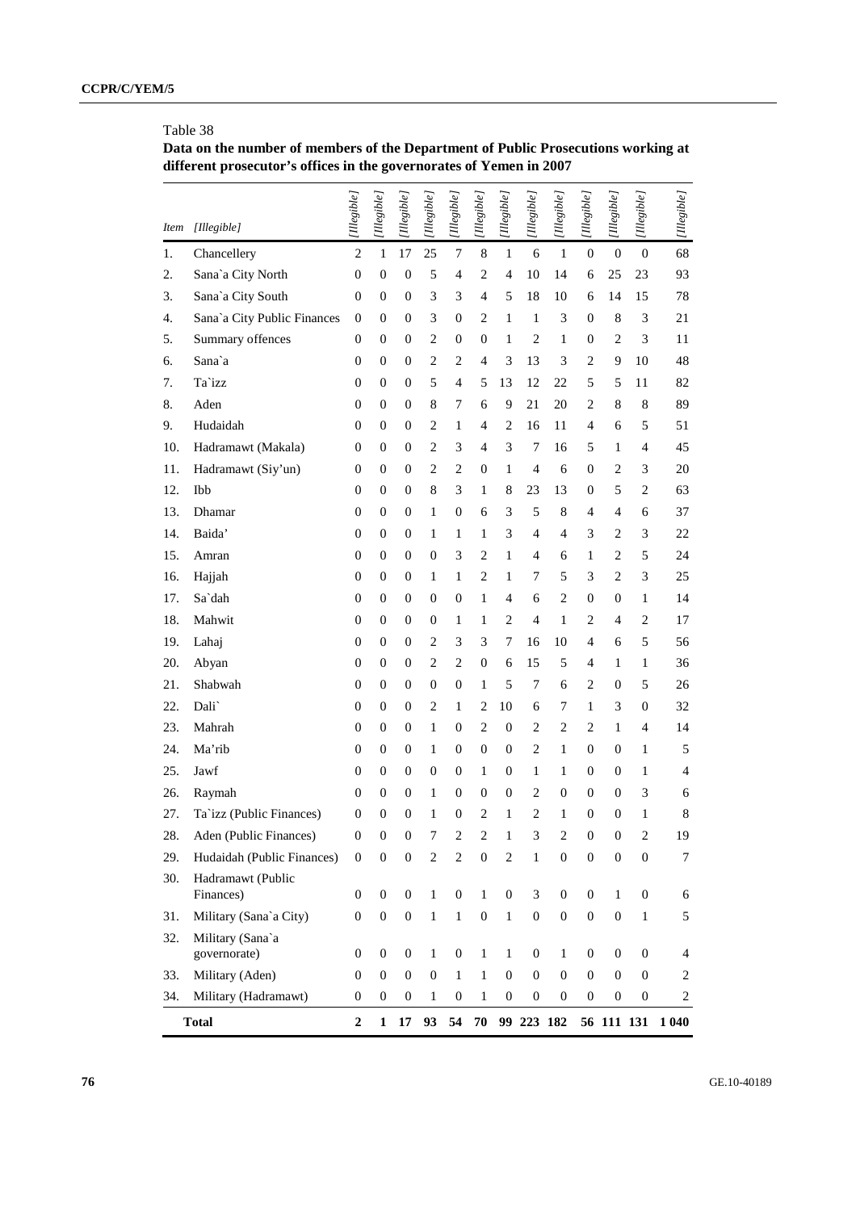Table 38

**Data on the number of members of the Department of Public Prosecutions working at different prosecutor's offices in the governorates of Yemen in 2007**

| *Item* | *[Illegible]* | *[Illegible]* | *[Illegible]* | *[Illegible]* | *[Illegible]* | *[Illegible]* | *[Illegible]* | *[Illegible]* | *[Illegible]* | *[Illegible]* | *[Illegible]* | *[Illegible]* | *[Illegible]* | *[Illegible]* |
|---|---|---|---|---|---|---|---|---|---|---|---|---|---|---|
| 1. | Chancellery | 2 | 1 | 17 | 25 | 7 | 8 | 1 | 6 | 1 | 0 | 0 | 0 | 68 |
| 2. | Sana`a City North | 0 | 0 | 0 | 5 | 4 | 2 | 4 | 10 | 14 | 6 | 25 | 23 | 93 |
| 3. | Sana`a City South | 0 | 0 | 0 | 3 | 3 | 4 | 5 | 18 | 10 | 6 | 14 | 15 | 78 |
| 4. | Sana`a City Public Finances | 0 | 0 | 0 | 3 | 0 | 2 | 1 | 1 | 3 | 0 | 8 | 3 | 21 |
| 5. | Summary offences | 0 | 0 | 0 | 2 | 0 | 0 | 1 | 2 | 1 | 0 | 2 | 3 | 11 |
| 6. | Sana`a | 0 | 0 | 0 | 2 | 2 | 4 | 3 | 13 | 3 | 2 | 9 | 10 | 48 |
| 7. | Ta`izz | 0 | 0 | 0 | 5 | 4 | 5 | 13 | 12 | 22 | 5 | 5 | 11 | 82 |
| 8. | Aden | 0 | 0 | 0 | 8 | 7 | 6 | 9 | 21 | 20 | 2 | 8 | 8 | 89 |
| 9. | Hudaidah | 0 | 0 | 0 | 2 | 1 | 4 | 2 | 16 | 11 | 4 | 6 | 5 | 51 |
| 10. | Hadramawt (Makala) | 0 | 0 | 0 | 2 | 3 | 4 | 3 | 7 | 16 | 5 | 1 | 4 | 45 |
| 11. | Hadramawt (Siy'un) | 0 | 0 | 0 | 2 | 2 | 0 | 1 | 4 | 6 | 0 | 2 | 3 | 20 |
| 12. | Ibb | 0 | 0 | 0 | 8 | 3 | 1 | 8 | 23 | 13 | 0 | 5 | 2 | 63 |
| 13. | Dhamar | 0 | 0 | 0 | 1 | 0 | 6 | 3 | 5 | 8 | 4 | 4 | 6 | 37 |
| 14. | Baida' | 0 | 0 | 0 | 1 | 1 | 1 | 3 | 4 | 4 | 3 | 2 | 3 | 22 |
| 15. | Amran | 0 | 0 | 0 | 0 | 3 | 2 | 1 | 4 | 6 | 1 | 2 | 5 | 24 |
| 16. | Hajjah | 0 | 0 | 0 | 1 | 1 | 2 | 1 | 7 | 5 | 3 | 2 | 3 | 25 |
| 17. | Sa`dah | 0 | 0 | 0 | 0 | 0 | 1 | 4 | 6 | 2 | 0 | 0 | 1 | 14 |
| 18. | Mahwit | 0 | 0 | 0 | 0 | 1 | 1 | 2 | 4 | 1 | 2 | 4 | 2 | 17 |
| 19. | Lahaj | 0 | 0 | 0 | 2 | 3 | 3 | 7 | 16 | 10 | 4 | 6 | 5 | 56 |
| 20. | Abyan | 0 | 0 | 0 | 2 | 2 | 0 | 6 | 15 | 5 | 4 | 1 | 1 | 36 |
| 21. | Shabwah | 0 | 0 | 0 | 0 | 0 | 1 | 5 | 7 | 6 | 2 | 0 | 5 | 26 |
| 22. | Dali` | 0 | 0 | 0 | 2 | 1 | 2 | 10 | 6 | 7 | 1 | 3 | 0 | 32 |
| 23. | Mahrah | 0 | 0 | 0 | 1 | 0 | 2 | 0 | 2 | 2 | 2 | 1 | 4 | 14 |
| 24. | Ma'rib | 0 | 0 | 0 | 1 | 0 | 0 | 0 | 2 | 1 | 0 | 0 | 1 | 5 |
| 25. | Jawf | 0 | 0 | 0 | 0 | 0 | 1 | 0 | 1 | 1 | 0 | 0 | 1 | 4 |
| 26. | Raymah | 0 | 0 | 0 | 1 | 0 | 0 | 0 | 2 | 0 | 0 | 0 | 3 | 6 |
| 27. | Ta`izz (Public Finances) | 0 | 0 | 0 | 1 | 0 | 2 | 1 | 2 | 1 | 0 | 0 | 1 | 8 |
| 28. | Aden (Public Finances) | 0 | 0 | 0 | 7 | 2 | 2 | 1 | 3 | 2 | 0 | 0 | 2 | 19 |
| 29. | Hudaidah (Public Finances) | 0 | 0 | 0 | 2 | 2 | 0 | 2 | 1 | 0 | 0 | 0 | 0 | 7 |
| 30. | Hadramawt (Public Finances) | 0 | 0 | 0 | 1 | 0 | 1 | 0 | 3 | 0 | 0 | 1 | 0 | 6 |
| 31. | Military (Sana`a City) | 0 | 0 | 0 | 1 | 1 | 0 | 1 | 0 | 0 | 0 | 0 | 1 | 5 |
| 32. | Military (Sana`a governorate) | 0 | 0 | 0 | 1 | 0 | 1 | 1 | 0 | 1 | 0 | 0 | 0 | 4 |
| 33. | Military (Aden) | 0 | 0 | 0 | 0 | 1 | 1 | 0 | 0 | 0 | 0 | 0 | 0 | 2 |
| 34. | Military (Hadramawt) | 0 | 0 | 0 | 1 | 0 | 1 | 0 | 0 | 0 | 0 | 0 | 0 | 2 |
| | **Total** | **2** | **1** | **17** | **93** | **54** | **70** | **99** | **223** | **182** | **56** | **111** | **131** | **1 040** |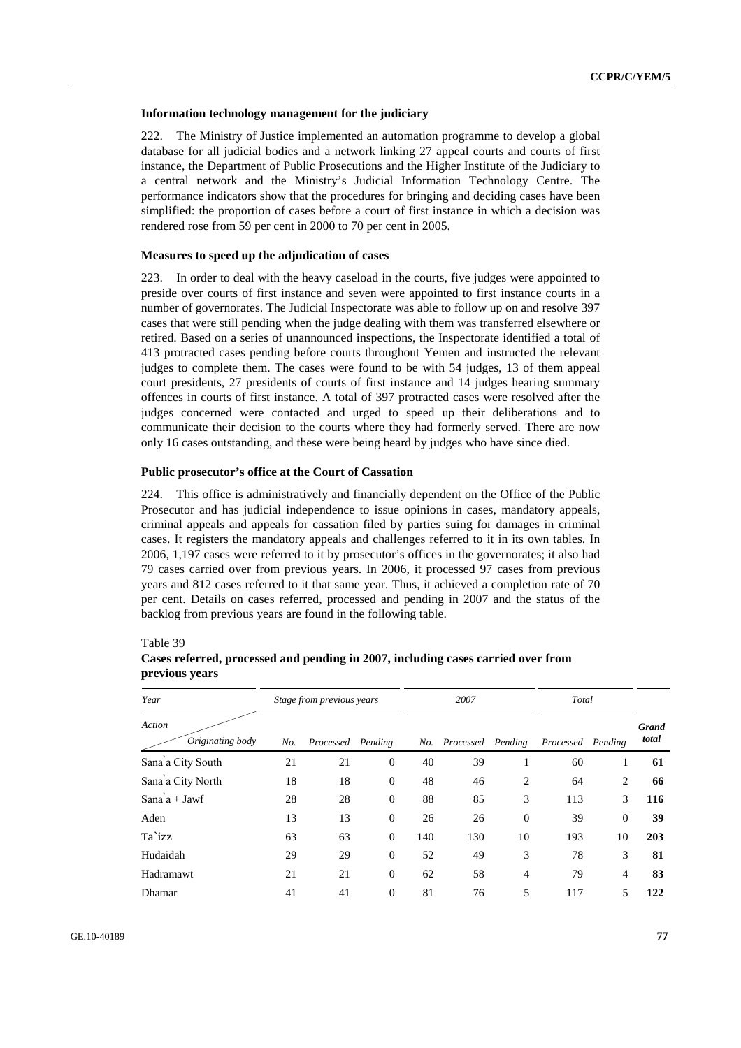#### Information technology management for the judiciary

222. The Ministry of Justice implemented an automation programme to develop a global database for all judicial bodies and a network linking 27 appeal courts and courts of first instance, the Department of Public Prosecutions and the Higher Institute of the Judiciary to a central network and the Ministry's Judicial Information Technology Centre. The performance indicators show that the procedures for bringing and deciding cases have been simplified: the proportion of cases before a court of first instance in which a decision was rendered rose from 59 per cent in 2000 to 70 per cent in 2005.

#### Measures to speed up the adjudication of cases

223. In order to deal with the heavy caseload in the courts, five judges were appointed to preside over courts of first instance and seven were appointed to first instance courts in a number of governorates. The Judicial Inspectorate was able to follow up on and resolve 397 cases that were still pending when the judge dealing with them was transferred elsewhere or retired. Based on a series of unannounced inspections, the Inspectorate identified a total of 413 protracted cases pending before courts throughout Yemen and instructed the relevant judges to complete them. The cases were found to be with 54 judges, 13 of them appeal court presidents, 27 presidents of courts of first instance and 14 judges hearing summary offences in courts of first instance. A total of 397 protracted cases were resolved after the judges concerned were contacted and urged to speed up their deliberations and to communicate their decision to the courts where they had formerly served. There are now only 16 cases outstanding, and these were being heard by judges who have since died.

#### Public prosecutor's office at the Court of Cassation

224. This office is administratively and financially dependent on the Office of the Public Prosecutor and has judicial independence to issue opinions in cases, mandatory appeals, criminal appeals and appeals for cassation filed by parties suing for damages in criminal cases. It registers the mandatory appeals and challenges referred to it in its own tables. In 2006, 1,197 cases were referred to it by prosecutor's offices in the governorates; it also had 79 cases carried over from previous years. In 2006, it processed 97 cases from previous years and 812 cases referred to it that same year. Thus, it achieved a completion rate of 70 per cent. Details on cases referred, processed and pending in 2007 and the status of the backlog from previous years are found in the following table.

Table 39

**Cases referred, processed and pending in 2007, including cases carried over from previous years**

| *Year* | *Stage from previous years* | | | *2007* | | | *Total* | | |
|---|---|---|---|---|---|---|---|---|---|
| *Action* / *Originating body* | *No.* | *Processed* | *Pending* | *No.* | *Processed* | *Pending* | *Processed* | *Pending* | ***Grand total*** |
| Sana`a City South | 21 | 21 | 0 | 40 | 39 | 1 | 60 | 1 | **61** |
| Sana`a City North | 18 | 18 | 0 | 48 | 46 | 2 | 64 | 2 | **66** |
| Sana`a + Jawf | 28 | 28 | 0 | 88 | 85 | 3 | 113 | 3 | **116** |
| Aden | 13 | 13 | 0 | 26 | 26 | 0 | 39 | 0 | **39** |
| Ta`izz | 63 | 63 | 0 | 140 | 130 | 10 | 193 | 10 | **203** |
| Hudaidah | 29 | 29 | 0 | 52 | 49 | 3 | 78 | 3 | **81** |
| Hadramawt | 21 | 21 | 0 | 62 | 58 | 4 | 79 | 4 | **83** |
| Dhamar | 41 | 41 | 0 | 81 | 76 | 5 | 117 | 5 | **122** |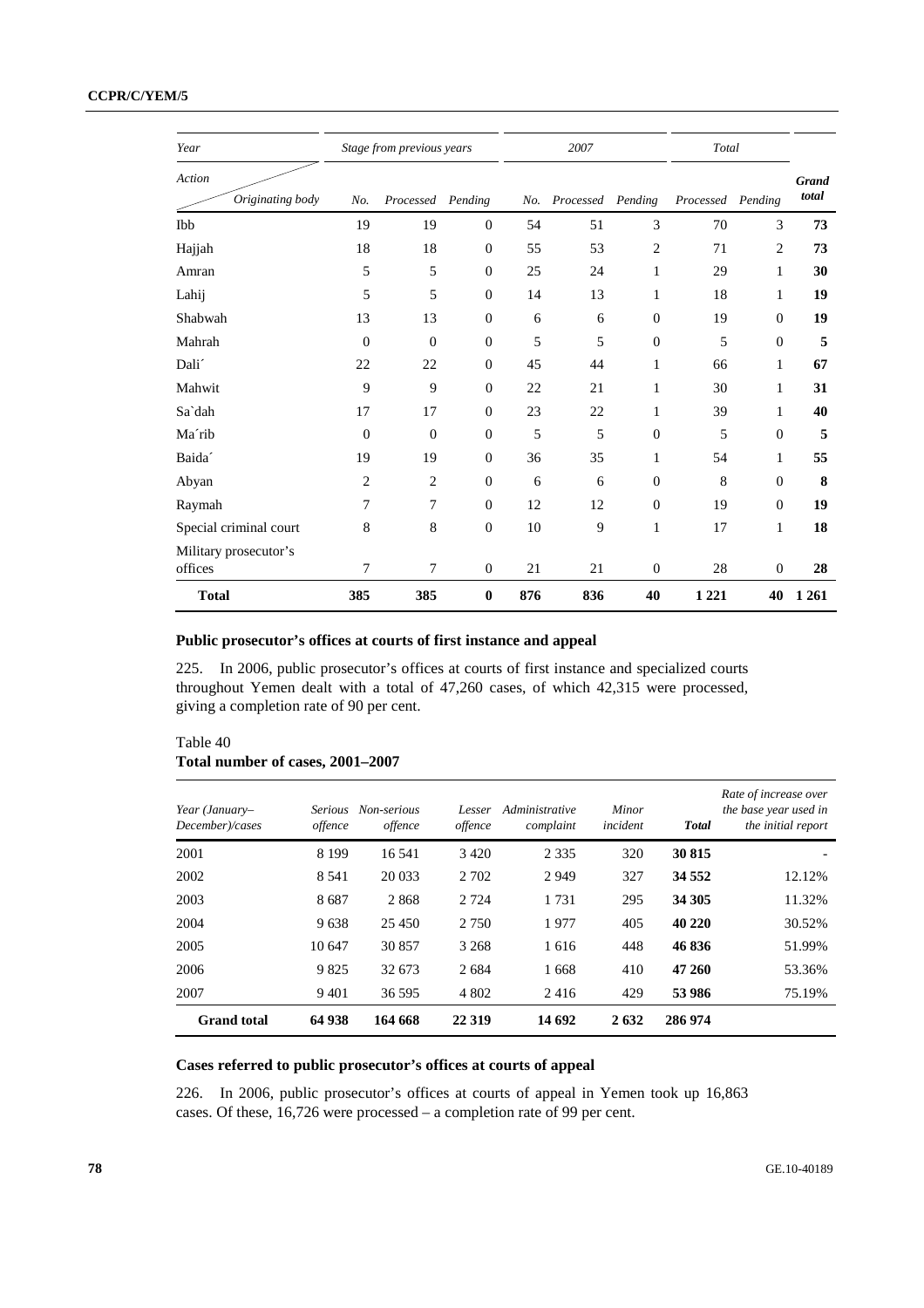| Year / Action / Originating body | Stage from previous years | | | 2007 | | | Total | | Grand total |
|---|---|---|---|---|---|---|---|---|---|
| | No. | Processed | Pending | No. | Processed | Pending | Processed | Pending | |
| Ibb | 19 | 19 | 0 | 54 | 51 | 3 | 70 | 3 | **73** |
| Hajjah | 18 | 18 | 0 | 55 | 53 | 2 | 71 | 2 | **73** |
| Amran | 5 | 5 | 0 | 25 | 24 | 1 | 29 | 1 | **30** |
| Lahij | 5 | 5 | 0 | 14 | 13 | 1 | 18 | 1 | **19** |
| Shabwah | 13 | 13 | 0 | 6 | 6 | 0 | 19 | 0 | **19** |
| Mahrah | 0 | 0 | 0 | 5 | 5 | 0 | 5 | 0 | **5** |
| Dali´ | 22 | 22 | 0 | 45 | 44 | 1 | 66 | 1 | **67** |
| Mahwit | 9 | 9 | 0 | 22 | 21 | 1 | 30 | 1 | **31** |
| Sa`dah | 17 | 17 | 0 | 23 | 22 | 1 | 39 | 1 | **40** |
| Ma´rib | 0 | 0 | 0 | 5 | 5 | 0 | 5 | 0 | **5** |
| Baida´ | 19 | 19 | 0 | 36 | 35 | 1 | 54 | 1 | **55** |
| Abyan | 2 | 2 | 0 | 6 | 6 | 0 | 8 | 0 | **8** |
| Raymah | 7 | 7 | 0 | 12 | 12 | 0 | 19 | 0 | **19** |
| Special criminal court | 8 | 8 | 0 | 10 | 9 | 1 | 17 | 1 | **18** |
| Military prosecutor's offices | 7 | 7 | 0 | 21 | 21 | 0 | 28 | 0 | **28** |
| **Total** | **385** | **385** | **0** | **876** | **836** | **40** | **1 221** | **40** | **1 261** |

### Public prosecutor's offices at courts of first instance and appeal

225. In 2006, public prosecutor's offices at courts of first instance and specialized courts throughout Yemen dealt with a total of 47,260 cases, of which 42,315 were processed, giving a completion rate of 90 per cent.

Table 40
**Total number of cases, 2001–2007**

| Year (January–December)/cases | Serious offence | Non-serious offence | Lesser offence | Administrative complaint | Minor incident | Total | Rate of increase over the base year used in the initial report |
|---|---|---|---|---|---|---|---|
| 2001 | 8 199 | 16 541 | 3 420 | 2 335 | 320 | **30 815** | - |
| 2002 | 8 541 | 20 033 | 2 702 | 2 949 | 327 | **34 552** | 12.12% |
| 2003 | 8 687 | 2 868 | 2 724 | 1 731 | 295 | **34 305** | 11.32% |
| 2004 | 9 638 | 25 450 | 2 750 | 1 977 | 405 | **40 220** | 30.52% |
| 2005 | 10 647 | 30 857 | 3 268 | 1 616 | 448 | **46 836** | 51.99% |
| 2006 | 9 825 | 32 673 | 2 684 | 1 668 | 410 | **47 260** | 53.36% |
| 2007 | 9 401 | 36 595 | 4 802 | 2 416 | 429 | **53 986** | 75.19% |
| **Grand total** | **64 938** | **164 668** | **22 319** | **14 692** | **2 632** | **286 974** | |

### Cases referred to public prosecutor's offices at courts of appeal

226. In 2006, public prosecutor's offices at courts of appeal in Yemen took up 16,863 cases. Of these, 16,726 were processed – a completion rate of 99 per cent.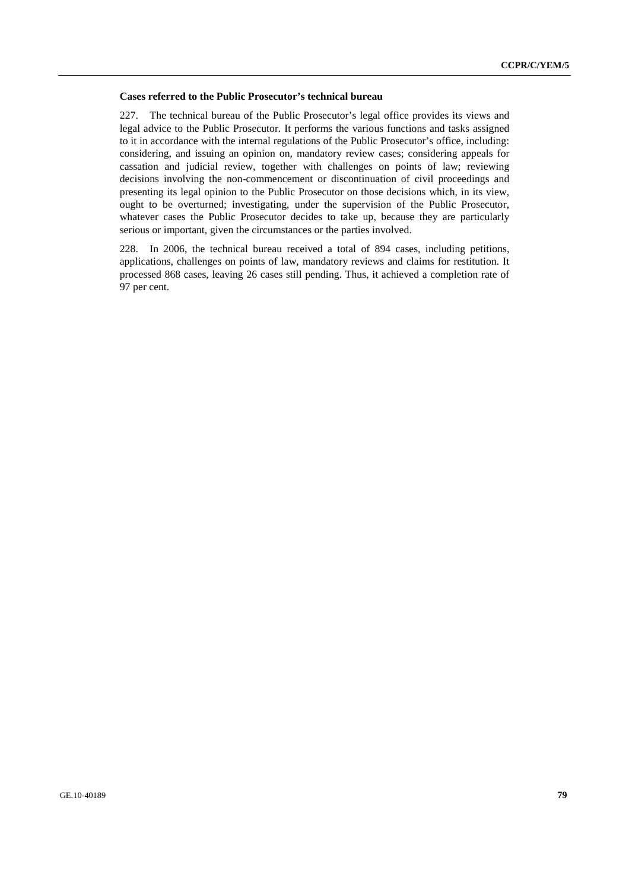**Cases referred to the Public Prosecutor's technical bureau**

227. The technical bureau of the Public Prosecutor's legal office provides its views and legal advice to the Public Prosecutor. It performs the various functions and tasks assigned to it in accordance with the internal regulations of the Public Prosecutor's office, including: considering, and issuing an opinion on, mandatory review cases; considering appeals for cassation and judicial review, together with challenges on points of law; reviewing decisions involving the non-commencement or discontinuation of civil proceedings and presenting its legal opinion to the Public Prosecutor on those decisions which, in its view, ought to be overturned; investigating, under the supervision of the Public Prosecutor, whatever cases the Public Prosecutor decides to take up, because they are particularly serious or important, given the circumstances or the parties involved.

228. In 2006, the technical bureau received a total of 894 cases, including petitions, applications, challenges on points of law, mandatory reviews and claims for restitution. It processed 868 cases, leaving 26 cases still pending. Thus, it achieved a completion rate of 97 per cent.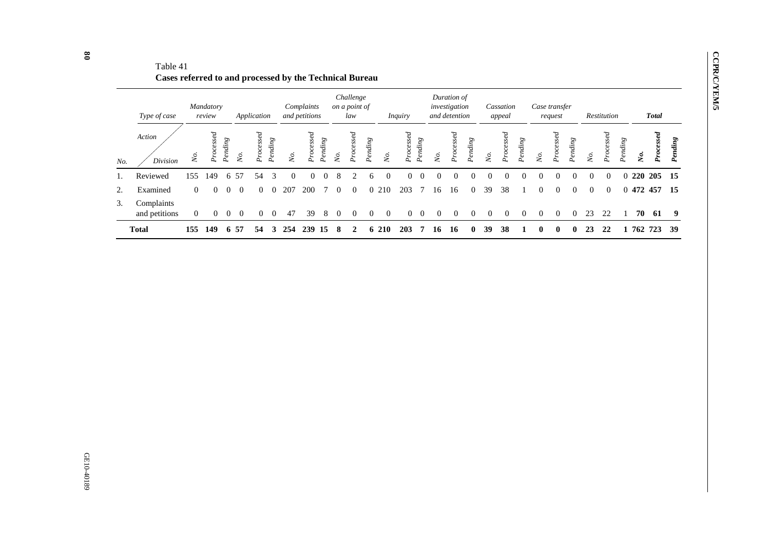Table 41
**Cases referred to and processed by the Technical Bureau**

| No. | Type of case | *Mandatory review* | | | *Application* | | | *Complaints and petitions* | | | *Challenge on a point of law* | | | *Inquiry* | | | *Duration of investigation and detention* | | | *Cassation appeal* | | | *Case transfer request* | | | *Restitution* | | | ***Total*** | | |
|---|---|---|---|---|---|---|---|---|---|---|---|---|---|---|---|---|---|---|---|---|---|---|---|---|---|---|---|---|---|---|---|
| | Action / Division | *No.* | *Processed* | *Pending* | *No.* | *Processed* | *Pending* | *No.* | *Processed* | *Pending* | *No.* | *Processed* | *Pending* | *No.* | *Processed* | *Pending* | *No.* | *Processed* | *Pending* | *No.* | *Processed* | *Pending* | *No.* | *Processed* | *Pending* | *No.* | *Processed* | *Pending* | ***No.*** | ***Processed*** | ***Pending*** |
| 1. | Reviewed | 155 | 149 | 6 | 57 | 54 | 3 | 0 | 0 | 0 | 8 | 2 | 6 | 0 | 0 | 0 | 0 | 0 | 0 | 0 | 0 | 0 | 0 | 0 | 0 | 0 | 0 | 0 | **220** | **205** | **15** |
| 2. | Examined | 0 | 0 | 0 | 0 | 0 | 0 | 207 | 200 | 7 | 0 | 0 | 0 | 210 | 203 | 7 | 16 | 16 | 0 | 39 | 38 | 1 | 0 | 0 | 0 | 0 | 0 | 0 | **472** | **457** | **15** |
| 3. | Complaints and petitions | 0 | 0 | 0 | 0 | 0 | 0 | 47 | 39 | 8 | 0 | 0 | 0 | 0 | 0 | 0 | 0 | 0 | 0 | 0 | 0 | 0 | 0 | 0 | 0 | 23 | 22 | 1 | **70** | **61** | **9** |
| | **Total** | **155** | **149** | **6** | **57** | **54** | **3** | **254** | **239** | **15** | **8** | **2** | **6** | **210** | **203** | **7** | **16** | **16** | **0** | **39** | **38** | **1** | **0** | **0** | **0** | **23** | **22** | **1** | **762** | **723** | **39** |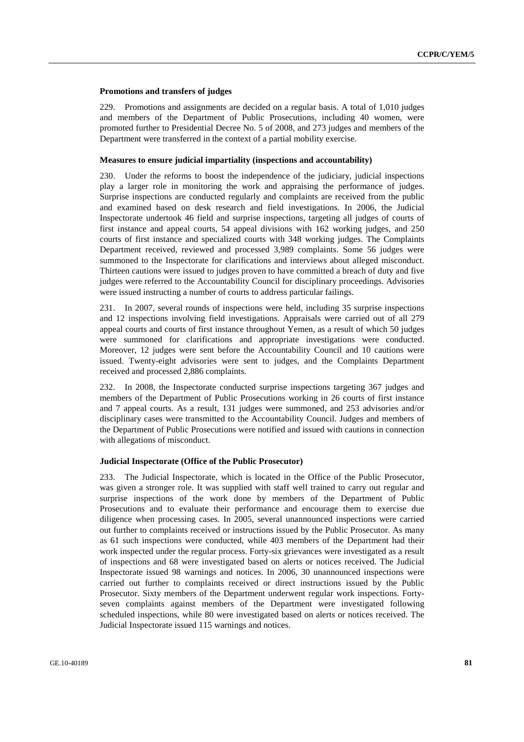#### Promotions and transfers of judges

229. Promotions and assignments are decided on a regular basis. A total of 1,010 judges and members of the Department of Public Prosecutions, including 40 women, were promoted further to Presidential Decree No. 5 of 2008, and 273 judges and members of the Department were transferred in the context of a partial mobility exercise.

#### Measures to ensure judicial impartiality (inspections and accountability)

230. Under the reforms to boost the independence of the judiciary, judicial inspections play a larger role in monitoring the work and appraising the performance of judges. Surprise inspections are conducted regularly and complaints are received from the public and examined based on desk research and field investigations. In 2006, the Judicial Inspectorate undertook 46 field and surprise inspections, targeting all judges of courts of first instance and appeal courts, 54 appeal divisions with 162 working judges, and 250 courts of first instance and specialized courts with 348 working judges. The Complaints Department received, reviewed and processed 3,989 complaints. Some 56 judges were summoned to the Inspectorate for clarifications and interviews about alleged misconduct. Thirteen cautions were issued to judges proven to have committed a breach of duty and five judges were referred to the Accountability Council for disciplinary proceedings. Advisories were issued instructing a number of courts to address particular failings.

231. In 2007, several rounds of inspections were held, including 35 surprise inspections and 12 inspections involving field investigations. Appraisals were carried out of all 279 appeal courts and courts of first instance throughout Yemen, as a result of which 50 judges were summoned for clarifications and appropriate investigations were conducted. Moreover, 12 judges were sent before the Accountability Council and 10 cautions were issued. Twenty-eight advisories were sent to judges, and the Complaints Department received and processed 2,886 complaints.

232. In 2008, the Inspectorate conducted surprise inspections targeting 367 judges and members of the Department of Public Prosecutions working in 26 courts of first instance and 7 appeal courts. As a result, 131 judges were summoned, and 253 advisories and/or disciplinary cases were transmitted to the Accountability Council. Judges and members of the Department of Public Prosecutions were notified and issued with cautions in connection with allegations of misconduct.

#### Judicial Inspectorate (Office of the Public Prosecutor)

233. The Judicial Inspectorate, which is located in the Office of the Public Prosecutor, was given a stronger role. It was supplied with staff well trained to carry out regular and surprise inspections of the work done by members of the Department of Public Prosecutions and to evaluate their performance and encourage them to exercise due diligence when processing cases. In 2005, several unannounced inspections were carried out further to complaints received or instructions issued by the Public Prosecutor. As many as 61 such inspections were conducted, while 403 members of the Department had their work inspected under the regular process. Forty-six grievances were investigated as a result of inspections and 68 were investigated based on alerts or notices received. The Judicial Inspectorate issued 98 warnings and notices. In 2006, 30 unannounced inspections were carried out further to complaints received or direct instructions issued by the Public Prosecutor. Sixty members of the Department underwent regular work inspections. Forty-seven complaints against members of the Department were investigated following scheduled inspections, while 80 were investigated based on alerts or notices received. The Judicial Inspectorate issued 115 warnings and notices.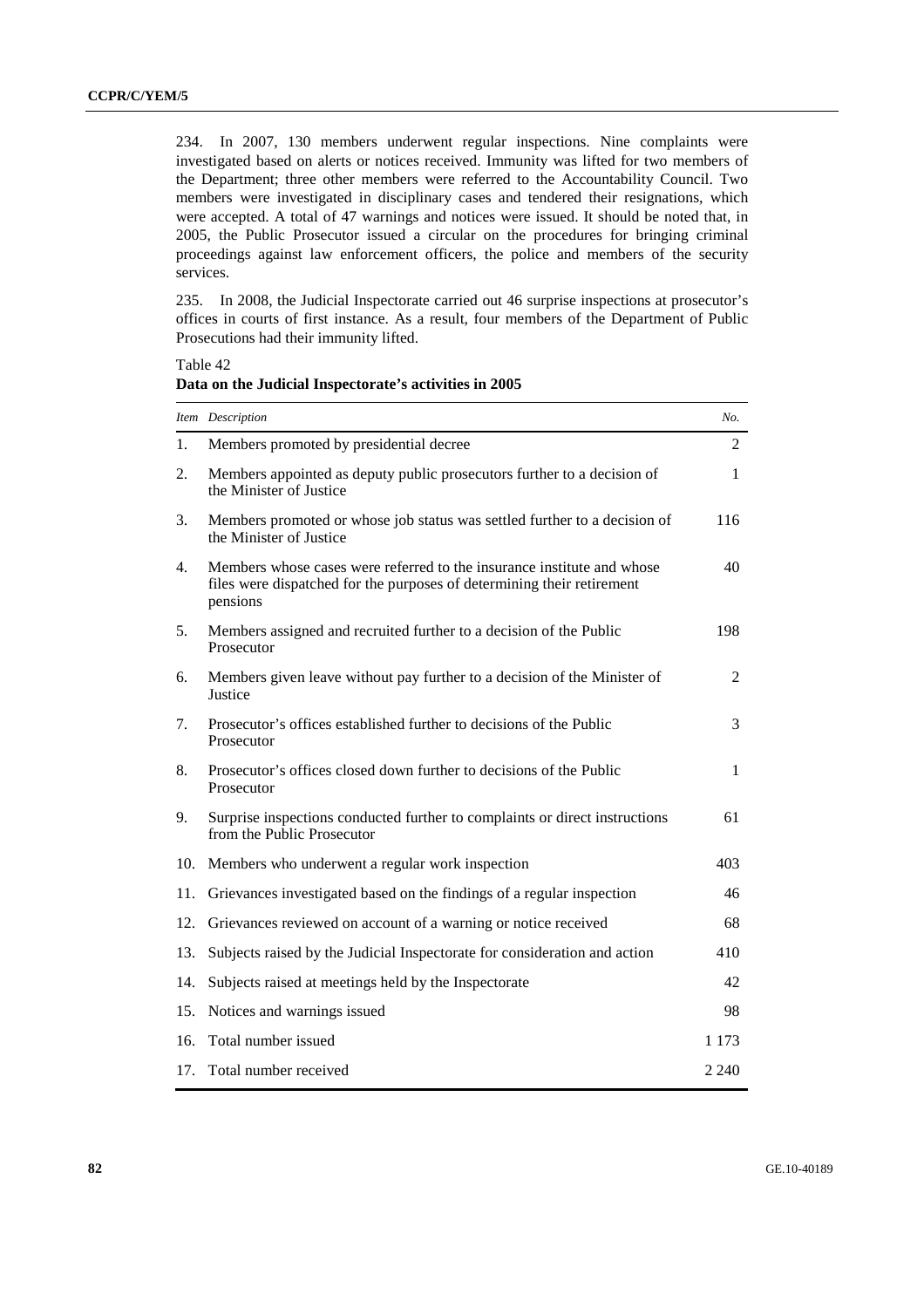234. In 2007, 130 members underwent regular inspections. Nine complaints were investigated based on alerts or notices received. Immunity was lifted for two members of the Department; three other members were referred to the Accountability Council. Two members were investigated in disciplinary cases and tendered their resignations, which were accepted. A total of 47 warnings and notices were issued. It should be noted that, in 2005, the Public Prosecutor issued a circular on the procedures for bringing criminal proceedings against law enforcement officers, the police and members of the security services.

235. In 2008, the Judicial Inspectorate carried out 46 surprise inspections at prosecutor's offices in courts of first instance. As a result, four members of the Department of Public Prosecutions had their immunity lifted.

Table 42
**Data on the Judicial Inspectorate's activities in 2005**

| *Item* | *Description* | *No.* |
|---|---|---|
| 1. | Members promoted by presidential decree | 2 |
| 2. | Members appointed as deputy public prosecutors further to a decision of the Minister of Justice | 1 |
| 3. | Members promoted or whose job status was settled further to a decision of the Minister of Justice | 116 |
| 4. | Members whose cases were referred to the insurance institute and whose files were dispatched for the purposes of determining their retirement pensions | 40 |
| 5. | Members assigned and recruited further to a decision of the Public Prosecutor | 198 |
| 6. | Members given leave without pay further to a decision of the Minister of Justice | 2 |
| 7. | Prosecutor's offices established further to decisions of the Public Prosecutor | 3 |
| 8. | Prosecutor's offices closed down further to decisions of the Public Prosecutor | 1 |
| 9. | Surprise inspections conducted further to complaints or direct instructions from the Public Prosecutor | 61 |
| 10. | Members who underwent a regular work inspection | 403 |
| 11. | Grievances investigated based on the findings of a regular inspection | 46 |
| 12. | Grievances reviewed on account of a warning or notice received | 68 |
| 13. | Subjects raised by the Judicial Inspectorate for consideration and action | 410 |
| 14. | Subjects raised at meetings held by the Inspectorate | 42 |
| 15. | Notices and warnings issued | 98 |
| 16. | Total number issued | 1 173 |
| 17. | Total number received | 2 240 |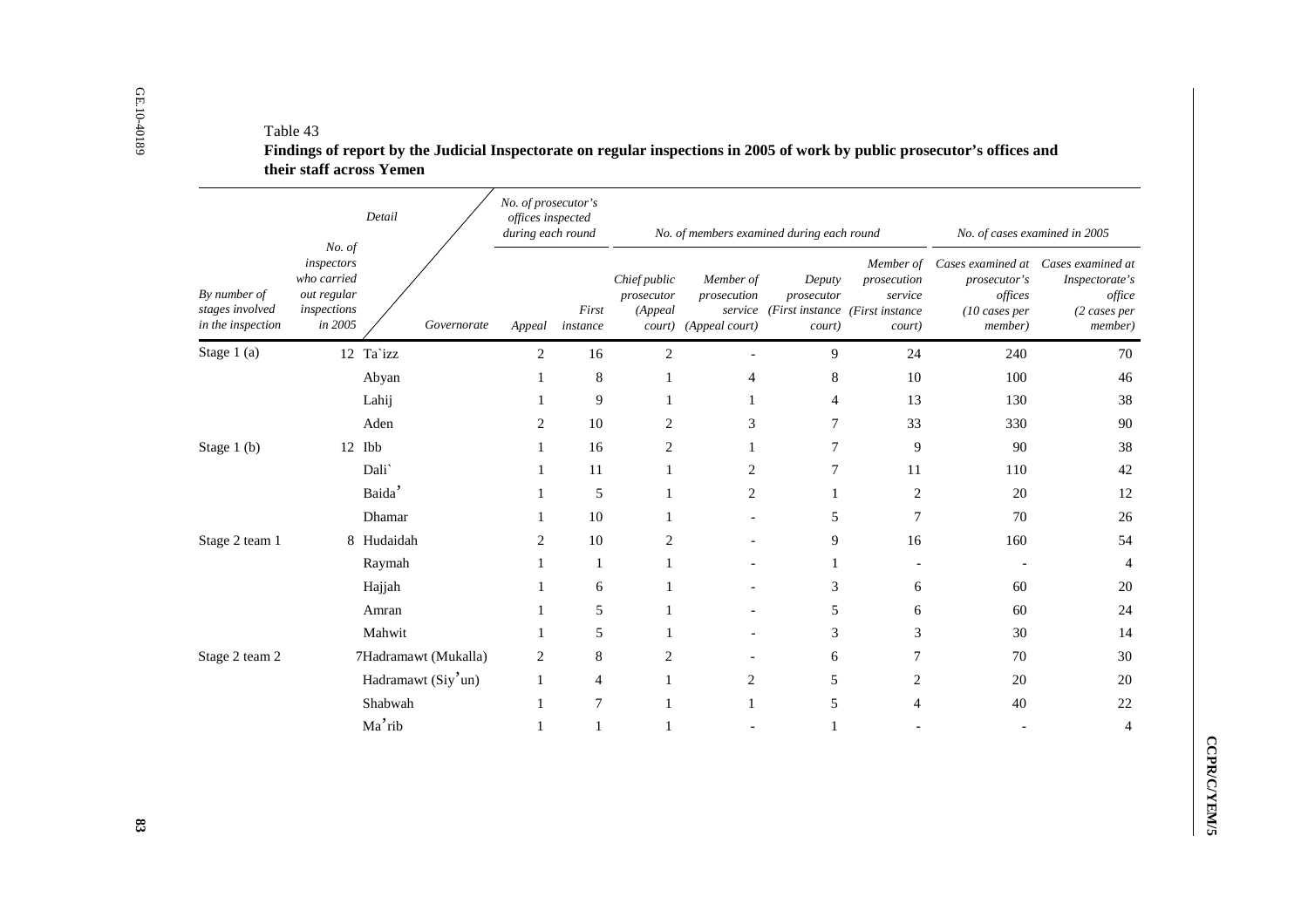Table 43

**Findings of report by the Judicial Inspectorate on regular inspections in 2005 of work by public prosecutor's offices and their staff across Yemen**

| *By number of stages involved in the inspection* | *No. of inspectors who carried out regular inspections in 2005* | *Detail / Governorate* | *No. of prosecutor's offices inspected during each round* | | *No. of members examined during each round* | | | | *No. of cases examined in 2005* | |
|---|---|---|---|---|---|---|---|---|---|---|
| | | | *Appeal* | *First instance* | *Chief public prosecutor (Appeal court)* | *Member of prosecution service (Appeal court)* | *Deputy prosecutor (First instance court)* | *Member of prosecution service (First instance court)* | *Cases examined at prosecutor's offices (10 cases per member)* | *Cases examined at Inspectorate's office (2 cases per member)* |
| Stage 1 (a) | 12 | Ta`izz | 2 | 16 | 2 | - | 9 | 24 | 240 | 70 |
| | | Abyan | 1 | 8 | 1 | 4 | 8 | 10 | 100 | 46 |
| | | Lahij | 1 | 9 | 1 | 1 | 4 | 13 | 130 | 38 |
| | | Aden | 2 | 10 | 2 | 3 | 7 | 33 | 330 | 90 |
| Stage 1 (b) | 12 | Ibb | 1 | 16 | 2 | 1 | 7 | 9 | 90 | 38 |
| | | Dali` | 1 | 11 | 1 | 2 | 7 | 11 | 110 | 42 |
| | | Baida’ | 1 | 5 | 1 | 2 | 1 | 2 | 20 | 12 |
| | | Dhamar | 1 | 10 | 1 | - | 5 | 7 | 70 | 26 |
| Stage 2 team 1 | 8 | Hudaidah | 2 | 10 | 2 | - | 9 | 16 | 160 | 54 |
| | | Raymah | 1 | 1 | 1 | - | 1 | - | - | 4 |
| | | Hajjah | 1 | 6 | 1 | - | 3 | 6 | 60 | 20 |
| | | Amran | 1 | 5 | 1 | - | 5 | 6 | 60 | 24 |
| | | Mahwit | 1 | 5 | 1 | - | 3 | 3 | 30 | 14 |
| Stage 2 team 2 | 7 | Hadramawt (Mukalla) | 2 | 8 | 2 | - | 6 | 7 | 70 | 30 |
| | | Hadramawt (Siy’un) | 1 | 4 | 1 | 2 | 5 | 2 | 20 | 20 |
| | | Shabwah | 1 | 7 | 1 | 1 | 5 | 4 | 40 | 22 |
| | | Ma’rib | 1 | 1 | 1 | - | 1 | - | - | 4 |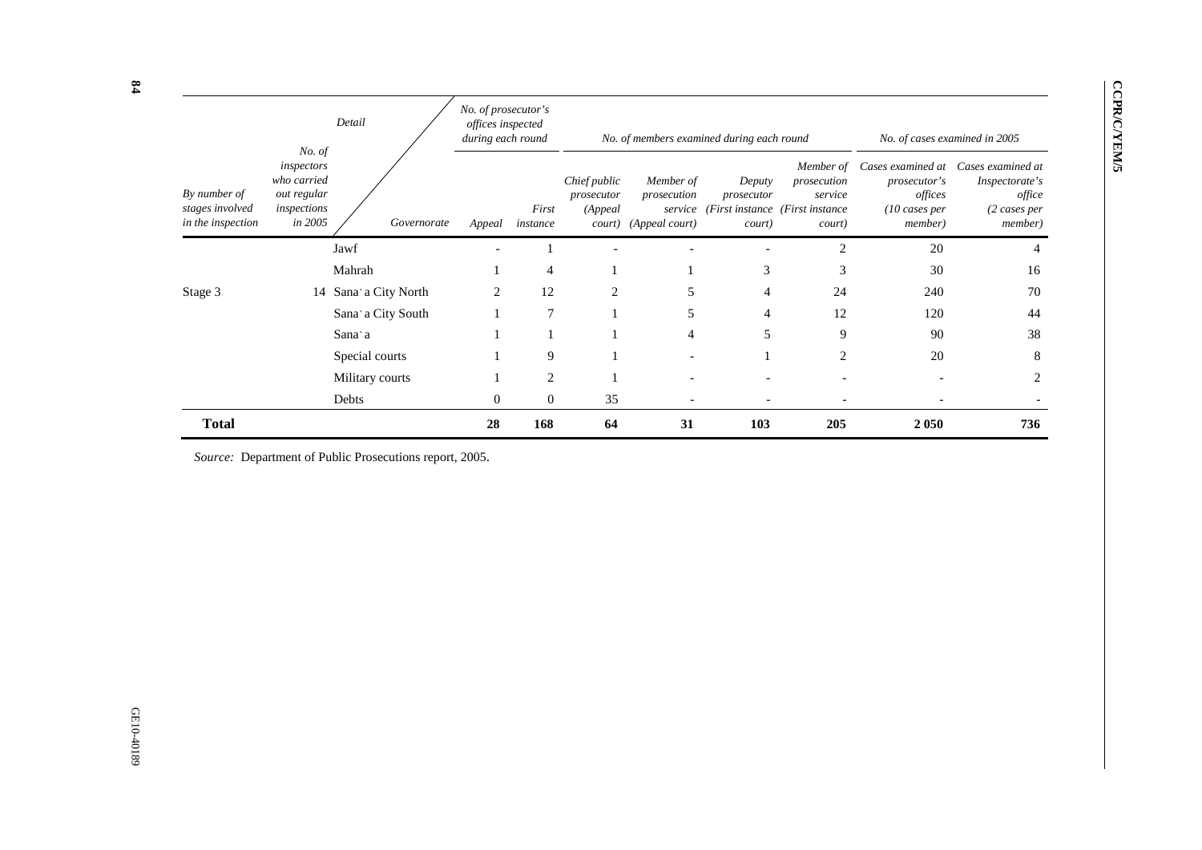| By number of stages involved in the inspection | No. of inspectors who carried out regular inspections in 2005 | Detail / Governorate | No. of prosecutor's offices inspected during each round | | No. of members examined during each round | | | | No. of cases examined in 2005 | |
|---|---|---|---|---|---|---|---|---|---|---|
| | | | Appeal | First instance | Chief public prosecutor (Appeal court) | Member of prosecution service (Appeal court) | Deputy prosecutor (First instance court) | Member of prosecution service (First instance court) | Cases examined at prosecutor's offices (10 cases per member) | Cases examined at Inspectorate's office (2 cases per member) |
| | | Jawf | - | 1 | - | - | - | 2 | 20 | 4 |
| | | Mahrah | 1 | 4 | 1 | 1 | 3 | 3 | 30 | 16 |
| Stage 3 | 14 | Sana' a City North | 2 | 12 | 2 | 5 | 4 | 24 | 240 | 70 |
| | | Sana' a City South | 1 | 7 | 1 | 5 | 4 | 12 | 120 | 44 |
| | | Sana' a | 1 | 1 | 1 | 4 | 5 | 9 | 90 | 38 |
| | | Special courts | 1 | 9 | 1 | - | 1 | 2 | 20 | 8 |
| | | Military courts | 1 | 2 | 1 | - | - | - | - | 2 |
| | | Debts | 0 | 0 | 35 | - | - | - | - | - |
| **Total** | | | **28** | **168** | **64** | **31** | **103** | **205** | **2 050** | **736** |

*Source:* Department of Public Prosecutions report, 2005.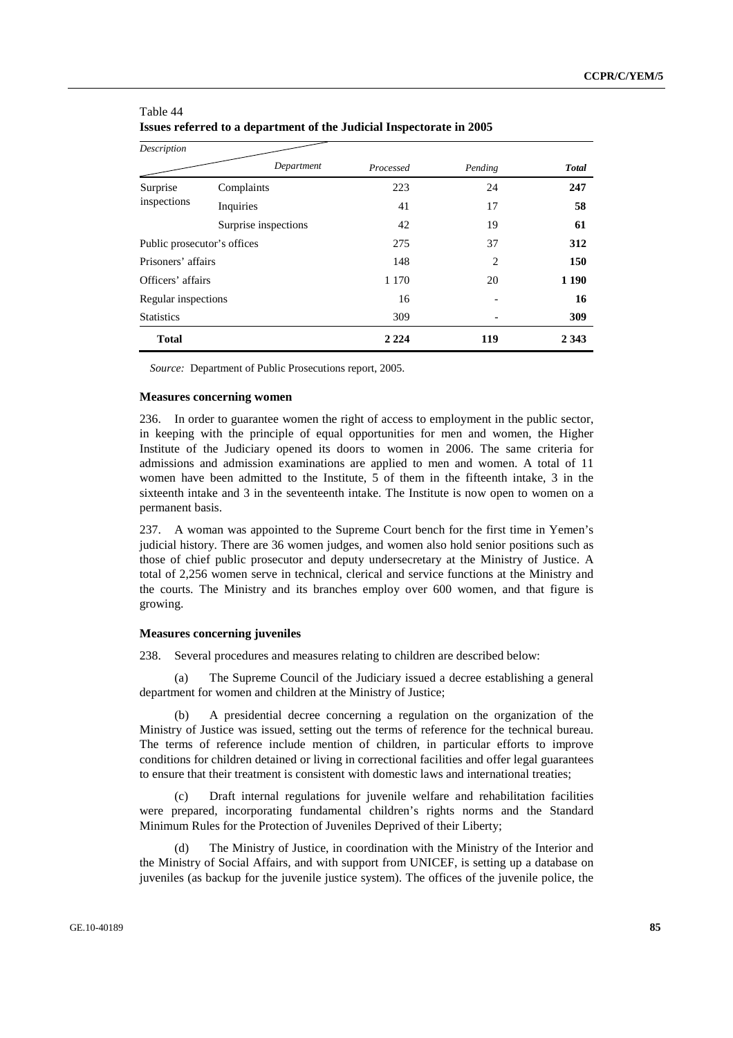Table 44
**Issues referred to a department of the Judicial Inspectorate in 2005**

| *Description* | *Department* | *Processed* | *Pending* | ***Total*** |
|---|---|---|---|---|
| Surprise inspections | Complaints | 223 | 24 | **247** |
| | Inquiries | 41 | 17 | **58** |
| | Surprise inspections | 42 | 19 | **61** |
| Public prosecutor's offices | | 275 | 37 | **312** |
| Prisoners' affairs | | 148 | 2 | **150** |
| Officers' affairs | | 1 170 | 20 | **1 190** |
| Regular inspections | | 16 | - | **16** |
| Statistics | | 309 | - | **309** |
| **Total** | | **2 224** | **119** | **2 343** |

*Source:* Department of Public Prosecutions report, 2005.

### Measures concerning women

236. In order to guarantee women the right of access to employment in the public sector, in keeping with the principle of equal opportunities for men and women, the Higher Institute of the Judiciary opened its doors to women in 2006. The same criteria for admissions and admission examinations are applied to men and women. A total of 11 women have been admitted to the Institute, 5 of them in the fifteenth intake, 3 in the sixteenth intake and 3 in the seventeenth intake. The Institute is now open to women on a permanent basis.

237. A woman was appointed to the Supreme Court bench for the first time in Yemen's judicial history. There are 36 women judges, and women also hold senior positions such as those of chief public prosecutor and deputy undersecretary at the Ministry of Justice. A total of 2,256 women serve in technical, clerical and service functions at the Ministry and the courts. The Ministry and its branches employ over 600 women, and that figure is growing.

### Measures concerning juveniles

238. Several procedures and measures relating to children are described below:

(a) The Supreme Council of the Judiciary issued a decree establishing a general department for women and children at the Ministry of Justice;

(b) A presidential decree concerning a regulation on the organization of the Ministry of Justice was issued, setting out the terms of reference for the technical bureau. The terms of reference include mention of children, in particular efforts to improve conditions for children detained or living in correctional facilities and offer legal guarantees to ensure that their treatment is consistent with domestic laws and international treaties;

(c) Draft internal regulations for juvenile welfare and rehabilitation facilities were prepared, incorporating fundamental children's rights norms and the Standard Minimum Rules for the Protection of Juveniles Deprived of their Liberty;

(d) The Ministry of Justice, in coordination with the Ministry of the Interior and the Ministry of Social Affairs, and with support from UNICEF, is setting up a database on juveniles (as backup for the juvenile justice system). The offices of the juvenile police, the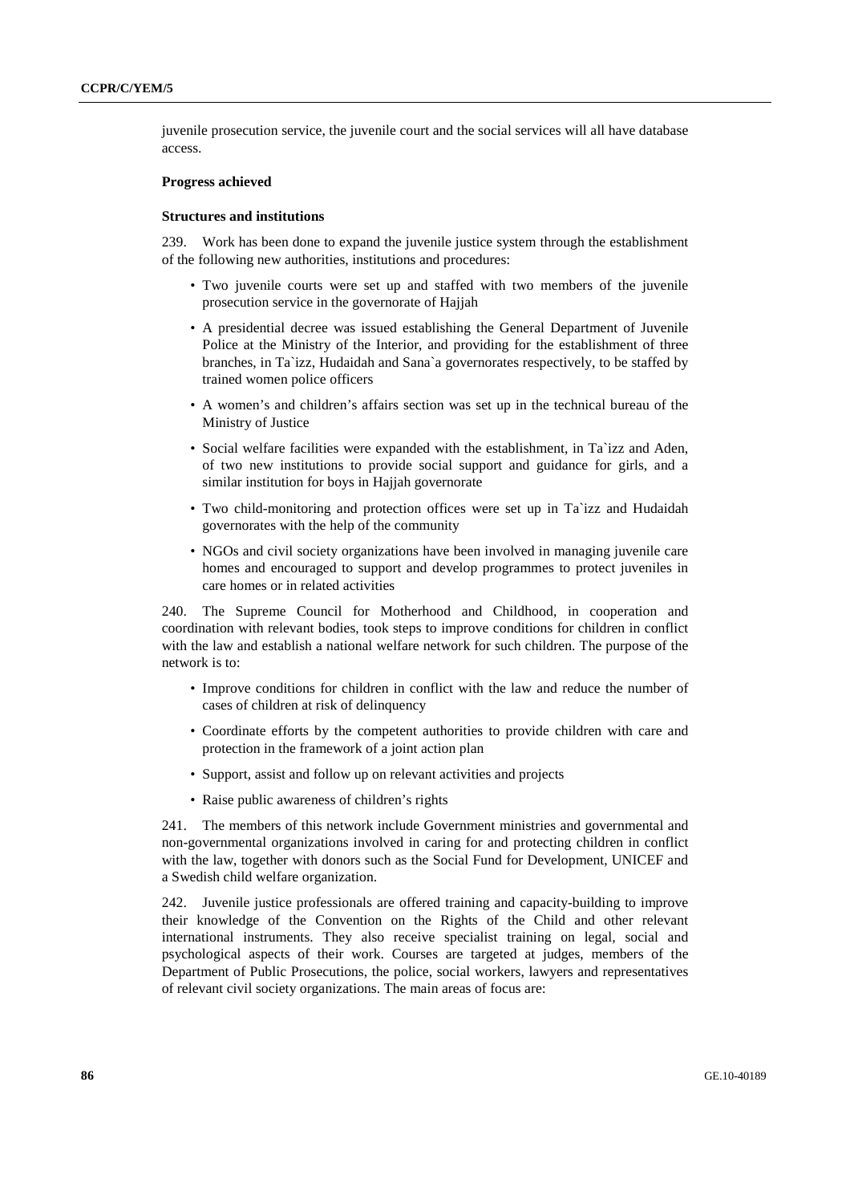juvenile prosecution service, the juvenile court and the social services will all have database access.

**Progress achieved**

**Structures and institutions**

239. Work has been done to expand the juvenile justice system through the establishment of the following new authorities, institutions and procedures:

- Two juvenile courts were set up and staffed with two members of the juvenile prosecution service in the governorate of Hajjah
- A presidential decree was issued establishing the General Department of Juvenile Police at the Ministry of the Interior, and providing for the establishment of three branches, in Ta`izz, Hudaidah and Sana`a governorates respectively, to be staffed by trained women police officers
- A women's and children's affairs section was set up in the technical bureau of the Ministry of Justice
- Social welfare facilities were expanded with the establishment, in Ta`izz and Aden, of two new institutions to provide social support and guidance for girls, and a similar institution for boys in Hajjah governorate
- Two child-monitoring and protection offices were set up in Ta`izz and Hudaidah governorates with the help of the community
- NGOs and civil society organizations have been involved in managing juvenile care homes and encouraged to support and develop programmes to protect juveniles in care homes or in related activities

240. The Supreme Council for Motherhood and Childhood, in cooperation and coordination with relevant bodies, took steps to improve conditions for children in conflict with the law and establish a national welfare network for such children. The purpose of the network is to:

- Improve conditions for children in conflict with the law and reduce the number of cases of children at risk of delinquency
- Coordinate efforts by the competent authorities to provide children with care and protection in the framework of a joint action plan
- Support, assist and follow up on relevant activities and projects
- Raise public awareness of children's rights

241. The members of this network include Government ministries and governmental and non-governmental organizations involved in caring for and protecting children in conflict with the law, together with donors such as the Social Fund for Development, UNICEF and a Swedish child welfare organization.

242. Juvenile justice professionals are offered training and capacity-building to improve their knowledge of the Convention on the Rights of the Child and other relevant international instruments. They also receive specialist training on legal, social and psychological aspects of their work. Courses are targeted at judges, members of the Department of Public Prosecutions, the police, social workers, lawyers and representatives of relevant civil society organizations. The main areas of focus are: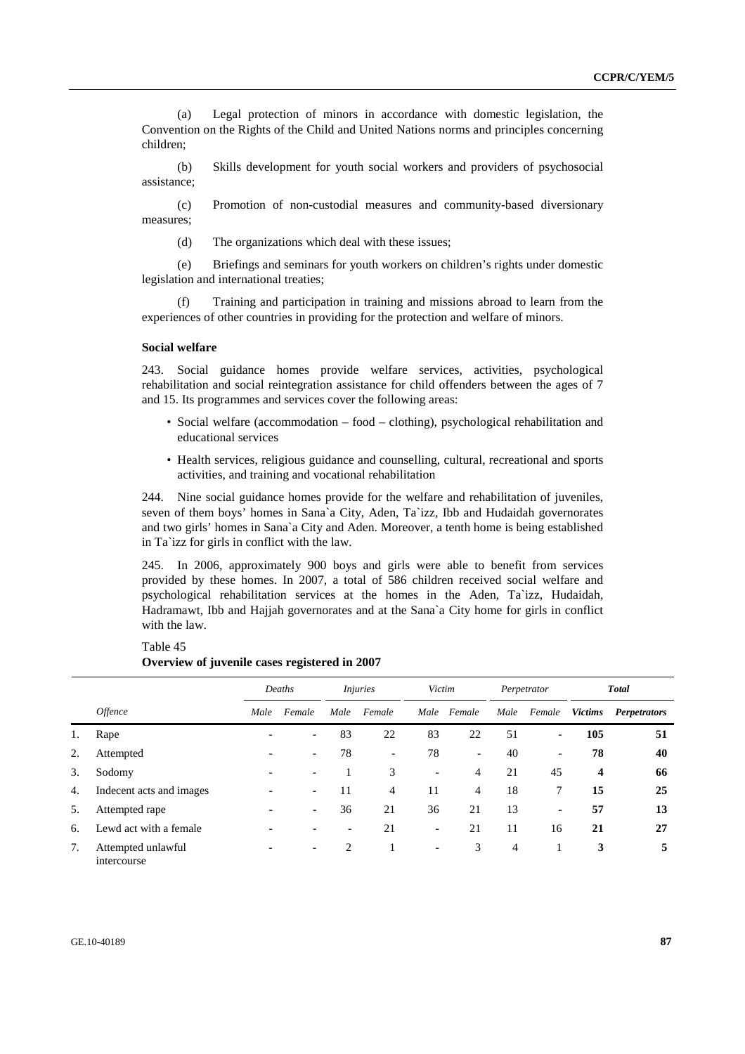(a) Legal protection of minors in accordance with domestic legislation, the Convention on the Rights of the Child and United Nations norms and principles concerning children;

(b) Skills development for youth social workers and providers of psychosocial assistance;

(c) Promotion of non-custodial measures and community-based diversionary measures;

(d) The organizations which deal with these issues;

(e) Briefings and seminars for youth workers on children's rights under domestic legislation and international treaties;

(f) Training and participation in training and missions abroad to learn from the experiences of other countries in providing for the protection and welfare of minors.

### Social welfare

243. Social guidance homes provide welfare services, activities, psychological rehabilitation and social reintegration assistance for child offenders between the ages of 7 and 15. Its programmes and services cover the following areas:

- Social welfare (accommodation – food – clothing), psychological rehabilitation and educational services
- Health services, religious guidance and counselling, cultural, recreational and sports activities, and training and vocational rehabilitation

244. Nine social guidance homes provide for the welfare and rehabilitation of juveniles, seven of them boys' homes in Sana`a City, Aden, Ta`izz, Ibb and Hudaidah governorates and two girls' homes in Sana`a City and Aden. Moreover, a tenth home is being established in Ta`izz for girls in conflict with the law.

245. In 2006, approximately 900 boys and girls were able to benefit from services provided by these homes. In 2007, a total of 586 children received social welfare and psychological rehabilitation services at the homes in the Aden, Ta`izz, Hudaidah, Hadramawt, Ibb and Hajjah governorates and at the Sana`a City home for girls in conflict with the law.

Table 45
**Overview of juvenile cases registered in 2007**

| | | *Deaths* | | *Injuries* | | *Victim* | | *Perpetrator* | | ***Total*** | |
|---|---|---|---|---|---|---|---|---|---|---|---|
| | *Offence* | *Male* | *Female* | *Male* | *Female* | *Male* | *Female* | *Male* | *Female* | ***Victims*** | ***Perpetrators*** |
| 1. | Rape | - | - | 83 | 22 | 83 | 22 | 51 | - | **105** | **51** |
| 2. | Attempted | - | - | 78 | - | 78 | - | 40 | - | **78** | **40** |
| 3. | Sodomy | - | - | 1 | 3 | - | 4 | 21 | 45 | **4** | **66** |
| 4. | Indecent acts and images | - | - | 11 | 4 | 11 | 4 | 18 | 7 | **15** | **25** |
| 5. | Attempted rape | - | - | 36 | 21 | 36 | 21 | 13 | - | **57** | **13** |
| 6. | Lewd act with a female | - | - | - | 21 | - | 21 | 11 | 16 | **21** | **27** |
| 7. | Attempted unlawful intercourse | - | - | 2 | 1 | - | 3 | 4 | 1 | **3** | **5** |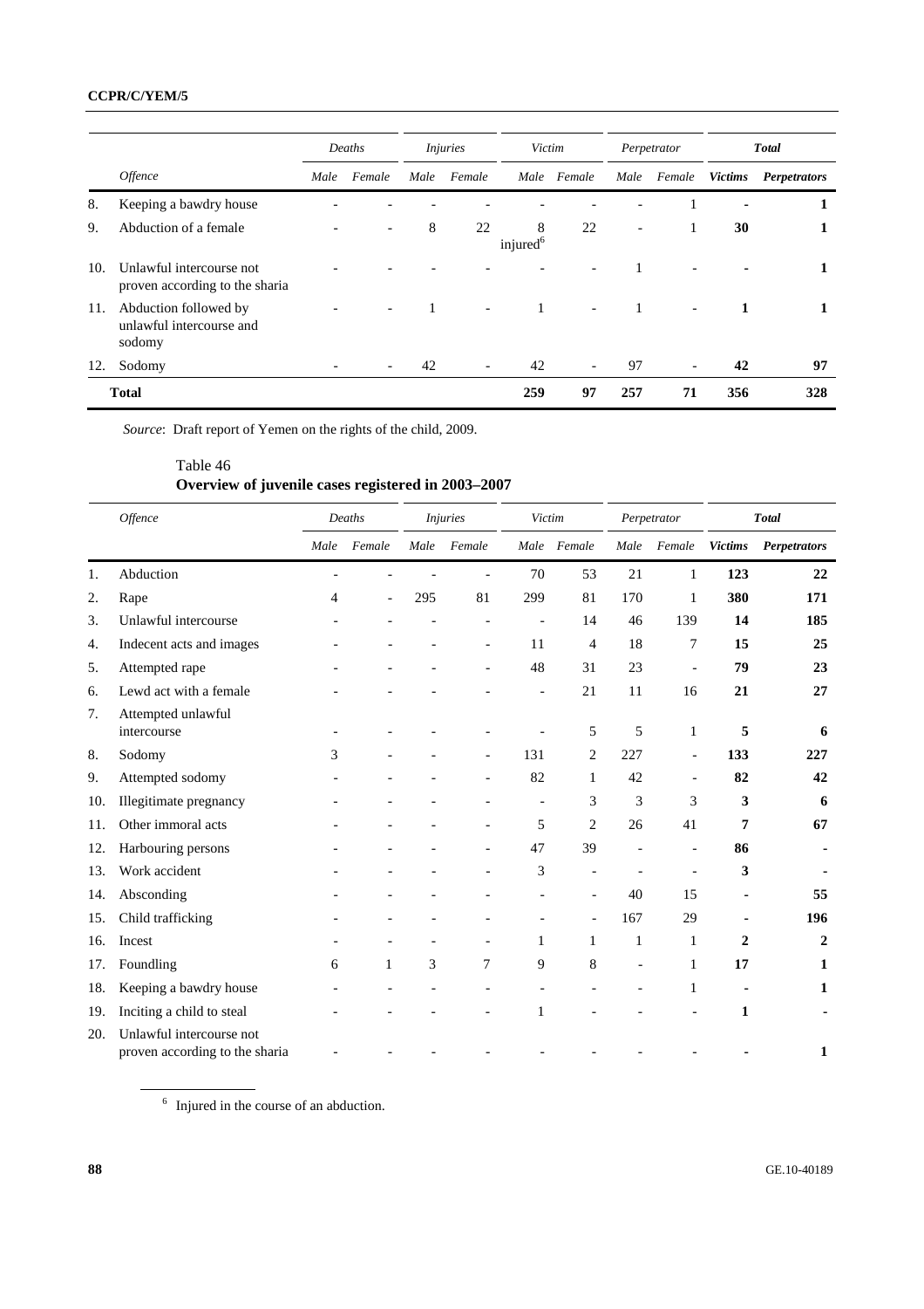| | Offence | Deaths | | Injuries | | Victim | | Perpetrator | | Total | |
|---|---|---|---|---|---|---|---|---|---|---|---|
| | | Male | Female | Male | Female | Male | Female | Male | Female | Victims | Perpetrators |
| 8. | Keeping a bawdry house | - | - | - | - | - | - | - | 1 | - | **1** |
| 9. | Abduction of a female | - | - | 8 | 22 | 8 injured[6] | 22 | - | 1 | **30** | **1** |
| 10. | Unlawful intercourse not proven according to the sharia | - | - | - | - | - | - | 1 | - | - | **1** |
| 11. | Abduction followed by unlawful intercourse and sodomy | - | - | 1 | - | 1 | - | 1 | - | **1** | **1** |
| 12. | Sodomy | - | - | 42 | - | 42 | - | 97 | - | **42** | **97** |
| | **Total** | | | | | **259** | **97** | **257** | **71** | **356** | **328** |

*Source*: Draft report of Yemen on the rights of the child, 2009.

Table 46
**Overview of juvenile cases registered in 2003–2007**

| | Offence | Deaths | | Injuries | | Victim | | Perpetrator | | Total | |
|---|---|---|---|---|---|---|---|---|---|---|---|
| | | Male | Female | Male | Female | Male | Female | Male | Female | Victims | Perpetrators |
| 1. | Abduction | - | - | - | - | 70 | 53 | 21 | 1 | **123** | **22** |
| 2. | Rape | 4 | - | 295 | 81 | 299 | 81 | 170 | 1 | **380** | **171** |
| 3. | Unlawful intercourse | - | - | - | - | - | 14 | 46 | 139 | **14** | **185** |
| 4. | Indecent acts and images | - | - | - | - | 11 | 4 | 18 | 7 | **15** | **25** |
| 5. | Attempted rape | - | - | - | - | 48 | 31 | 23 | - | **79** | **23** |
| 6. | Lewd act with a female | - | - | - | - | - | 21 | 11 | 16 | **21** | **27** |
| 7. | Attempted unlawful intercourse | - | - | - | - | - | 5 | 5 | 1 | **5** | **6** |
| 8. | Sodomy | 3 | - | - | - | 131 | 2 | 227 | - | **133** | **227** |
| 9. | Attempted sodomy | - | - | - | - | 82 | 1 | 42 | - | **82** | **42** |
| 10. | Illegitimate pregnancy | - | - | - | - | - | 3 | 3 | 3 | **3** | **6** |
| 11. | Other immoral acts | - | - | - | - | 5 | 2 | 26 | 41 | **7** | **67** |
| 12. | Harbouring persons | - | - | - | - | 47 | 39 | - | - | **86** | **-** |
| 13. | Work accident | - | - | - | - | 3 | - | - | - | **3** | **-** |
| 14. | Absconding | - | - | - | - | - | - | 40 | 15 | **-** | **55** |
| 15. | Child trafficking | - | - | - | - | - | - | 167 | 29 | **-** | **196** |
| 16. | Incest | - | - | - | - | 1 | 1 | 1 | 1 | **2** | **2** |
| 17. | Foundling | 6 | 1 | 3 | 7 | 9 | 8 | - | 1 | **17** | **1** |
| 18. | Keeping a bawdry house | - | - | - | - | - | - | - | 1 | **-** | **1** |
| 19. | Inciting a child to steal | - | - | - | - | 1 | - | - | - | **1** | **-** |
| 20. | Unlawful intercourse not proven according to the sharia | - | - | - | - | - | - | - | - | **-** | **1** |

[6] Injured in the course of an abduction.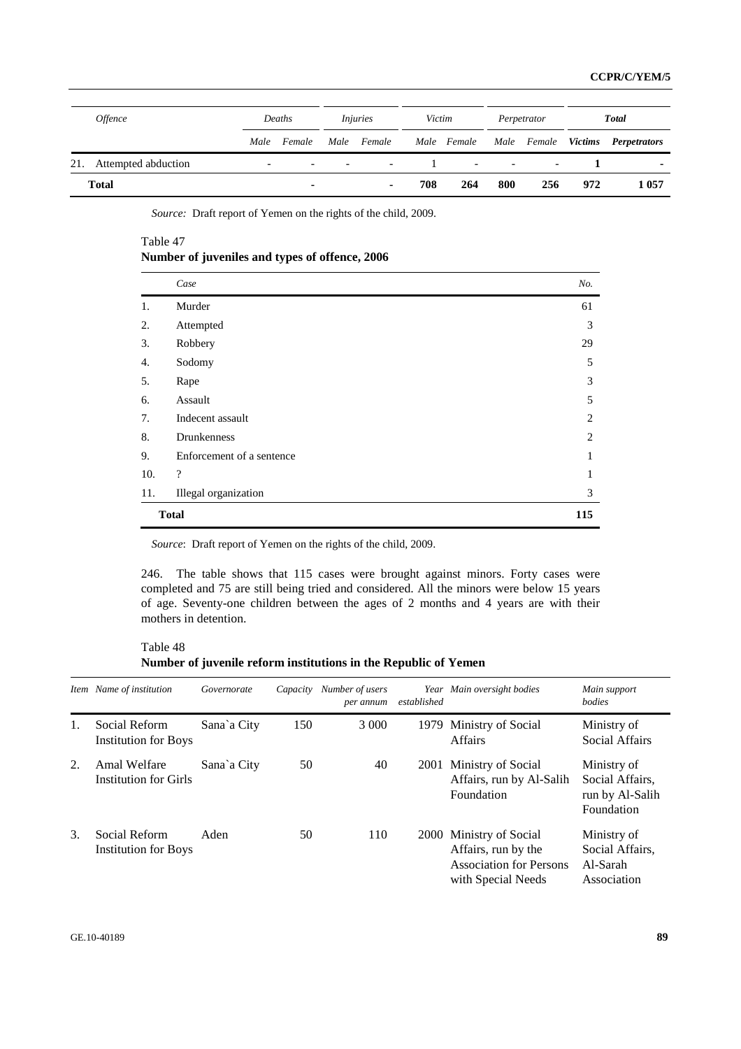| Offence | Deaths | | Injuries | | Victim | | Perpetrator | | Total | |
|---|---|---|---|---|---|---|---|---|---|---|
| | Male | Female | Male | Female | Male | Female | Male | Female | Victims | Perpetrators |
| 21. Attempted abduction | - | - | - | - | 1 | - | - | - | **1** | **-** |
| **Total** | | **-** | | **-** | **708** | **264** | **800** | **256** | **972** | **1 057** |

*Source:* Draft report of Yemen on the rights of the child, 2009.

Table 47
**Number of juveniles and types of offence, 2006**

| | Case | No. |
|---|---|---|
| 1. | Murder | 61 |
| 2. | Attempted | 3 |
| 3. | Robbery | 29 |
| 4. | Sodomy | 5 |
| 5. | Rape | 3 |
| 6. | Assault | 5 |
| 7. | Indecent assault | 2 |
| 8. | Drunkenness | 2 |
| 9. | Enforcement of a sentence | 1 |
| 10. | ? | 1 |
| 11. | Illegal organization | 3 |
| | **Total** | **115** |

*Source*: Draft report of Yemen on the rights of the child, 2009.

246. The table shows that 115 cases were brought against minors. Forty cases were completed and 75 are still being tried and considered. All the minors were below 15 years of age. Seventy-one children between the ages of 2 months and 4 years are with their mothers in detention.

Table 48
**Number of juvenile reform institutions in the Republic of Yemen**

| Item | Name of institution | Governorate | Capacity | Number of users per annum | Year established | Main oversight bodies | Main support bodies |
|---|---|---|---|---|---|---|---|
| 1. | Social Reform Institution for Boys | Sana`a City | 150 | 3 000 | 1979 | Ministry of Social Affairs | Ministry of Social Affairs |
| 2. | Amal Welfare Institution for Girls | Sana`a City | 50 | 40 | 2001 | Ministry of Social Affairs, run by Al-Salih Foundation | Ministry of Social Affairs, run by Al-Salih Foundation |
| 3. | Social Reform Institution for Boys | Aden | 50 | 110 | 2000 | Ministry of Social Affairs, run by the Association for Persons with Special Needs | Ministry of Social Affairs, Al-Sarah Association |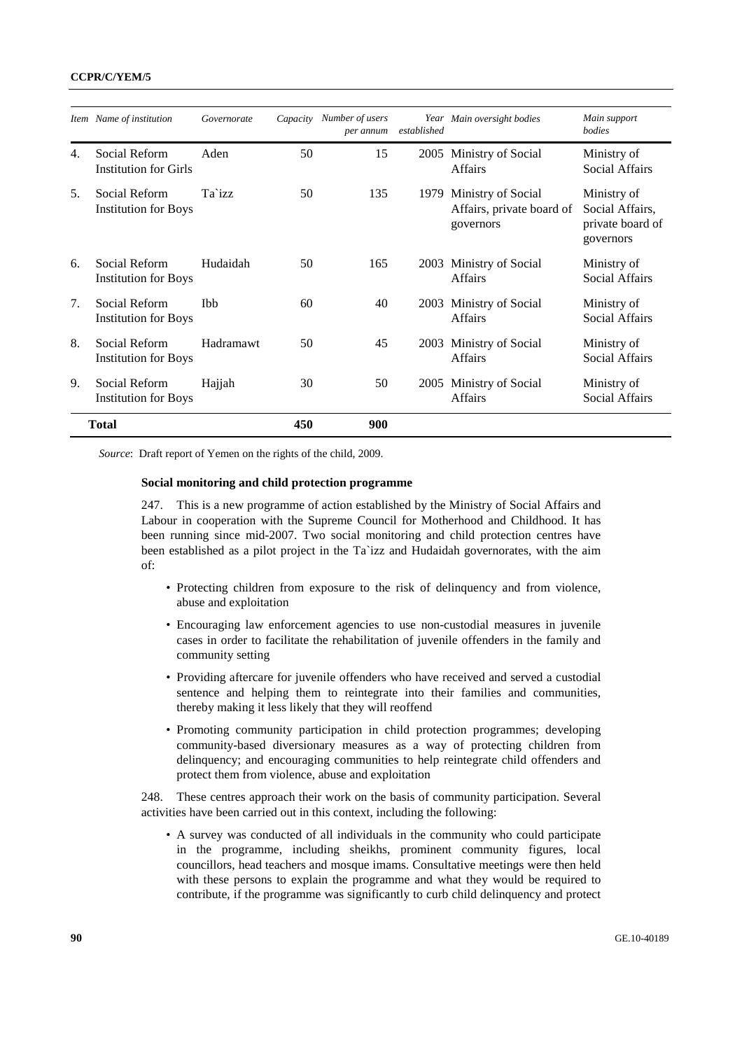| Item | Name of institution | Governorate | Capacity | Number of users per annum | Year established | Main oversight bodies | Main support bodies |
|---|---|---|---|---|---|---|---|
| 4. | Social Reform Institution for Girls | Aden | 50 | 15 | 2005 | Ministry of Social Affairs | Ministry of Social Affairs |
| 5. | Social Reform Institution for Boys | Ta`izz | 50 | 135 | 1979 | Ministry of Social Affairs, private board of governors | Ministry of Social Affairs, private board of governors |
| 6. | Social Reform Institution for Boys | Hudaidah | 50 | 165 | 2003 | Ministry of Social Affairs | Ministry of Social Affairs |
| 7. | Social Reform Institution for Boys | Ibb | 60 | 40 | 2003 | Ministry of Social Affairs | Ministry of Social Affairs |
| 8. | Social Reform Institution for Boys | Hadramawt | 50 | 45 | 2003 | Ministry of Social Affairs | Ministry of Social Affairs |
| 9. | Social Reform Institution for Boys | Hajjah | 30 | 50 | 2005 | Ministry of Social Affairs | Ministry of Social Affairs |
| | **Total** | | **450** | **900** | | | |

*Source*: Draft report of Yemen on the rights of the child, 2009.

**Social monitoring and child protection programme**

247. This is a new programme of action established by the Ministry of Social Affairs and Labour in cooperation with the Supreme Council for Motherhood and Childhood. It has been running since mid-2007. Two social monitoring and child protection centres have been established as a pilot project in the Ta`izz and Hudaidah governorates, with the aim of:

- Protecting children from exposure to the risk of delinquency and from violence, abuse and exploitation
- Encouraging law enforcement agencies to use non-custodial measures in juvenile cases in order to facilitate the rehabilitation of juvenile offenders in the family and community setting
- Providing aftercare for juvenile offenders who have received and served a custodial sentence and helping them to reintegrate into their families and communities, thereby making it less likely that they will reoffend
- Promoting community participation in child protection programmes; developing community-based diversionary measures as a way of protecting children from delinquency; and encouraging communities to help reintegrate child offenders and protect them from violence, abuse and exploitation

248. These centres approach their work on the basis of community participation. Several activities have been carried out in this context, including the following:

- A survey was conducted of all individuals in the community who could participate in the programme, including sheikhs, prominent community figures, local councillors, head teachers and mosque imams. Consultative meetings were then held with these persons to explain the programme and what they would be required to contribute, if the programme was significantly to curb child delinquency and protect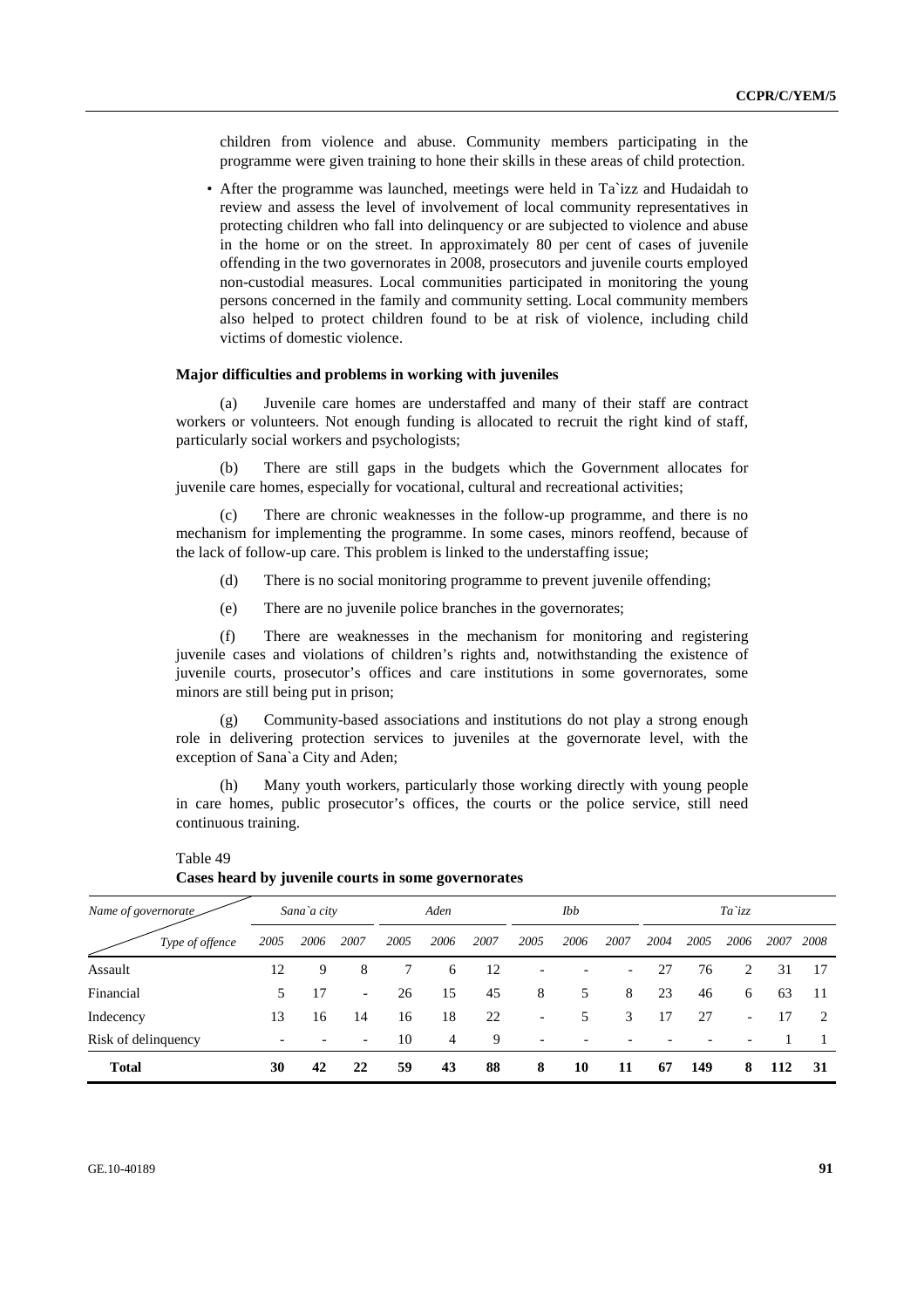children from violence and abuse. Community members participating in the programme were given training to hone their skills in these areas of child protection.

- After the programme was launched, meetings were held in Ta`izz and Hudaidah to review and assess the level of involvement of local community representatives in protecting children who fall into delinquency or are subjected to violence and abuse in the home or on the street. In approximately 80 per cent of cases of juvenile offending in the two governorates in 2008, prosecutors and juvenile courts employed non-custodial measures. Local communities participated in monitoring the young persons concerned in the family and community setting. Local community members also helped to protect children found to be at risk of violence, including child victims of domestic violence.

**Major difficulties and problems in working with juveniles**

(a) Juvenile care homes are understaffed and many of their staff are contract workers or volunteers. Not enough funding is allocated to recruit the right kind of staff, particularly social workers and psychologists;

(b) There are still gaps in the budgets which the Government allocates for juvenile care homes, especially for vocational, cultural and recreational activities;

(c) There are chronic weaknesses in the follow-up programme, and there is no mechanism for implementing the programme. In some cases, minors reoffend, because of the lack of follow-up care. This problem is linked to the understaffing issue;

(d) There is no social monitoring programme to prevent juvenile offending;

(e) There are no juvenile police branches in the governorates;

(f) There are weaknesses in the mechanism for monitoring and registering juvenile cases and violations of children's rights and, notwithstanding the existence of juvenile courts, prosecutor's offices and care institutions in some governorates, some minors are still being put in prison;

(g) Community-based associations and institutions do not play a strong enough role in delivering protection services to juveniles at the governorate level, with the exception of Sana`a City and Aden;

(h) Many youth workers, particularly those working directly with young people in care homes, public prosecutor's offices, the courts or the police service, still need continuous training.

Table 49
**Cases heard by juvenile courts in some governorates**

| *Name of governorate* / *Type of offence* | *Sana`a city* | | | *Aden* | | | *Ibb* | | | *Ta`izz* | | | | |
|---|---|---|---|---|---|---|---|---|---|---|---|---|---|---|
| | *2005* | *2006* | *2007* | *2005* | *2006* | *2007* | *2005* | *2006* | *2007* | *2004* | *2005* | *2006* | *2007* | *2008* |
| Assault | 12 | 9 | 8 | 7 | 6 | 12 | - | - | - | 27 | 76 | 2 | 31 | 17 |
| Financial | 5 | 17 | - | 26 | 15 | 45 | 8 | 5 | 8 | 23 | 46 | 6 | 63 | 11 |
| Indecency | 13 | 16 | 14 | 16 | 18 | 22 | - | 5 | 3 | 17 | 27 | - | 17 | 2 |
| Risk of delinquency | - | - | - | 10 | 4 | 9 | - | - | - | - | - | - | 1 | 1 |
| **Total** | **30** | **42** | **22** | **59** | **43** | **88** | **8** | **10** | **11** | **67** | **149** | **8** | **112** | **31** |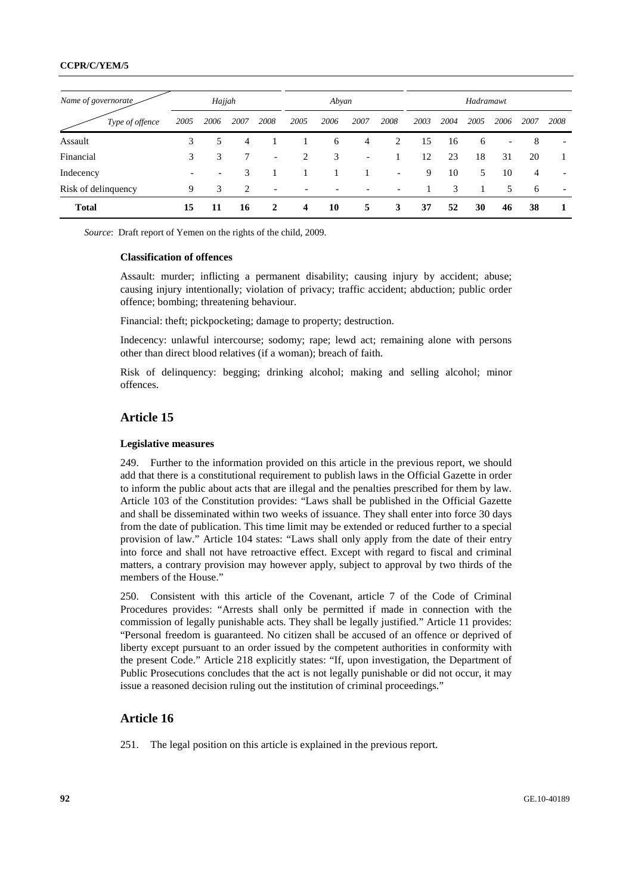| Name of governorate / Type of offence | Hajjah | | | | Abyan | | | | Hadramawt | | | | | |
|---|---|---|---|---|---|---|---|---|---|---|---|---|---|---|
| | 2005 | 2006 | 2007 | 2008 | 2005 | 2006 | 2007 | 2008 | 2003 | 2004 | 2005 | 2006 | 2007 | 2008 |
| Assault | 3 | 5 | 4 | 1 | 1 | 6 | 4 | 2 | 15 | 16 | 6 | - | 8 | - |
| Financial | 3 | 3 | 7 | - | 2 | 3 | - | 1 | 12 | 23 | 18 | 31 | 20 | 1 |
| Indecency | - | - | 3 | 1 | 1 | 1 | 1 | - | 9 | 10 | 5 | 10 | 4 | - |
| Risk of delinquency | 9 | 3 | 2 | - | - | - | - | - | 1 | 3 | 1 | 5 | 6 | - |
| **Total** | **15** | **11** | **16** | **2** | **4** | **10** | **5** | **3** | **37** | **52** | **30** | **46** | **38** | **1** |

*Source*: Draft report of Yemen on the rights of the child, 2009.

**Classification of offences**

Assault: murder; inflicting a permanent disability; causing injury by accident; abuse; causing injury intentionally; violation of privacy; traffic accident; abduction; public order offence; bombing; threatening behaviour.

Financial: theft; pickpocketing; damage to property; destruction.

Indecency: unlawful intercourse; sodomy; rape; lewd act; remaining alone with persons other than direct blood relatives (if a woman); breach of faith.

Risk of delinquency: begging; drinking alcohol; making and selling alcohol; minor offences.

## Article 15

**Legislative measures**

249. Further to the information provided on this article in the previous report, we should add that there is a constitutional requirement to publish laws in the Official Gazette in order to inform the public about acts that are illegal and the penalties prescribed for them by law. Article 103 of the Constitution provides: "Laws shall be published in the Official Gazette and shall be disseminated within two weeks of issuance. They shall enter into force 30 days from the date of publication. This time limit may be extended or reduced further to a special provision of law." Article 104 states: "Laws shall only apply from the date of their entry into force and shall not have retroactive effect. Except with regard to fiscal and criminal matters, a contrary provision may however apply, subject to approval by two thirds of the members of the House."

250. Consistent with this article of the Covenant, article 7 of the Code of Criminal Procedures provides: "Arrests shall only be permitted if made in connection with the commission of legally punishable acts. They shall be legally justified." Article 11 provides: "Personal freedom is guaranteed. No citizen shall be accused of an offence or deprived of liberty except pursuant to an order issued by the competent authorities in conformity with the present Code." Article 218 explicitly states: "If, upon investigation, the Department of Public Prosecutions concludes that the act is not legally punishable or did not occur, it may issue a reasoned decision ruling out the institution of criminal proceedings."

## Article 16

251. The legal position on this article is explained in the previous report.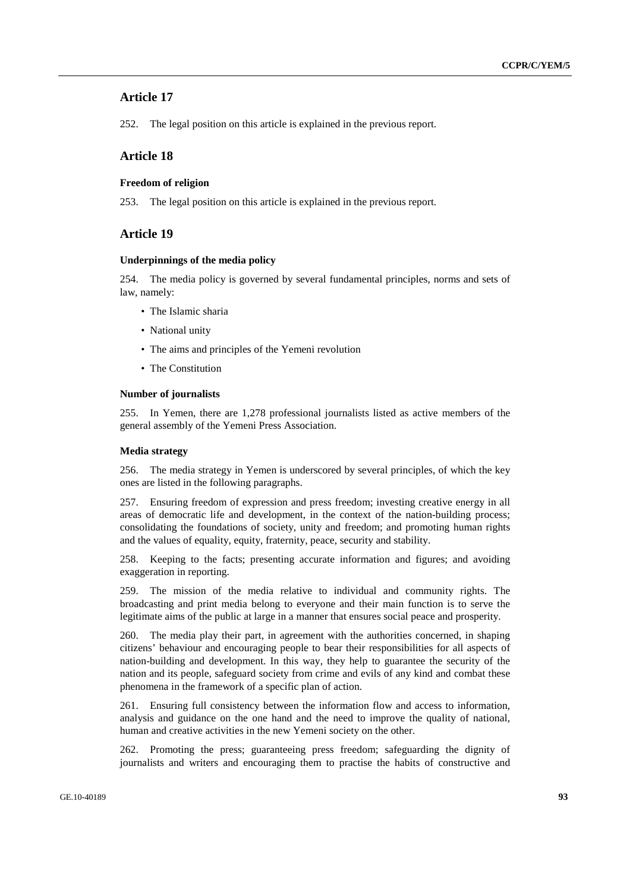## Article 17

252. The legal position on this article is explained in the previous report.

## Article 18

### Freedom of religion

253. The legal position on this article is explained in the previous report.

## Article 19

### Underpinnings of the media policy

254. The media policy is governed by several fundamental principles, norms and sets of law, namely:

- The Islamic sharia
- National unity
- The aims and principles of the Yemeni revolution
- The Constitution

### Number of journalists

255. In Yemen, there are 1,278 professional journalists listed as active members of the general assembly of the Yemeni Press Association.

### Media strategy

256. The media strategy in Yemen is underscored by several principles, of which the key ones are listed in the following paragraphs.

257. Ensuring freedom of expression and press freedom; investing creative energy in all areas of democratic life and development, in the context of the nation-building process; consolidating the foundations of society, unity and freedom; and promoting human rights and the values of equality, equity, fraternity, peace, security and stability.

258. Keeping to the facts; presenting accurate information and figures; and avoiding exaggeration in reporting.

259. The mission of the media relative to individual and community rights. The broadcasting and print media belong to everyone and their main function is to serve the legitimate aims of the public at large in a manner that ensures social peace and prosperity.

260. The media play their part, in agreement with the authorities concerned, in shaping citizens' behaviour and encouraging people to bear their responsibilities for all aspects of nation-building and development. In this way, they help to guarantee the security of the nation and its people, safeguard society from crime and evils of any kind and combat these phenomena in the framework of a specific plan of action.

261. Ensuring full consistency between the information flow and access to information, analysis and guidance on the one hand and the need to improve the quality of national, human and creative activities in the new Yemeni society on the other.

262. Promoting the press; guaranteeing press freedom; safeguarding the dignity of journalists and writers and encouraging them to practise the habits of constructive and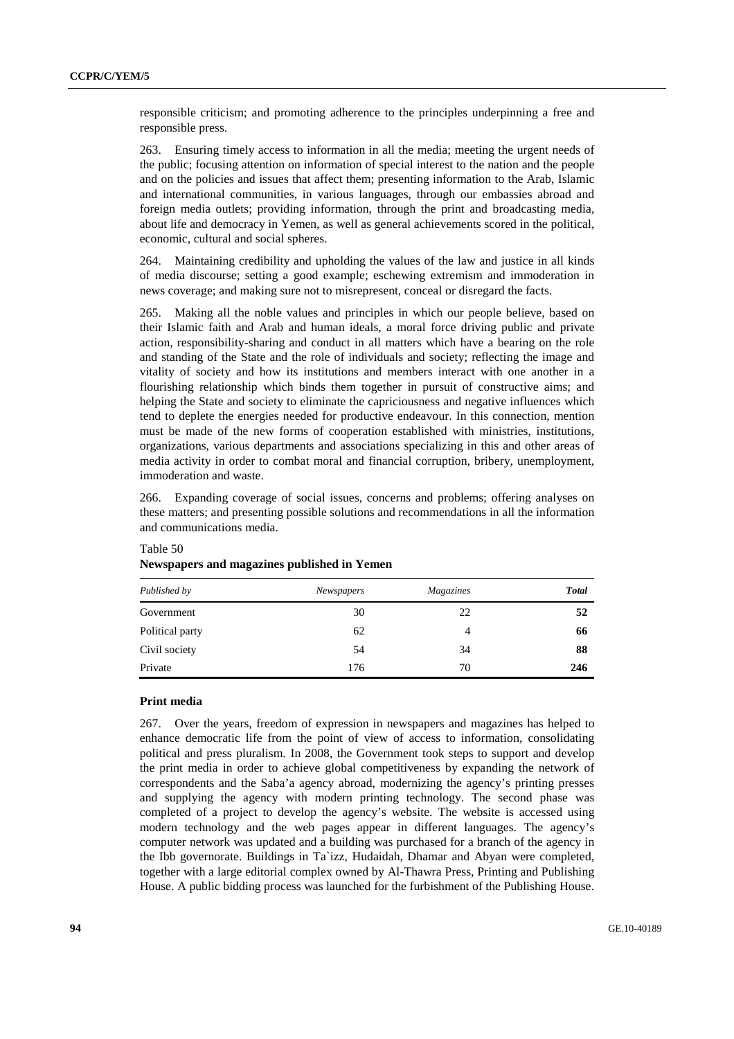responsible criticism; and promoting adherence to the principles underpinning a free and responsible press.

263. Ensuring timely access to information in all the media; meeting the urgent needs of the public; focusing attention on information of special interest to the nation and the people and on the policies and issues that affect them; presenting information to the Arab, Islamic and international communities, in various languages, through our embassies abroad and foreign media outlets; providing information, through the print and broadcasting media, about life and democracy in Yemen, as well as general achievements scored in the political, economic, cultural and social spheres.

264. Maintaining credibility and upholding the values of the law and justice in all kinds of media discourse; setting a good example; eschewing extremism and immoderation in news coverage; and making sure not to misrepresent, conceal or disregard the facts.

265. Making all the noble values and principles in which our people believe, based on their Islamic faith and Arab and human ideals, a moral force driving public and private action, responsibility-sharing and conduct in all matters which have a bearing on the role and standing of the State and the role of individuals and society; reflecting the image and vitality of society and how its institutions and members interact with one another in a flourishing relationship which binds them together in pursuit of constructive aims; and helping the State and society to eliminate the capriciousness and negative influences which tend to deplete the energies needed for productive endeavour. In this connection, mention must be made of the new forms of cooperation established with ministries, institutions, organizations, various departments and associations specializing in this and other areas of media activity in order to combat moral and financial corruption, bribery, unemployment, immoderation and waste.

266. Expanding coverage of social issues, concerns and problems; offering analyses on these matters; and presenting possible solutions and recommendations in all the information and communications media.

Table 50
**Newspapers and magazines published in Yemen**

| *Published by* | *Newspapers* | *Magazines* | ***Total*** |
|---|---|---|---|
| Government | 30 | 22 | **52** |
| Political party | 62 | 4 | **66** |
| Civil society | 54 | 34 | **88** |
| Private | 176 | 70 | **246** |

### Print media

267. Over the years, freedom of expression in newspapers and magazines has helped to enhance democratic life from the point of view of access to information, consolidating political and press pluralism. In 2008, the Government took steps to support and develop the print media in order to achieve global competitiveness by expanding the network of correspondents and the Saba'a agency abroad, modernizing the agency's printing presses and supplying the agency with modern printing technology. The second phase was completed of a project to develop the agency's website. The website is accessed using modern technology and the web pages appear in different languages. The agency's computer network was updated and a building was purchased for a branch of the agency in the Ibb governorate. Buildings in Ta`izz, Hudaidah, Dhamar and Abyan were completed, together with a large editorial complex owned by Al-Thawra Press, Printing and Publishing House. A public bidding process was launched for the furbishment of the Publishing House.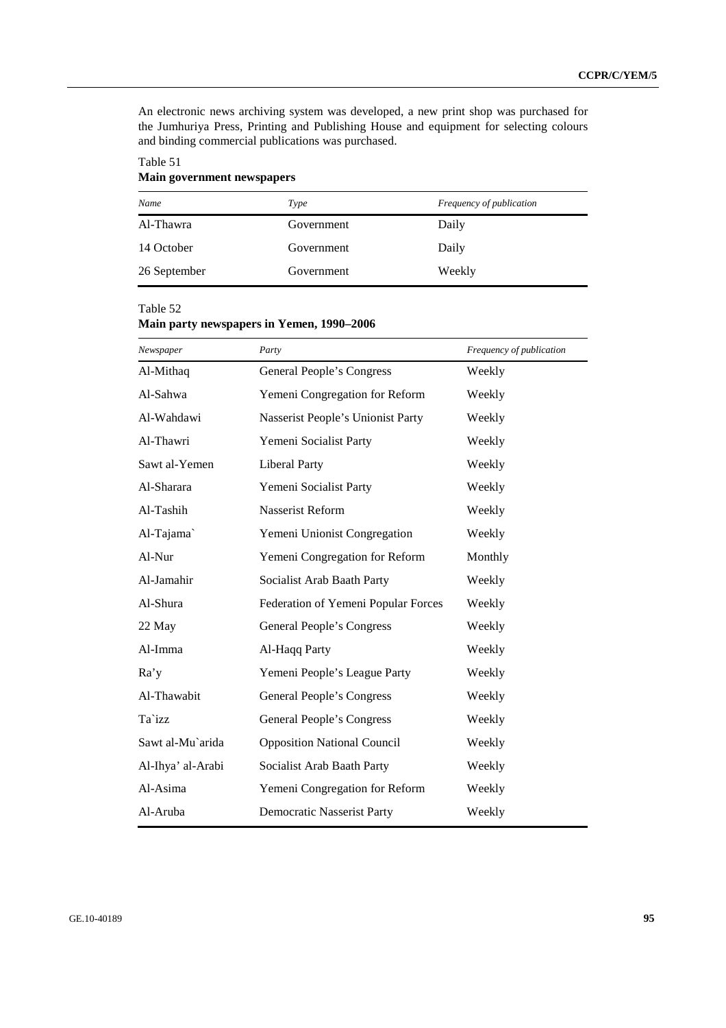An electronic news archiving system was developed, a new print shop was purchased for the Jumhuriya Press, Printing and Publishing House and equipment for selecting colours and binding commercial publications was purchased.

Table 51
**Main government newspapers**

| *Name* | *Type* | *Frequency of publication* |
|---|---|---|
| Al-Thawra | Government | Daily |
| 14 October | Government | Daily |
| 26 September | Government | Weekly |

Table 52
**Main party newspapers in Yemen, 1990–2006**

| *Newspaper* | *Party* | *Frequency of publication* |
|---|---|---|
| Al-Mithaq | General People's Congress | Weekly |
| Al-Sahwa | Yemeni Congregation for Reform | Weekly |
| Al-Wahdawi | Nasserist People's Unionist Party | Weekly |
| Al-Thawri | Yemeni Socialist Party | Weekly |
| Sawt al-Yemen | Liberal Party | Weekly |
| Al-Sharara | Yemeni Socialist Party | Weekly |
| Al-Tashih | Nasserist Reform | Weekly |
| Al-Tajama` | Yemeni Unionist Congregation | Weekly |
| Al-Nur | Yemeni Congregation for Reform | Monthly |
| Al-Jamahir | Socialist Arab Baath Party | Weekly |
| Al-Shura | Federation of Yemeni Popular Forces | Weekly |
| 22 May | General People's Congress | Weekly |
| Al-Imma | Al-Haqq Party | Weekly |
| Ra'y | Yemeni People's League Party | Weekly |
| Al-Thawabit | General People's Congress | Weekly |
| Ta`izz | General People's Congress | Weekly |
| Sawt al-Mu`arida | Opposition National Council | Weekly |
| Al-Ihya' al-Arabi | Socialist Arab Baath Party | Weekly |
| Al-Asima | Yemeni Congregation for Reform | Weekly |
| Al-Aruba | Democratic Nasserist Party | Weekly |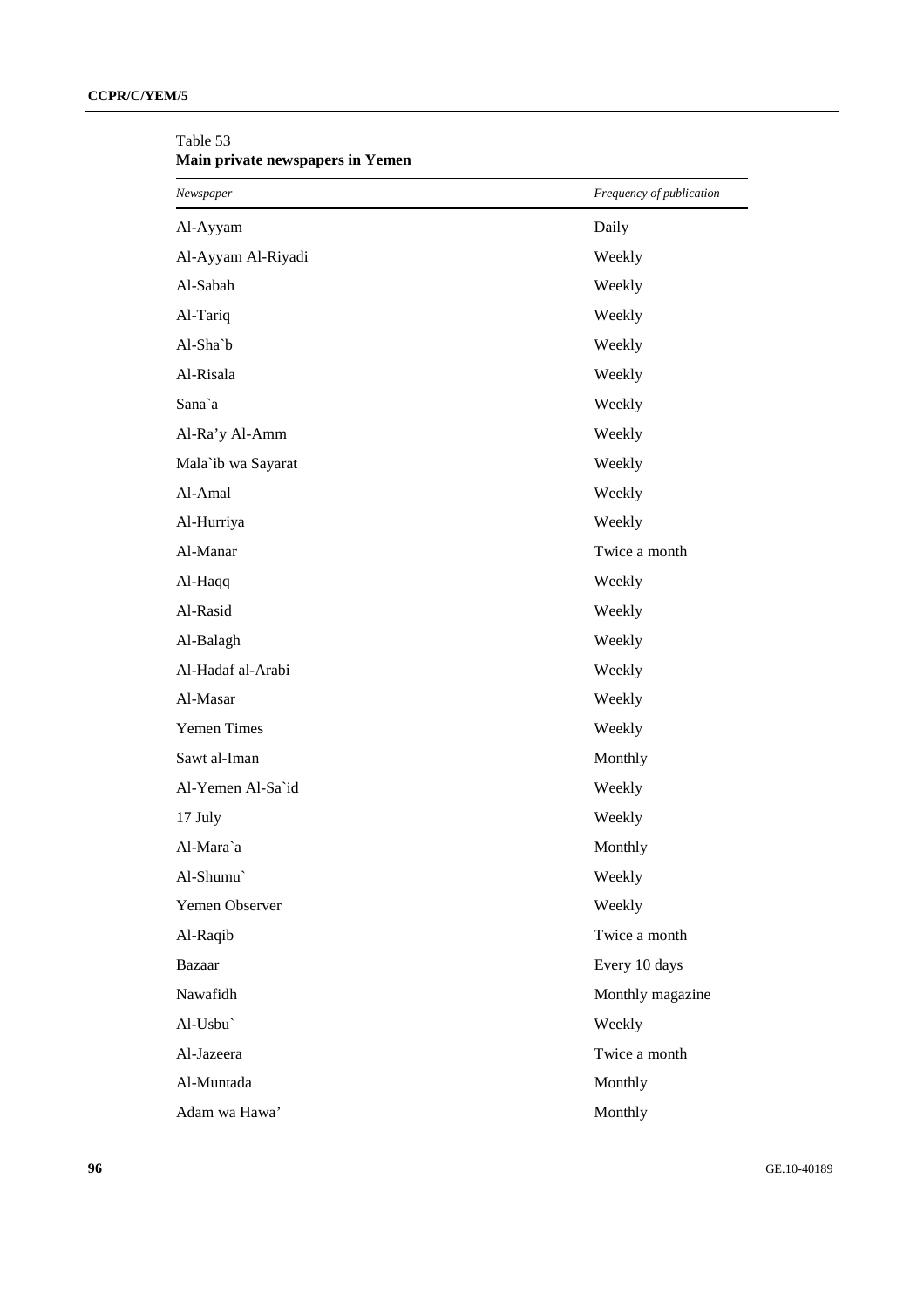Table 53
**Main private newspapers in Yemen**

| *Newspaper* | *Frequency of publication* |
|---|---|
| Al-Ayyam | Daily |
| Al-Ayyam Al-Riyadi | Weekly |
| Al-Sabah | Weekly |
| Al-Tariq | Weekly |
| Al-Sha`b | Weekly |
| Al-Risala | Weekly |
| Sana`a | Weekly |
| Al-Ra'y Al-Amm | Weekly |
| Mala`ib wa Sayarat | Weekly |
| Al-Amal | Weekly |
| Al-Hurriya | Weekly |
| Al-Manar | Twice a month |
| Al-Haqq | Weekly |
| Al-Rasid | Weekly |
| Al-Balagh | Weekly |
| Al-Hadaf al-Arabi | Weekly |
| Al-Masar | Weekly |
| Yemen Times | Weekly |
| Sawt al-Iman | Monthly |
| Al-Yemen Al-Sa`id | Weekly |
| 17 July | Weekly |
| Al-Mara`a | Monthly |
| Al-Shumu` | Weekly |
| Yemen Observer | Weekly |
| Al-Raqib | Twice a month |
| Bazaar | Every 10 days |
| Nawafidh | Monthly magazine |
| Al-Usbu` | Weekly |
| Al-Jazeera | Twice a month |
| Al-Muntada | Monthly |
| Adam wa Hawa' | Monthly |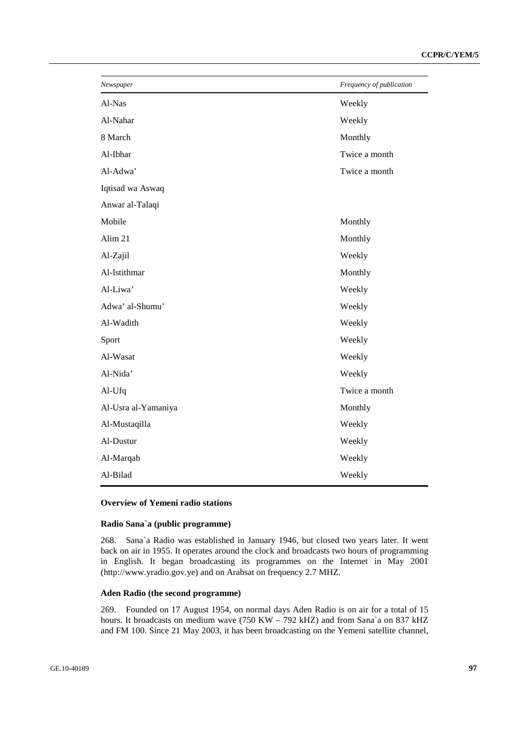| *Newspaper* | *Frequency of publication* |
|---|---|
| Al-Nas | Weekly |
| Al-Nahar | Weekly |
| 8 March | Monthly |
| Al-Ibhar | Twice a month |
| Al-Adwa’ | Twice a month |
| Iqtisad wa Aswaq | |
| Anwar al-Talaqi | |
| Mobile | Monthly |
| Alim 21 | Monthly |
| Al-Zajil | Weekly |
| Al-Istithmar | Monthly |
| Al-Liwa’ | Weekly |
| Adwa’ al-Shumu’ | Weekly |
| Al-Wadith | Weekly |
| Sport | Weekly |
| Al-Wasat | Weekly |
| Al-Nida’ | Weekly |
| Al-Ufq | Twice a month |
| Al-Usra al-Yamaniya | Monthly |
| Al-Mustaqilla | Weekly |
| Al-Dustur | Weekly |
| Al-Marqab | Weekly |
| Al-Bilad | Weekly |

**Overview of Yemeni radio stations**

**Radio Sana`a (public programme)**

268. Sana`a Radio was established in January 1946, but closed two years later. It went back on air in 1955. It operates around the clock and broadcasts two hours of programming in English. It began broadcasting its programmes on the Internet in May 2001 (http://www.yradio.gov.ye) and on Arabsat on frequency 2.7 MHZ.

**Aden Radio (the second programme)**

269. Founded on 17 August 1954, on normal days Aden Radio is on air for a total of 15 hours. It broadcasts on medium wave (750 KW – 792 kHZ) and from Sana`a on 837 kHZ and FM 100. Since 21 May 2003, it has been broadcasting on the Yemeni satellite channel,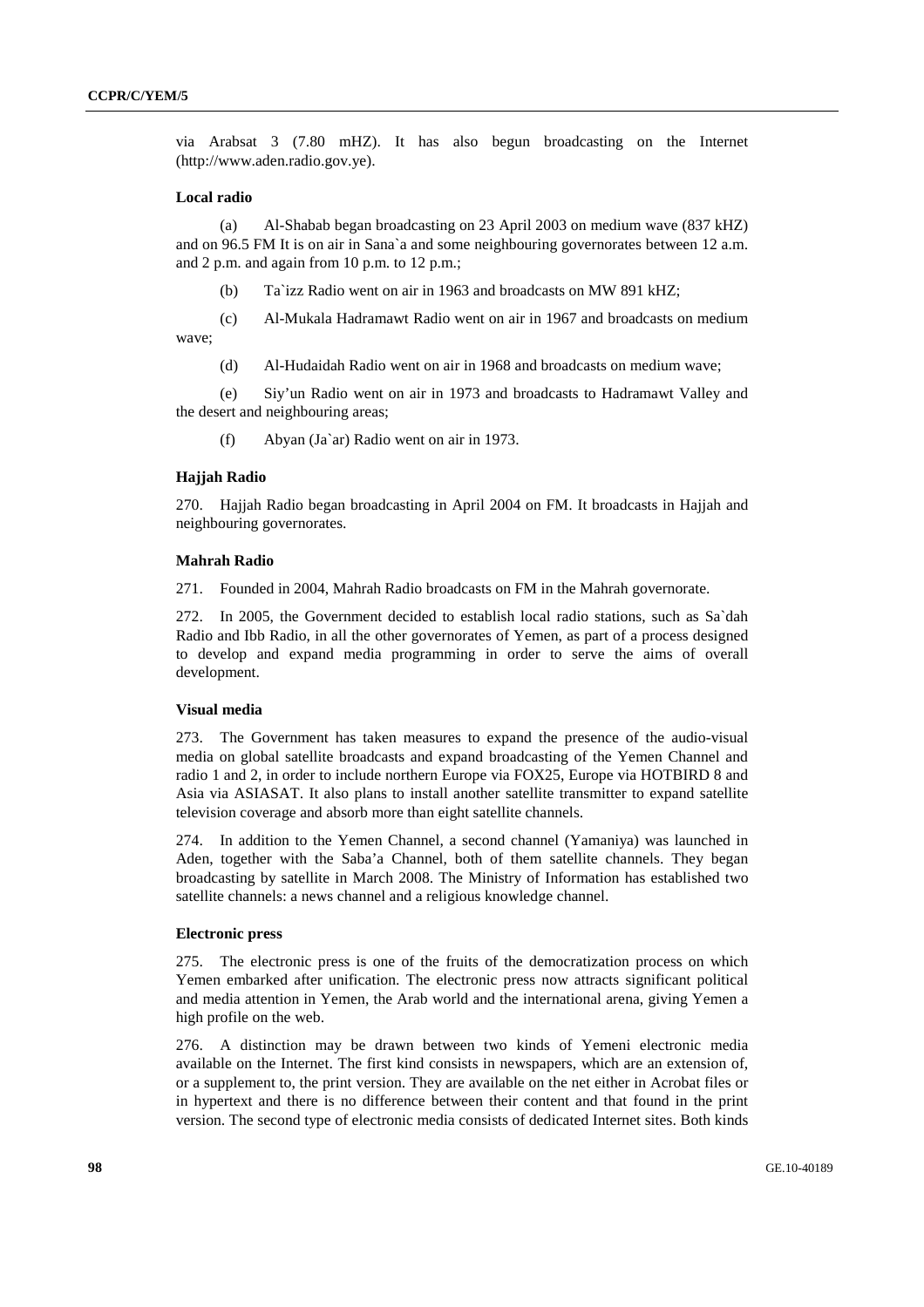via Arabsat 3 (7.80 mHZ). It has also begun broadcasting on the Internet (http://www.aden.radio.gov.ye).

**Local radio**

(a) Al-Shabab began broadcasting on 23 April 2003 on medium wave (837 kHZ) and on 96.5 FM It is on air in Sana`a and some neighbouring governorates between 12 a.m. and 2 p.m. and again from 10 p.m. to 12 p.m.;

(b) Ta`izz Radio went on air in 1963 and broadcasts on MW 891 kHZ;

(c) Al-Mukala Hadramawt Radio went on air in 1967 and broadcasts on medium wave;

(d) Al-Hudaidah Radio went on air in 1968 and broadcasts on medium wave;

(e) Siy'un Radio went on air in 1973 and broadcasts to Hadramawt Valley and the desert and neighbouring areas;

(f) Abyan (Ja`ar) Radio went on air in 1973.

**Hajjah Radio**

270. Hajjah Radio began broadcasting in April 2004 on FM. It broadcasts in Hajjah and neighbouring governorates.

**Mahrah Radio**

271. Founded in 2004, Mahrah Radio broadcasts on FM in the Mahrah governorate.

272. In 2005, the Government decided to establish local radio stations, such as Sa`dah Radio and Ibb Radio, in all the other governorates of Yemen, as part of a process designed to develop and expand media programming in order to serve the aims of overall development.

**Visual media**

273. The Government has taken measures to expand the presence of the audio-visual media on global satellite broadcasts and expand broadcasting of the Yemen Channel and radio 1 and 2, in order to include northern Europe via FOX25, Europe via HOTBIRD 8 and Asia via ASIASAT. It also plans to install another satellite transmitter to expand satellite television coverage and absorb more than eight satellite channels.

274. In addition to the Yemen Channel, a second channel (Yamaniya) was launched in Aden, together with the Saba'a Channel, both of them satellite channels. They began broadcasting by satellite in March 2008. The Ministry of Information has established two satellite channels: a news channel and a religious knowledge channel.

**Electronic press**

275. The electronic press is one of the fruits of the democratization process on which Yemen embarked after unification. The electronic press now attracts significant political and media attention in Yemen, the Arab world and the international arena, giving Yemen a high profile on the web.

276. A distinction may be drawn between two kinds of Yemeni electronic media available on the Internet. The first kind consists in newspapers, which are an extension of, or a supplement to, the print version. They are available on the net either in Acrobat files or in hypertext and there is no difference between their content and that found in the print version. The second type of electronic media consists of dedicated Internet sites. Both kinds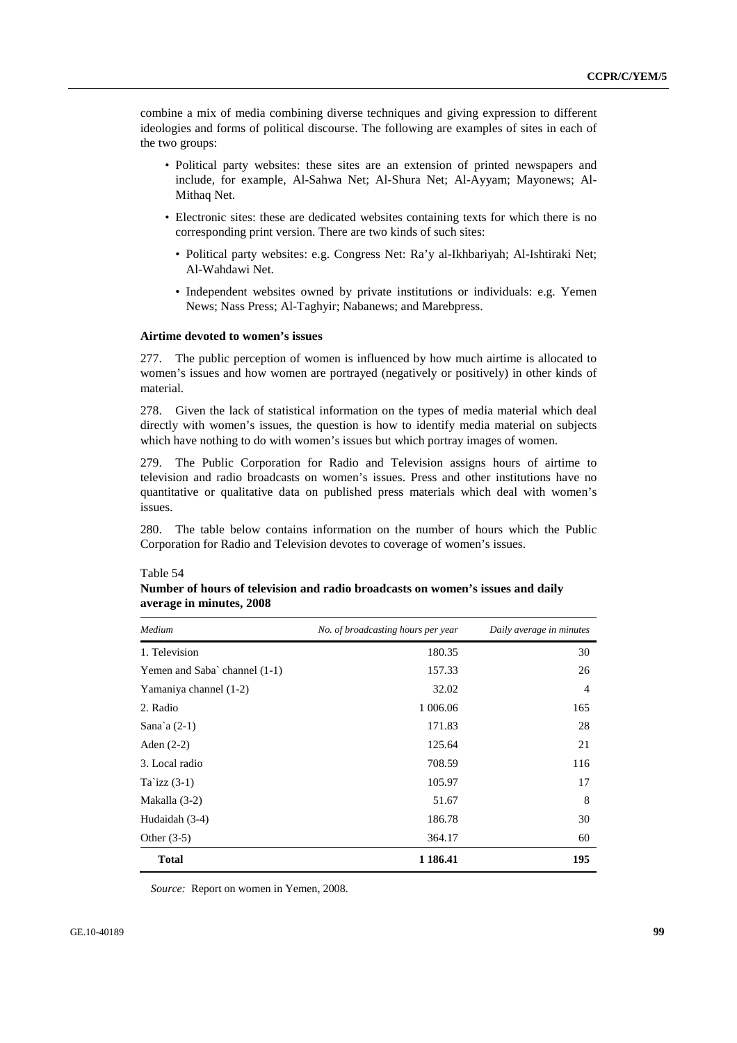combine a mix of media combining diverse techniques and giving expression to different ideologies and forms of political discourse. The following are examples of sites in each of the two groups:

- Political party websites: these sites are an extension of printed newspapers and include, for example, Al-Sahwa Net; Al-Shura Net; Al-Ayyam; Mayonews; Al-Mithaq Net.
- Electronic sites: these are dedicated websites containing texts for which there is no corresponding print version. There are two kinds of such sites:
  - Political party websites: e.g. Congress Net: Ra'y al-Ikhbariyah; Al-Ishtiraki Net; Al-Wahdawi Net.
  - Independent websites owned by private institutions or individuals: e.g. Yemen News; Nass Press; Al-Taghyir; Nabanews; and Marebpress.

**Airtime devoted to women's issues**

277. The public perception of women is influenced by how much airtime is allocated to women's issues and how women are portrayed (negatively or positively) in other kinds of material.

278. Given the lack of statistical information on the types of media material which deal directly with women's issues, the question is how to identify media material on subjects which have nothing to do with women's issues but which portray images of women.

279. The Public Corporation for Radio and Television assigns hours of airtime to television and radio broadcasts on women's issues. Press and other institutions have no quantitative or qualitative data on published press materials which deal with women's issues.

280. The table below contains information on the number of hours which the Public Corporation for Radio and Television devotes to coverage of women's issues.

Table 54

**Number of hours of television and radio broadcasts on women's issues and daily average in minutes, 2008**

| *Medium* | *No. of broadcasting hours per year* | *Daily average in minutes* |
|---|---|---|
| 1. Television | 180.35 | 30 |
| Yemen and Saba` channel (1-1) | 157.33 | 26 |
| Yamaniya channel (1-2) | 32.02 | 4 |
| 2. Radio | 1 006.06 | 165 |
| Sana`a (2-1) | 171.83 | 28 |
| Aden (2-2) | 125.64 | 21 |
| 3. Local radio | 708.59 | 116 |
| Ta`izz (3-1) | 105.97 | 17 |
| Makalla (3-2) | 51.67 | 8 |
| Hudaidah (3-4) | 186.78 | 30 |
| Other (3-5) | 364.17 | 60 |
| **Total** | **1 186.41** | **195** |

*Source:* Report on women in Yemen, 2008.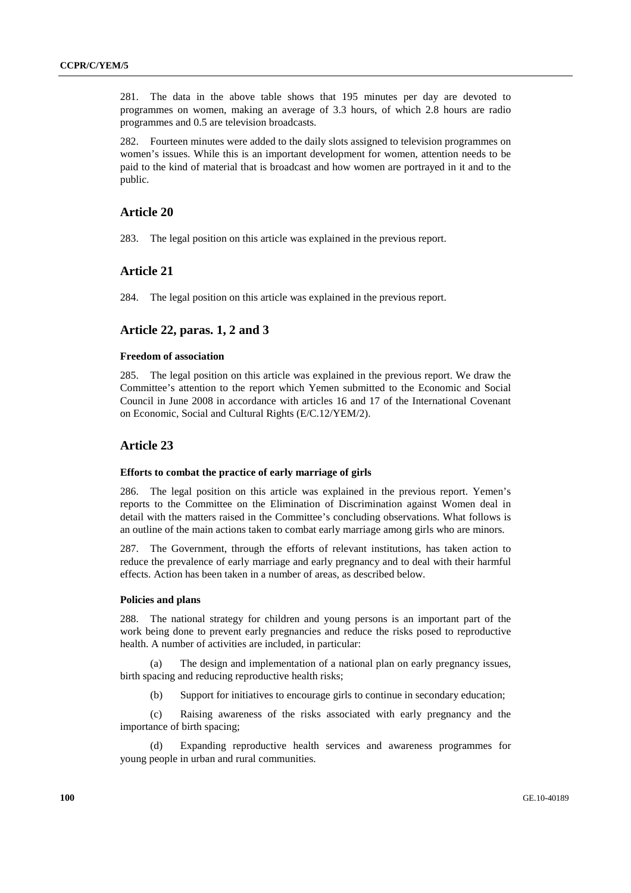281. The data in the above table shows that 195 minutes per day are devoted to programmes on women, making an average of 3.3 hours, of which 2.8 hours are radio programmes and 0.5 are television broadcasts.

282. Fourteen minutes were added to the daily slots assigned to television programmes on women's issues. While this is an important development for women, attention needs to be paid to the kind of material that is broadcast and how women are portrayed in it and to the public.

## Article 20

283. The legal position on this article was explained in the previous report.

## Article 21

284. The legal position on this article was explained in the previous report.

## Article 22, paras. 1, 2 and 3

### Freedom of association

285. The legal position on this article was explained in the previous report. We draw the Committee's attention to the report which Yemen submitted to the Economic and Social Council in June 2008 in accordance with articles 16 and 17 of the International Covenant on Economic, Social and Cultural Rights (E/C.12/YEM/2).

## Article 23

### Efforts to combat the practice of early marriage of girls

286. The legal position on this article was explained in the previous report. Yemen's reports to the Committee on the Elimination of Discrimination against Women deal in detail with the matters raised in the Committee's concluding observations. What follows is an outline of the main actions taken to combat early marriage among girls who are minors.

287. The Government, through the efforts of relevant institutions, has taken action to reduce the prevalence of early marriage and early pregnancy and to deal with their harmful effects. Action has been taken in a number of areas, as described below.

### Policies and plans

288. The national strategy for children and young persons is an important part of the work being done to prevent early pregnancies and reduce the risks posed to reproductive health. A number of activities are included, in particular:

(a) The design and implementation of a national plan on early pregnancy issues, birth spacing and reducing reproductive health risks;

(b) Support for initiatives to encourage girls to continue in secondary education;

(c) Raising awareness of the risks associated with early pregnancy and the importance of birth spacing;

(d) Expanding reproductive health services and awareness programmes for young people in urban and rural communities.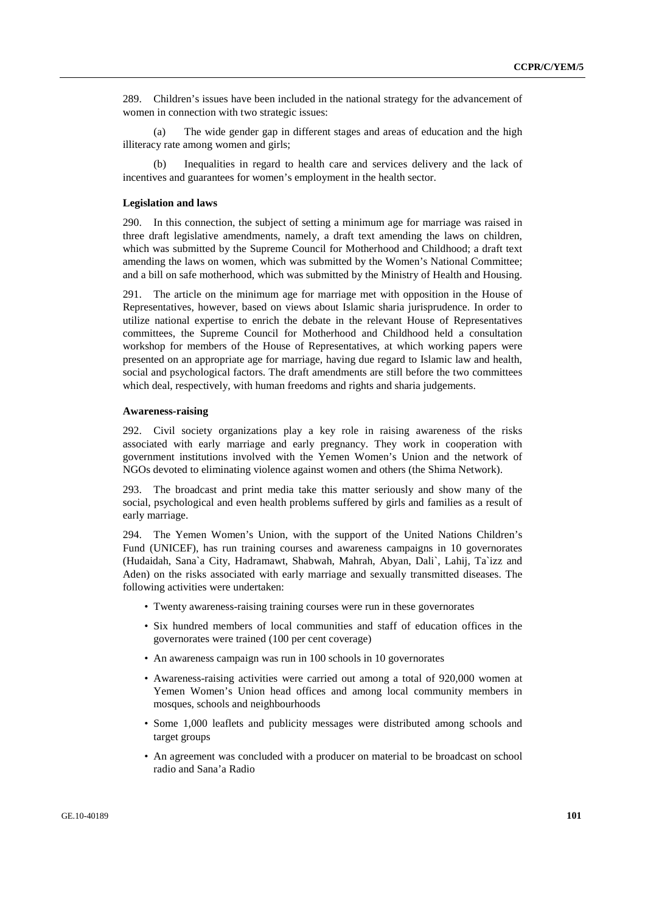289. Children's issues have been included in the national strategy for the advancement of women in connection with two strategic issues:

(a) The wide gender gap in different stages and areas of education and the high illiteracy rate among women and girls;

(b) Inequalities in regard to health care and services delivery and the lack of incentives and guarantees for women's employment in the health sector.

**Legislation and laws**

290. In this connection, the subject of setting a minimum age for marriage was raised in three draft legislative amendments, namely, a draft text amending the laws on children, which was submitted by the Supreme Council for Motherhood and Childhood; a draft text amending the laws on women, which was submitted by the Women's National Committee; and a bill on safe motherhood, which was submitted by the Ministry of Health and Housing.

291. The article on the minimum age for marriage met with opposition in the House of Representatives, however, based on views about Islamic sharia jurisprudence. In order to utilize national expertise to enrich the debate in the relevant House of Representatives committees, the Supreme Council for Motherhood and Childhood held a consultation workshop for members of the House of Representatives, at which working papers were presented on an appropriate age for marriage, having due regard to Islamic law and health, social and psychological factors. The draft amendments are still before the two committees which deal, respectively, with human freedoms and rights and sharia judgements.

**Awareness-raising**

292. Civil society organizations play a key role in raising awareness of the risks associated with early marriage and early pregnancy. They work in cooperation with government institutions involved with the Yemen Women's Union and the network of NGOs devoted to eliminating violence against women and others (the Shima Network).

293. The broadcast and print media take this matter seriously and show many of the social, psychological and even health problems suffered by girls and families as a result of early marriage.

294. The Yemen Women's Union, with the support of the United Nations Children's Fund (UNICEF), has run training courses and awareness campaigns in 10 governorates (Hudaidah, Sana`a City, Hadramawt, Shabwah, Mahrah, Abyan, Dali`, Lahij, Ta`izz and Aden) on the risks associated with early marriage and sexually transmitted diseases. The following activities were undertaken:

- Twenty awareness-raising training courses were run in these governorates
- Six hundred members of local communities and staff of education offices in the governorates were trained (100 per cent coverage)
- An awareness campaign was run in 100 schools in 10 governorates
- Awareness-raising activities were carried out among a total of 920,000 women at Yemen Women's Union head offices and among local community members in mosques, schools and neighbourhoods
- Some 1,000 leaflets and publicity messages were distributed among schools and target groups
- An agreement was concluded with a producer on material to be broadcast on school radio and Sana'a Radio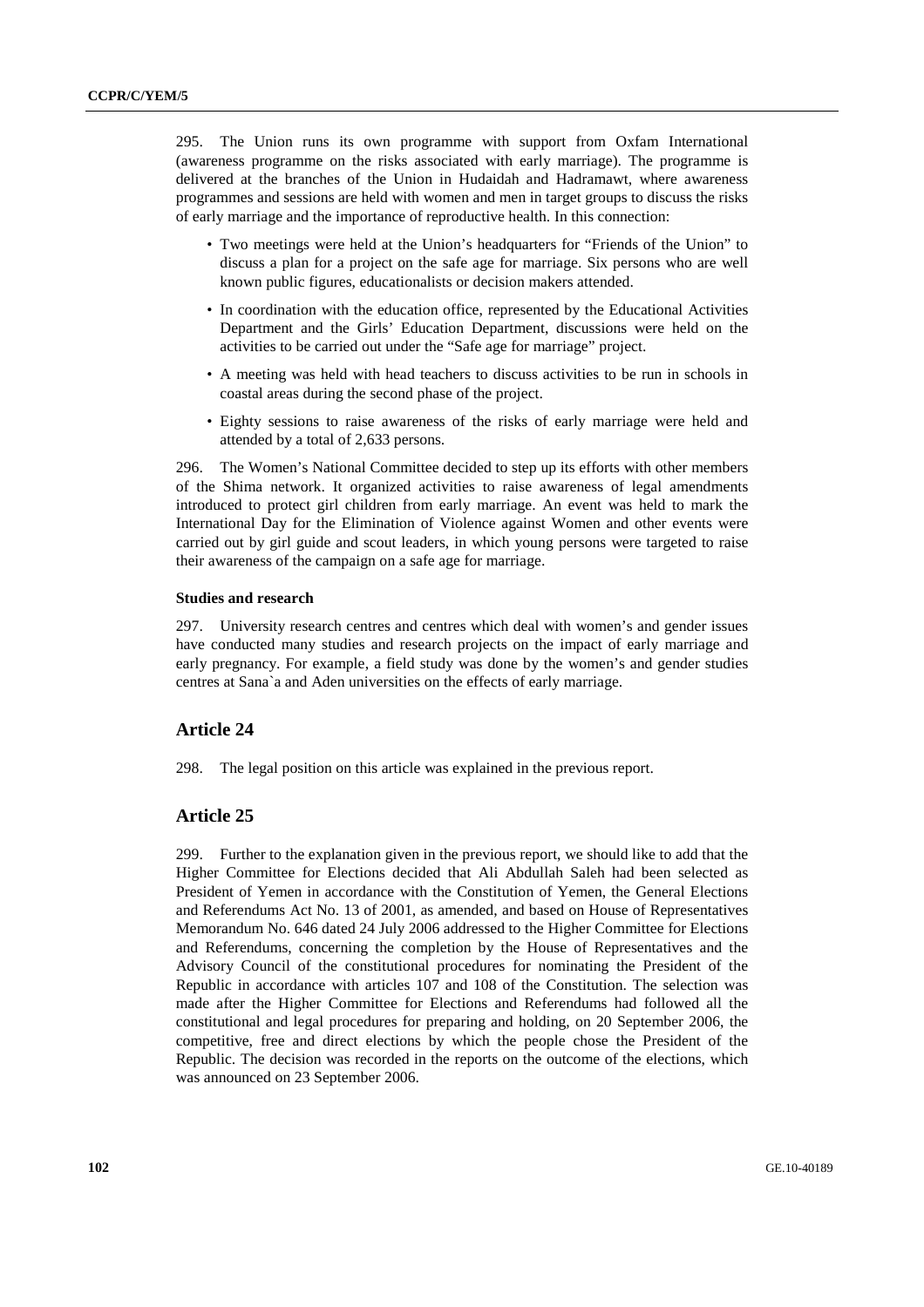295. The Union runs its own programme with support from Oxfam International (awareness programme on the risks associated with early marriage). The programme is delivered at the branches of the Union in Hudaidah and Hadramawt, where awareness programmes and sessions are held with women and men in target groups to discuss the risks of early marriage and the importance of reproductive health. In this connection:

- Two meetings were held at the Union's headquarters for "Friends of the Union" to discuss a plan for a project on the safe age for marriage. Six persons who are well known public figures, educationalists or decision makers attended.
- In coordination with the education office, represented by the Educational Activities Department and the Girls' Education Department, discussions were held on the activities to be carried out under the "Safe age for marriage" project.
- A meeting was held with head teachers to discuss activities to be run in schools in coastal areas during the second phase of the project.
- Eighty sessions to raise awareness of the risks of early marriage were held and attended by a total of 2,633 persons.

296. The Women's National Committee decided to step up its efforts with other members of the Shima network. It organized activities to raise awareness of legal amendments introduced to protect girl children from early marriage. An event was held to mark the International Day for the Elimination of Violence against Women and other events were carried out by girl guide and scout leaders, in which young persons were targeted to raise their awareness of the campaign on a safe age for marriage.

#### Studies and research

297. University research centres and centres which deal with women's and gender issues have conducted many studies and research projects on the impact of early marriage and early pregnancy. For example, a field study was done by the women's and gender studies centres at Sana`a and Aden universities on the effects of early marriage.

## Article 24

298. The legal position on this article was explained in the previous report.

## Article 25

299. Further to the explanation given in the previous report, we should like to add that the Higher Committee for Elections decided that Ali Abdullah Saleh had been selected as President of Yemen in accordance with the Constitution of Yemen, the General Elections and Referendums Act No. 13 of 2001, as amended, and based on House of Representatives Memorandum No. 646 dated 24 July 2006 addressed to the Higher Committee for Elections and Referendums, concerning the completion by the House of Representatives and the Advisory Council of the constitutional procedures for nominating the President of the Republic in accordance with articles 107 and 108 of the Constitution. The selection was made after the Higher Committee for Elections and Referendums had followed all the constitutional and legal procedures for preparing and holding, on 20 September 2006, the competitive, free and direct elections by which the people chose the President of the Republic. The decision was recorded in the reports on the outcome of the elections, which was announced on 23 September 2006.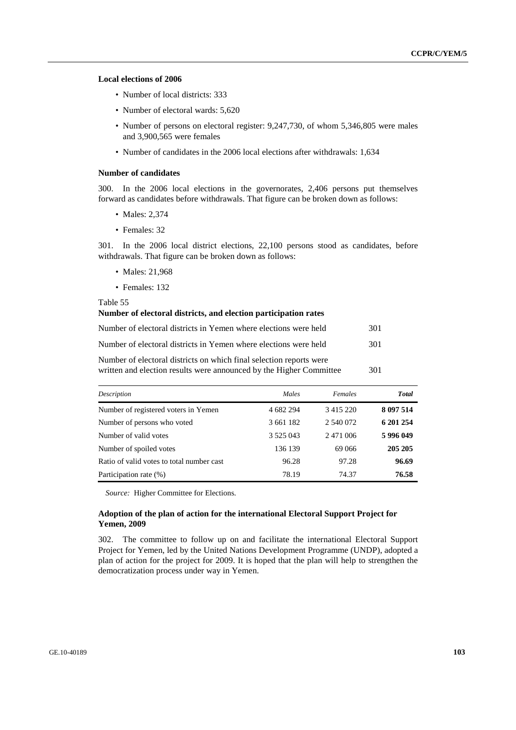**Local elections of 2006**

- Number of local districts: 333
- Number of electoral wards: 5,620
- Number of persons on electoral register: 9,247,730, of whom 5,346,805 were males and 3,900,565 were females
- Number of candidates in the 2006 local elections after withdrawals: 1,634

**Number of candidates**

300. In the 2006 local elections in the governorates, 2,406 persons put themselves forward as candidates before withdrawals. That figure can be broken down as follows:

- Males: 2,374
- Females: 32

301. In the 2006 local district elections, 22,100 persons stood as candidates, before withdrawals. That figure can be broken down as follows:

- Males: 21,968
- Females: 132

Table 55

**Number of electoral districts, and election participation rates**

| | |
|---|---|
| Number of electoral districts in Yemen where elections were held | 301 |
| Number of electoral districts in Yemen where elections were held | 301 |
| Number of electoral districts on which final selection reports were written and election results were announced by the Higher Committee | 301 |

| *Description* | *Males* | *Females* | ***Total*** |
|---|---|---|---|
| Number of registered voters in Yemen | 4 682 294 | 3 415 220 | **8 097 514** |
| Number of persons who voted | 3 661 182 | 2 540 072 | **6 201 254** |
| Number of valid votes | 3 525 043 | 2 471 006 | **5 996 049** |
| Number of spoiled votes | 136 139 | 69 066 | **205 205** |
| Ratio of valid votes to total number cast | 96.28 | 97.28 | **96.69** |
| Participation rate (%) | 78.19 | 74.37 | **76.58** |

*Source:* Higher Committee for Elections.

**Adoption of the plan of action for the international Electoral Support Project for Yemen, 2009**

302. The committee to follow up on and facilitate the international Electoral Support Project for Yemen, led by the United Nations Development Programme (UNDP), adopted a plan of action for the project for 2009. It is hoped that the plan will help to strengthen the democratization process under way in Yemen.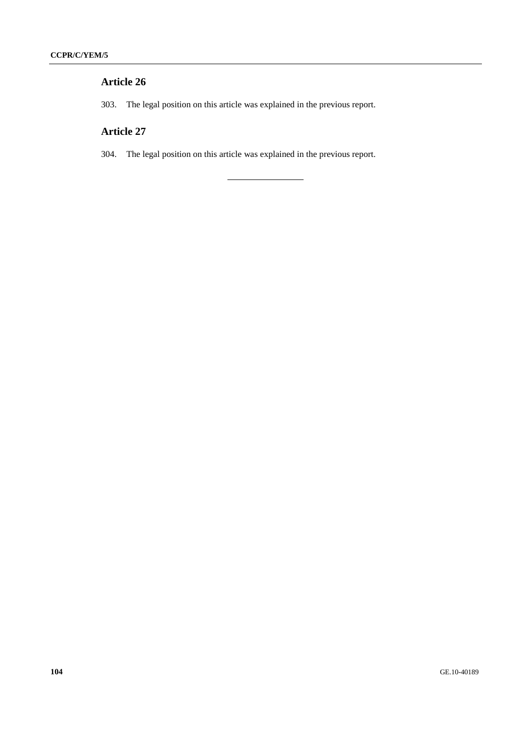## Article 26

303. The legal position on this article was explained in the previous report.

## Article 27

304. The legal position on this article was explained in the previous report.